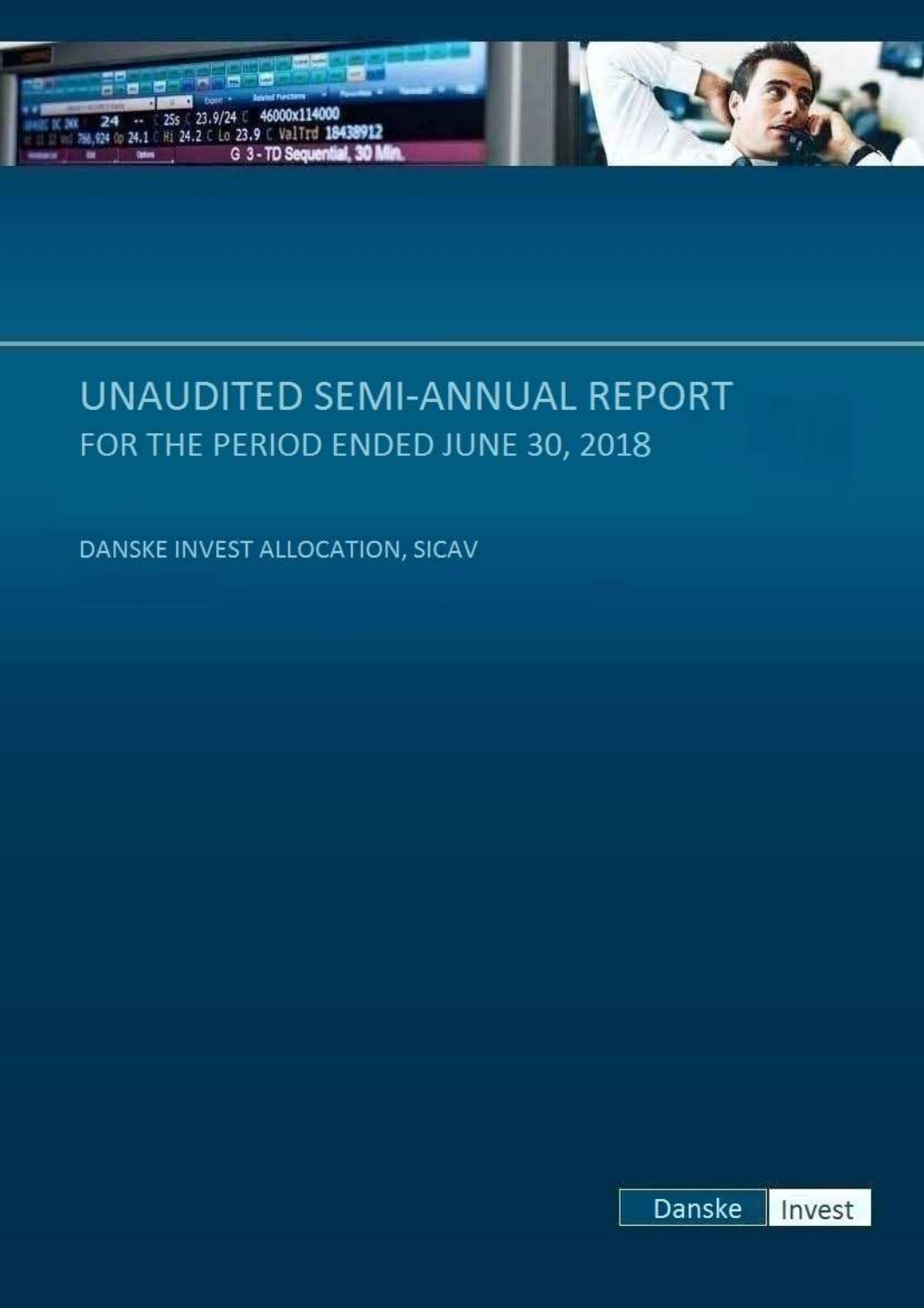# UNAUDITED SEMI-ANNUAL REPORT

## FOR THE PERIOD ENDED JUNE 30, 2018

DANSKE INVEST ALLOCATION, SICAV

Danske Invest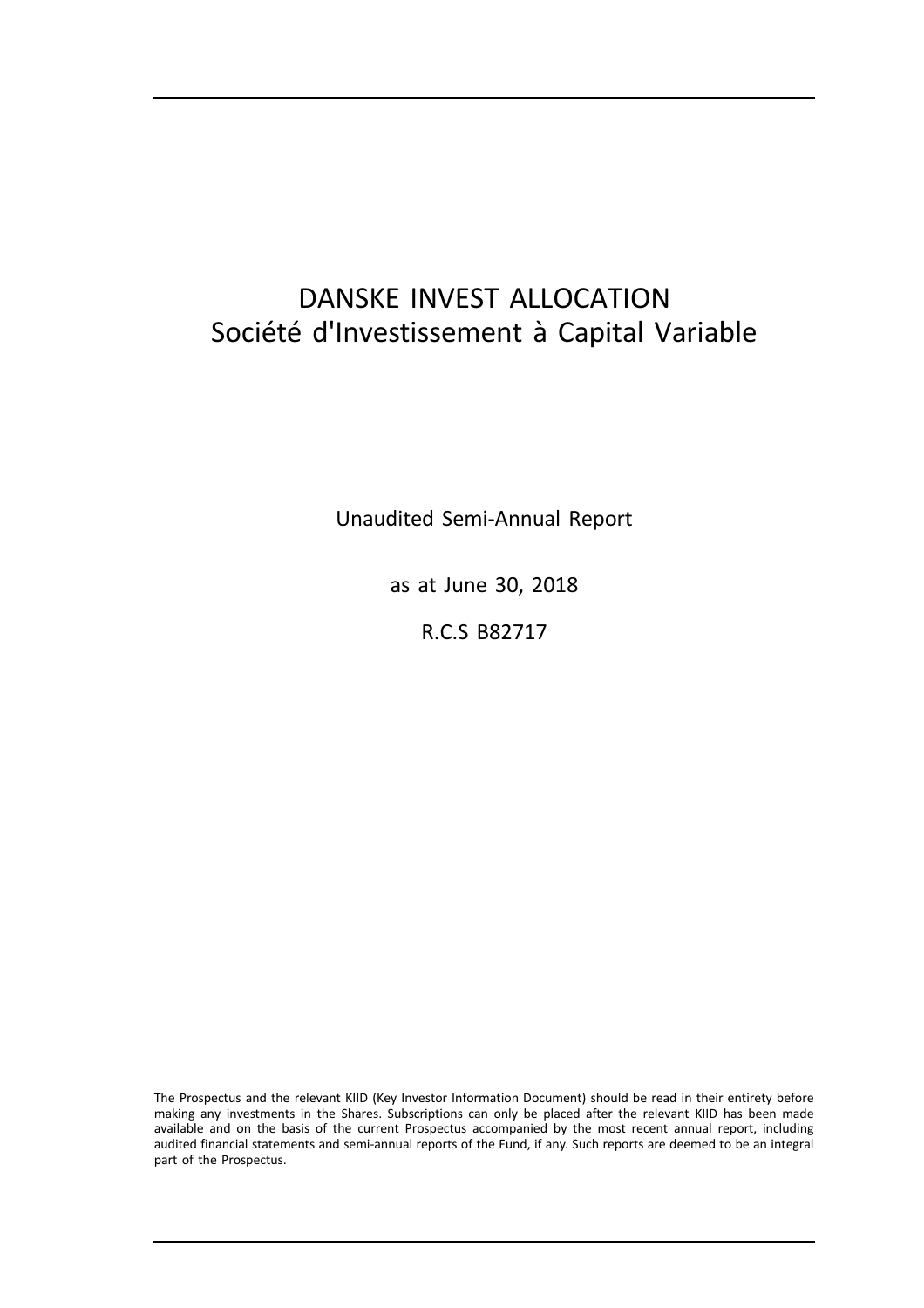# DANSKE INVEST ALLOCATION
# Société d'Investissement à Capital Variable

Unaudited Semi-Annual Report

as at June 30, 2018

R.C.S B82717

The Prospectus and the relevant KIID (Key Investor Information Document) should be read in their entirety before making any investments in the Shares. Subscriptions can only be placed after the relevant KIID has been made available and on the basis of the current Prospectus accompanied by the most recent annual report, including audited financial statements and semi-annual reports of the Fund, if any. Such reports are deemed to be an integral part of the Prospectus.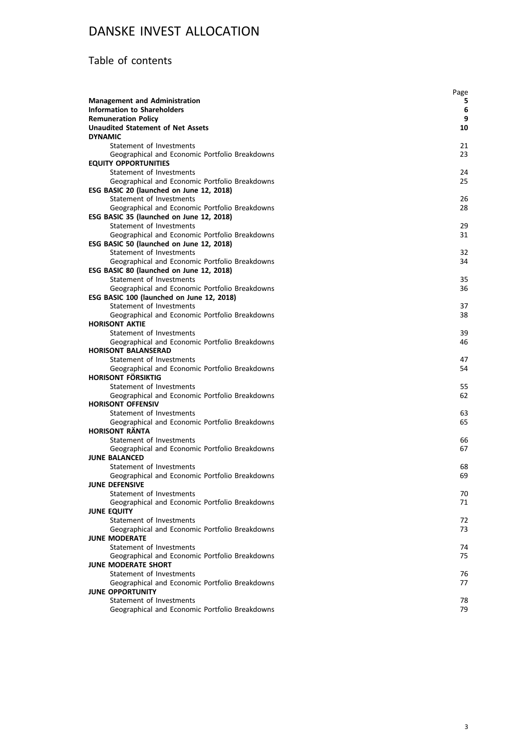# DANSKE INVEST ALLOCATION

## Table of contents

| | Page |
|---|---|
| **Management and Administration** | **5** |
| **Information to Shareholders** | **6** |
| **Remuneration Policy** | **9** |
| **Unaudited Statement of Net Assets** | **10** |
| **DYNAMIC** | |
| Statement of Investments | 21 |
| Geographical and Economic Portfolio Breakdowns | 23 |
| **EQUITY OPPORTUNITIES** | |
| Statement of Investments | 24 |
| Geographical and Economic Portfolio Breakdowns | 25 |
| **ESG BASIC 20 (launched on June 12, 2018)** | |
| Statement of Investments | 26 |
| Geographical and Economic Portfolio Breakdowns | 28 |
| **ESG BASIC 35 (launched on June 12, 2018)** | |
| Statement of Investments | 29 |
| Geographical and Economic Portfolio Breakdowns | 31 |
| **ESG BASIC 50 (launched on June 12, 2018)** | |
| Statement of Investments | 32 |
| Geographical and Economic Portfolio Breakdowns | 34 |
| **ESG BASIC 80 (launched on June 12, 2018)** | |
| Statement of Investments | 35 |
| Geographical and Economic Portfolio Breakdowns | 36 |
| **ESG BASIC 100 (launched on June 12, 2018)** | |
| Statement of Investments | 37 |
| Geographical and Economic Portfolio Breakdowns | 38 |
| **HORISONT AKTIE** | |
| Statement of Investments | 39 |
| Geographical and Economic Portfolio Breakdowns | 46 |
| **HORISONT BALANSERAD** | |
| Statement of Investments | 47 |
| Geographical and Economic Portfolio Breakdowns | 54 |
| **HORISONT FÖRSIKTIG** | |
| Statement of Investments | 55 |
| Geographical and Economic Portfolio Breakdowns | 62 |
| **HORISONT OFFENSIV** | |
| Statement of Investments | 63 |
| Geographical and Economic Portfolio Breakdowns | 65 |
| **HORISONT RÄNTA** | |
| Statement of Investments | 66 |
| Geographical and Economic Portfolio Breakdowns | 67 |
| **JUNE BALANCED** | |
| Statement of Investments | 68 |
| Geographical and Economic Portfolio Breakdowns | 69 |
| **JUNE DEFENSIVE** | |
| Statement of Investments | 70 |
| Geographical and Economic Portfolio Breakdowns | 71 |
| **JUNE EQUITY** | |
| Statement of Investments | 72 |
| Geographical and Economic Portfolio Breakdowns | 73 |
| **JUNE MODERATE** | |
| Statement of Investments | 74 |
| Geographical and Economic Portfolio Breakdowns | 75 |
| **JUNE MODERATE SHORT** | |
| Statement of Investments | 76 |
| Geographical and Economic Portfolio Breakdowns | 77 |
| **JUNE OPPORTUNITY** | |
| Statement of Investments | 78 |
| Geographical and Economic Portfolio Breakdowns | 79 |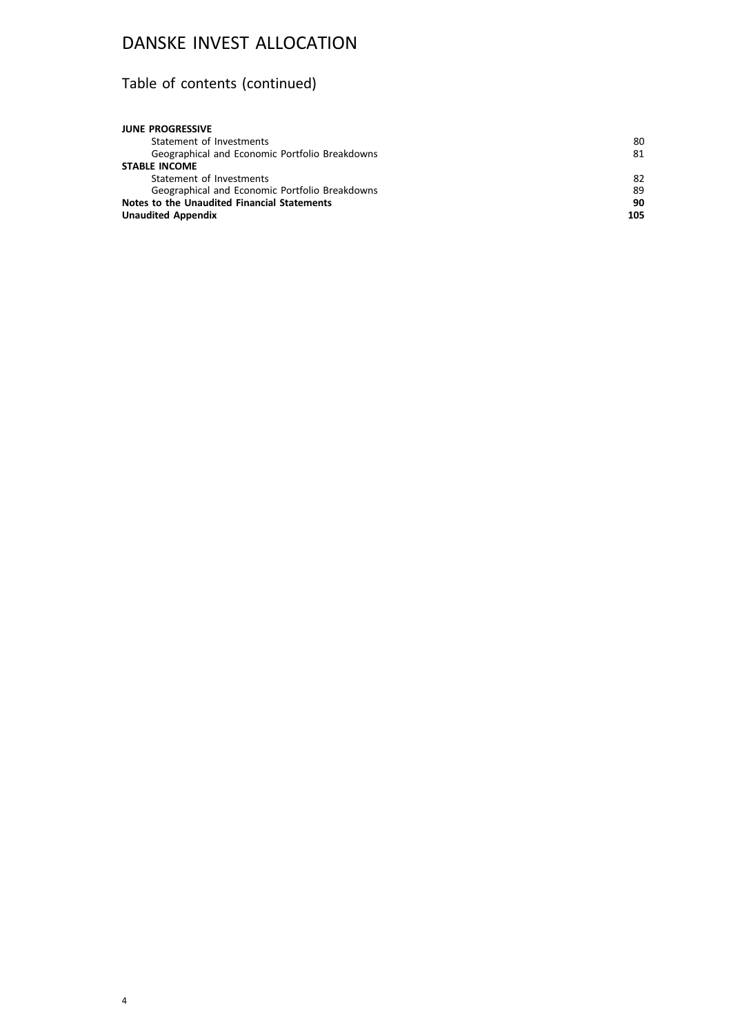# DANSKE INVEST ALLOCATION

## Table of contents (continued)

| | |
|---|---|
| **JUNE PROGRESSIVE** | |
| Statement of Investments | 80 |
| Geographical and Economic Portfolio Breakdowns | 81 |
| **STABLE INCOME** | |
| Statement of Investments | 82 |
| Geographical and Economic Portfolio Breakdowns | 89 |
| **Notes to the Unaudited Financial Statements** | **90** |
| **Unaudited Appendix** | **105** |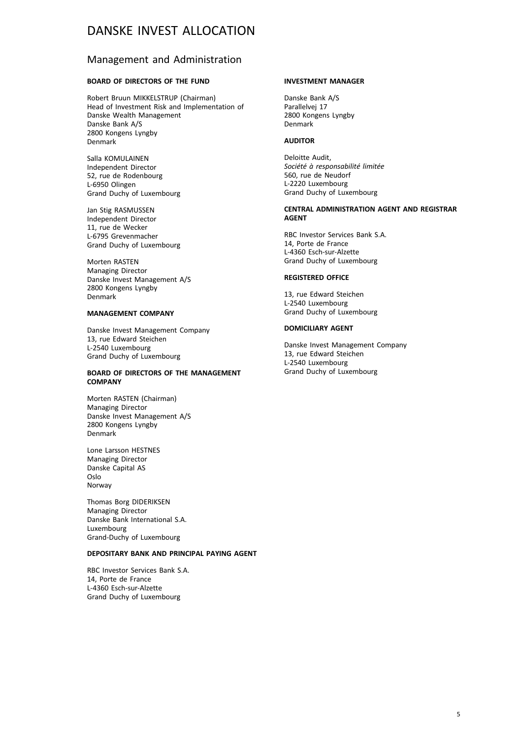# DANSKE INVEST ALLOCATION

## Management and Administration

**BOARD OF DIRECTORS OF THE FUND**

Robert Bruun MIKKELSTRUP (Chairman)
Head of Investment Risk and Implementation of Danske Wealth Management
Danske Bank A/S
2800 Kongens Lyngby
Denmark

Salla KOMULAINEN
Independent Director
52, rue de Rodenbourg
L-6950 Olingen
Grand Duchy of Luxembourg

Jan Stig RASMUSSEN
Independent Director
11, rue de Wecker
L-6795 Grevenmacher
Grand Duchy of Luxembourg

Morten RASTEN
Managing Director
Danske Invest Management A/S
2800 Kongens Lyngby
Denmark

**MANAGEMENT COMPANY**

Danske Invest Management Company
13, rue Edward Steichen
L-2540 Luxembourg
Grand Duchy of Luxembourg

**BOARD OF DIRECTORS OF THE MANAGEMENT COMPANY**

Morten RASTEN (Chairman)
Managing Director
Danske Invest Management A/S
2800 Kongens Lyngby
Denmark

Lone Larsson HESTNES
Managing Director
Danske Capital AS
Oslo
Norway

Thomas Borg DIDERIKSEN
Managing Director
Danske Bank International S.A.
Luxembourg
Grand-Duchy of Luxembourg

**DEPOSITARY BANK AND PRINCIPAL PAYING AGENT**

RBC Investor Services Bank S.A.
14, Porte de France
L-4360 Esch-sur-Alzette
Grand Duchy of Luxembourg

**INVESTMENT MANAGER**

Danske Bank A/S
Parallelvej 17
2800 Kongens Lyngby
Denmark

**AUDITOR**

Deloitte Audit,
*Société à responsabilité limitée*
560, rue de Neudorf
L-2220 Luxembourg
Grand Duchy of Luxembourg

**CENTRAL ADMINISTRATION AGENT AND REGISTRAR AGENT**

RBC Investor Services Bank S.A.
14, Porte de France
L-4360 Esch-sur-Alzette
Grand Duchy of Luxembourg

**REGISTERED OFFICE**

13, rue Edward Steichen
L-2540 Luxembourg
Grand Duchy of Luxembourg

**DOMICILIARY AGENT**

Danske Invest Management Company
13, rue Edward Steichen
L-2540 Luxembourg
Grand Duchy of Luxembourg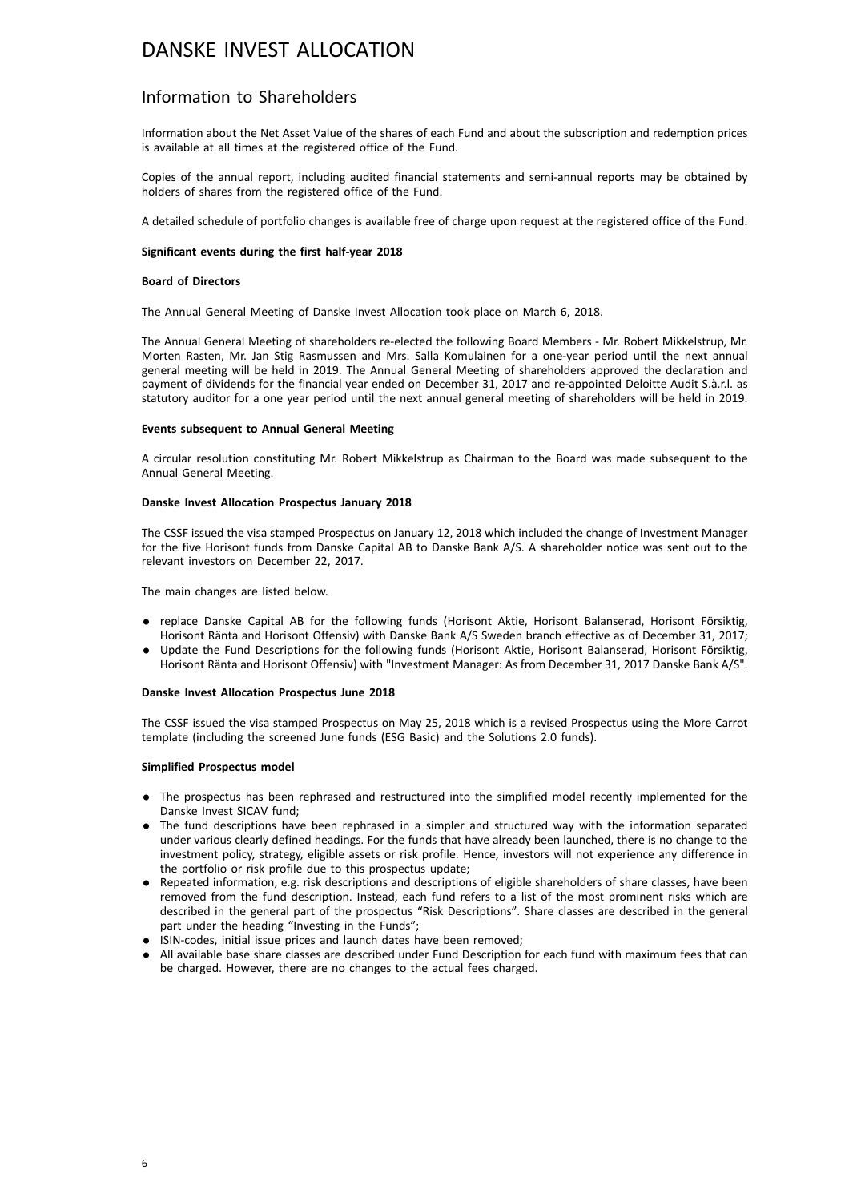# DANSKE INVEST ALLOCATION

## Information to Shareholders

Information about the Net Asset Value of the shares of each Fund and about the subscription and redemption prices is available at all times at the registered office of the Fund.

Copies of the annual report, including audited financial statements and semi-annual reports may be obtained by holders of shares from the registered office of the Fund.

A detailed schedule of portfolio changes is available free of charge upon request at the registered office of the Fund.

**Significant events during the first half-year 2018**

**Board of Directors**

The Annual General Meeting of Danske Invest Allocation took place on March 6, 2018.

The Annual General Meeting of shareholders re-elected the following Board Members - Mr. Robert Mikkelstrup, Mr. Morten Rasten, Mr. Jan Stig Rasmussen and Mrs. Salla Komulainen for a one-year period until the next annual general meeting will be held in 2019. The Annual General Meeting of shareholders approved the declaration and payment of dividends for the financial year ended on December 31, 2017 and re-appointed Deloitte Audit S.à.r.l. as statutory auditor for a one year period until the next annual general meeting of shareholders will be held in 2019.

**Events subsequent to Annual General Meeting**

A circular resolution constituting Mr. Robert Mikkelstrup as Chairman to the Board was made subsequent to the Annual General Meeting.

**Danske Invest Allocation Prospectus January 2018**

The CSSF issued the visa stamped Prospectus on January 12, 2018 which included the change of Investment Manager for the five Horisont funds from Danske Capital AB to Danske Bank A/S. A shareholder notice was sent out to the relevant investors on December 22, 2017.

The main changes are listed below.

- replace Danske Capital AB for the following funds (Horisont Aktie, Horisont Balanserad, Horisont Försiktig, Horisont Ränta and Horisont Offensiv) with Danske Bank A/S Sweden branch effective as of December 31, 2017;
- Update the Fund Descriptions for the following funds (Horisont Aktie, Horisont Balanserad, Horisont Försiktig, Horisont Ränta and Horisont Offensiv) with "Investment Manager: As from December 31, 2017 Danske Bank A/S".

**Danske Invest Allocation Prospectus June 2018**

The CSSF issued the visa stamped Prospectus on May 25, 2018 which is a revised Prospectus using the More Carrot template (including the screened June funds (ESG Basic) and the Solutions 2.0 funds).

**Simplified Prospectus model**

- The prospectus has been rephrased and restructured into the simplified model recently implemented for the Danske Invest SICAV fund;
- The fund descriptions have been rephrased in a simpler and structured way with the information separated under various clearly defined headings. For the funds that have already been launched, there is no change to the investment policy, strategy, eligible assets or risk profile. Hence, investors will not experience any difference in the portfolio or risk profile due to this prospectus update;
- Repeated information, e.g. risk descriptions and descriptions of eligible shareholders of share classes, have been removed from the fund description. Instead, each fund refers to a list of the most prominent risks which are described in the general part of the prospectus "Risk Descriptions". Share classes are described in the general part under the heading "Investing in the Funds";
- ISIN-codes, initial issue prices and launch dates have been removed;
- All available base share classes are described under Fund Description for each fund with maximum fees that can be charged. However, there are no changes to the actual fees charged.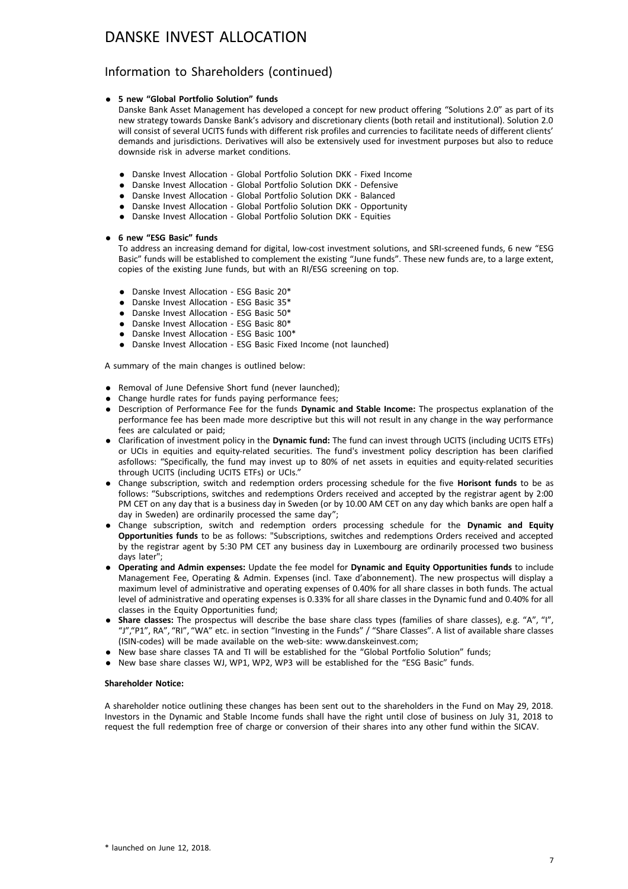## Information to Shareholders (continued)

- **5 new "Global Portfolio Solution" funds**

  Danske Bank Asset Management has developed a concept for new product offering "Solutions 2.0" as part of its new strategy towards Danske Bank's advisory and discretionary clients (both retail and institutional). Solution 2.0 will consist of several UCITS funds with different risk profiles and currencies to facilitate needs of different clients' demands and jurisdictions. Derivatives will also be extensively used for investment purposes but also to reduce downside risk in adverse market conditions.

  - Danske Invest Allocation - Global Portfolio Solution DKK - Fixed Income
  - Danske Invest Allocation - Global Portfolio Solution DKK - Defensive
  - Danske Invest Allocation - Global Portfolio Solution DKK - Balanced
  - Danske Invest Allocation - Global Portfolio Solution DKK - Opportunity
  - Danske Invest Allocation - Global Portfolio Solution DKK - Equities

- **6 new "ESG Basic" funds**

  To address an increasing demand for digital, low-cost investment solutions, and SRI-screened funds, 6 new "ESG Basic" funds will be established to complement the existing "June funds". These new funds are, to a large extent, copies of the existing June funds, but with an RI/ESG screening on top.

  - Danske Invest Allocation - ESG Basic 20*
  - Danske Invest Allocation - ESG Basic 35*
  - Danske Invest Allocation - ESG Basic 50*
  - Danske Invest Allocation - ESG Basic 80*
  - Danske Invest Allocation - ESG Basic 100*
  - Danske Invest Allocation - ESG Basic Fixed Income (not launched)

A summary of the main changes is outlined below:

- Removal of June Defensive Short fund (never launched);
- Change hurdle rates for funds paying performance fees;
- Description of Performance Fee for the funds **Dynamic and Stable Income:** The prospectus explanation of the performance fee has been made more descriptive but this will not result in any change in the way performance fees are calculated or paid;
- Clarification of investment policy in the **Dynamic fund:** The fund can invest through UCITS (including UCITS ETFs) or UCIs in equities and equity-related securities. The fund's investment policy description has been clarified asfollows: "Specifically, the fund may invest up to 80% of net assets in equities and equity-related securities through UCITS (including UCITS ETFs) or UCIs."
- Change subscription, switch and redemption orders processing schedule for the five **Horisont funds** to be as follows: "Subscriptions, switches and redemptions Orders received and accepted by the registrar agent by 2:00 PM CET on any day that is a business day in Sweden (or by 10.00 AM CET on any day which banks are open half a day in Sweden) are ordinarily processed the same day";
- Change subscription, switch and redemption orders processing schedule for the **Dynamic and Equity Opportunities funds** to be as follows: "Subscriptions, switches and redemptions Orders received and accepted by the registrar agent by 5:30 PM CET any business day in Luxembourg are ordinarily processed two business days later";
- **Operating and Admin expenses:** Update the fee model for **Dynamic and Equity Opportunities funds** to include Management Fee, Operating & Admin. Expenses (incl. Taxe d'abonnement). The new prospectus will display a maximum level of administrative and operating expenses of 0.40% for all share classes in both funds. The actual level of administrative and operating expenses is 0.33% for all share classes in the Dynamic fund and 0.40% for all classes in the Equity Opportunities fund;
- **Share classes:** The prospectus will describe the base share class types (families of share classes), e.g. "A", "I", "J","P1", RA", "RI", "WA" etc. in section "Investing in the Funds" / "Share Classes". A list of available share classes (ISIN-codes) will be made available on the web-site: www.danskeinvest.com;
- New base share classes TA and TI will be established for the "Global Portfolio Solution" funds;
- New base share classes WJ, WP1, WP2, WP3 will be established for the "ESG Basic" funds.

**Shareholder Notice:**

A shareholder notice outlining these changes has been sent out to the shareholders in the Fund on May 29, 2018. Investors in the Dynamic and Stable Income funds shall have the right until close of business on July 31, 2018 to request the full redemption free of charge or conversion of their shares into any other fund within the SICAV.

\* launched on June 12, 2018.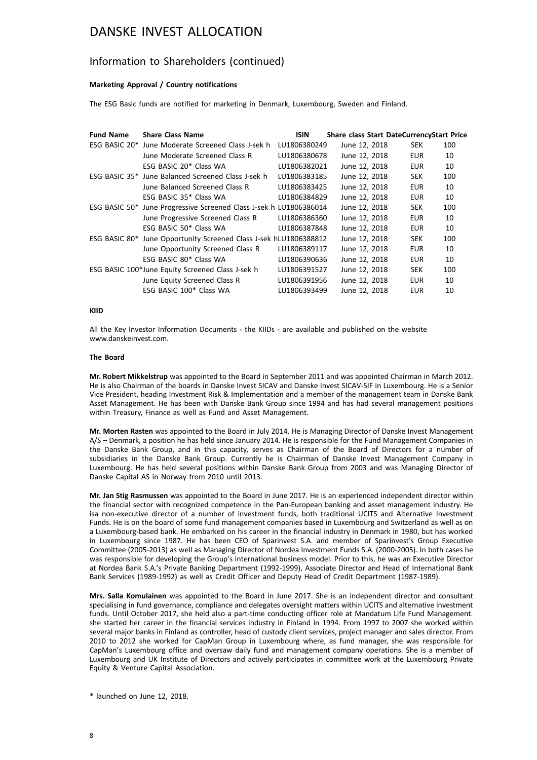# DANSKE INVEST ALLOCATION

## Information to Shareholders (continued)

#### Marketing Approval / Country notifications

The ESG Basic funds are notified for marketing in Denmark, Luxembourg, Sweden and Finland.

| Fund Name | Share Class Name | ISIN | Share class Start Date | Currency | Start Price |
|---|---|---|---|---|---|
| ESG BASIC 20* | June Moderate Screened Class J-sek h | LU1806380249 | June 12, 2018 | SEK | 100 |
| | June Moderate Screened Class R | LU1806380678 | June 12, 2018 | EUR | 10 |
| | ESG BASIC 20* Class WA | LU1806382021 | June 12, 2018 | EUR | 10 |
| ESG BASIC 35* | June Balanced Screened Class J-sek h | LU1806383185 | June 12, 2018 | SEK | 100 |
| | June Balanced Screened Class R | LU1806383425 | June 12, 2018 | EUR | 10 |
| | ESG BASIC 35* Class WA | LU1806384829 | June 12, 2018 | EUR | 10 |
| ESG BASIC 50* | June Progressive Screened Class J-sek h | LU1806386014 | June 12, 2018 | SEK | 100 |
| | June Progressive Screened Class R | LU1806386360 | June 12, 2018 | EUR | 10 |
| | ESG BASIC 50* Class WA | LU1806387848 | June 12, 2018 | EUR | 10 |
| ESG BASIC 80* | June Opportunity Screened Class J-sek h | LU1806388812 | June 12, 2018 | SEK | 100 |
| | June Opportunity Screened Class R | LU1806389117 | June 12, 2018 | EUR | 10 |
| | ESG BASIC 80* Class WA | LU1806390636 | June 12, 2018 | EUR | 10 |
| ESG BASIC 100* | June Equity Screened Class J-sek h | LU1806391527 | June 12, 2018 | SEK | 100 |
| | June Equity Screened Class R | LU1806391956 | June 12, 2018 | EUR | 10 |
| | ESG BASIC 100* Class WA | LU1806393499 | June 12, 2018 | EUR | 10 |

#### KIID

All the Key Investor Information Documents - the KIIDs - are available and published on the website www.danskeinvest.com.

#### The Board

**Mr. Robert Mikkelstrup** was appointed to the Board in September 2011 and was appointed Chairman in March 2012. He is also Chairman of the boards in Danske Invest SICAV and Danske Invest SICAV-SIF in Luxembourg. He is a Senior Vice President, heading Investment Risk & Implementation and a member of the management team in Danske Bank Asset Management. He has been with Danske Bank Group since 1994 and has had several management positions within Treasury, Finance as well as Fund and Asset Management.

**Mr. Morten Rasten** was appointed to the Board in July 2014. He is Managing Director of Danske Invest Management A/S – Denmark, a position he has held since January 2014. He is responsible for the Fund Management Companies in the Danske Bank Group, and in this capacity, serves as Chairman of the Board of Directors for a number of subsidiaries in the Danske Bank Group. Currently he is Chairman of Danske Invest Management Company in Luxembourg. He has held several positions within Danske Bank Group from 2003 and was Managing Director of Danske Capital AS in Norway from 2010 until 2013.

**Mr. Jan Stig Rasmussen** was appointed to the Board in June 2017. He is an experienced independent director within the financial sector with recognized competence in the Pan-European banking and asset management industry. He isa non-executive director of a number of investment funds, both traditional UCITS and Alternative Investment Funds. He is on the board of some fund management companies based in Luxembourg and Switzerland as well as on a Luxembourg-based bank. He embarked on his career in the financial industry in Denmark in 1980, but has worked in Luxembourg since 1987. He has been CEO of Sparinvest S.A. and member of Sparinvest's Group Executive Committee (2005-2013) as well as Managing Director of Nordea Investment Funds S.A. (2000-2005). In both cases he was responsible for developing the Group's international business model. Prior to this, he was an Executive Director at Nordea Bank S.A.'s Private Banking Department (1992-1999), Associate Director and Head of International Bank Bank Services (1989-1992) as well as Credit Officer and Deputy Head of Credit Department (1987-1989).

**Mrs. Salla Komulainen** was appointed to the Board in June 2017. She is an independent director and consultant specialising in fund governance, compliance and delegates oversight matters within UCITS and alternative investment funds. Until October 2017, she held also a part-time conducting officer role at Mandatum Life Fund Management. she started her career in the financial services industry in Finland in 1994. From 1997 to 2007 she worked within several major banks in Finland as controller, head of custody client services, project manager and sales director. From 2010 to 2012 she worked for CapMan Group in Luxembourg where, as fund manager, she was responsible for CapMan's Luxembourg office and oversaw daily fund and management company operations. She is a member of Luxembourg and UK Institute of Directors and actively participates in committee work at the Luxembourg Private Equity & Venture Capital Association.

\* launched on June 12, 2018.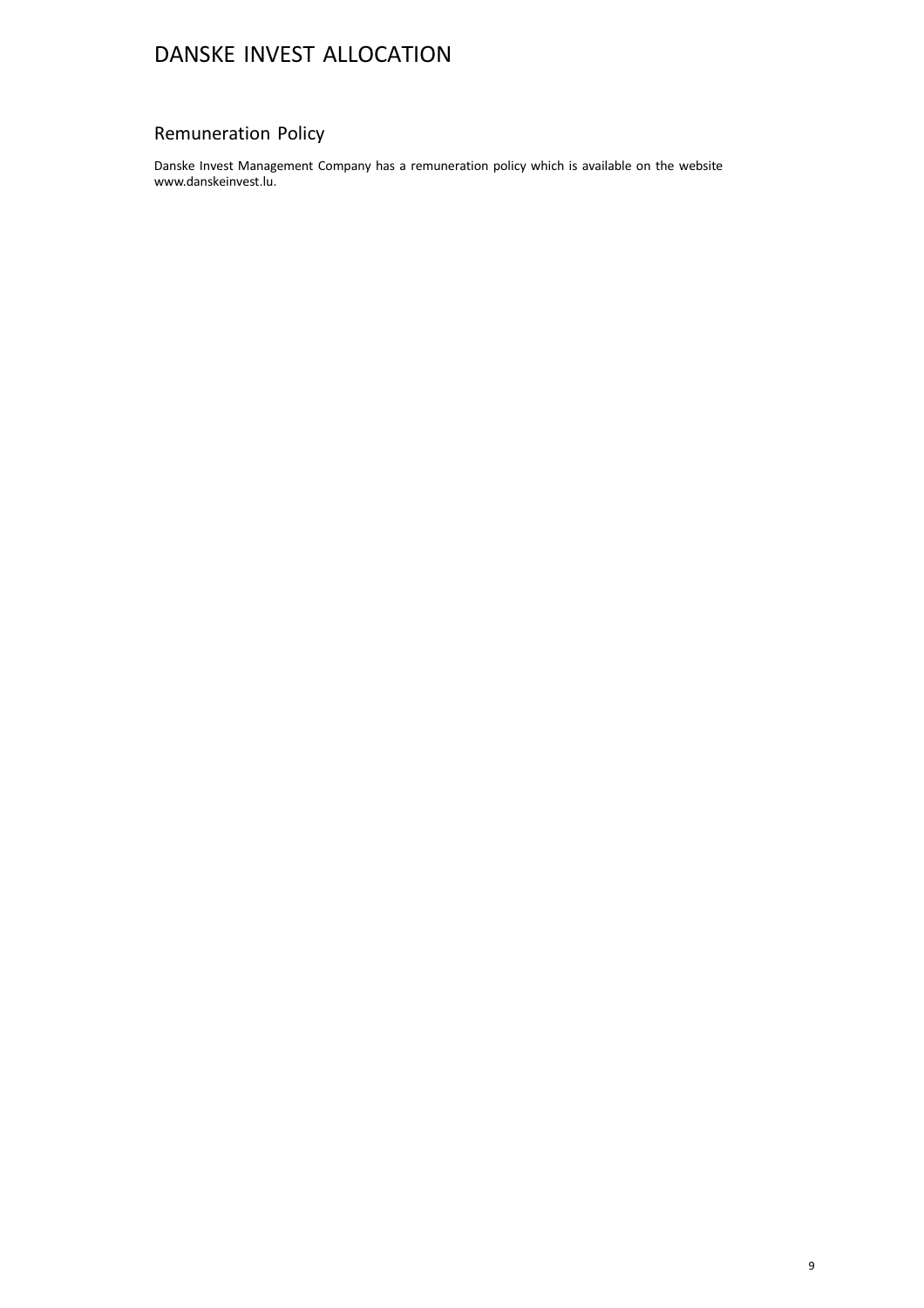## Remuneration Policy

Danske Invest Management Company has a remuneration policy which is available on the website www.danskeinvest.lu.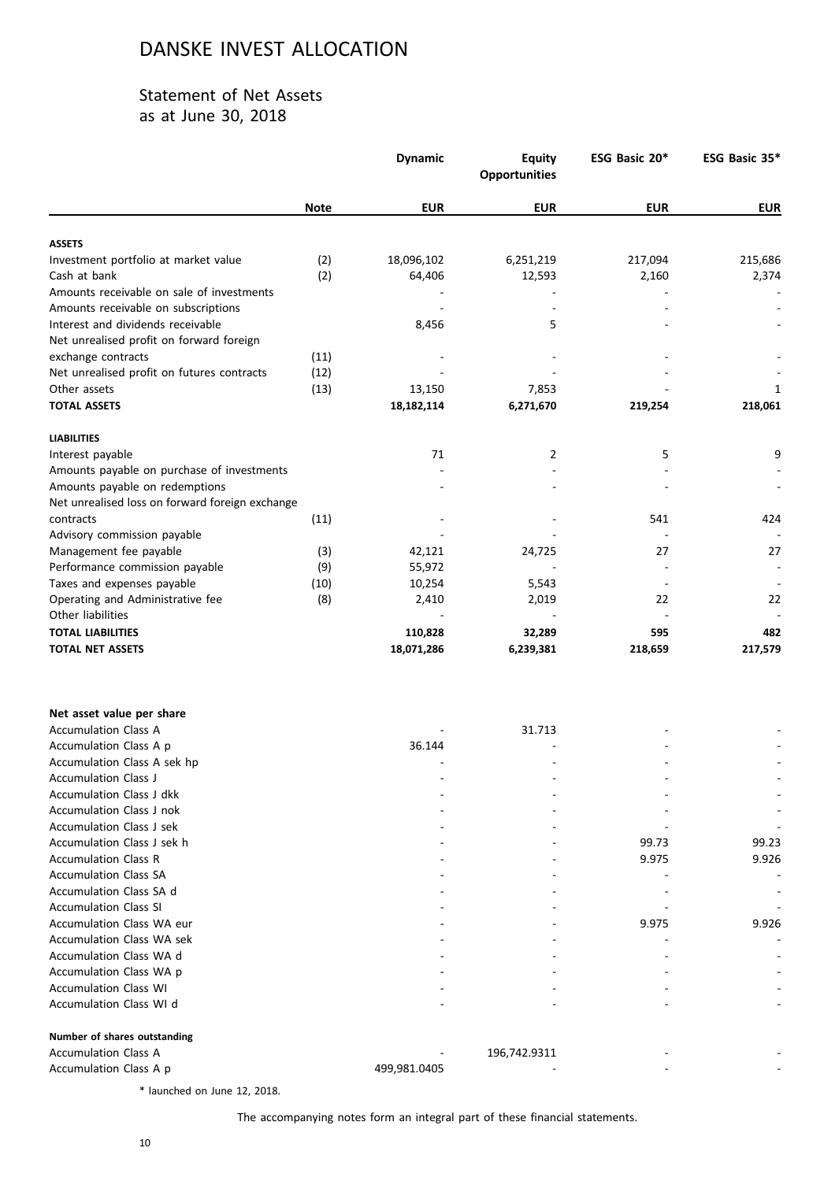# DANSKE INVEST ALLOCATION

## Statement of Net Assets
### as at June 30, 2018

| | Note | Dynamic | Equity Opportunities | ESG Basic 20* | ESG Basic 35* |
|---|---|---|---|---|---|
| | | EUR | EUR | EUR | EUR |
| **ASSETS** | | | | | |
| Investment portfolio at market value | (2) | 18,096,102 | 6,251,219 | 217,094 | 215,686 |
| Cash at bank | (2) | 64,406 | 12,593 | 2,160 | 2,374 |
| Amounts receivable on sale of investments | | - | - | - | - |
| Amounts receivable on subscriptions | | - | - | - | - |
| Interest and dividends receivable | | 8,456 | 5 | - | - |
| Net unrealised profit on forward foreign exchange contracts | (11) | - | - | - | - |
| Net unrealised profit on futures contracts | (12) | - | - | - | - |
| Other assets | (13) | 13,150 | 7,853 | - | 1 |
| **TOTAL ASSETS** | | **18,182,114** | **6,271,670** | **219,254** | **218,061** |
| **LIABILITIES** | | | | | |
| Interest payable | | 71 | 2 | 5 | 9 |
| Amounts payable on purchase of investments | | - | - | - | - |
| Amounts payable on redemptions | | - | - | - | - |
| Net unrealised loss on forward foreign exchange contracts | (11) | - | - | 541 | 424 |
| Advisory commission payable | | - | - | - | - |
| Management fee payable | (3) | 42,121 | 24,725 | 27 | 27 |
| Performance commission payable | (9) | 55,972 | - | - | - |
| Taxes and expenses payable | (10) | 10,254 | 5,543 | - | - |
| Operating and Administrative fee | (8) | 2,410 | 2,019 | 22 | 22 |
| Other liabilities | | - | - | - | - |
| **TOTAL LIABILITIES** | | **110,828** | **32,289** | **595** | **482** |
| **TOTAL NET ASSETS** | | **18,071,286** | **6,239,381** | **218,659** | **217,579** |
| | | | | | |
| **Net asset value per share** | | | | | |
| Accumulation Class A | | - | 31.713 | - | - |
| Accumulation Class A p | | 36.144 | - | - | - |
| Accumulation Class A sek hp | | - | - | - | - |
| Accumulation Class J | | - | - | - | - |
| Accumulation Class J dkk | | - | - | - | - |
| Accumulation Class J nok | | - | - | - | - |
| Accumulation Class J sek | | - | - | - | - |
| Accumulation Class J sek h | | - | - | 99.73 | 99.23 |
| Accumulation Class R | | - | - | 9.975 | 9.926 |
| Accumulation Class SA | | - | - | - | - |
| Accumulation Class SA d | | - | - | - | - |
| Accumulation Class SI | | - | - | - | - |
| Accumulation Class WA eur | | - | - | 9.975 | 9.926 |
| Accumulation Class WA sek | | - | - | - | - |
| Accumulation Class WA d | | - | - | - | - |
| Accumulation Class WA p | | - | - | - | - |
| Accumulation Class WI | | - | - | - | - |
| Accumulation Class WI d | | - | - | - | - |
| | | | | | |
| **Number of shares outstanding** | | | | | |
| Accumulation Class A | | - | 196,742.9311 | - | - |
| Accumulation Class A p | | 499,981.0405 | - | - | - |

\* launched on June 12, 2018.

The accompanying notes form an integral part of these financial statements.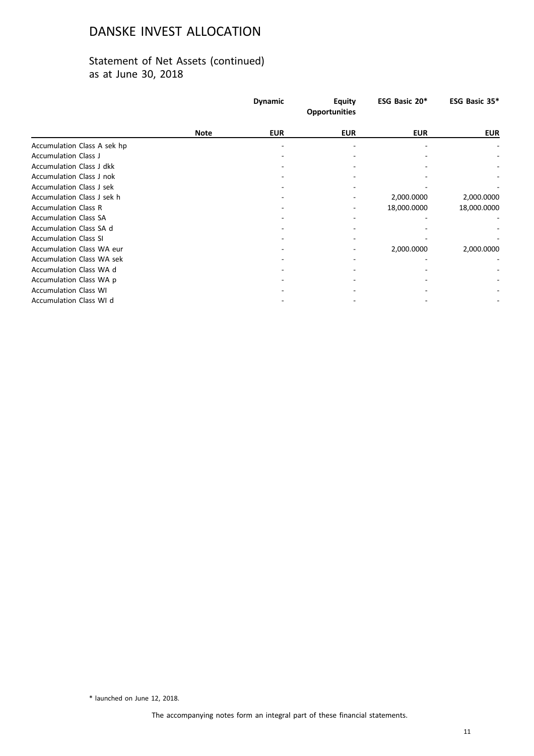# DANSKE INVEST ALLOCATION

## Statement of Net Assets (continued)
as at June 30, 2018

| | Note | Dynamic | Equity Opportunities | ESG Basic 20* | ESG Basic 35* |
|---|---|---|---|---|---|
| | | EUR | EUR | EUR | EUR |
| Accumulation Class A sek hp | | - | - | - | - |
| Accumulation Class J | | - | - | - | - |
| Accumulation Class J dkk | | - | - | - | - |
| Accumulation Class J nok | | - | - | - | - |
| Accumulation Class J sek | | - | - | - | - |
| Accumulation Class J sek h | | - | - | 2,000.0000 | 2,000.0000 |
| Accumulation Class R | | - | - | 18,000.0000 | 18,000.0000 |
| Accumulation Class SA | | - | - | - | - |
| Accumulation Class SA d | | - | - | - | - |
| Accumulation Class SI | | - | - | - | - |
| Accumulation Class WA eur | | - | - | 2,000.0000 | 2,000.0000 |
| Accumulation Class WA sek | | - | - | - | - |
| Accumulation Class WA d | | - | - | - | - |
| Accumulation Class WA p | | - | - | - | - |
| Accumulation Class WI | | - | - | - | - |
| Accumulation Class WI d | | - | - | - | - |

\* launched on June 12, 2018.

The accompanying notes form an integral part of these financial statements.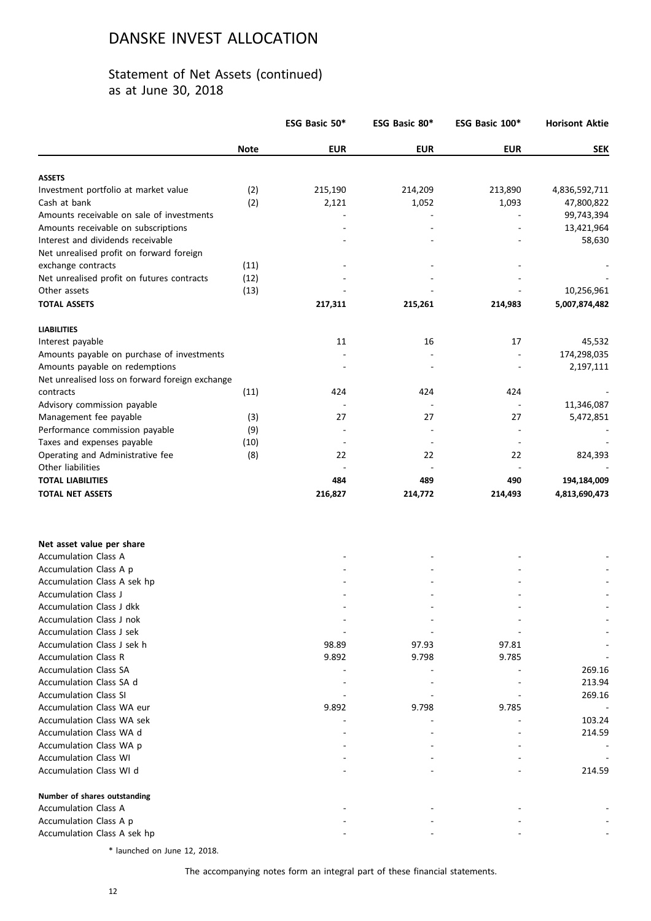# DANSKE INVEST ALLOCATION

## Statement of Net Assets (continued)
as at June 30, 2018

| | Note | ESG Basic 50* | ESG Basic 80* | ESG Basic 100* | Horisont Aktie |
|---|---|---|---|---|---|
| | | **EUR** | **EUR** | **EUR** | **SEK** |
| **ASSETS** | | | | | |
| Investment portfolio at market value | (2) | 215,190 | 214,209 | 213,890 | 4,836,592,711 |
| Cash at bank | (2) | 2,121 | 1,052 | 1,093 | 47,800,822 |
| Amounts receivable on sale of investments | | - | - | - | 99,743,394 |
| Amounts receivable on subscriptions | | - | - | - | 13,421,964 |
| Interest and dividends receivable | | - | - | - | 58,630 |
| Net unrealised profit on forward foreign exchange contracts | (11) | - | - | - | - |
| Net unrealised profit on futures contracts | (12) | - | - | - | - |
| Other assets | (13) | - | - | - | 10,256,961 |
| **TOTAL ASSETS** | | **217,311** | **215,261** | **214,983** | **5,007,874,482** |
| **LIABILITIES** | | | | | |
| Interest payable | | 11 | 16 | 17 | 45,532 |
| Amounts payable on purchase of investments | | - | - | - | 174,298,035 |
| Amounts payable on redemptions | | - | - | - | 2,197,111 |
| Net unrealised loss on forward foreign exchange contracts | (11) | 424 | 424 | 424 | - |
| Advisory commission payable | | - | - | - | 11,346,087 |
| Management fee payable | (3) | 27 | 27 | 27 | 5,472,851 |
| Performance commission payable | (9) | - | - | - | - |
| Taxes and expenses payable | (10) | - | - | - | - |
| Operating and Administrative fee | (8) | 22 | 22 | 22 | 824,393 |
| Other liabilities | | - | - | - | - |
| **TOTAL LIABILITIES** | | **484** | **489** | **490** | **194,184,009** |
| **TOTAL NET ASSETS** | | **216,827** | **214,772** | **214,493** | **4,813,690,473** |
| **Net asset value per share** | | | | | |
| Accumulation Class A | | - | - | - | - |
| Accumulation Class A p | | - | - | - | - |
| Accumulation Class A sek hp | | - | - | - | - |
| Accumulation Class J | | - | - | - | - |
| Accumulation Class J dkk | | - | - | - | - |
| Accumulation Class J nok | | - | - | - | - |
| Accumulation Class J sek | | - | - | - | - |
| Accumulation Class J sek h | | 98.89 | 97.93 | 97.81 | - |
| Accumulation Class R | | 9.892 | 9.798 | 9.785 | - |
| Accumulation Class SA | | - | - | - | 269.16 |
| Accumulation Class SA d | | - | - | - | 213.94 |
| Accumulation Class SI | | - | - | - | 269.16 |
| Accumulation Class WA eur | | 9.892 | 9.798 | 9.785 | - |
| Accumulation Class WA sek | | - | - | - | 103.24 |
| Accumulation Class WA d | | - | - | - | 214.59 |
| Accumulation Class WA p | | - | - | - | - |
| Accumulation Class WI | | - | - | - | - |
| Accumulation Class WI d | | - | - | - | 214.59 |
| **Number of shares outstanding** | | | | | |
| Accumulation Class A | | - | - | - | - |
| Accumulation Class A p | | - | - | - | - |
| Accumulation Class A sek hp | | - | - | - | - |

\* launched on June 12, 2018.

The accompanying notes form an integral part of these financial statements.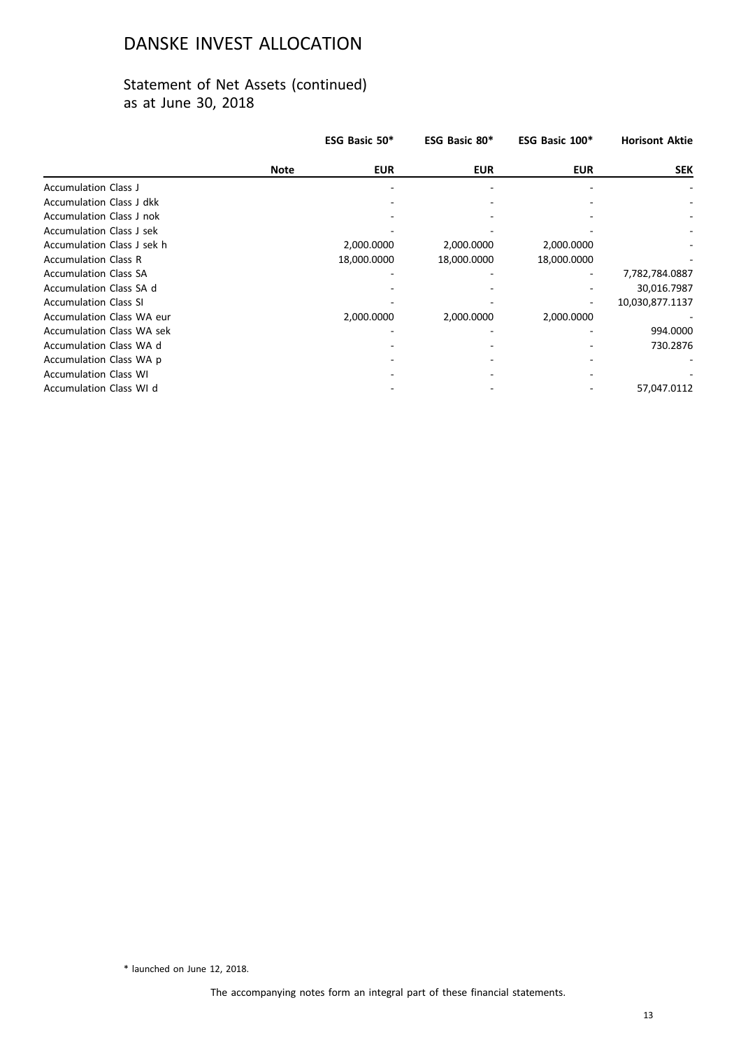# DANSKE INVEST ALLOCATION

## Statement of Net Assets (continued)
as at June 30, 2018

| | Note | ESG Basic 50* EUR | ESG Basic 80* EUR | ESG Basic 100* EUR | Horisont Aktie SEK |
|---|---|---|---|---|---|
| Accumulation Class J | | - | - | - | - |
| Accumulation Class J dkk | | - | - | - | - |
| Accumulation Class J nok | | - | - | - | - |
| Accumulation Class J sek | | - | - | - | - |
| Accumulation Class J sek h | | 2,000.0000 | 2,000.0000 | 2,000.0000 | - |
| Accumulation Class R | | 18,000.0000 | 18,000.0000 | 18,000.0000 | - |
| Accumulation Class SA | | - | - | - | 7,782,784.0887 |
| Accumulation Class SA d | | - | - | - | 30,016.7987 |
| Accumulation Class SI | | - | - | - | 10,030,877.1137 |
| Accumulation Class WA eur | | 2,000.0000 | 2,000.0000 | 2,000.0000 | - |
| Accumulation Class WA sek | | - | - | - | 994.0000 |
| Accumulation Class WA d | | - | - | - | 730.2876 |
| Accumulation Class WA p | | - | - | - | - |
| Accumulation Class WI | | - | - | - | - |
| Accumulation Class WI d | | - | - | - | 57,047.0112 |

\* launched on June 12, 2018.

The accompanying notes form an integral part of these financial statements.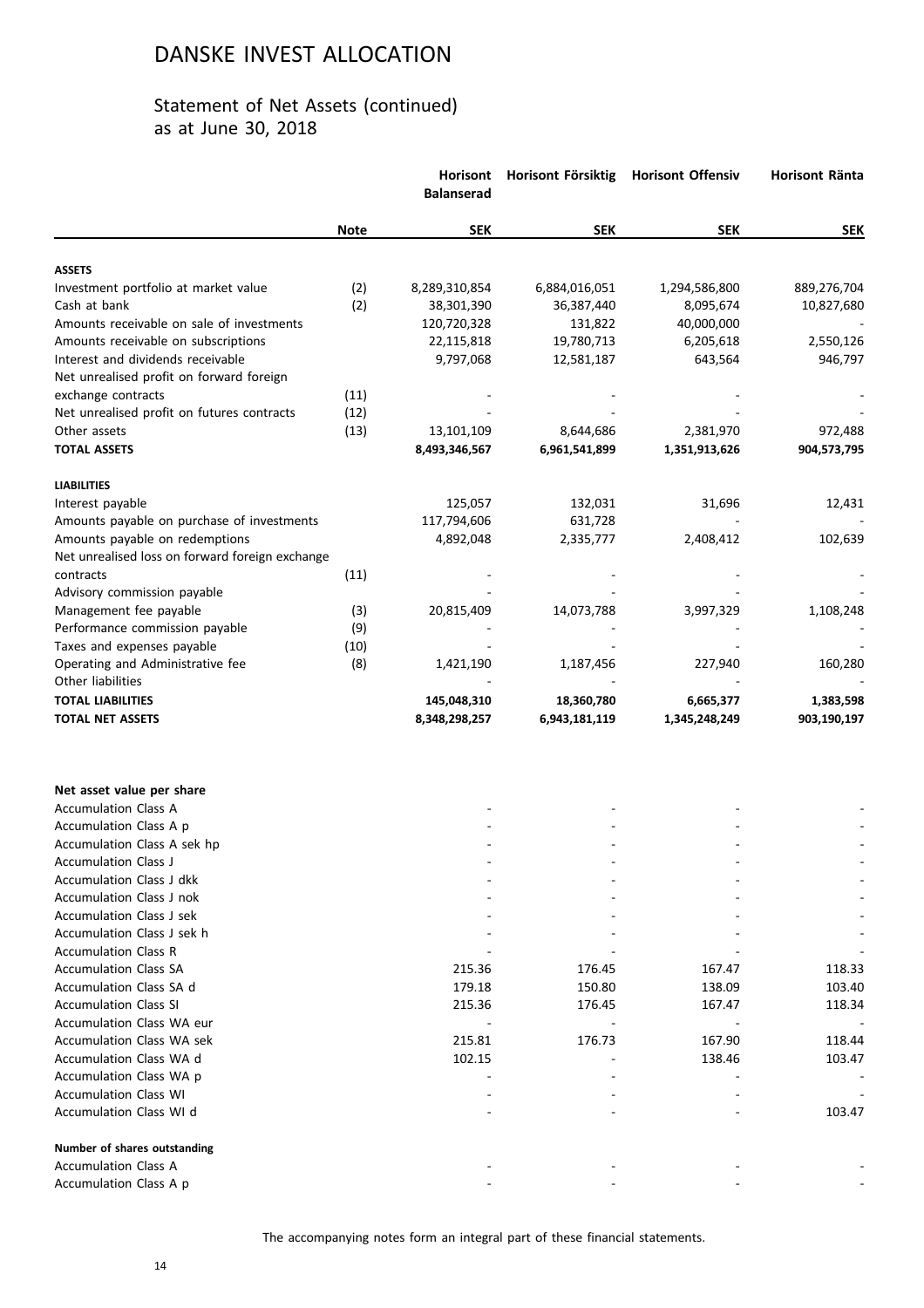# DANSKE INVEST ALLOCATION

## Statement of Net Assets (continued)
as at June 30, 2018

| | Note | Horisont Balanserad | Horisont Försiktig | Horisont Offensiv | Horisont Ränta |
|---|---|---|---|---|---|
| | | SEK | SEK | SEK | SEK |
| **ASSETS** | | | | | |
| Investment portfolio at market value | (2) | 8,289,310,854 | 6,884,016,051 | 1,294,586,800 | 889,276,704 |
| Cash at bank | (2) | 38,301,390 | 36,387,440 | 8,095,674 | 10,827,680 |
| Amounts receivable on sale of investments | | 120,720,328 | 131,822 | 40,000,000 | - |
| Amounts receivable on subscriptions | | 22,115,818 | 19,780,713 | 6,205,618 | 2,550,126 |
| Interest and dividends receivable | | 9,797,068 | 12,581,187 | 643,564 | 946,797 |
| Net unrealised profit on forward foreign exchange contracts | (11) | - | - | - | - |
| Net unrealised profit on futures contracts | (12) | - | - | - | - |
| Other assets | (13) | 13,101,109 | 8,644,686 | 2,381,970 | 972,488 |
| **TOTAL ASSETS** | | **8,493,346,567** | **6,961,541,899** | **1,351,913,626** | **904,573,795** |
| **LIABILITIES** | | | | | |
| Interest payable | | 125,057 | 132,031 | 31,696 | 12,431 |
| Amounts payable on purchase of investments | | 117,794,606 | 631,728 | - | - |
| Amounts payable on redemptions | | 4,892,048 | 2,335,777 | 2,408,412 | 102,639 |
| Net unrealised loss on forward foreign exchange contracts | (11) | - | - | - | - |
| Advisory commission payable | | - | - | - | - |
| Management fee payable | (3) | 20,815,409 | 14,073,788 | 3,997,329 | 1,108,248 |
| Performance commission payable | (9) | - | - | - | - |
| Taxes and expenses payable | (10) | - | - | - | - |
| Operating and Administrative fee | (8) | 1,421,190 | 1,187,456 | 227,940 | 160,280 |
| Other liabilities | | - | - | - | - |
| **TOTAL LIABILITIES** | | **145,048,310** | **18,360,780** | **6,665,377** | **1,383,598** |
| **TOTAL NET ASSETS** | | **8,348,298,257** | **6,943,181,119** | **1,345,248,249** | **903,190,197** |
| | | | | | |
| **Net asset value per share** | | | | | |
| Accumulation Class A | | - | - | - | - |
| Accumulation Class A p | | - | - | - | - |
| Accumulation Class A sek hp | | - | - | - | - |
| Accumulation Class J | | - | - | - | - |
| Accumulation Class J dkk | | - | - | - | - |
| Accumulation Class J nok | | - | - | - | - |
| Accumulation Class J sek | | - | - | - | - |
| Accumulation Class J sek h | | - | - | - | - |
| Accumulation Class R | | - | - | - | - |
| Accumulation Class SA | | 215.36 | 176.45 | 167.47 | 118.33 |
| Accumulation Class SA d | | 179.18 | 150.80 | 138.09 | 103.40 |
| Accumulation Class SI | | 215.36 | 176.45 | 167.47 | 118.34 |
| Accumulation Class WA eur | | - | - | - | - |
| Accumulation Class WA sek | | 215.81 | 176.73 | 167.90 | 118.44 |
| Accumulation Class WA d | | 102.15 | - | 138.46 | 103.47 |
| Accumulation Class WA p | | - | - | - | - |
| Accumulation Class WI | | - | - | - | - |
| Accumulation Class WI d | | - | - | - | 103.47 |
| | | | | | |
| **Number of shares outstanding** | | | | | |
| Accumulation Class A | | - | - | - | - |
| Accumulation Class A p | | - | - | - | - |

The accompanying notes form an integral part of these financial statements.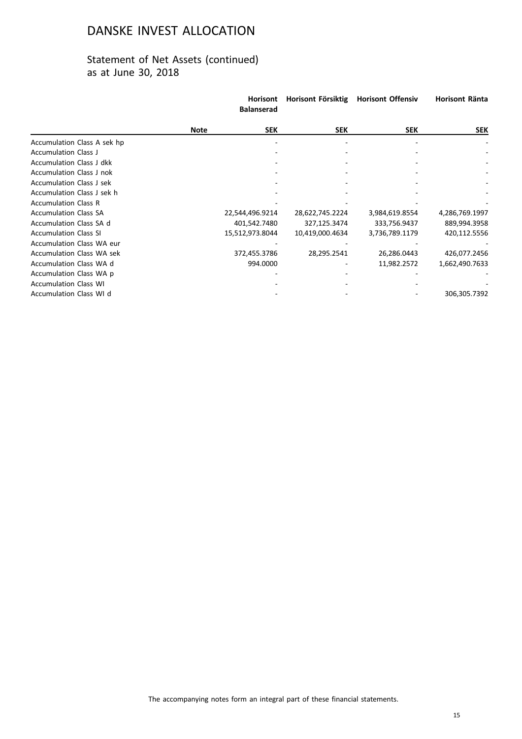# DANSKE INVEST ALLOCATION

## Statement of Net Assets (continued)
as at June 30, 2018

| | Note | Horisont Balanserad | Horisont Försiktig | Horisont Offensiv | Horisont Ränta |
|---|---|---|---|---|---|
| | | SEK | SEK | SEK | SEK |
| Accumulation Class A sek hp | | - | - | - | - |
| Accumulation Class J | | - | - | - | - |
| Accumulation Class J dkk | | - | - | - | - |
| Accumulation Class J nok | | - | - | - | - |
| Accumulation Class J sek | | - | - | - | - |
| Accumulation Class J sek h | | - | - | - | - |
| Accumulation Class R | | - | - | - | - |
| Accumulation Class SA | | 22,544,496.9214 | 28,622,745.2224 | 3,984,619.8554 | 4,286,769.1997 |
| Accumulation Class SA d | | 401,542.7480 | 327,125.3474 | 333,756.9437 | 889,994.3958 |
| Accumulation Class SI | | 15,512,973.8044 | 10,419,000.4634 | 3,736,789.1179 | 420,112.5556 |
| Accumulation Class WA eur | | - | - | - | - |
| Accumulation Class WA sek | | 372,455.3786 | 28,295.2541 | 26,286.0443 | 426,077.2456 |
| Accumulation Class WA d | | 994.0000 | - | 11,982.2572 | 1,662,490.7633 |
| Accumulation Class WA p | | - | - | - | - |
| Accumulation Class WI | | - | - | - | - |
| Accumulation Class WI d | | - | - | - | 306,305.7392 |

The accompanying notes form an integral part of these financial statements.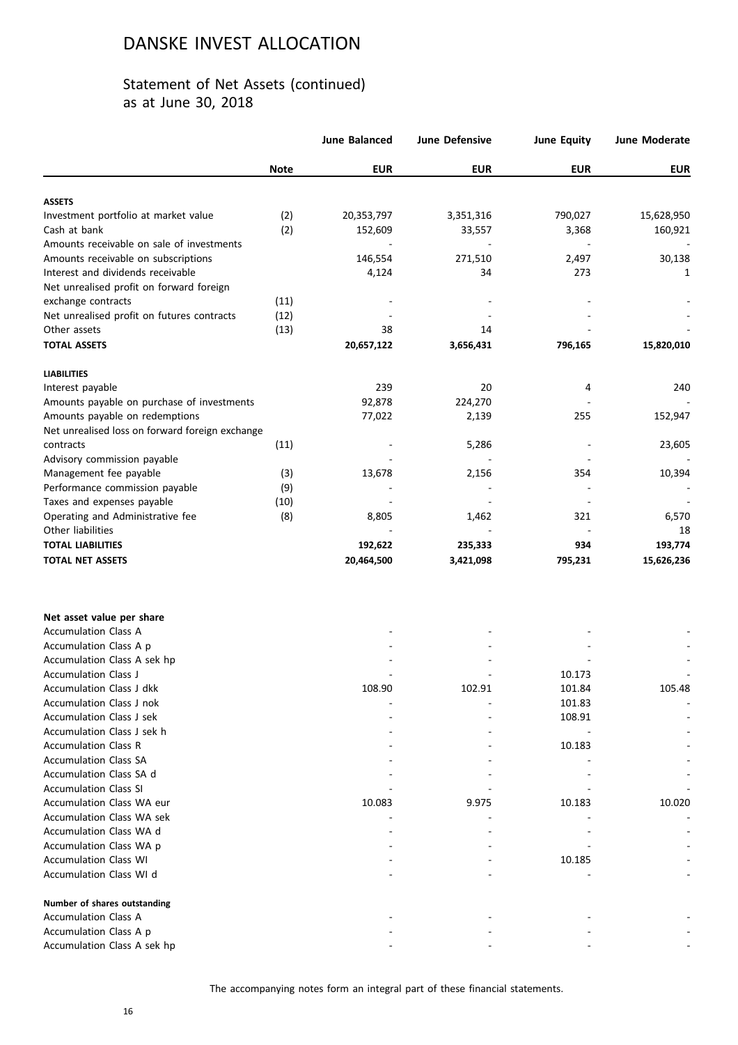# DANSKE INVEST ALLOCATION

## Statement of Net Assets (continued)
as at June 30, 2018

| | Note | June Balanced EUR | June Defensive EUR | June Equity EUR | June Moderate EUR |
|---|---|---|---|---|---|
| **ASSETS** | | | | | |
| Investment portfolio at market value | (2) | 20,353,797 | 3,351,316 | 790,027 | 15,628,950 |
| Cash at bank | (2) | 152,609 | 33,557 | 3,368 | 160,921 |
| Amounts receivable on sale of investments | | - | - | - | - |
| Amounts receivable on subscriptions | | 146,554 | 271,510 | 2,497 | 30,138 |
| Interest and dividends receivable | | 4,124 | 34 | 273 | 1 |
| Net unrealised profit on forward foreign exchange contracts | (11) | - | - | - | - |
| Net unrealised profit on futures contracts | (12) | - | - | - | - |
| Other assets | (13) | 38 | 14 | - | - |
| **TOTAL ASSETS** | | **20,657,122** | **3,656,431** | **796,165** | **15,820,010** |
| **LIABILITIES** | | | | | |
| Interest payable | | 239 | 20 | 4 | 240 |
| Amounts payable on purchase of investments | | 92,878 | 224,270 | - | - |
| Amounts payable on redemptions | | 77,022 | 2,139 | 255 | 152,947 |
| Net unrealised loss on forward foreign exchange contracts | (11) | - | 5,286 | - | 23,605 |
| Advisory commission payable | | - | - | - | - |
| Management fee payable | (3) | 13,678 | 2,156 | 354 | 10,394 |
| Performance commission payable | (9) | - | - | - | - |
| Taxes and expenses payable | (10) | - | - | - | - |
| Operating and Administrative fee | (8) | 8,805 | 1,462 | 321 | 6,570 |
| Other liabilities | | - | - | - | 18 |
| **TOTAL LIABILITIES** | | **192,622** | **235,333** | **934** | **193,774** |
| **TOTAL NET ASSETS** | | **20,464,500** | **3,421,098** | **795,231** | **15,626,236** |
| | | | | | |
| **Net asset value per share** | | | | | |
| Accumulation Class A | | - | - | - | - |
| Accumulation Class A p | | - | - | - | - |
| Accumulation Class A sek hp | | - | - | - | - |
| Accumulation Class J | | - | - | 10.173 | - |
| Accumulation Class J dkk | | 108.90 | 102.91 | 101.84 | 105.48 |
| Accumulation Class J nok | | - | - | 101.83 | - |
| Accumulation Class J sek | | - | - | 108.91 | - |
| Accumulation Class J sek h | | - | - | - | - |
| Accumulation Class R | | - | - | 10.183 | - |
| Accumulation Class SA | | - | - | - | - |
| Accumulation Class SA d | | - | - | - | - |
| Accumulation Class SI | | - | - | - | - |
| Accumulation Class WA eur | | 10.083 | 9.975 | 10.183 | 10.020 |
| Accumulation Class WA sek | | - | - | - | - |
| Accumulation Class WA d | | - | - | - | - |
| Accumulation Class WA p | | - | - | - | - |
| Accumulation Class WI | | - | - | 10.185 | - |
| Accumulation Class WI d | | - | - | - | - |
| | | | | | |
| **Number of shares outstanding** | | | | | |
| Accumulation Class A | | - | - | - | - |
| Accumulation Class A p | | - | - | - | - |
| Accumulation Class A sek hp | | - | - | - | - |

The accompanying notes form an integral part of these financial statements.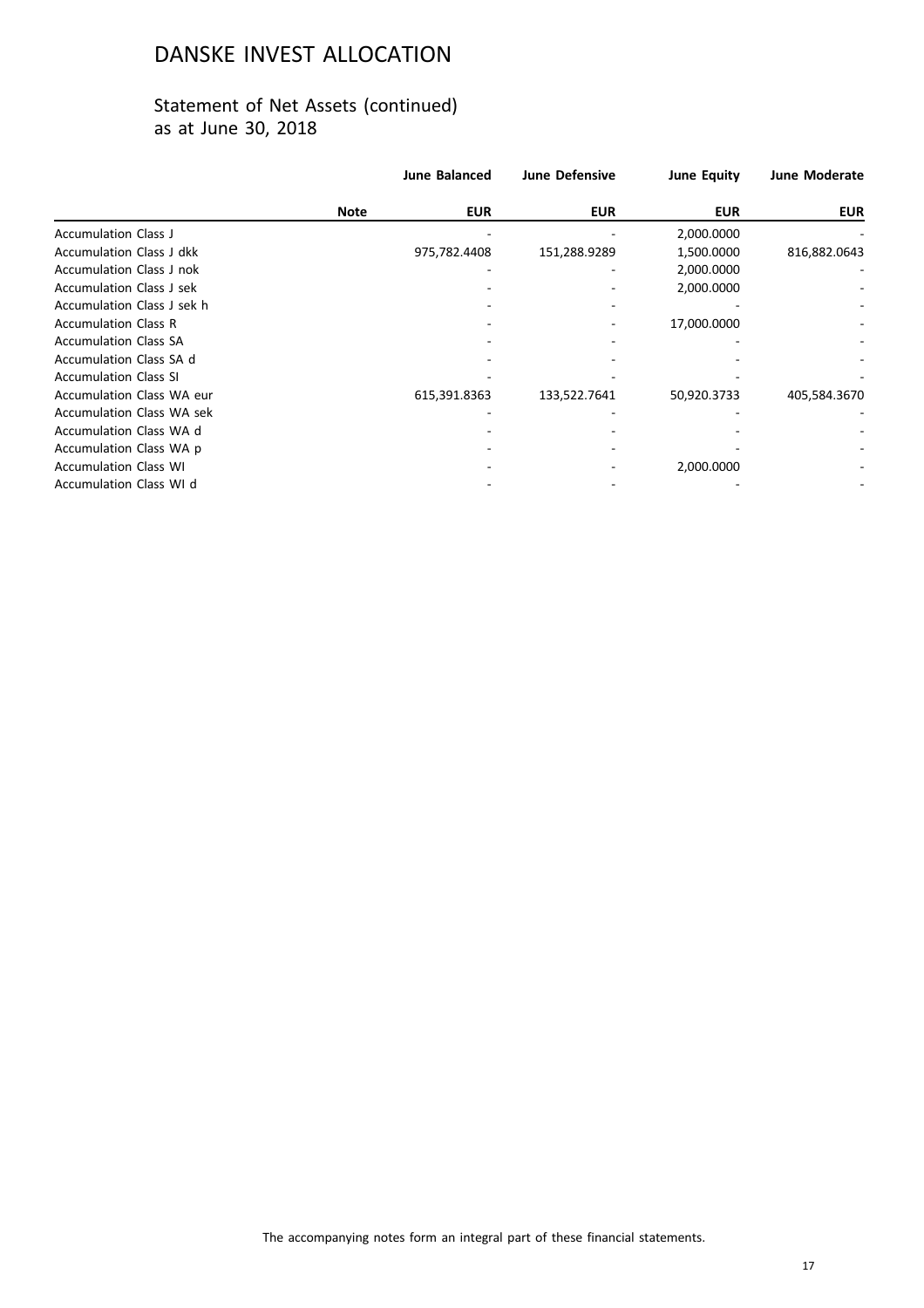# DANSKE INVEST ALLOCATION

## Statement of Net Assets (continued)
as at June 30, 2018

| | Note | June Balanced | June Defensive | June Equity | June Moderate |
|---|---|---|---|---|---|
| | | EUR | EUR | EUR | EUR |
| Accumulation Class J | | - | - | 2,000.0000 | - |
| Accumulation Class J dkk | | 975,782.4408 | 151,288.9289 | 1,500.0000 | 816,882.0643 |
| Accumulation Class J nok | | - | - | 2,000.0000 | - |
| Accumulation Class J sek | | - | - | 2,000.0000 | - |
| Accumulation Class J sek h | | - | - | - | - |
| Accumulation Class R | | - | - | 17,000.0000 | - |
| Accumulation Class SA | | - | - | - | - |
| Accumulation Class SA d | | - | - | - | - |
| Accumulation Class SI | | - | - | - | - |
| Accumulation Class WA eur | | 615,391.8363 | 133,522.7641 | 50,920.3733 | 405,584.3670 |
| Accumulation Class WA sek | | - | - | - | - |
| Accumulation Class WA d | | - | - | - | - |
| Accumulation Class WA p | | - | - | - | - |
| Accumulation Class WI | | - | - | 2,000.0000 | - |
| Accumulation Class WI d | | - | - | - | - |

The accompanying notes form an integral part of these financial statements.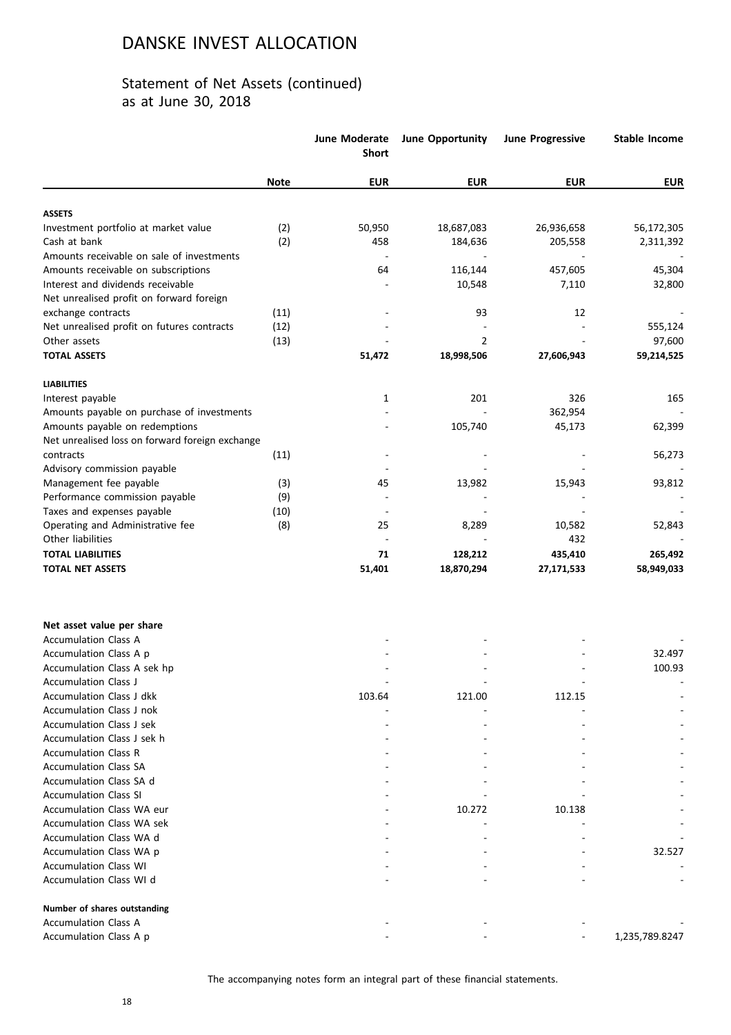# DANSKE INVEST ALLOCATION

## Statement of Net Assets (continued)
as at June 30, 2018

| | Note | June Moderate Short | June Opportunity | June Progressive | Stable Income |
|---|---|---|---|---|---|
| | | **EUR** | **EUR** | **EUR** | **EUR** |
| **ASSETS** | | | | | |
| Investment portfolio at market value | (2) | 50,950 | 18,687,083 | 26,936,658 | 56,172,305 |
| Cash at bank | (2) | 458 | 184,636 | 205,558 | 2,311,392 |
| Amounts receivable on sale of investments | | - | - | - | - |
| Amounts receivable on subscriptions | | 64 | 116,144 | 457,605 | 45,304 |
| Interest and dividends receivable | | - | 10,548 | 7,110 | 32,800 |
| Net unrealised profit on forward foreign exchange contracts | (11) | - | 93 | 12 | - |
| Net unrealised profit on futures contracts | (12) | - | - | - | 555,124 |
| Other assets | (13) | - | 2 | - | 97,600 |
| **TOTAL ASSETS** | | **51,472** | **18,998,506** | **27,606,943** | **59,214,525** |
| **LIABILITIES** | | | | | |
| Interest payable | | 1 | 201 | 326 | 165 |
| Amounts payable on purchase of investments | | - | - | 362,954 | - |
| Amounts payable on redemptions | | - | 105,740 | 45,173 | 62,399 |
| Net unrealised loss on forward foreign exchange contracts | (11) | - | - | - | 56,273 |
| Advisory commission payable | | - | - | - | - |
| Management fee payable | (3) | 45 | 13,982 | 15,943 | 93,812 |
| Performance commission payable | (9) | - | - | - | - |
| Taxes and expenses payable | (10) | - | - | - | - |
| Operating and Administrative fee | (8) | 25 | 8,289 | 10,582 | 52,843 |
| Other liabilities | | - | - | 432 | - |
| **TOTAL LIABILITIES** | | **71** | **128,212** | **435,410** | **265,492** |
| **TOTAL NET ASSETS** | | **51,401** | **18,870,294** | **27,171,533** | **58,949,033** |
| | | | | | |
| **Net asset value per share** | | | | | |
| Accumulation Class A | | - | - | - | - |
| Accumulation Class A p | | - | - | - | 32.497 |
| Accumulation Class A sek hp | | - | - | - | 100.93 |
| Accumulation Class J | | - | - | - | - |
| Accumulation Class J dkk | | 103.64 | 121.00 | 112.15 | - |
| Accumulation Class J nok | | - | - | - | - |
| Accumulation Class J sek | | - | - | - | - |
| Accumulation Class J sek h | | - | - | - | - |
| Accumulation Class R | | - | - | - | - |
| Accumulation Class SA | | - | - | - | - |
| Accumulation Class SA d | | - | - | - | - |
| Accumulation Class SI | | - | - | - | - |
| Accumulation Class WA eur | | - | 10.272 | 10.138 | - |
| Accumulation Class WA sek | | - | - | - | - |
| Accumulation Class WA d | | - | - | - | - |
| Accumulation Class WA p | | - | - | - | 32.527 |
| Accumulation Class WI | | - | - | - | - |
| Accumulation Class WI d | | - | - | - | - |
| | | | | | |
| **Number of shares outstanding** | | | | | |
| Accumulation Class A | | - | - | - | - |
| Accumulation Class A p | | - | - | - | 1,235,789.8247 |

The accompanying notes form an integral part of these financial statements.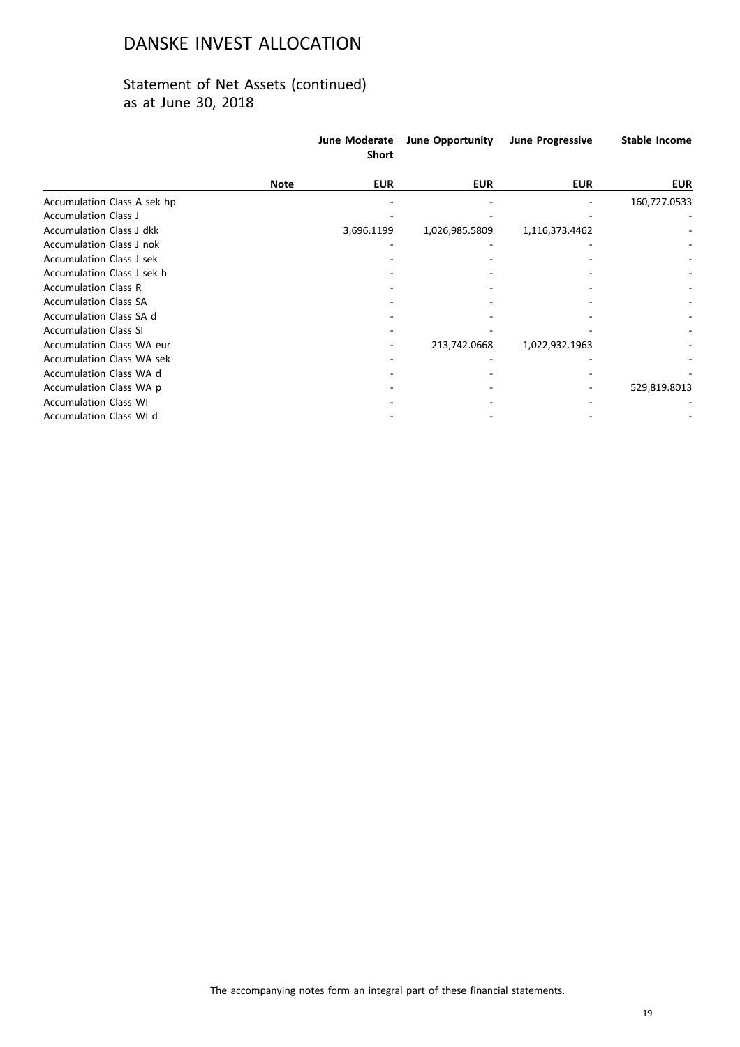# DANSKE INVEST ALLOCATION

## Statement of Net Assets (continued)
as at June 30, 2018

| | Note | June Moderate Short | June Opportunity | June Progressive | Stable Income |
|---|---|---|---|---|---|
| | | EUR | EUR | EUR | EUR |
| Accumulation Class A sek hp | | - | - | - | 160,727.0533 |
| Accumulation Class J | | - | - | - | - |
| Accumulation Class J dkk | | 3,696.1199 | 1,026,985.5809 | 1,116,373.4462 | - |
| Accumulation Class J nok | | - | - | - | - |
| Accumulation Class J sek | | - | - | - | - |
| Accumulation Class J sek h | | - | - | - | - |
| Accumulation Class R | | - | - | - | - |
| Accumulation Class SA | | - | - | - | - |
| Accumulation Class SA d | | - | - | - | - |
| Accumulation Class SI | | - | - | - | - |
| Accumulation Class WA eur | | - | 213,742.0668 | 1,022,932.1963 | - |
| Accumulation Class WA sek | | - | - | - | - |
| Accumulation Class WA d | | - | - | - | - |
| Accumulation Class WA p | | - | - | - | 529,819.8013 |
| Accumulation Class WI | | - | - | - | - |
| Accumulation Class WI d | | - | - | - | - |

The accompanying notes form an integral part of these financial statements.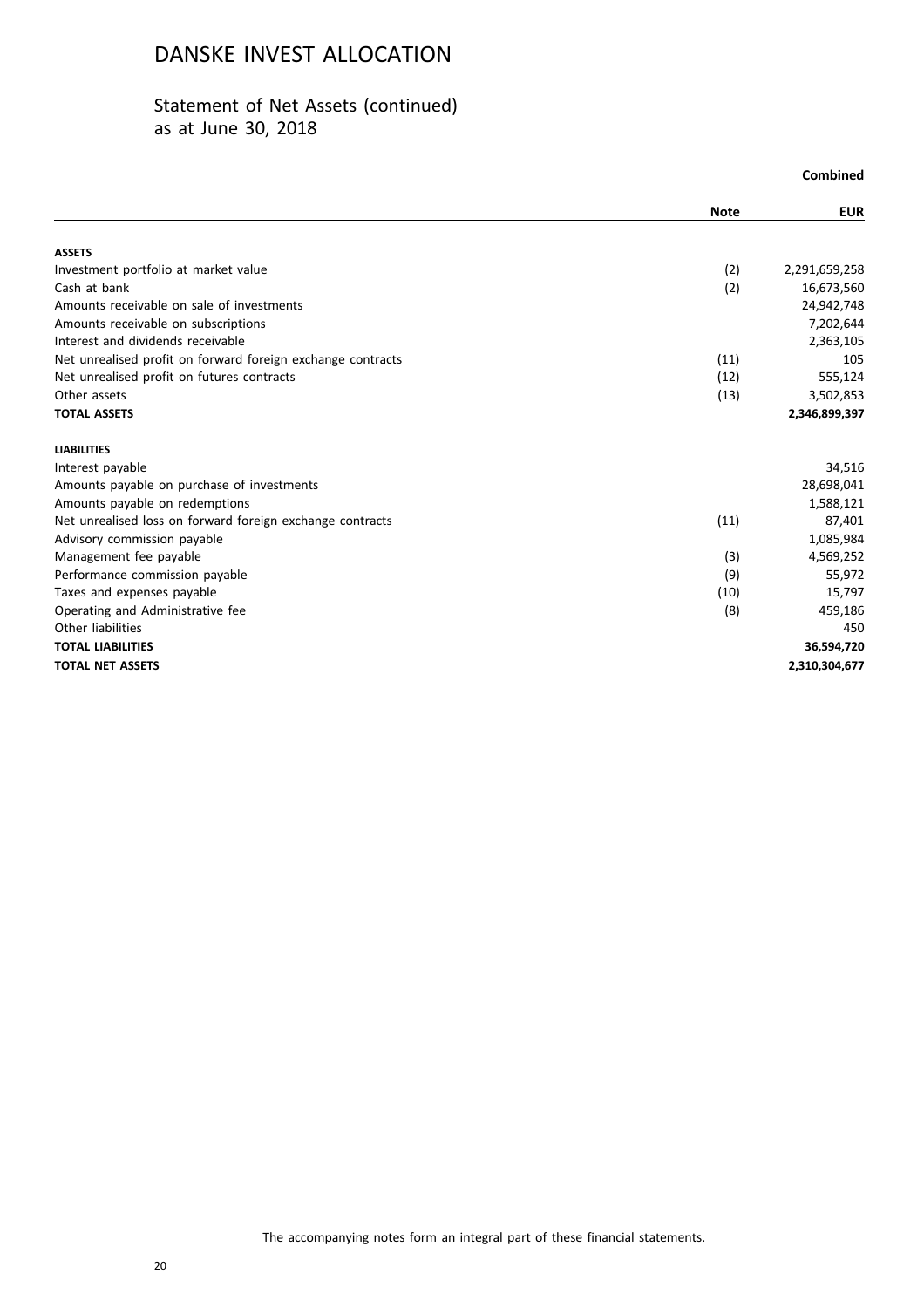# DANSKE INVEST ALLOCATION

## Statement of Net Assets (continued)
as at June 30, 2018

| | | **Combined** |
|---|---|---|
| | **Note** | **EUR** |
| **ASSETS** | | |
| Investment portfolio at market value | (2) | 2,291,659,258 |
| Cash at bank | (2) | 16,673,560 |
| Amounts receivable on sale of investments | | 24,942,748 |
| Amounts receivable on subscriptions | | 7,202,644 |
| Interest and dividends receivable | | 2,363,105 |
| Net unrealised profit on forward foreign exchange contracts | (11) | 105 |
| Net unrealised profit on futures contracts | (12) | 555,124 |
| Other assets | (13) | 3,502,853 |
| **TOTAL ASSETS** | | **2,346,899,397** |
| **LIABILITIES** | | |
| Interest payable | | 34,516 |
| Amounts payable on purchase of investments | | 28,698,041 |
| Amounts payable on redemptions | | 1,588,121 |
| Net unrealised loss on forward foreign exchange contracts | (11) | 87,401 |
| Advisory commission payable | | 1,085,984 |
| Management fee payable | (3) | 4,569,252 |
| Performance commission payable | (9) | 55,972 |
| Taxes and expenses payable | (10) | 15,797 |
| Operating and Administrative fee | (8) | 459,186 |
| Other liabilities | | 450 |
| **TOTAL LIABILITIES** | | **36,594,720** |
| **TOTAL NET ASSETS** | | **2,310,304,677** |

The accompanying notes form an integral part of these financial statements.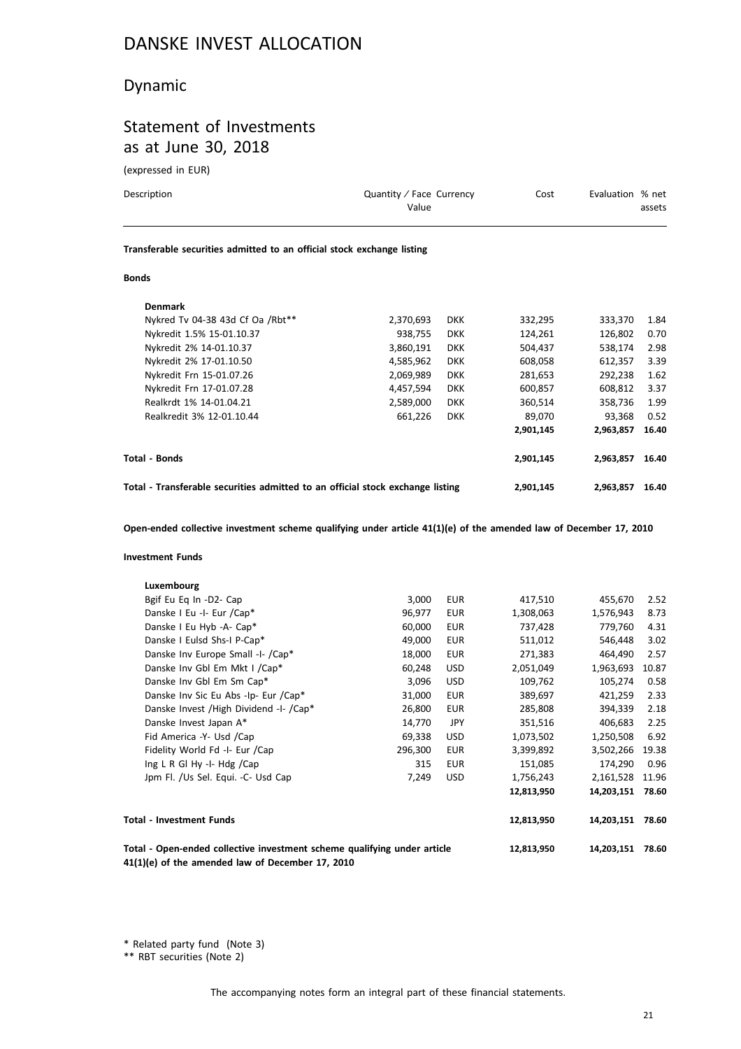# DANSKE INVEST ALLOCATION

## Dynamic

## Statement of Investments as at June 30, 2018

(expressed in EUR)

| Description | Quantity / Face Value | Currency | Cost | Evaluation | % net assets |
|---|---|---|---|---|---|
| **Transferable securities admitted to an official stock exchange listing** | | | | | |
| **Bonds** | | | | | |
| **Denmark** | | | | | |
| Nykred Tv 04-38 43d Cf Oa /Rbt** | 2,370,693 | DKK | 332,295 | 333,370 | 1.84 |
| Nykredit 1.5% 15-01.10.37 | 938,755 | DKK | 124,261 | 126,802 | 0.70 |
| Nykredit 2% 14-01.10.37 | 3,860,191 | DKK | 504,437 | 538,174 | 2.98 |
| Nykredit 2% 17-01.10.50 | 4,585,962 | DKK | 608,058 | 612,357 | 3.39 |
| Nykredit Frn 15-01.07.26 | 2,069,989 | DKK | 281,653 | 292,238 | 1.62 |
| Nykredit Frn 17-01.07.28 | 4,457,594 | DKK | 600,857 | 608,812 | 3.37 |
| Realkrdt 1% 14-01.04.21 | 2,589,000 | DKK | 360,514 | 358,736 | 1.99 |
| Realkredit 3% 12-01.10.44 | 661,226 | DKK | 89,070 | 93,368 | 0.52 |
| | | | **2,901,145** | **2,963,857** | **16.40** |
| **Total - Bonds** | | | **2,901,145** | **2,963,857** | **16.40** |
| **Total - Transferable securities admitted to an official stock exchange listing** | | | **2,901,145** | **2,963,857** | **16.40** |
| **Open-ended collective investment scheme qualifying under article 41(1)(e) of the amended law of December 17, 2010** | | | | | |
| **Investment Funds** | | | | | |
| **Luxembourg** | | | | | |
| Bgif Eu Eq In -D2- Cap | 3,000 | EUR | 417,510 | 455,670 | 2.52 |
| Danske I Eu -I- Eur /Cap* | 96,977 | EUR | 1,308,063 | 1,576,943 | 8.73 |
| Danske I Eu Hyb -A- Cap* | 60,000 | EUR | 737,428 | 779,760 | 4.31 |
| Danske I Eulsd Shs-I P-Cap* | 49,000 | EUR | 511,012 | 546,448 | 3.02 |
| Danske Inv Europe Small -I- /Cap* | 18,000 | EUR | 271,383 | 464,490 | 2.57 |
| Danske Inv Gbl Em Mkt I /Cap* | 60,248 | USD | 2,051,049 | 1,963,693 | 10.87 |
| Danske Inv Gbl Em Sm Cap* | 3,096 | USD | 109,762 | 105,274 | 0.58 |
| Danske Inv Sic Eu Abs -Ip- Eur /Cap* | 31,000 | EUR | 389,697 | 421,259 | 2.33 |
| Danske Invest /High Dividend -I- /Cap* | 26,800 | EUR | 285,808 | 394,339 | 2.18 |
| Danske Invest Japan A* | 14,770 | JPY | 351,516 | 406,683 | 2.25 |
| Fid America -Y- Usd /Cap | 69,338 | USD | 1,073,502 | 1,250,508 | 6.92 |
| Fidelity World Fd -I- Eur /Cap | 296,300 | EUR | 3,399,892 | 3,502,266 | 19.38 |
| Ing L R Gl Hy -I- Hdg /Cap | 315 | EUR | 151,085 | 174,290 | 0.96 |
| Jpm Fl. /Us Sel. Equi. -C- Usd Cap | 7,249 | USD | 1,756,243 | 2,161,528 | 11.96 |
| | | | **12,813,950** | **14,203,151** | **78.60** |
| **Total - Investment Funds** | | | **12,813,950** | **14,203,151** | **78.60** |
| **Total - Open-ended collective investment scheme qualifying under article 41(1)(e) of the amended law of December 17, 2010** | | | **12,813,950** | **14,203,151** | **78.60** |

\* Related party fund (Note 3)

\*\* RBT securities (Note 2)

The accompanying notes form an integral part of these financial statements.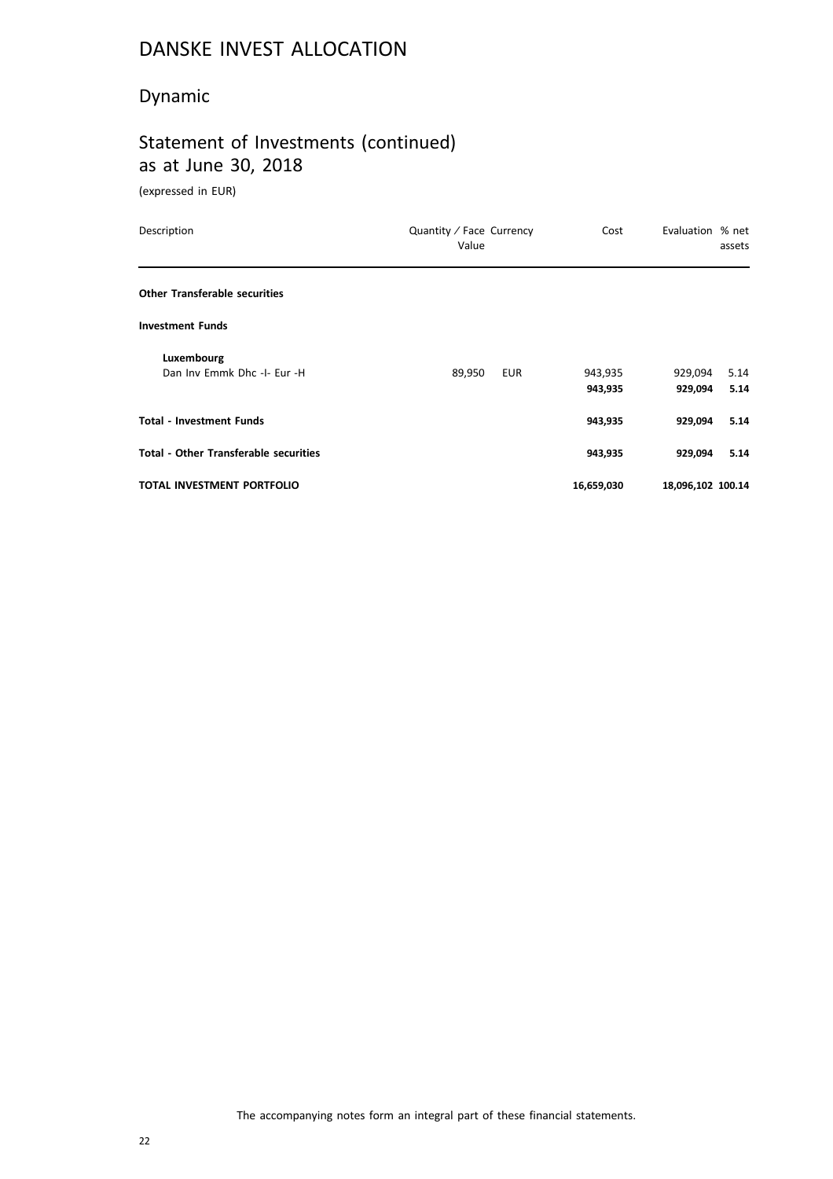# DANSKE INVEST ALLOCATION

## Dynamic

## Statement of Investments (continued) as at June 30, 2018

(expressed in EUR)

| Description | Quantity / Face Value | Currency | Cost | Evaluation | % net assets |
|---|---|---|---|---|---|
| **Other Transferable securities** | | | | | |
| **Investment Funds** | | | | | |
| **Luxembourg** | | | | | |
| Dan Inv Emmk Dhc -I- Eur -H | 89,950 | EUR | 943,935 | 929,094 | 5.14 |
| | | | **943,935** | **929,094** | **5.14** |
| **Total - Investment Funds** | | | **943,935** | **929,094** | **5.14** |
| **Total - Other Transferable securities** | | | **943,935** | **929,094** | **5.14** |
| **TOTAL INVESTMENT PORTFOLIO** | | | **16,659,030** | **18,096,102** | **100.14** |

The accompanying notes form an integral part of these financial statements.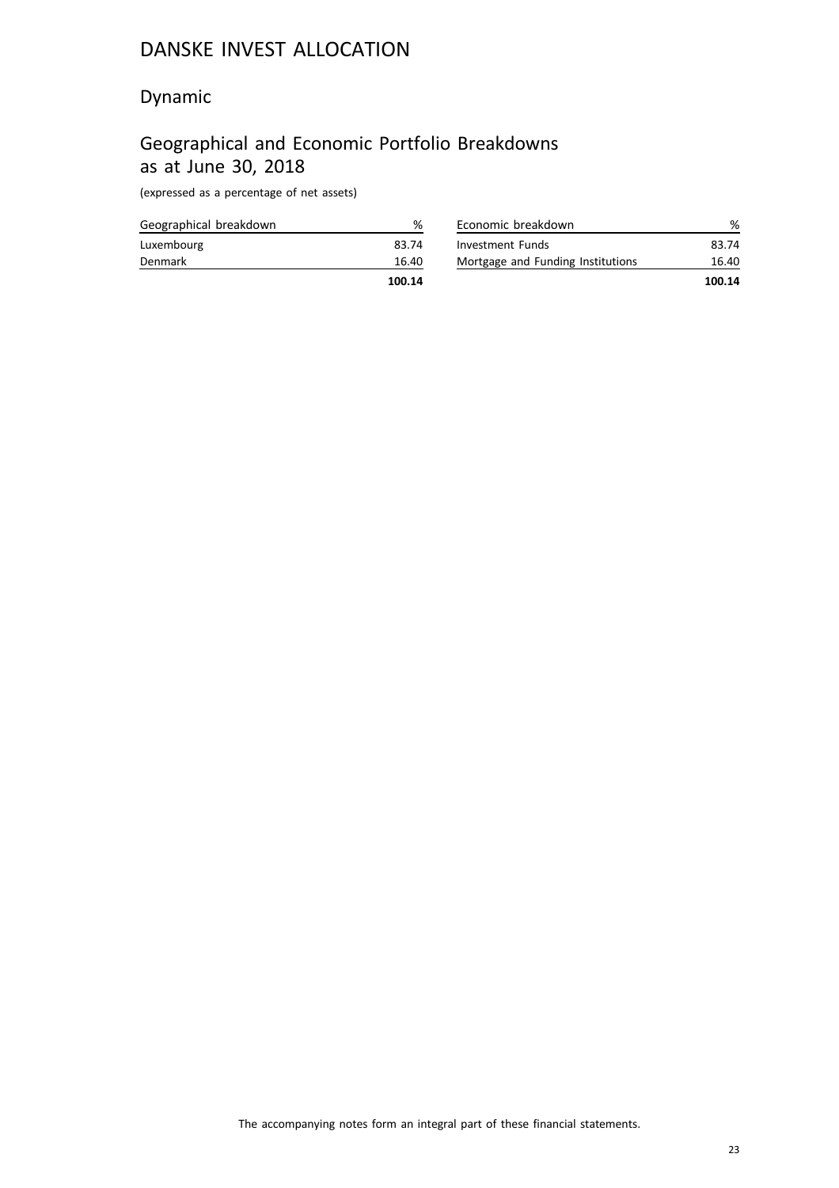# DANSKE INVEST ALLOCATION

## Dynamic

## Geographical and Economic Portfolio Breakdowns as at June 30, 2018

(expressed as a percentage of net assets)

| Geographical breakdown | % |
|---|---|
| Luxembourg | 83.74 |
| Denmark | 16.40 |
| | **100.14** |

| Economic breakdown | % |
|---|---|
| Investment Funds | 83.74 |
| Mortgage and Funding Institutions | 16.40 |
| | **100.14** |

The accompanying notes form an integral part of these financial statements.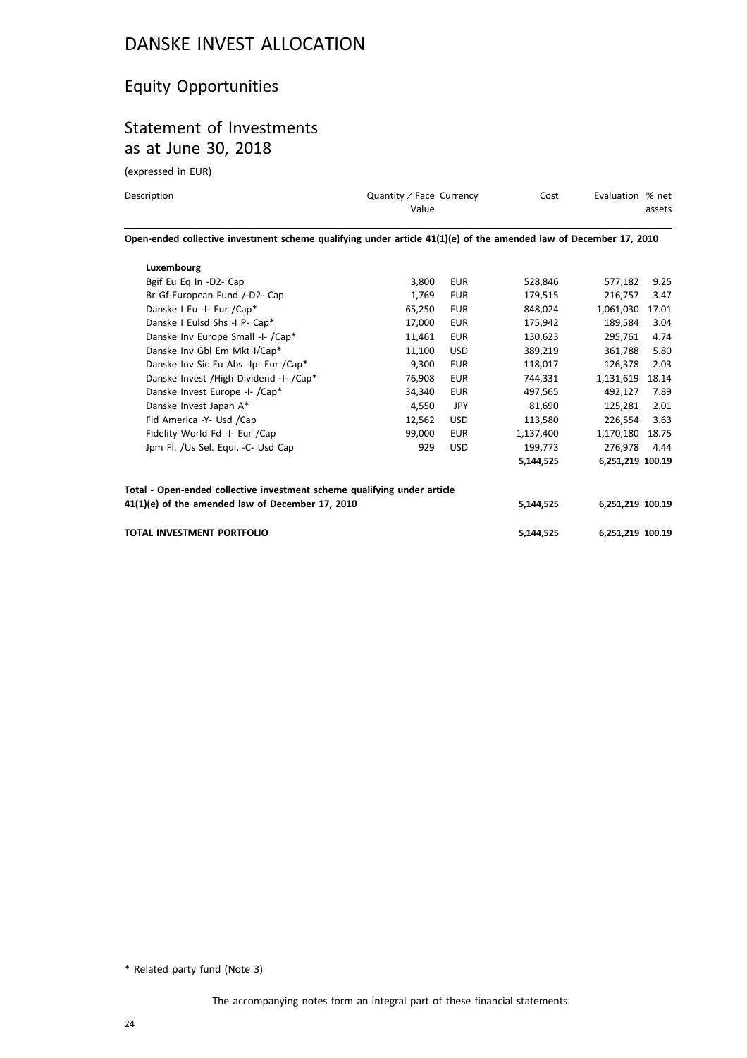# DANSKE INVEST ALLOCATION

## Equity Opportunities

## Statement of Investments as at June 30, 2018

(expressed in EUR)

| Description | Quantity / Face Value | Currency | Cost | Evaluation | % net assets |
|---|---|---|---|---|---|
| **Open-ended collective investment scheme qualifying under article 41(1)(e) of the amended law of December 17, 2010** | | | | | |
| **Luxembourg** | | | | | |
| Bgif Eu Eq In -D2- Cap | 3,800 | EUR | 528,846 | 577,182 | 9.25 |
| Br Gf-European Fund /-D2- Cap | 1,769 | EUR | 179,515 | 216,757 | 3.47 |
| Danske I Eu -I- Eur /Cap* | 65,250 | EUR | 848,024 | 1,061,030 | 17.01 |
| Danske I Eulsd Shs -I P- Cap* | 17,000 | EUR | 175,942 | 189,584 | 3.04 |
| Danske Inv Europe Small -I- /Cap* | 11,461 | EUR | 130,623 | 295,761 | 4.74 |
| Danske Inv Gbl Em Mkt I/Cap* | 11,100 | USD | 389,219 | 361,788 | 5.80 |
| Danske Inv Sic Eu Abs -Ip- Eur /Cap* | 9,300 | EUR | 118,017 | 126,378 | 2.03 |
| Danske Invest /High Dividend -I- /Cap* | 76,908 | EUR | 744,331 | 1,131,619 | 18.14 |
| Danske Invest Europe -I- /Cap* | 34,340 | EUR | 497,565 | 492,127 | 7.89 |
| Danske Invest Japan A* | 4,550 | JPY | 81,690 | 125,281 | 2.01 |
| Fid America -Y- Usd /Cap | 12,562 | USD | 113,580 | 226,554 | 3.63 |
| Fidelity World Fd -I- Eur /Cap | 99,000 | EUR | 1,137,400 | 1,170,180 | 18.75 |
| Jpm Fl. /Us Sel. Equi. -C- Usd Cap | 929 | USD | 199,773 | 276,978 | 4.44 |
| | | | **5,144,525** | **6,251,219** | **100.19** |
| **Total - Open-ended collective investment scheme qualifying under article 41(1)(e) of the amended law of December 17, 2010** | | | **5,144,525** | **6,251,219** | **100.19** |
| **TOTAL INVESTMENT PORTFOLIO** | | | **5,144,525** | **6,251,219** | **100.19** |

\* Related party fund (Note 3)

The accompanying notes form an integral part of these financial statements.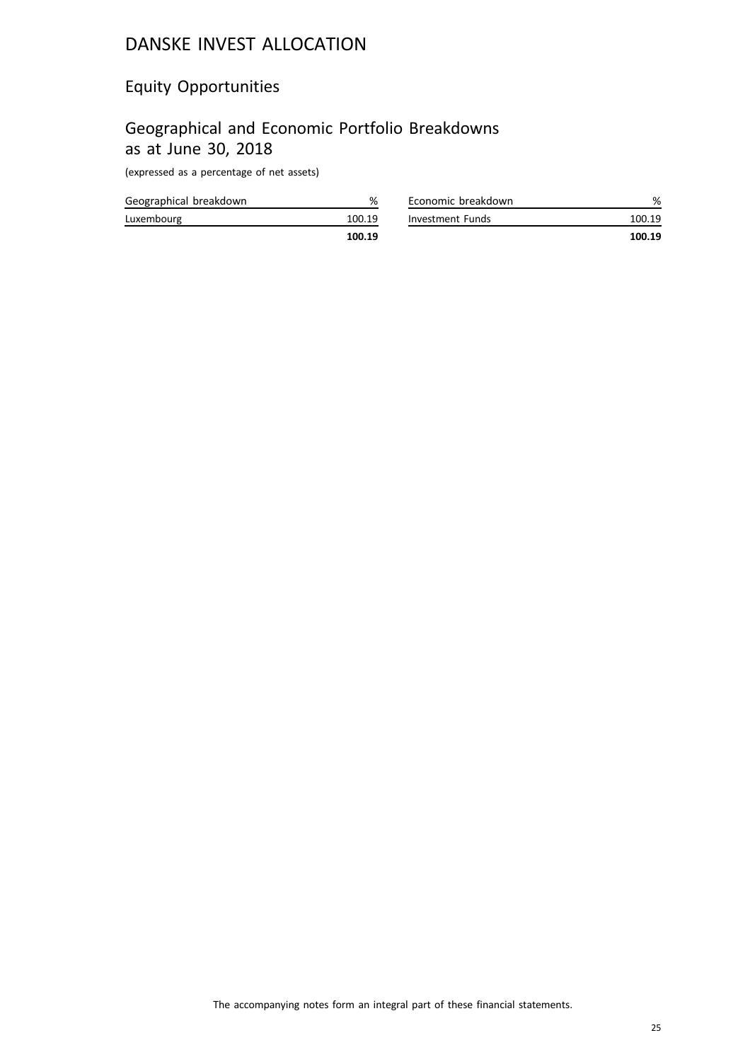# DANSKE INVEST ALLOCATION

## Equity Opportunities

## Geographical and Economic Portfolio Breakdowns as at June 30, 2018

(expressed as a percentage of net assets)

| Geographical breakdown | % |
|---|---|
| Luxembourg | 100.19 |
| | **100.19** |

| Economic breakdown | % |
|---|---|
| Investment Funds | 100.19 |
| | **100.19** |

The accompanying notes form an integral part of these financial statements.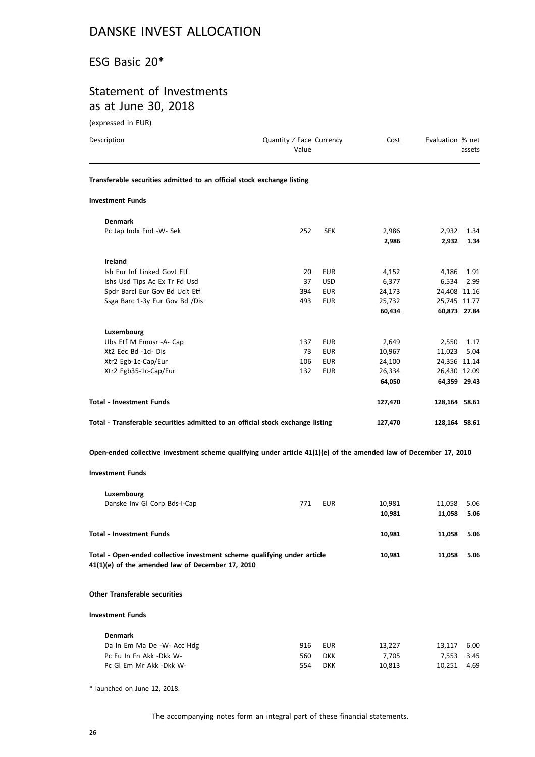# DANSKE INVEST ALLOCATION

## ESG Basic 20*

## Statement of Investments as at June 30, 2018

(expressed in EUR)

| Description | Quantity / Face Value | Currency | Cost | Evaluation | % net assets |
|---|---|---|---|---|---|
| **Transferable securities admitted to an official stock exchange listing** | | | | | |
| **Investment Funds** | | | | | |
| **Denmark** | | | | | |
| Pc Jap Indx Fnd -W- Sek | 252 | SEK | 2,986 | 2,932 | 1.34 |
| | | | **2,986** | **2,932** | **1.34** |
| **Ireland** | | | | | |
| Ish Eur Inf Linked Govt Etf | 20 | EUR | 4,152 | 4,186 | 1.91 |
| Ishs Usd Tips Ac Ex Tr Fd Usd | 37 | USD | 6,377 | 6,534 | 2.99 |
| Spdr Barcl Eur Gov Bd Ucit Etf | 394 | EUR | 24,173 | 24,408 | 11.16 |
| Ssga Barc 1-3y Eur Gov Bd /Dis | 493 | EUR | 25,732 | 25,745 | 11.77 |
| | | | **60,434** | **60,873** | **27.84** |
| **Luxembourg** | | | | | |
| Ubs Etf M Emusr -A- Cap | 137 | EUR | 2,649 | 2,550 | 1.17 |
| Xt2 Eec Bd -1d- Dis | 73 | EUR | 10,967 | 11,023 | 5.04 |
| Xtr2 Egb-1c-Cap/Eur | 106 | EUR | 24,100 | 24,356 | 11.14 |
| Xtr2 Egb35-1c-Cap/Eur | 132 | EUR | 26,334 | 26,430 | 12.09 |
| | | | **64,050** | **64,359** | **29.43** |
| **Total - Investment Funds** | | | **127,470** | **128,164** | **58.61** |
| **Total - Transferable securities admitted to an official stock exchange listing** | | | **127,470** | **128,164** | **58.61** |
| **Open-ended collective investment scheme qualifying under article 41(1)(e) of the amended law of December 17, 2010** | | | | | |
| **Investment Funds** | | | | | |
| **Luxembourg** | | | | | |
| Danske Inv Gl Corp Bds-I-Cap | 771 | EUR | 10,981 | 11,058 | 5.06 |
| | | | **10,981** | **11,058** | **5.06** |
| **Total - Investment Funds** | | | **10,981** | **11,058** | **5.06** |
| **Total - Open-ended collective investment scheme qualifying under article 41(1)(e) of the amended law of December 17, 2010** | | | **10,981** | **11,058** | **5.06** |
| **Other Transferable securities** | | | | | |
| **Investment Funds** | | | | | |
| **Denmark** | | | | | |
| Da In Em Ma De -W- Acc Hdg | 916 | EUR | 13,227 | 13,117 | 6.00 |
| Pc Eu In Fn Akk -Dkk W- | 560 | DKK | 7,705 | 7,553 | 3.45 |
| Pc Gl Em Mr Akk -Dkk W- | 554 | DKK | 10,813 | 10,251 | 4.69 |

\* launched on June 12, 2018.

The accompanying notes form an integral part of these financial statements.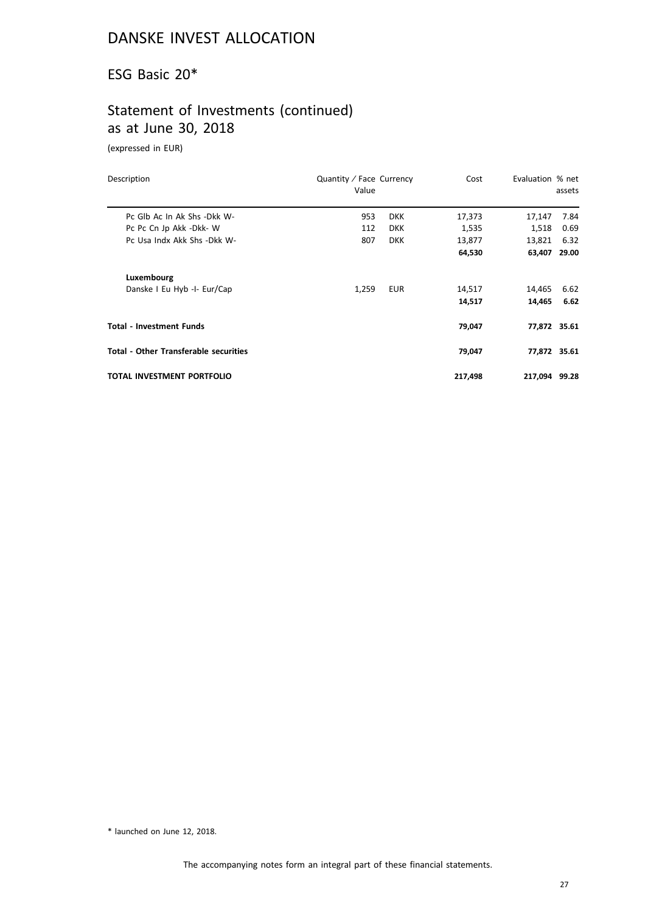# DANSKE INVEST ALLOCATION

## ESG Basic 20*

## Statement of Investments (continued)
## as at June 30, 2018

(expressed in EUR)

| Description | Quantity / Face Value | Currency | Cost | Evaluation | % net assets |
|---|---|---|---|---|---|
| Pc Glb Ac In Ak Shs -Dkk W- | 953 | DKK | 17,373 | 17,147 | 7.84 |
| Pc Pc Cn Jp Akk -Dkk- W | 112 | DKK | 1,535 | 1,518 | 0.69 |
| Pc Usa Indx Akk Shs -Dkk W- | 807 | DKK | 13,877 | 13,821 | 6.32 |
| | | | **64,530** | **63,407** | **29.00** |
| **Luxembourg** | | | | | |
| Danske I Eu Hyb -I- Eur/Cap | 1,259 | EUR | 14,517 | 14,465 | 6.62 |
| | | | **14,517** | **14,465** | **6.62** |
| **Total - Investment Funds** | | | **79,047** | **77,872** | **35.61** |
| **Total - Other Transferable securities** | | | **79,047** | **77,872** | **35.61** |
| **TOTAL INVESTMENT PORTFOLIO** | | | **217,498** | **217,094** | **99.28** |

\* launched on June 12, 2018.

The accompanying notes form an integral part of these financial statements.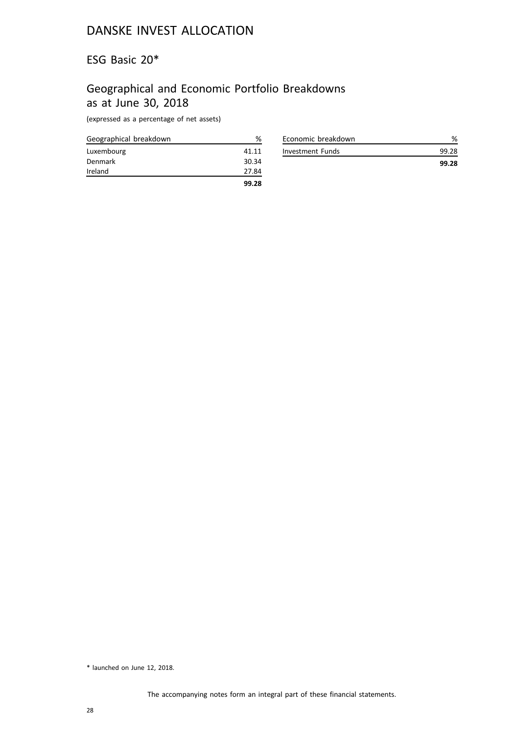# DANSKE INVEST ALLOCATION

## ESG Basic 20*

## Geographical and Economic Portfolio Breakdowns as at June 30, 2018

(expressed as a percentage of net assets)

| Geographical breakdown | % |
|---|---|
| Luxembourg | 41.11 |
| Denmark | 30.34 |
| Ireland | 27.84 |
| | **99.28** |

| Economic breakdown | % |
|---|---|
| Investment Funds | 99.28 |
| | **99.28** |

\* launched on June 12, 2018.

The accompanying notes form an integral part of these financial statements.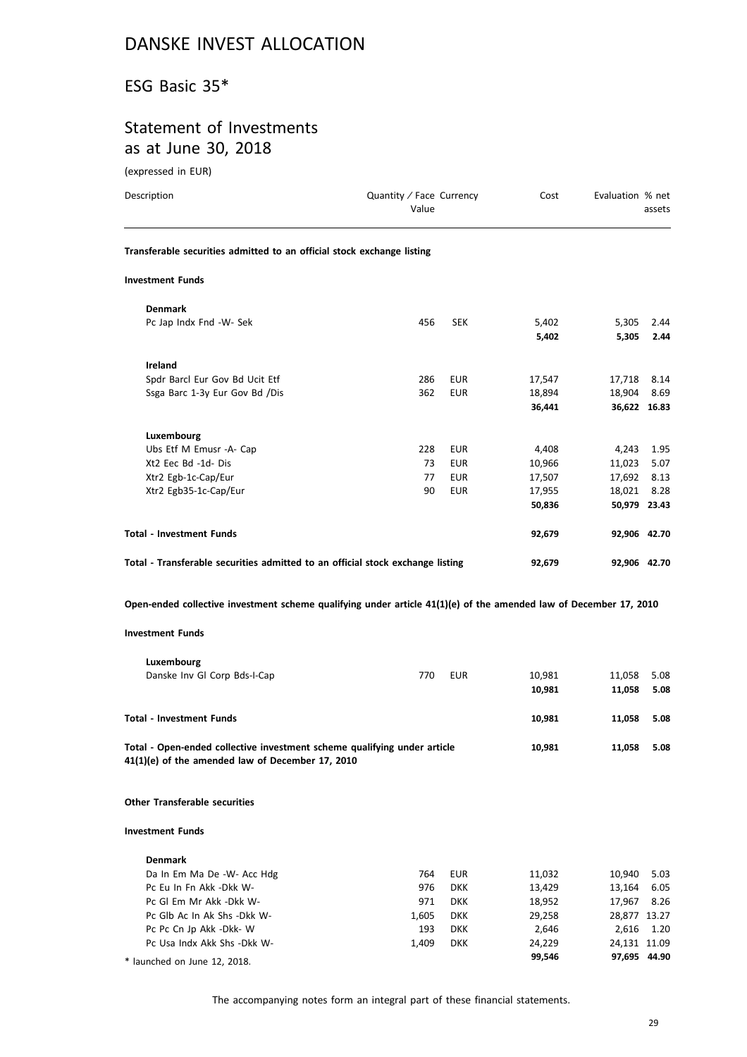# DANSKE INVEST ALLOCATION

## ESG Basic 35*

## Statement of Investments as at June 30, 2018

(expressed in EUR)

| Description | Quantity / Face Value | Currency | Cost | Evaluation | % net assets |
|---|---|---|---|---|---|
| **Transferable securities admitted to an official stock exchange listing** | | | | | |
| **Investment Funds** | | | | | |
| **Denmark** | | | | | |
| Pc Jap Indx Fnd -W- Sek | 456 | SEK | 5,402 | 5,305 | 2.44 |
| | | | **5,402** | **5,305** | **2.44** |
| **Ireland** | | | | | |
| Spdr Barcl Eur Gov Bd Ucit Etf | 286 | EUR | 17,547 | 17,718 | 8.14 |
| Ssga Barc 1-3y Eur Gov Bd /Dis | 362 | EUR | 18,894 | 18,904 | 8.69 |
| | | | **36,441** | **36,622** | **16.83** |
| **Luxembourg** | | | | | |
| Ubs Etf M Emusr -A- Cap | 228 | EUR | 4,408 | 4,243 | 1.95 |
| Xt2 Eec Bd -1d- Dis | 73 | EUR | 10,966 | 11,023 | 5.07 |
| Xtr2 Egb-1c-Cap/Eur | 77 | EUR | 17,507 | 17,692 | 8.13 |
| Xtr2 Egb35-1c-Cap/Eur | 90 | EUR | 17,955 | 18,021 | 8.28 |
| | | | **50,836** | **50,979** | **23.43** |
| **Total - Investment Funds** | | | **92,679** | **92,906** | **42.70** |
| **Total - Transferable securities admitted to an official stock exchange listing** | | | **92,679** | **92,906** | **42.70** |
| **Open-ended collective investment scheme qualifying under article 41(1)(e) of the amended law of December 17, 2010** | | | | | |
| **Investment Funds** | | | | | |
| **Luxembourg** | | | | | |
| Danske Inv Gl Corp Bds-I-Cap | 770 | EUR | 10,981 | 11,058 | 5.08 |
| | | | **10,981** | **11,058** | **5.08** |
| **Total - Investment Funds** | | | **10,981** | **11,058** | **5.08** |
| **Total - Open-ended collective investment scheme qualifying under article 41(1)(e) of the amended law of December 17, 2010** | | | **10,981** | **11,058** | **5.08** |
| **Other Transferable securities** | | | | | |
| **Investment Funds** | | | | | |
| **Denmark** | | | | | |
| Da In Em Ma De -W- Acc Hdg | 764 | EUR | 11,032 | 10,940 | 5.03 |
| Pc Eu In Fn Akk -Dkk W- | 976 | DKK | 13,429 | 13,164 | 6.05 |
| Pc Gl Em Mr Akk -Dkk W- | 971 | DKK | 18,952 | 17,967 | 8.26 |
| Pc Glb Ac In Ak Shs -Dkk W- | 1,605 | DKK | 29,258 | 28,877 | 13.27 |
| Pc Pc Cn Jp Akk -Dkk- W | 193 | DKK | 2,646 | 2,616 | 1.20 |
| Pc Usa Indx Akk Shs -Dkk W- | 1,409 | DKK | 24,229 | 24,131 | 11.09 |
| | | | **99,546** | **97,695** | **44.90** |

\* launched on June 12, 2018.

The accompanying notes form an integral part of these financial statements.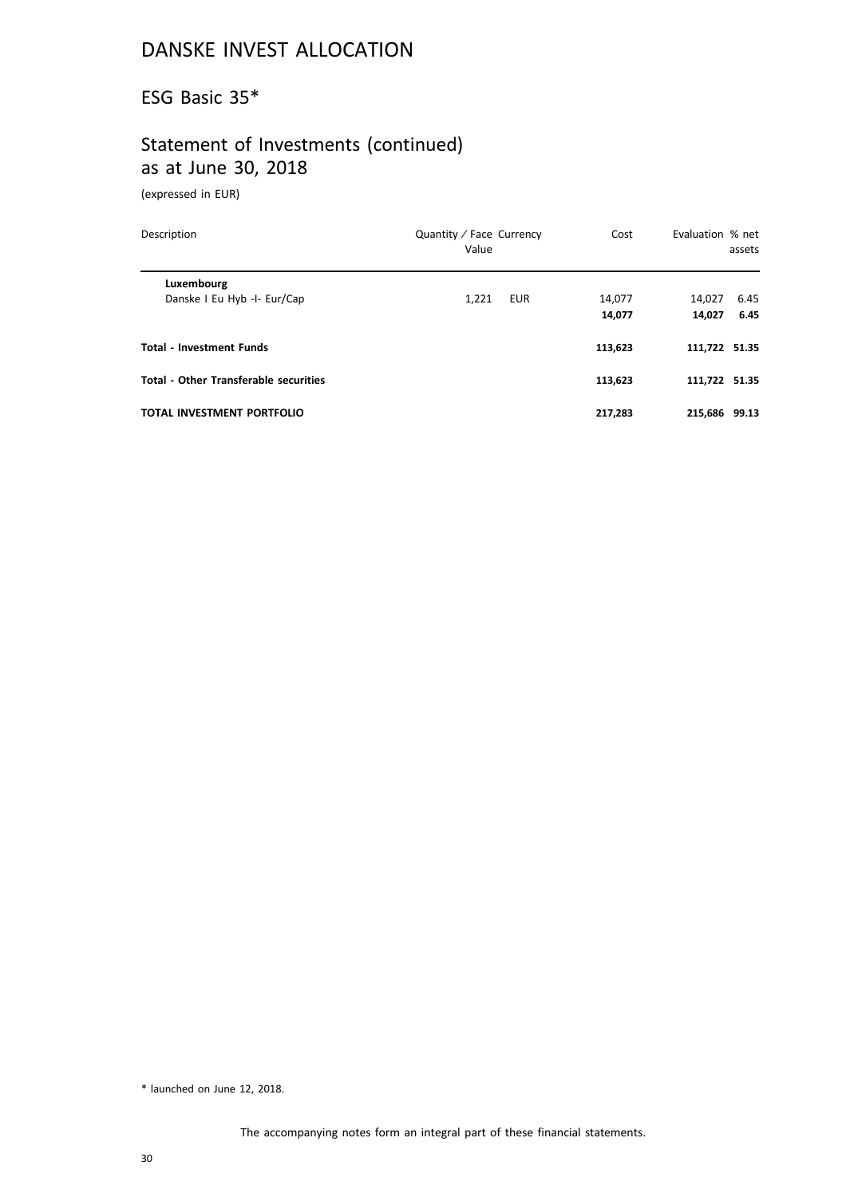# DANSKE INVEST ALLOCATION

## ESG Basic 35*

## Statement of Investments (continued) as at June 30, 2018

(expressed in EUR)

| Description | Quantity / Face Value | Currency | Cost | Evaluation | % net assets |
|---|---|---|---|---|---|
| **Luxembourg** | | | | | |
| Danske I Eu Hyb -I- Eur/Cap | 1,221 | EUR | 14,077 | 14,027 | 6.45 |
| | | | **14,077** | **14,027** | **6.45** |
| **Total - Investment Funds** | | | **113,623** | **111,722** | **51.35** |
| **Total - Other Transferable securities** | | | **113,623** | **111,722** | **51.35** |
| **TOTAL INVESTMENT PORTFOLIO** | | | **217,283** | **215,686** | **99.13** |

\* launched on June 12, 2018.

The accompanying notes form an integral part of these financial statements.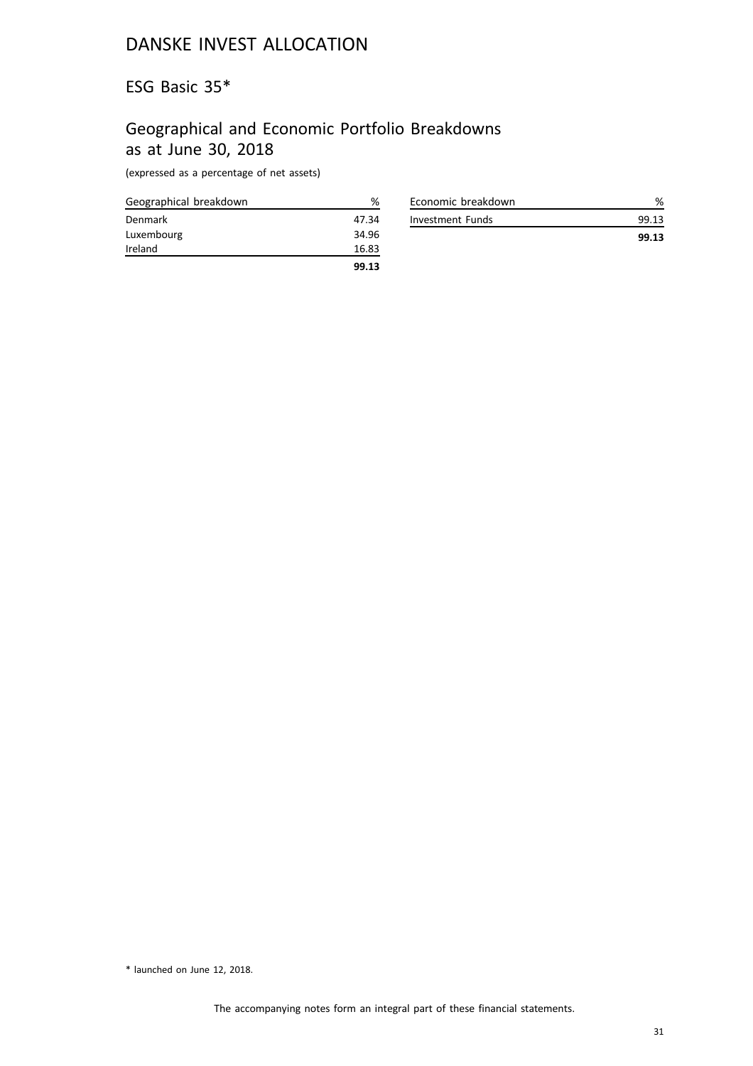# DANSKE INVEST ALLOCATION

## ESG Basic 35*

## Geographical and Economic Portfolio Breakdowns as at June 30, 2018

(expressed as a percentage of net assets)

| Geographical breakdown | % |
|---|---|
| Denmark | 47.34 |
| Luxembourg | 34.96 |
| Ireland | 16.83 |
| | **99.13** |

| Economic breakdown | % |
|---|---|
| Investment Funds | 99.13 |
| | **99.13** |

* launched on June 12, 2018.

The accompanying notes form an integral part of these financial statements.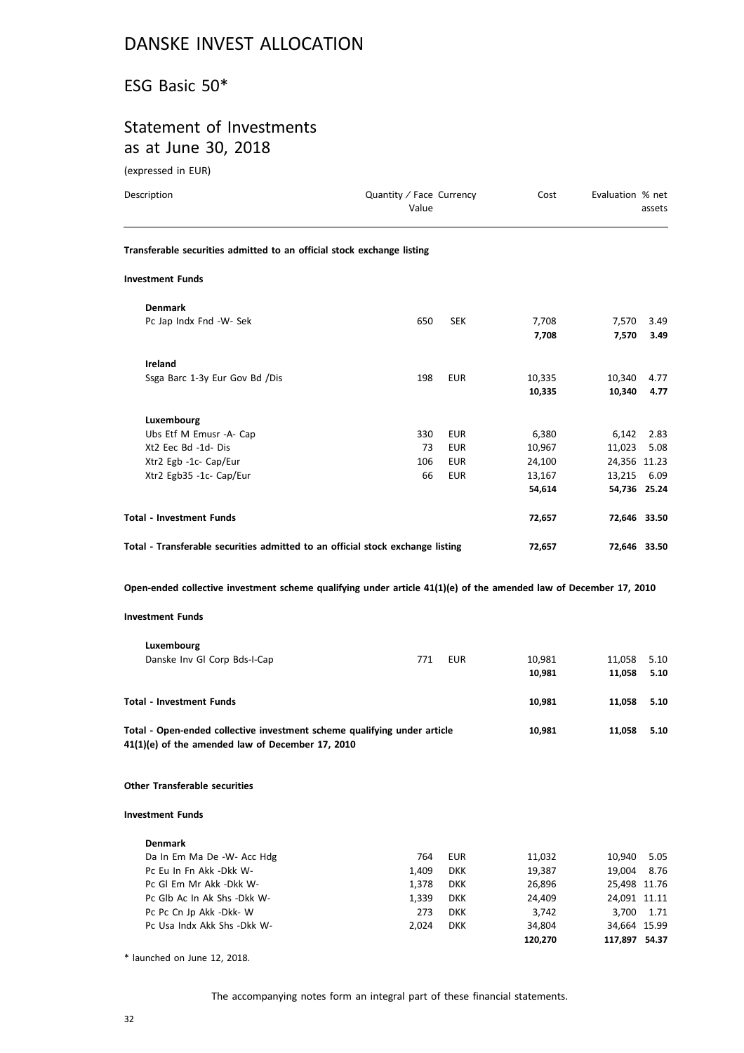# DANSKE INVEST ALLOCATION

## ESG Basic 50*

## Statement of Investments as at June 30, 2018

(expressed in EUR)

| Description | Quantity / Face Value | Currency | Cost | Evaluation | % net assets |
|---|---|---|---|---|---|
| **Transferable securities admitted to an official stock exchange listing** | | | | | |
| **Investment Funds** | | | | | |
| **Denmark** | | | | | |
| Pc Jap Indx Fnd -W- Sek | 650 | SEK | 7,708 | 7,570 | 3.49 |
| | | | **7,708** | **7,570** | **3.49** |
| **Ireland** | | | | | |
| Ssga Barc 1-3y Eur Gov Bd /Dis | 198 | EUR | 10,335 | 10,340 | 4.77 |
| | | | **10,335** | **10,340** | **4.77** |
| **Luxembourg** | | | | | |
| Ubs Etf M Emusr -A- Cap | 330 | EUR | 6,380 | 6,142 | 2.83 |
| Xt2 Eec Bd -1d- Dis | 73 | EUR | 10,967 | 11,023 | 5.08 |
| Xtr2 Egb -1c- Cap/Eur | 106 | EUR | 24,100 | 24,356 | 11.23 |
| Xtr2 Egb35 -1c- Cap/Eur | 66 | EUR | 13,167 | 13,215 | 6.09 |
| | | | **54,614** | **54,736** | **25.24** |
| **Total - Investment Funds** | | | **72,657** | **72,646** | **33.50** |
| **Total - Transferable securities admitted to an official stock exchange listing** | | | **72,657** | **72,646** | **33.50** |
| **Open-ended collective investment scheme qualifying under article 41(1)(e) of the amended law of December 17, 2010** | | | | | |
| **Investment Funds** | | | | | |
| **Luxembourg** | | | | | |
| Danske Inv Gl Corp Bds-I-Cap | 771 | EUR | 10,981 | 11,058 | 5.10 |
| | | | **10,981** | **11,058** | **5.10** |
| **Total - Investment Funds** | | | **10,981** | **11,058** | **5.10** |
| **Total - Open-ended collective investment scheme qualifying under article 41(1)(e) of the amended law of December 17, 2010** | | | **10,981** | **11,058** | **5.10** |
| **Other Transferable securities** | | | | | |
| **Investment Funds** | | | | | |
| **Denmark** | | | | | |
| Da In Em Ma De -W- Acc Hdg | 764 | EUR | 11,032 | 10,940 | 5.05 |
| Pc Eu In Fn Akk -Dkk W- | 1,409 | DKK | 19,387 | 19,004 | 8.76 |
| Pc Gl Em Mr Akk -Dkk W- | 1,378 | DKK | 26,896 | 25,498 | 11.76 |
| Pc Glb Ac In Ak Shs -Dkk W- | 1,339 | DKK | 24,409 | 24,091 | 11.11 |
| Pc Pc Cn Jp Akk -Dkk- W | 273 | DKK | 3,742 | 3,700 | 1.71 |
| Pc Usa Indx Akk Shs -Dkk W- | 2,024 | DKK | 34,804 | 34,664 | 15.99 |
| | | | **120,270** | **117,897** | **54.37** |

\* launched on June 12, 2018.

The accompanying notes form an integral part of these financial statements.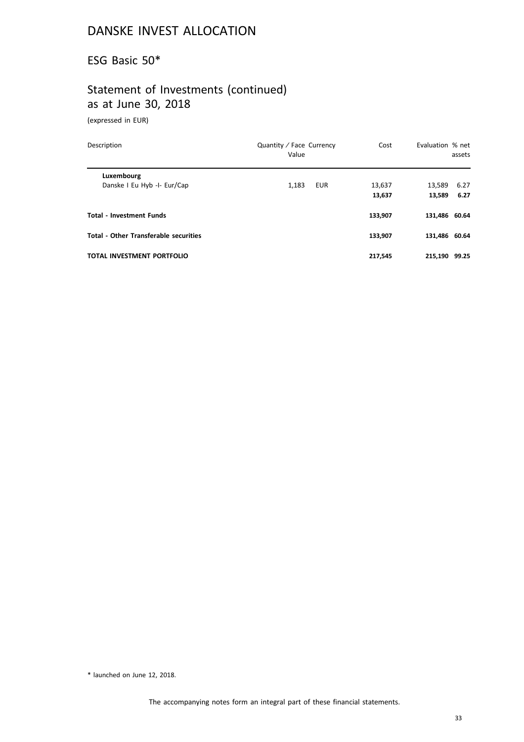# DANSKE INVEST ALLOCATION

## ESG Basic 50*

## Statement of Investments (continued) as at June 30, 2018

(expressed in EUR)

| Description | Quantity / Face Value | Currency | Cost | Evaluation | % net assets |
|---|---|---|---|---|---|
| **Luxembourg** | | | | | |
| Danske I Eu Hyb -I- Eur/Cap | 1,183 | EUR | 13,637 | 13,589 | 6.27 |
| | | | **13,637** | **13,589** | **6.27** |
| **Total - Investment Funds** | | | **133,907** | **131,486** | **60.64** |
| **Total - Other Transferable securities** | | | **133,907** | **131,486** | **60.64** |
| **TOTAL INVESTMENT PORTFOLIO** | | | **217,545** | **215,190** | **99.25** |

* launched on June 12, 2018.

The accompanying notes form an integral part of these financial statements.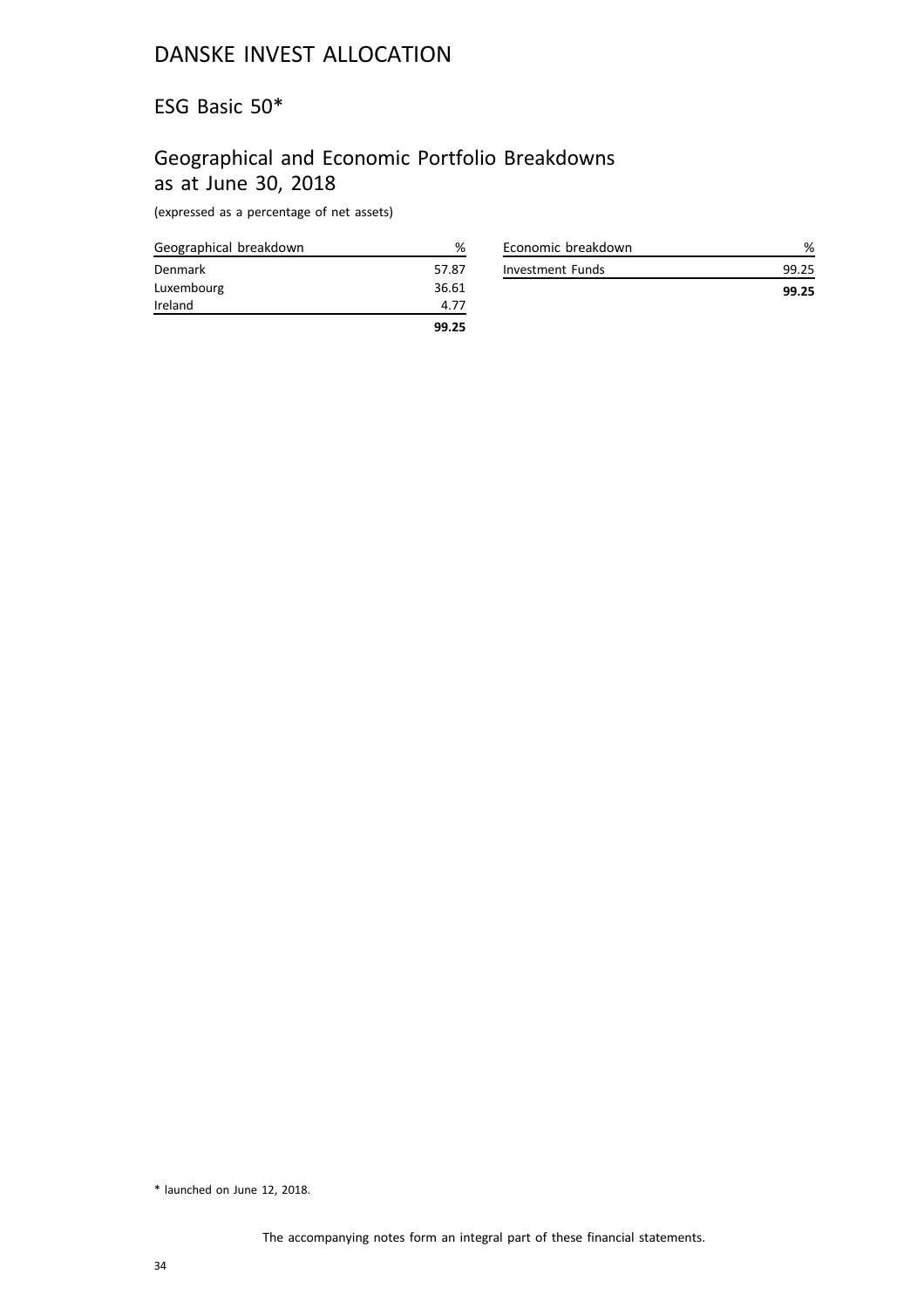# DANSKE INVEST ALLOCATION

## ESG Basic 50*

## Geographical and Economic Portfolio Breakdowns as at June 30, 2018

(expressed as a percentage of net assets)

| Geographical breakdown | % |
|---|---|
| Denmark | 57.87 |
| Luxembourg | 36.61 |
| Ireland | 4.77 |
| | **99.25** |

| Economic breakdown | % |
|---|---|
| Investment Funds | 99.25 |
| | **99.25** |

\* launched on June 12, 2018.

The accompanying notes form an integral part of these financial statements.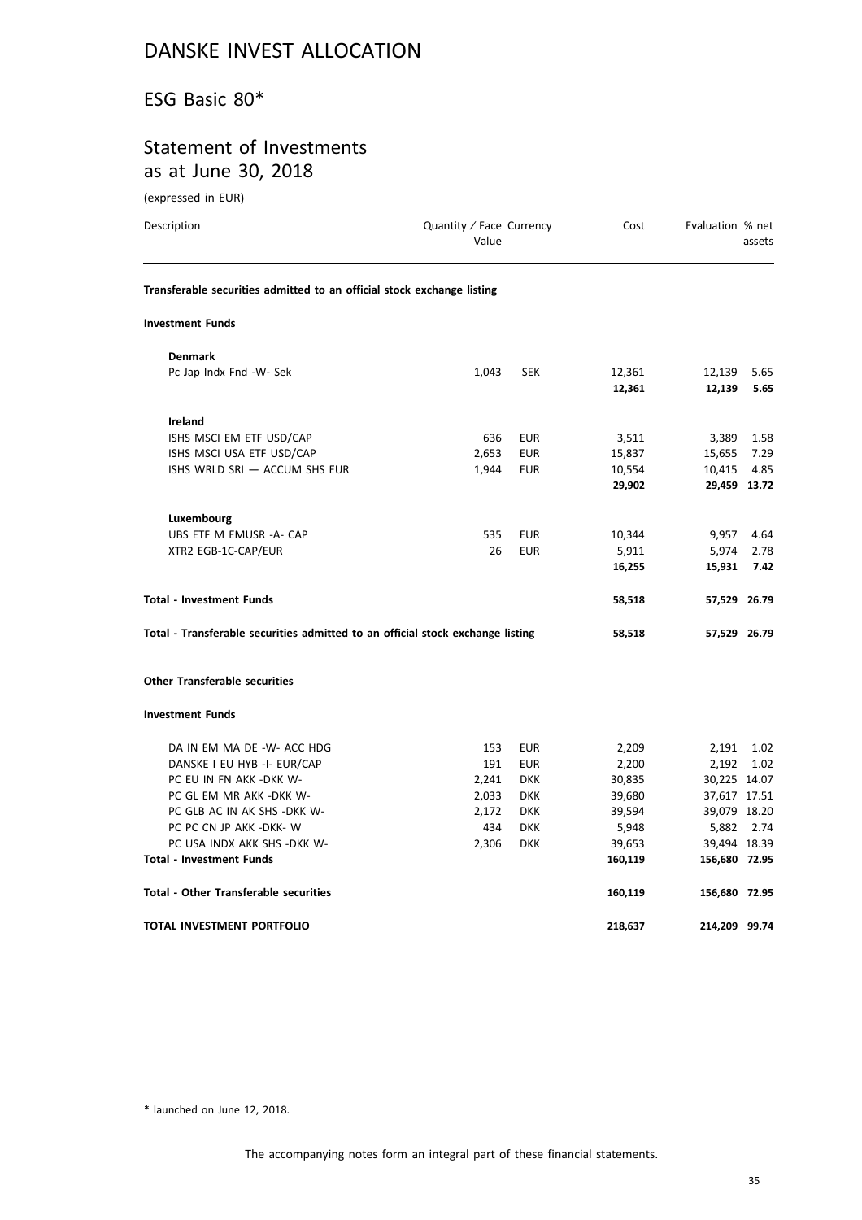# DANSKE INVEST ALLOCATION

## ESG Basic 80*

## Statement of Investments as at June 30, 2018

(expressed in EUR)

| Description | Quantity / Face Value | Currency | Cost | Evaluation | % net assets |
|---|---|---|---|---|---|
| **Transferable securities admitted to an official stock exchange listing** | | | | | |
| **Investment Funds** | | | | | |
| **Denmark** | | | | | |
| Pc Jap Indx Fnd -W- Sek | 1,043 | SEK | 12,361 | 12,139 | 5.65 |
| | | | **12,361** | **12,139** | **5.65** |
| **Ireland** | | | | | |
| ISHS MSCI EM ETF USD/CAP | 636 | EUR | 3,511 | 3,389 | 1.58 |
| ISHS MSCI USA ETF USD/CAP | 2,653 | EUR | 15,837 | 15,655 | 7.29 |
| ISHS WRLD SRI — ACCUM SHS EUR | 1,944 | EUR | 10,554 | 10,415 | 4.85 |
| | | | **29,902** | **29,459** | **13.72** |
| **Luxembourg** | | | | | |
| UBS ETF M EMUSR -A- CAP | 535 | EUR | 10,344 | 9,957 | 4.64 |
| XTR2 EGB-1C-CAP/EUR | 26 | EUR | 5,911 | 5,974 | 2.78 |
| | | | **16,255** | **15,931** | **7.42** |
| **Total - Investment Funds** | | | **58,518** | **57,529** | **26.79** |
| **Total - Transferable securities admitted to an official stock exchange listing** | | | **58,518** | **57,529** | **26.79** |
| **Other Transferable securities** | | | | | |
| **Investment Funds** | | | | | |
| DA IN EM MA DE -W- ACC HDG | 153 | EUR | 2,209 | 2,191 | 1.02 |
| DANSKE I EU HYB -I- EUR/CAP | 191 | EUR | 2,200 | 2,192 | 1.02 |
| PC EU IN FN AKK -DKK W- | 2,241 | DKK | 30,835 | 30,225 | 14.07 |
| PC GL EM MR AKK -DKK W- | 2,033 | DKK | 39,680 | 37,617 | 17.51 |
| PC GLB AC IN AK SHS -DKK W- | 2,172 | DKK | 39,594 | 39,079 | 18.20 |
| PC PC CN JP AKK -DKK- W | 434 | DKK | 5,948 | 5,882 | 2.74 |
| PC USA INDX AKK SHS -DKK W- | 2,306 | DKK | 39,653 | 39,494 | 18.39 |
| **Total - Investment Funds** | | | **160,119** | **156,680** | **72.95** |
| **Total - Other Transferable securities** | | | **160,119** | **156,680** | **72.95** |
| **TOTAL INVESTMENT PORTFOLIO** | | | **218,637** | **214,209** | **99.74** |

\* launched on June 12, 2018.

The accompanying notes form an integral part of these financial statements.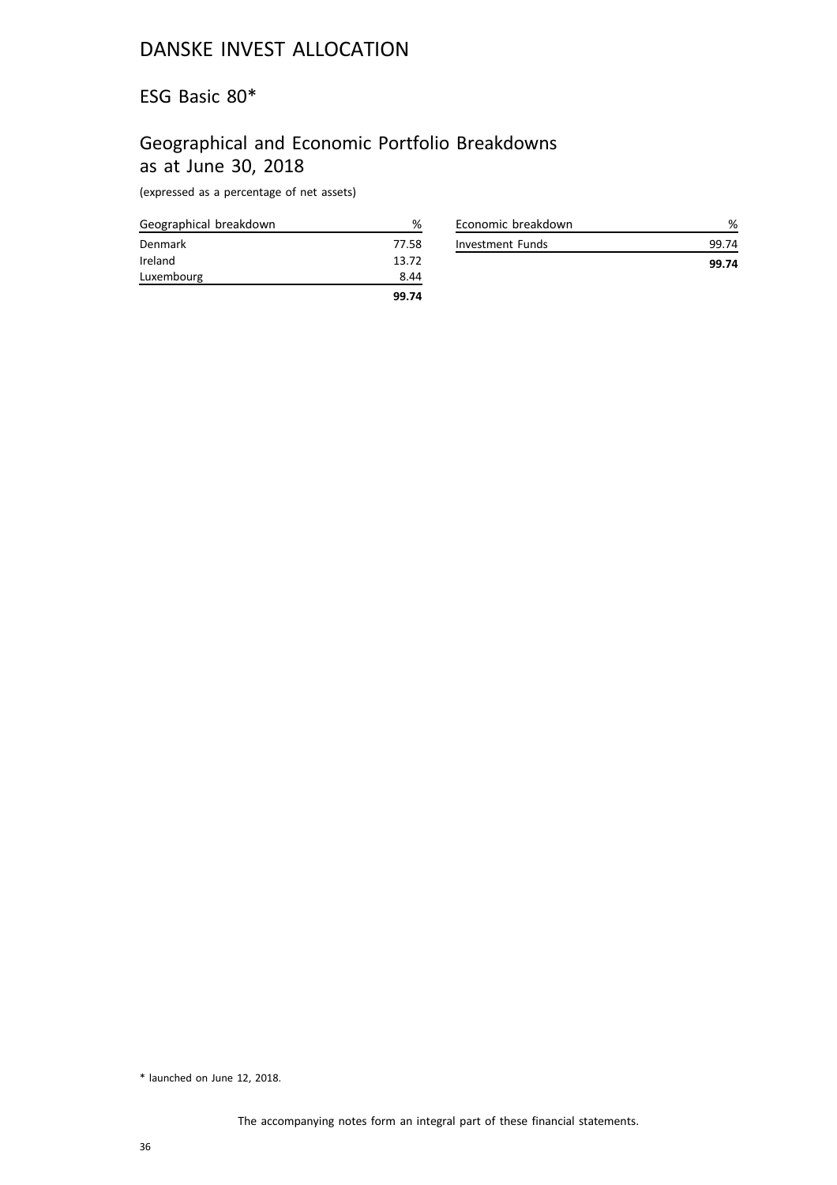# DANSKE INVEST ALLOCATION

## ESG Basic 80*

## Geographical and Economic Portfolio Breakdowns as at June 30, 2018

(expressed as a percentage of net assets)

| Geographical breakdown | % |
|---|---|
| Denmark | 77.58 |
| Ireland | 13.72 |
| Luxembourg | 8.44 |
| | **99.74** |

| Economic breakdown | % |
|---|---|
| Investment Funds | 99.74 |
| | **99.74** |

* launched on June 12, 2018.

The accompanying notes form an integral part of these financial statements.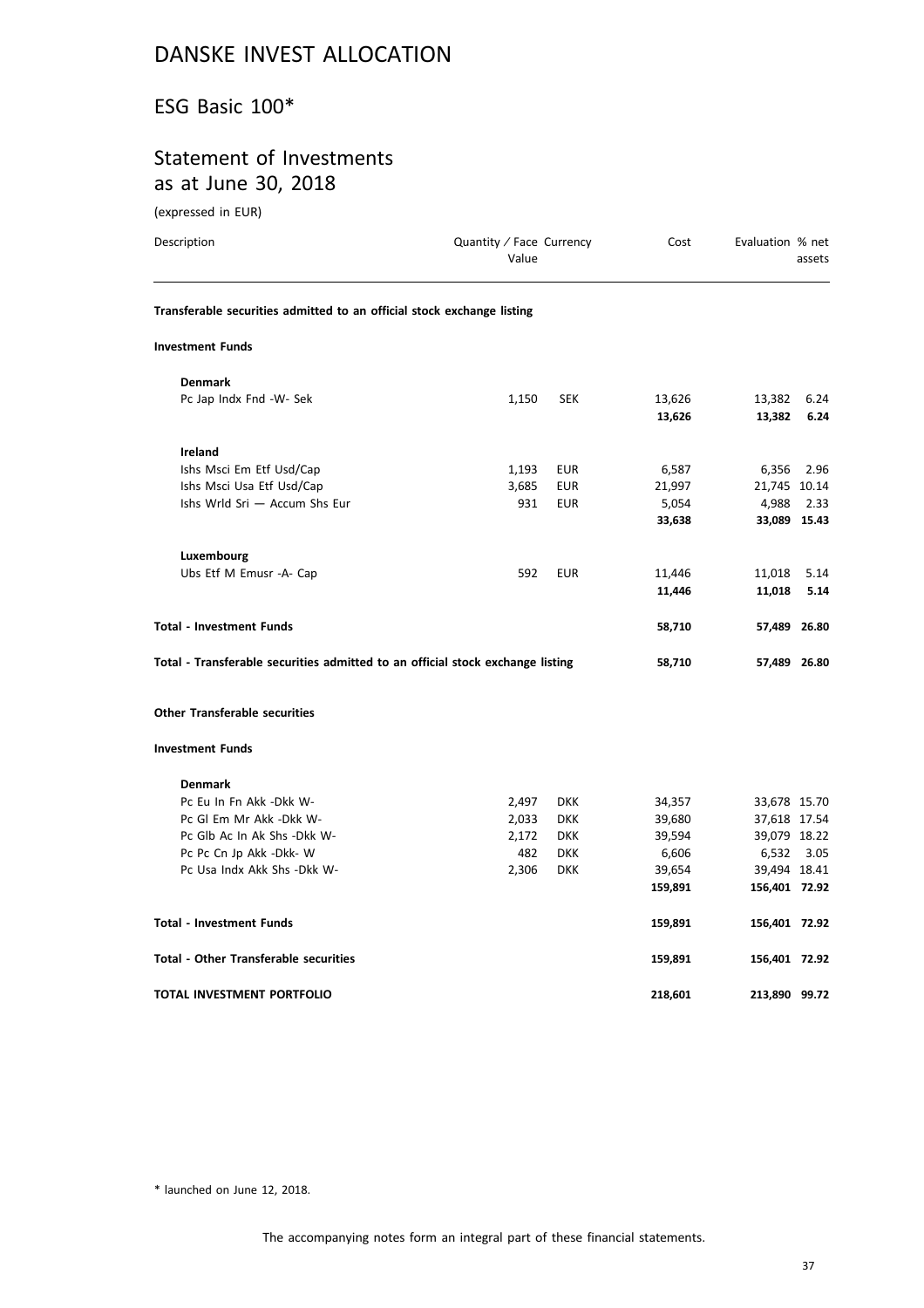# DANSKE INVEST ALLOCATION

## ESG Basic 100*

## Statement of Investments as at June 30, 2018

(expressed in EUR)

| Description | Quantity / Face Value | Currency | Cost | Evaluation | % net assets |
|---|---|---|---|---|---|
| **Transferable securities admitted to an official stock exchange listing** | | | | | |
| **Investment Funds** | | | | | |
| **Denmark** | | | | | |
| Pc Jap Indx Fnd -W- Sek | 1,150 | SEK | 13,626 | 13,382 | 6.24 |
| | | | **13,626** | **13,382** | **6.24** |
| **Ireland** | | | | | |
| Ishs Msci Em Etf Usd/Cap | 1,193 | EUR | 6,587 | 6,356 | 2.96 |
| Ishs Msci Usa Etf Usd/Cap | 3,685 | EUR | 21,997 | 21,745 | 10.14 |
| Ishs Wrld Sri — Accum Shs Eur | 931 | EUR | 5,054 | 4,988 | 2.33 |
| | | | **33,638** | **33,089** | **15.43** |
| **Luxembourg** | | | | | |
| Ubs Etf M Emusr -A- Cap | 592 | EUR | 11,446 | 11,018 | 5.14 |
| | | | **11,446** | **11,018** | **5.14** |
| **Total - Investment Funds** | | | **58,710** | **57,489** | **26.80** |
| **Total - Transferable securities admitted to an official stock exchange listing** | | | **58,710** | **57,489** | **26.80** |
| **Other Transferable securities** | | | | | |
| **Investment Funds** | | | | | |
| **Denmark** | | | | | |
| Pc Eu In Fn Akk -Dkk W- | 2,497 | DKK | 34,357 | 33,678 | 15.70 |
| Pc Gl Em Mr Akk -Dkk W- | 2,033 | DKK | 39,680 | 37,618 | 17.54 |
| Pc Glb Ac In Ak Shs -Dkk W- | 2,172 | DKK | 39,594 | 39,079 | 18.22 |
| Pc Pc Cn Jp Akk -Dkk- W | 482 | DKK | 6,606 | 6,532 | 3.05 |
| Pc Usa Indx Akk Shs -Dkk W- | 2,306 | DKK | 39,654 | 39,494 | 18.41 |
| | | | **159,891** | **156,401** | **72.92** |
| **Total - Investment Funds** | | | **159,891** | **156,401** | **72.92** |
| **Total - Other Transferable securities** | | | **159,891** | **156,401** | **72.92** |
| **TOTAL INVESTMENT PORTFOLIO** | | | **218,601** | **213,890** | **99.72** |

\* launched on June 12, 2018.

The accompanying notes form an integral part of these financial statements.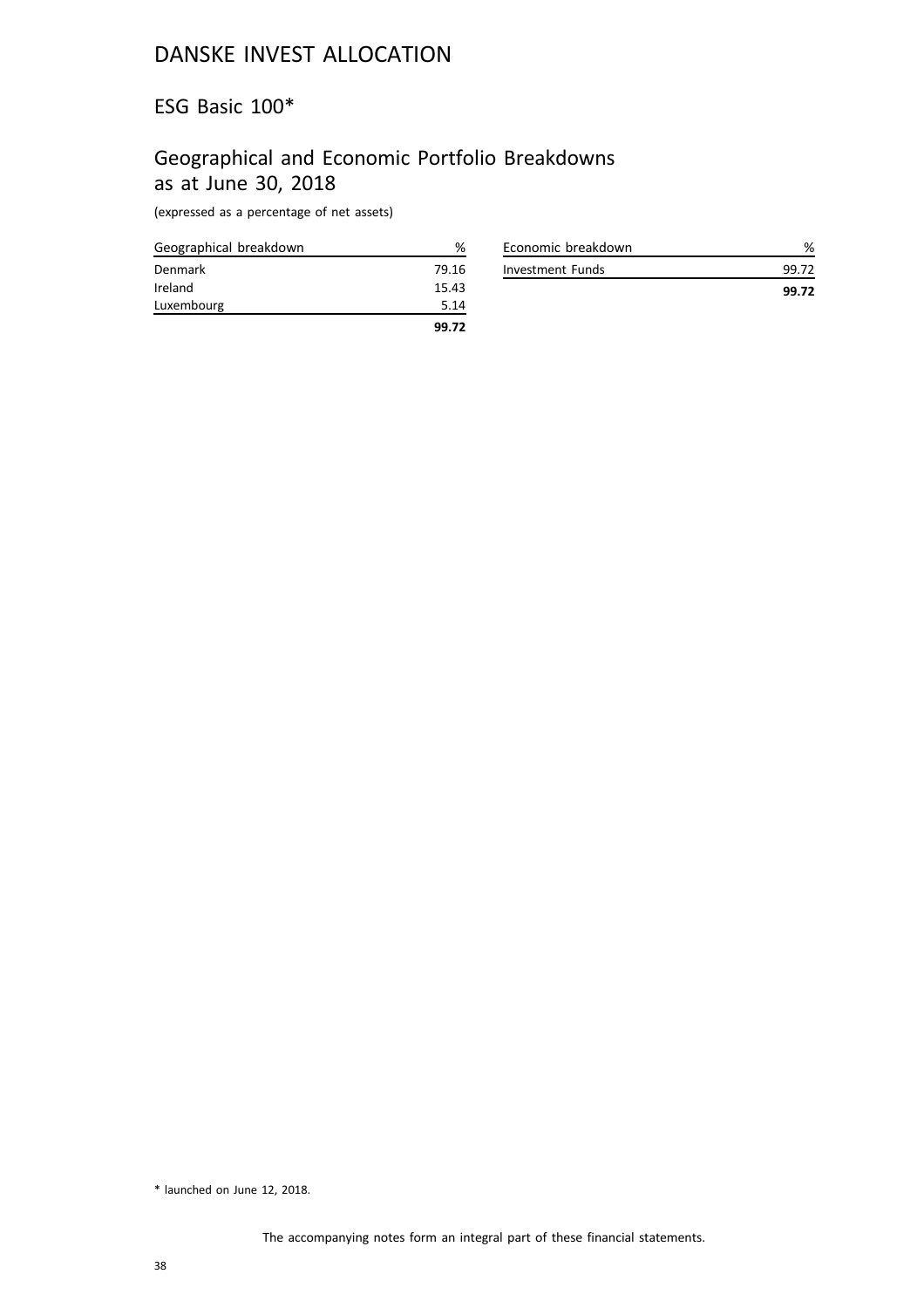# DANSKE INVEST ALLOCATION

## ESG Basic 100*

## Geographical and Economic Portfolio Breakdowns as at June 30, 2018

(expressed as a percentage of net assets)

| Geographical breakdown | % |
|---|---|
| Denmark | 79.16 |
| Ireland | 15.43 |
| Luxembourg | 5.14 |
| | **99.72** |

| Economic breakdown | % |
|---|---|
| Investment Funds | 99.72 |
| | **99.72** |

\* launched on June 12, 2018.

The accompanying notes form an integral part of these financial statements.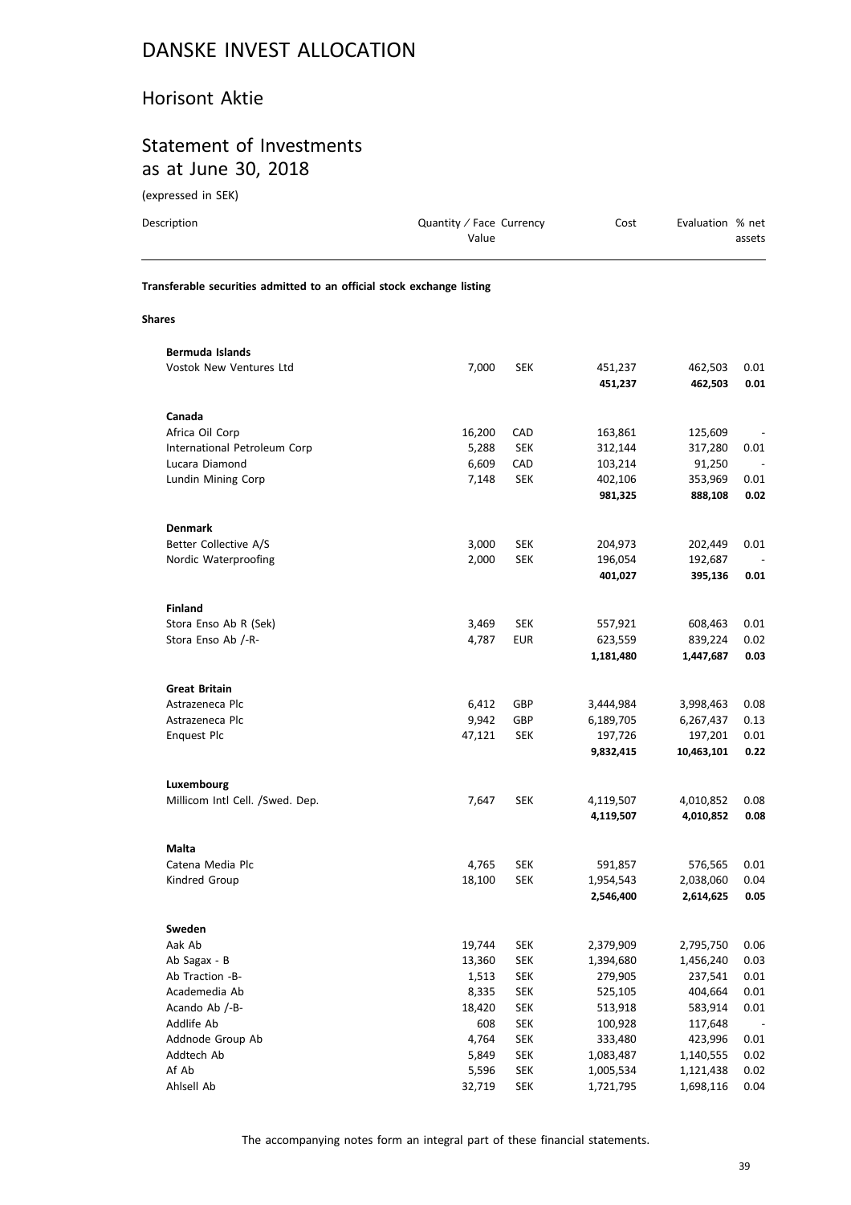# DANSKE INVEST ALLOCATION

## Horisont Aktie

## Statement of Investments as at June 30, 2018

(expressed in SEK)

| Description | Quantity / Face Value | Currency | Cost | Evaluation | % net assets |
|---|---|---|---|---|---|
| **Transferable securities admitted to an official stock exchange listing** | | | | | |
| **Shares** | | | | | |
| **Bermuda Islands** | | | | | |
| Vostok New Ventures Ltd | 7,000 | SEK | 451,237 | 462,503 | 0.01 |
| | | | **451,237** | **462,503** | **0.01** |
| **Canada** | | | | | |
| Africa Oil Corp | 16,200 | CAD | 163,861 | 125,609 | - |
| International Petroleum Corp | 5,288 | SEK | 312,144 | 317,280 | 0.01 |
| Lucara Diamond | 6,609 | CAD | 103,214 | 91,250 | - |
| Lundin Mining Corp | 7,148 | SEK | 402,106 | 353,969 | 0.01 |
| | | | **981,325** | **888,108** | **0.02** |
| **Denmark** | | | | | |
| Better Collective A/S | 3,000 | SEK | 204,973 | 202,449 | 0.01 |
| Nordic Waterproofing | 2,000 | SEK | 196,054 | 192,687 | - |
| | | | **401,027** | **395,136** | **0.01** |
| **Finland** | | | | | |
| Stora Enso Ab R (Sek) | 3,469 | SEK | 557,921 | 608,463 | 0.01 |
| Stora Enso Ab /-R- | 4,787 | EUR | 623,559 | 839,224 | 0.02 |
| | | | **1,181,480** | **1,447,687** | **0.03** |
| **Great Britain** | | | | | |
| Astrazeneca Plc | 6,412 | GBP | 3,444,984 | 3,998,463 | 0.08 |
| Astrazeneca Plc | 9,942 | GBP | 6,189,705 | 6,267,437 | 0.13 |
| Enquest Plc | 47,121 | SEK | 197,726 | 197,201 | 0.01 |
| | | | **9,832,415** | **10,463,101** | **0.22** |
| **Luxembourg** | | | | | |
| Millicom Intl Cell. /Swed. Dep. | 7,647 | SEK | 4,119,507 | 4,010,852 | 0.08 |
| | | | **4,119,507** | **4,010,852** | **0.08** |
| **Malta** | | | | | |
| Catena Media Plc | 4,765 | SEK | 591,857 | 576,565 | 0.01 |
| Kindred Group | 18,100 | SEK | 1,954,543 | 2,038,060 | 0.04 |
| | | | **2,546,400** | **2,614,625** | **0.05** |
| **Sweden** | | | | | |
| Aak Ab | 19,744 | SEK | 2,379,909 | 2,795,750 | 0.06 |
| Ab Sagax - B | 13,360 | SEK | 1,394,680 | 1,456,240 | 0.03 |
| Ab Traction -B- | 1,513 | SEK | 279,905 | 237,541 | 0.01 |
| Academedia Ab | 8,335 | SEK | 525,105 | 404,664 | 0.01 |
| Acando Ab /-B- | 18,420 | SEK | 513,918 | 583,914 | 0.01 |
| Addlife Ab | 608 | SEK | 100,928 | 117,648 | - |
| Addnode Group Ab | 4,764 | SEK | 333,480 | 423,996 | 0.01 |
| Addtech Ab | 5,849 | SEK | 1,083,487 | 1,140,555 | 0.02 |
| Af Ab | 5,596 | SEK | 1,005,534 | 1,121,438 | 0.02 |
| Ahlsell Ab | 32,719 | SEK | 1,721,795 | 1,698,116 | 0.04 |

The accompanying notes form an integral part of these financial statements.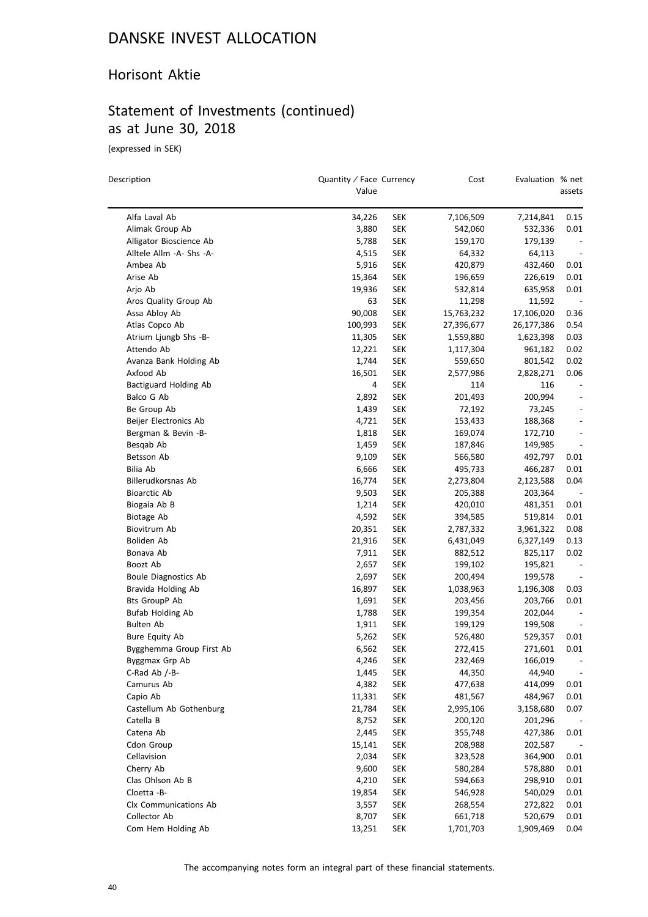# DANSKE INVEST ALLOCATION

## Horisont Aktie

## Statement of Investments (continued) as at June 30, 2018

(expressed in SEK)

| Description | Quantity / Face Value | Currency | Cost | Evaluation | % net assets |
|---|---|---|---|---|---|
| Alfa Laval Ab | 34,226 | SEK | 7,106,509 | 7,214,841 | 0.15 |
| Alimak Group Ab | 3,880 | SEK | 542,060 | 532,336 | 0.01 |
| Alligator Bioscience Ab | 5,788 | SEK | 159,170 | 179,139 | - |
| Alltele Allm -A- Shs -A- | 4,515 | SEK | 64,332 | 64,113 | - |
| Ambea Ab | 5,916 | SEK | 420,879 | 432,460 | 0.01 |
| Arise Ab | 15,364 | SEK | 196,659 | 226,619 | 0.01 |
| Arjo Ab | 19,936 | SEK | 532,814 | 635,958 | 0.01 |
| Aros Quality Group Ab | 63 | SEK | 11,298 | 11,592 | - |
| Assa Abloy Ab | 90,008 | SEK | 15,763,232 | 17,106,020 | 0.36 |
| Atlas Copco Ab | 100,993 | SEK | 27,396,677 | 26,177,386 | 0.54 |
| Atrium Ljungb Shs -B- | 11,305 | SEK | 1,559,880 | 1,623,398 | 0.03 |
| Attendo Ab | 12,221 | SEK | 1,117,304 | 961,182 | 0.02 |
| Avanza Bank Holding Ab | 1,744 | SEK | 559,650 | 801,542 | 0.02 |
| Axfood Ab | 16,501 | SEK | 2,577,986 | 2,828,271 | 0.06 |
| Bactiguard Holding Ab | 4 | SEK | 114 | 116 | - |
| Balco G Ab | 2,892 | SEK | 201,493 | 200,994 | - |
| Be Group Ab | 1,439 | SEK | 72,192 | 73,245 | - |
| Beijer Electronics Ab | 4,721 | SEK | 153,433 | 188,368 | - |
| Bergman & Bevin -B- | 1,818 | SEK | 169,074 | 172,710 | - |
| Besqab Ab | 1,459 | SEK | 187,846 | 149,985 | - |
| Betsson Ab | 9,109 | SEK | 566,580 | 492,797 | 0.01 |
| Bilia Ab | 6,666 | SEK | 495,733 | 466,287 | 0.01 |
| Billerudkorsnas Ab | 16,774 | SEK | 2,273,804 | 2,123,588 | 0.04 |
| Bioarctic Ab | 9,503 | SEK | 205,388 | 203,364 | - |
| Biogaia Ab B | 1,214 | SEK | 420,010 | 481,351 | 0.01 |
| Biotage Ab | 4,592 | SEK | 394,585 | 519,814 | 0.01 |
| Biovitrum Ab | 20,351 | SEK | 2,787,332 | 3,961,322 | 0.08 |
| Boliden Ab | 21,916 | SEK | 6,431,049 | 6,327,149 | 0.13 |
| Bonava Ab | 7,911 | SEK | 882,512 | 825,117 | 0.02 |
| Boozt Ab | 2,657 | SEK | 199,102 | 195,821 | - |
| Boule Diagnostics Ab | 2,697 | SEK | 200,494 | 199,578 | - |
| Bravida Holding Ab | 16,897 | SEK | 1,038,963 | 1,196,308 | 0.03 |
| Bts GroupP Ab | 1,691 | SEK | 203,456 | 203,766 | 0.01 |
| Bufab Holding Ab | 1,788 | SEK | 199,354 | 202,044 | - |
| Bulten Ab | 1,911 | SEK | 199,129 | 199,508 | - |
| Bure Equity Ab | 5,262 | SEK | 526,480 | 529,357 | 0.01 |
| Bygghemma Group First Ab | 6,562 | SEK | 272,415 | 271,601 | 0.01 |
| Byggmax Grp Ab | 4,246 | SEK | 232,469 | 166,019 | - |
| C-Rad Ab /-B- | 1,445 | SEK | 44,350 | 44,940 | - |
| Camurus Ab | 4,382 | SEK | 477,638 | 414,099 | 0.01 |
| Capio Ab | 11,331 | SEK | 481,567 | 484,967 | 0.01 |
| Castellum Ab Gothenburg | 21,784 | SEK | 2,995,106 | 3,158,680 | 0.07 |
| Catella B | 8,752 | SEK | 200,120 | 201,296 | - |
| Catena Ab | 2,445 | SEK | 355,748 | 427,386 | 0.01 |
| Cdon Group | 15,141 | SEK | 208,988 | 202,587 | - |
| Cellavision | 2,034 | SEK | 323,528 | 364,900 | 0.01 |
| Cherry Ab | 9,600 | SEK | 580,284 | 578,880 | 0.01 |
| Clas Ohlson Ab B | 4,210 | SEK | 594,663 | 298,910 | 0.01 |
| Cloetta -B- | 19,854 | SEK | 546,928 | 540,029 | 0.01 |
| Clx Communications Ab | 3,557 | SEK | 268,554 | 272,822 | 0.01 |
| Collector Ab | 8,707 | SEK | 661,718 | 520,679 | 0.01 |
| Com Hem Holding Ab | 13,251 | SEK | 1,701,703 | 1,909,469 | 0.04 |

The accompanying notes form an integral part of these financial statements.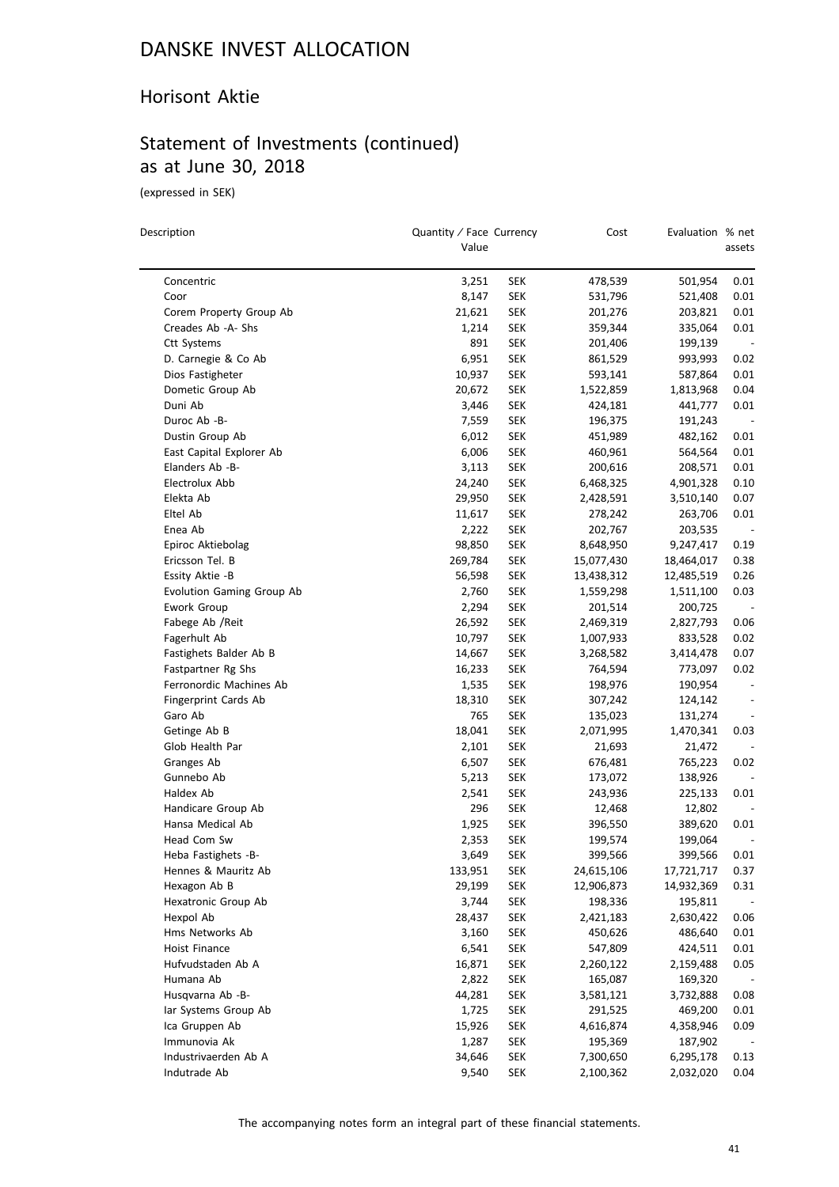# DANSKE INVEST ALLOCATION

## Horisont Aktie

## Statement of Investments (continued) as at June 30, 2018

(expressed in SEK)

| Description | Quantity / Face Value | Currency | Cost | Evaluation | % net assets |
|---|---|---|---|---|---|
| Concentric | 3,251 | SEK | 478,539 | 501,954 | 0.01 |
| Coor | 8,147 | SEK | 531,796 | 521,408 | 0.01 |
| Corem Property Group Ab | 21,621 | SEK | 201,276 | 203,821 | 0.01 |
| Creades Ab -A- Shs | 1,214 | SEK | 359,344 | 335,064 | 0.01 |
| Ctt Systems | 891 | SEK | 201,406 | 199,139 | - |
| D. Carnegie & Co Ab | 6,951 | SEK | 861,529 | 993,993 | 0.02 |
| Dios Fastigheter | 10,937 | SEK | 593,141 | 587,864 | 0.01 |
| Dometic Group Ab | 20,672 | SEK | 1,522,859 | 1,813,968 | 0.04 |
| Duni Ab | 3,446 | SEK | 424,181 | 441,777 | 0.01 |
| Duroc Ab -B- | 7,559 | SEK | 196,375 | 191,243 | - |
| Dustin Group Ab | 6,012 | SEK | 451,989 | 482,162 | 0.01 |
| East Capital Explorer Ab | 6,006 | SEK | 460,961 | 564,564 | 0.01 |
| Elanders Ab -B- | 3,113 | SEK | 200,616 | 208,571 | 0.01 |
| Electrolux Abb | 24,240 | SEK | 6,468,325 | 4,901,328 | 0.10 |
| Elekta Ab | 29,950 | SEK | 2,428,591 | 3,510,140 | 0.07 |
| Eltel Ab | 11,617 | SEK | 278,242 | 263,706 | 0.01 |
| Enea Ab | 2,222 | SEK | 202,767 | 203,535 | - |
| Epiroc Aktiebolag | 98,850 | SEK | 8,648,950 | 9,247,417 | 0.19 |
| Ericsson Tel. B | 269,784 | SEK | 15,077,430 | 18,464,017 | 0.38 |
| Essity Aktie -B | 56,598 | SEK | 13,438,312 | 12,485,519 | 0.26 |
| Evolution Gaming Group Ab | 2,760 | SEK | 1,559,298 | 1,511,100 | 0.03 |
| Ework Group | 2,294 | SEK | 201,514 | 200,725 | - |
| Fabege Ab /Reit | 26,592 | SEK | 2,469,319 | 2,827,793 | 0.06 |
| Fagerhult Ab | 10,797 | SEK | 1,007,933 | 833,528 | 0.02 |
| Fastighets Balder Ab B | 14,667 | SEK | 3,268,582 | 3,414,478 | 0.07 |
| Fastpartner Rg Shs | 16,233 | SEK | 764,594 | 773,097 | 0.02 |
| Ferronordic Machines Ab | 1,535 | SEK | 198,976 | 190,954 | - |
| Fingerprint Cards Ab | 18,310 | SEK | 307,242 | 124,142 | - |
| Garo Ab | 765 | SEK | 135,023 | 131,274 | - |
| Getinge Ab B | 18,041 | SEK | 2,071,995 | 1,470,341 | 0.03 |
| Glob Health Par | 2,101 | SEK | 21,693 | 21,472 | - |
| Granges Ab | 6,507 | SEK | 676,481 | 765,223 | 0.02 |
| Gunnebo Ab | 5,213 | SEK | 173,072 | 138,926 | - |
| Haldex Ab | 2,541 | SEK | 243,936 | 225,133 | 0.01 |
| Handicare Group Ab | 296 | SEK | 12,468 | 12,802 | - |
| Hansa Medical Ab | 1,925 | SEK | 396,550 | 389,620 | 0.01 |
| Head Com Sw | 2,353 | SEK | 199,574 | 199,064 | - |
| Heba Fastighets -B- | 3,649 | SEK | 399,566 | 399,566 | 0.01 |
| Hennes & Mauritz Ab | 133,951 | SEK | 24,615,106 | 17,721,717 | 0.37 |
| Hexagon Ab B | 29,199 | SEK | 12,906,873 | 14,932,369 | 0.31 |
| Hexatronic Group Ab | 3,744 | SEK | 198,336 | 195,811 | - |
| Hexpol Ab | 28,437 | SEK | 2,421,183 | 2,630,422 | 0.06 |
| Hms Networks Ab | 3,160 | SEK | 450,626 | 486,640 | 0.01 |
| Hoist Finance | 6,541 | SEK | 547,809 | 424,511 | 0.01 |
| Hufvudstaden Ab A | 16,871 | SEK | 2,260,122 | 2,159,488 | 0.05 |
| Humana Ab | 2,822 | SEK | 165,087 | 169,320 | - |
| Husqvarna Ab -B- | 44,281 | SEK | 3,581,121 | 3,732,888 | 0.08 |
| Iar Systems Group Ab | 1,725 | SEK | 291,525 | 469,200 | 0.01 |
| Ica Gruppen Ab | 15,926 | SEK | 4,616,874 | 4,358,946 | 0.09 |
| Immunovia Ak | 1,287 | SEK | 195,369 | 187,902 | - |
| Industrivaerden Ab A | 34,646 | SEK | 7,300,650 | 6,295,178 | 0.13 |
| Indutrade Ab | 9,540 | SEK | 2,100,362 | 2,032,020 | 0.04 |

The accompanying notes form an integral part of these financial statements.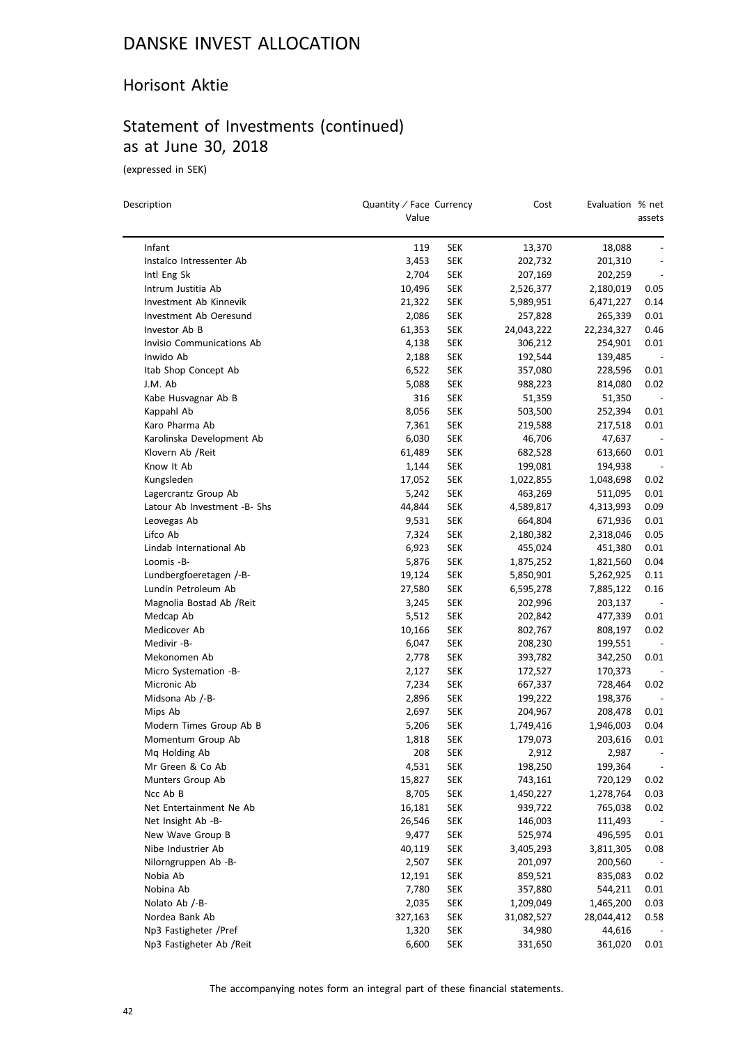# DANSKE INVEST ALLOCATION

## Horisont Aktie

## Statement of Investments (continued) as at June 30, 2018

(expressed in SEK)

| Description | Quantity / Face Value | Currency | Cost | Evaluation | % net assets |
|---|---|---|---|---|---|
| Infant | 119 | SEK | 13,370 | 18,088 | - |
| Instalco Intressenter Ab | 3,453 | SEK | 202,732 | 201,310 | - |
| Intl Eng Sk | 2,704 | SEK | 207,169 | 202,259 | - |
| Intrum Justitia Ab | 10,496 | SEK | 2,526,377 | 2,180,019 | 0.05 |
| Investment Ab Kinnevik | 21,322 | SEK | 5,989,951 | 6,471,227 | 0.14 |
| Investment Ab Oeresund | 2,086 | SEK | 257,828 | 265,339 | 0.01 |
| Investor Ab B | 61,353 | SEK | 24,043,222 | 22,234,327 | 0.46 |
| Invisio Communications Ab | 4,138 | SEK | 306,212 | 254,901 | 0.01 |
| Inwido Ab | 2,188 | SEK | 192,544 | 139,485 | - |
| Itab Shop Concept Ab | 6,522 | SEK | 357,080 | 228,596 | 0.01 |
| J.M. Ab | 5,088 | SEK | 988,223 | 814,080 | 0.02 |
| Kabe Husvagnar Ab B | 316 | SEK | 51,359 | 51,350 | - |
| Kappahl Ab | 8,056 | SEK | 503,500 | 252,394 | 0.01 |
| Karo Pharma Ab | 7,361 | SEK | 219,588 | 217,518 | 0.01 |
| Karolinska Development Ab | 6,030 | SEK | 46,706 | 47,637 | - |
| Klovern Ab /Reit | 61,489 | SEK | 682,528 | 613,660 | 0.01 |
| Know It Ab | 1,144 | SEK | 199,081 | 194,938 | - |
| Kungsleden | 17,052 | SEK | 1,022,855 | 1,048,698 | 0.02 |
| Lagercrantz Group Ab | 5,242 | SEK | 463,269 | 511,095 | 0.01 |
| Latour Ab Investment -B- Shs | 44,844 | SEK | 4,589,817 | 4,313,993 | 0.09 |
| Leovegas Ab | 9,531 | SEK | 664,804 | 671,936 | 0.01 |
| Lifco Ab | 7,324 | SEK | 2,180,382 | 2,318,046 | 0.05 |
| Lindab International Ab | 6,923 | SEK | 455,024 | 451,380 | 0.01 |
| Loomis -B- | 5,876 | SEK | 1,875,252 | 1,821,560 | 0.04 |
| Lundbergfoeretagen /-B- | 19,124 | SEK | 5,850,901 | 5,262,925 | 0.11 |
| Lundin Petroleum Ab | 27,580 | SEK | 6,595,278 | 7,885,122 | 0.16 |
| Magnolia Bostad Ab /Reit | 3,245 | SEK | 202,996 | 203,137 | - |
| Medcap Ab | 5,512 | SEK | 202,842 | 477,339 | 0.01 |
| Medicover Ab | 10,166 | SEK | 802,767 | 808,197 | 0.02 |
| Medivir -B- | 6,047 | SEK | 208,230 | 199,551 | - |
| Mekonomen Ab | 2,778 | SEK | 393,782 | 342,250 | 0.01 |
| Micro Systemation -B- | 2,127 | SEK | 172,527 | 170,373 | - |
| Micronic Ab | 7,234 | SEK | 667,337 | 728,464 | 0.02 |
| Midsona Ab /-B- | 2,896 | SEK | 199,222 | 198,376 | - |
| Mips Ab | 2,697 | SEK | 204,967 | 208,478 | 0.01 |
| Modern Times Group Ab B | 5,206 | SEK | 1,749,416 | 1,946,003 | 0.04 |
| Momentum Group Ab | 1,818 | SEK | 179,073 | 203,616 | 0.01 |
| Mq Holding Ab | 208 | SEK | 2,912 | 2,987 | - |
| Mr Green & Co Ab | 4,531 | SEK | 198,250 | 199,364 | - |
| Munters Group Ab | 15,827 | SEK | 743,161 | 720,129 | 0.02 |
| Ncc Ab B | 8,705 | SEK | 1,450,227 | 1,278,764 | 0.03 |
| Net Entertainment Ne Ab | 16,181 | SEK | 939,722 | 765,038 | 0.02 |
| Net Insight Ab -B- | 26,546 | SEK | 146,003 | 111,493 | - |
| New Wave Group B | 9,477 | SEK | 525,974 | 496,595 | 0.01 |
| Nibe Industrier Ab | 40,119 | SEK | 3,405,293 | 3,811,305 | 0.08 |
| Nilorngruppen Ab -B- | 2,507 | SEK | 201,097 | 200,560 | - |
| Nobia Ab | 12,191 | SEK | 859,521 | 835,083 | 0.02 |
| Nobina Ab | 7,780 | SEK | 357,880 | 544,211 | 0.01 |
| Nolato Ab /-B- | 2,035 | SEK | 1,209,049 | 1,465,200 | 0.03 |
| Nordea Bank Ab | 327,163 | SEK | 31,082,527 | 28,044,412 | 0.58 |
| Np3 Fastigheter /Pref | 1,320 | SEK | 34,980 | 44,616 | - |
| Np3 Fastigheter Ab /Reit | 6,600 | SEK | 331,650 | 361,020 | 0.01 |

The accompanying notes form an integral part of these financial statements.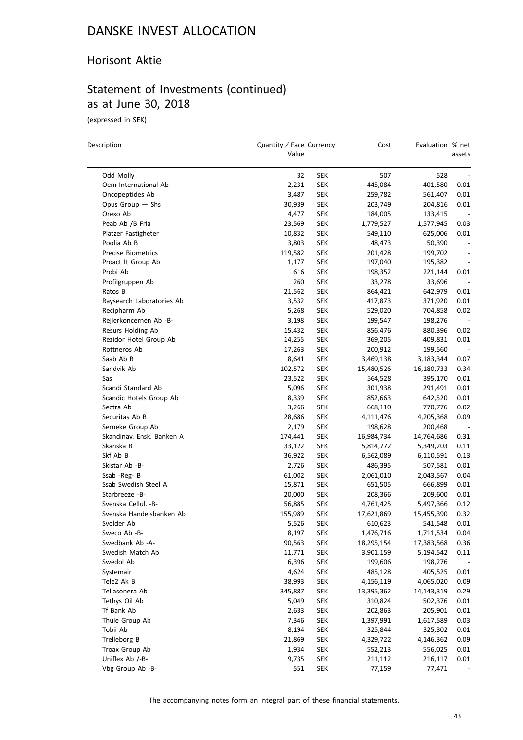# DANSKE INVEST ALLOCATION

## Horisont Aktie

## Statement of Investments (continued) as at June 30, 2018

(expressed in SEK)

| Description | Quantity / Face Value | Currency | Cost | Evaluation | % net assets |
|---|---|---|---|---|---|
| Odd Molly | 32 | SEK | 507 | 528 | - |
| Oem International Ab | 2,231 | SEK | 445,084 | 401,580 | 0.01 |
| Oncopeptides Ab | 3,487 | SEK | 259,782 | 561,407 | 0.01 |
| Opus Group — Shs | 30,939 | SEK | 203,749 | 204,816 | 0.01 |
| Orexo Ab | 4,477 | SEK | 184,005 | 133,415 | - |
| Peab Ab /B Fria | 23,569 | SEK | 1,779,527 | 1,577,945 | 0.03 |
| Platzer Fastigheter | 10,832 | SEK | 549,110 | 625,006 | 0.01 |
| Poolia Ab B | 3,803 | SEK | 48,473 | 50,390 | - |
| Precise Biometrics | 119,582 | SEK | 201,428 | 199,702 | - |
| Proact It Group Ab | 1,177 | SEK | 197,040 | 195,382 | - |
| Probi Ab | 616 | SEK | 198,352 | 221,144 | 0.01 |
| Profilgruppen Ab | 260 | SEK | 33,278 | 33,696 | - |
| Ratos B | 21,562 | SEK | 864,421 | 642,979 | 0.01 |
| Raysearch Laboratories Ab | 3,532 | SEK | 417,873 | 371,920 | 0.01 |
| Recipharm Ab | 5,268 | SEK | 529,020 | 704,858 | 0.02 |
| Rejlerkoncernen Ab -B- | 3,198 | SEK | 199,547 | 198,276 | - |
| Resurs Holding Ab | 15,432 | SEK | 856,476 | 880,396 | 0.02 |
| Rezidor Hotel Group Ab | 14,255 | SEK | 369,205 | 409,831 | 0.01 |
| Rottneros Ab | 17,263 | SEK | 200,912 | 199,560 | - |
| Saab Ab B | 8,641 | SEK | 3,469,138 | 3,183,344 | 0.07 |
| Sandvik Ab | 102,572 | SEK | 15,480,526 | 16,180,733 | 0.34 |
| Sas | 23,522 | SEK | 564,528 | 395,170 | 0.01 |
| Scandi Standard Ab | 5,096 | SEK | 301,938 | 291,491 | 0.01 |
| Scandic Hotels Group Ab | 8,339 | SEK | 852,663 | 642,520 | 0.01 |
| Sectra Ab | 3,266 | SEK | 668,110 | 770,776 | 0.02 |
| Securitas Ab B | 28,686 | SEK | 4,111,476 | 4,205,368 | 0.09 |
| Serneke Group Ab | 2,179 | SEK | 198,628 | 200,468 | - |
| Skandinav. Ensk. Banken A | 174,441 | SEK | 16,984,734 | 14,764,686 | 0.31 |
| Skanska B | 33,122 | SEK | 5,814,772 | 5,349,203 | 0.11 |
| Skf Ab B | 36,922 | SEK | 6,562,089 | 6,110,591 | 0.13 |
| Skistar Ab -B- | 2,726 | SEK | 486,395 | 507,581 | 0.01 |
| Ssab -Reg- B | 61,002 | SEK | 2,061,010 | 2,043,567 | 0.04 |
| Ssab Swedish Steel A | 15,871 | SEK | 651,505 | 666,899 | 0.01 |
| Starbreeze -B- | 20,000 | SEK | 208,366 | 209,600 | 0.01 |
| Svenska Cellul. -B- | 56,885 | SEK | 4,761,425 | 5,497,366 | 0.12 |
| Svenska Handelsbanken Ab | 155,989 | SEK | 17,621,869 | 15,455,390 | 0.32 |
| Svolder Ab | 5,526 | SEK | 610,623 | 541,548 | 0.01 |
| Sweco Ab -B- | 8,197 | SEK | 1,476,716 | 1,711,534 | 0.04 |
| Swedbank Ab -A- | 90,563 | SEK | 18,295,154 | 17,383,568 | 0.36 |
| Swedish Match Ab | 11,771 | SEK | 3,901,159 | 5,194,542 | 0.11 |
| Swedol Ab | 6,396 | SEK | 199,606 | 198,276 | - |
| Systemair | 4,624 | SEK | 485,128 | 405,525 | 0.01 |
| Tele2 Ak B | 38,993 | SEK | 4,156,119 | 4,065,020 | 0.09 |
| Teliasonera Ab | 345,887 | SEK | 13,395,362 | 14,143,319 | 0.29 |
| Tethys Oil Ab | 5,049 | SEK | 310,824 | 502,376 | 0.01 |
| Tf Bank Ab | 2,633 | SEK | 202,863 | 205,901 | 0.01 |
| Thule Group Ab | 7,346 | SEK | 1,397,991 | 1,617,589 | 0.03 |
| Tobii Ab | 8,194 | SEK | 325,844 | 325,302 | 0.01 |
| Trelleborg B | 21,869 | SEK | 4,329,722 | 4,146,362 | 0.09 |
| Troax Group Ab | 1,934 | SEK | 552,213 | 556,025 | 0.01 |
| Uniflex Ab /-B- | 9,735 | SEK | 211,112 | 216,117 | 0.01 |
| Vbg Group Ab -B- | 551 | SEK | 77,159 | 77,471 | - |

The accompanying notes form an integral part of these financial statements.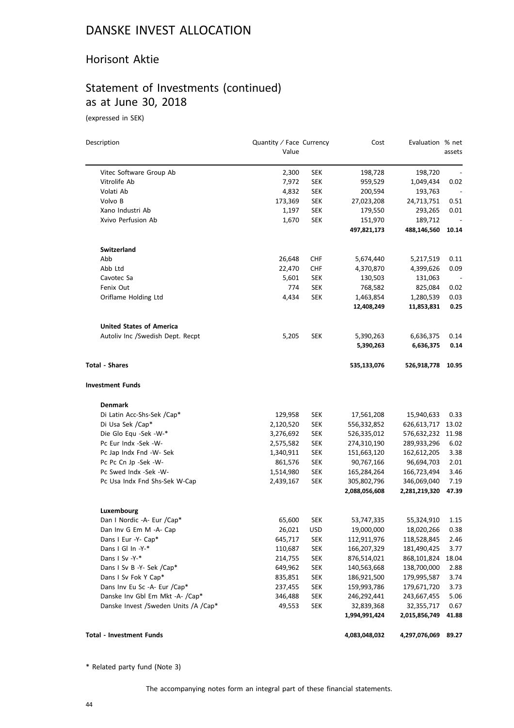# DANSKE INVEST ALLOCATION

## Horisont Aktie

## Statement of Investments (continued) as at June 30, 2018

(expressed in SEK)

| Description | Quantity / Face Value | Currency | Cost | Evaluation | % net assets |
|---|---|---|---|---|---|
| Vitec Software Group Ab | 2,300 | SEK | 198,728 | 198,720 | - |
| Vitrolife Ab | 7,972 | SEK | 959,529 | 1,049,434 | 0.02 |
| Volati Ab | 4,832 | SEK | 200,594 | 193,763 | - |
| Volvo B | 173,369 | SEK | 27,023,208 | 24,713,751 | 0.51 |
| Xano Industri Ab | 1,197 | SEK | 179,550 | 293,265 | 0.01 |
| Xvivo Perfusion Ab | 1,670 | SEK | 151,970 | 189,712 | - |
| | | | **497,821,173** | **488,146,560** | **10.14** |
| **Switzerland** | | | | | |
| Abb | 26,648 | CHF | 5,674,440 | 5,217,519 | 0.11 |
| Abb Ltd | 22,470 | CHF | 4,370,870 | 4,399,626 | 0.09 |
| Cavotec Sa | 5,601 | SEK | 130,503 | 131,063 | - |
| Fenix Out | 774 | SEK | 768,582 | 825,084 | 0.02 |
| Oriflame Holding Ltd | 4,434 | SEK | 1,463,854 | 1,280,539 | 0.03 |
| | | | **12,408,249** | **11,853,831** | **0.25** |
| **United States of America** | | | | | |
| Autoliv Inc /Swedish Dept. Recpt | 5,205 | SEK | 5,390,263 | 6,636,375 | 0.14 |
| | | | **5,390,263** | **6,636,375** | **0.14** |
| **Total - Shares** | | | **535,133,076** | **526,918,778** | **10.95** |
| **Investment Funds** | | | | | |
| **Denmark** | | | | | |
| Di Latin Acc-Shs-Sek /Cap* | 129,958 | SEK | 17,561,208 | 15,940,633 | 0.33 |
| Di Usa Sek /Cap* | 2,120,520 | SEK | 556,332,852 | 626,613,717 | 13.02 |
| Die Glo Equ -Sek -W-* | 3,276,692 | SEK | 526,335,012 | 576,632,232 | 11.98 |
| Pc Eur Indx -Sek -W- | 2,575,582 | SEK | 274,310,190 | 289,933,296 | 6.02 |
| Pc Jap Indx Fnd -W- Sek | 1,340,911 | SEK | 151,663,120 | 162,612,205 | 3.38 |
| Pc Pc Cn Jp -Sek -W- | 861,576 | SEK | 90,767,166 | 96,694,703 | 2.01 |
| Pc Swed Indx -Sek -W- | 1,514,980 | SEK | 165,284,264 | 166,723,494 | 3.46 |
| Pc Usa Indx Fnd Shs-Sek W-Cap | 2,439,167 | SEK | 305,802,796 | 346,069,040 | 7.19 |
| | | | **2,088,056,608** | **2,281,219,320** | **47.39** |
| **Luxembourg** | | | | | |
| Dan I Nordic -A- Eur /Cap* | 65,600 | SEK | 53,747,335 | 55,324,910 | 1.15 |
| Dan Inv G Em M -A- Cap | 26,021 | USD | 19,000,000 | 18,020,266 | 0.38 |
| Dans I Eur -Y- Cap* | 645,717 | SEK | 112,911,976 | 118,528,845 | 2.46 |
| Dans I Gl In -Y-* | 110,687 | SEK | 166,207,329 | 181,490,425 | 3.77 |
| Dans I Sv -Y-* | 214,755 | SEK | 876,514,021 | 868,101,824 | 18.04 |
| Dans I Sv B -Y- Sek /Cap* | 649,962 | SEK | 140,563,668 | 138,700,000 | 2.88 |
| Dans I Sv Fok Y Cap* | 835,851 | SEK | 186,921,500 | 179,995,587 | 3.74 |
| Dans Inv Eu Sc -A- Eur /Cap* | 237,455 | SEK | 159,993,786 | 179,671,720 | 3.73 |
| Danske Inv Gbl Em Mkt -A- /Cap* | 346,488 | SEK | 246,292,441 | 243,667,455 | 5.06 |
| Danske Invest /Sweden Units /A /Cap* | 49,553 | SEK | 32,839,368 | 32,355,717 | 0.67 |
| | | | **1,994,991,424** | **2,015,856,749** | **41.88** |
| **Total - Investment Funds** | | | **4,083,048,032** | **4,297,076,069** | **89.27** |

\* Related party fund (Note 3)

The accompanying notes form an integral part of these financial statements.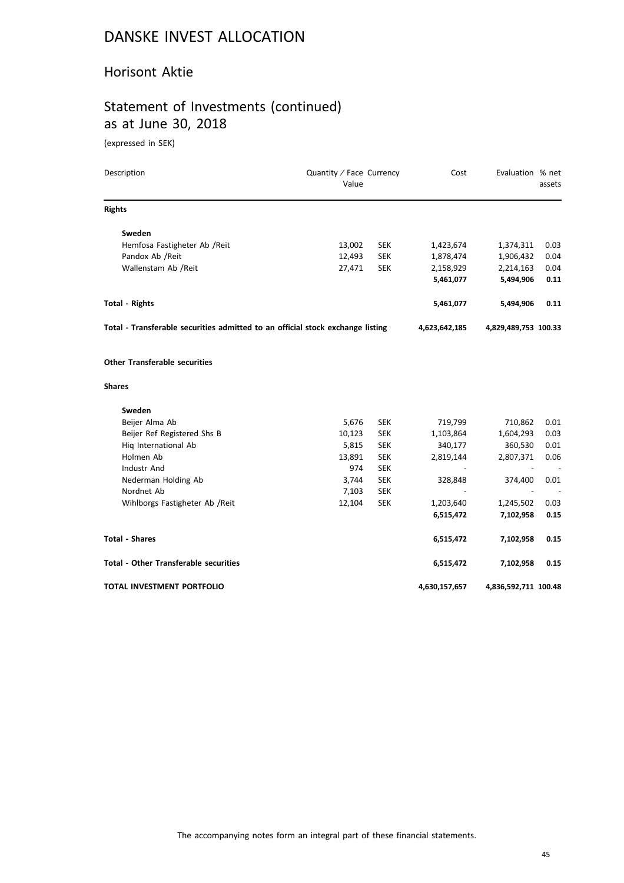# DANSKE INVEST ALLOCATION

## Horisont Aktie

## Statement of Investments (continued) as at June 30, 2018

(expressed in SEK)

| Description | Quantity / Face Value | Currency | Cost | Evaluation | % net assets |
|---|---|---|---|---|---|
| **Rights** | | | | | |
| **Sweden** | | | | | |
| Hemfosa Fastigheter Ab /Reit | 13,002 | SEK | 1,423,674 | 1,374,311 | 0.03 |
| Pandox Ab /Reit | 12,493 | SEK | 1,878,474 | 1,906,432 | 0.04 |
| Wallenstam Ab /Reit | 27,471 | SEK | 2,158,929 | 2,214,163 | 0.04 |
| | | | **5,461,077** | **5,494,906** | **0.11** |
| **Total - Rights** | | | **5,461,077** | **5,494,906** | **0.11** |
| **Total - Transferable securities admitted to an official stock exchange listing** | | | **4,623,642,185** | **4,829,489,753** | **100.33** |
| **Other Transferable securities** | | | | | |
| **Shares** | | | | | |
| **Sweden** | | | | | |
| Beijer Alma Ab | 5,676 | SEK | 719,799 | 710,862 | 0.01 |
| Beijer Ref Registered Shs B | 10,123 | SEK | 1,103,864 | 1,604,293 | 0.03 |
| Hiq International Ab | 5,815 | SEK | 340,177 | 360,530 | 0.01 |
| Holmen Ab | 13,891 | SEK | 2,819,144 | 2,807,371 | 0.06 |
| Industr And | 974 | SEK | - | - | - |
| Nederman Holding Ab | 3,744 | SEK | 328,848 | 374,400 | 0.01 |
| Nordnet Ab | 7,103 | SEK | - | - | - |
| Wihlborgs Fastigheter Ab /Reit | 12,104 | SEK | 1,203,640 | 1,245,502 | 0.03 |
| | | | **6,515,472** | **7,102,958** | **0.15** |
| **Total - Shares** | | | **6,515,472** | **7,102,958** | **0.15** |
| **Total - Other Transferable securities** | | | **6,515,472** | **7,102,958** | **0.15** |
| **TOTAL INVESTMENT PORTFOLIO** | | | **4,630,157,657** | **4,836,592,711** | **100.48** |

The accompanying notes form an integral part of these financial statements.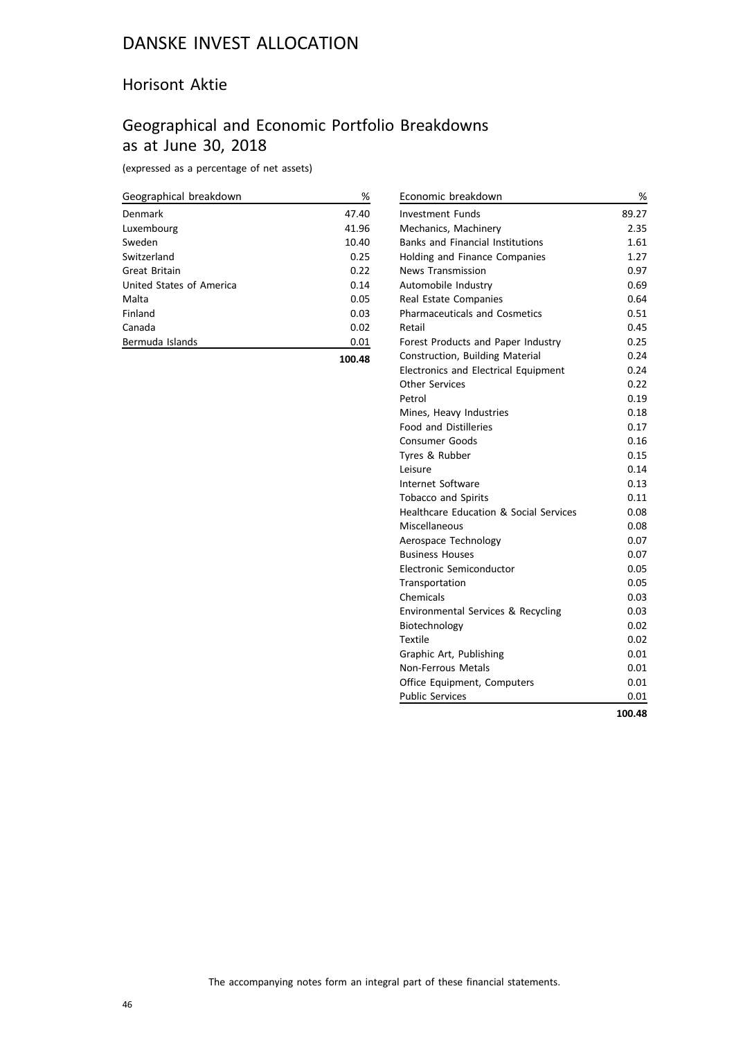# DANSKE INVEST ALLOCATION

## Horisont Aktie

## Geographical and Economic Portfolio Breakdowns as at June 30, 2018

(expressed as a percentage of net assets)

| Geographical breakdown | % |
|---|---|
| Denmark | 47.40 |
| Luxembourg | 41.96 |
| Sweden | 10.40 |
| Switzerland | 0.25 |
| Great Britain | 0.22 |
| United States of America | 0.14 |
| Malta | 0.05 |
| Finland | 0.03 |
| Canada | 0.02 |
| Bermuda Islands | 0.01 |
| | **100.48** |

| Economic breakdown | % |
|---|---|
| Investment Funds | 89.27 |
| Mechanics, Machinery | 2.35 |
| Banks and Financial Institutions | 1.61 |
| Holding and Finance Companies | 1.27 |
| News Transmission | 0.97 |
| Automobile Industry | 0.69 |
| Real Estate Companies | 0.64 |
| Pharmaceuticals and Cosmetics | 0.51 |
| Retail | 0.45 |
| Forest Products and Paper Industry | 0.25 |
| Construction, Building Material | 0.24 |
| Electronics and Electrical Equipment | 0.24 |
| Other Services | 0.22 |
| Petrol | 0.19 |
| Mines, Heavy Industries | 0.18 |
| Food and Distilleries | 0.17 |
| Consumer Goods | 0.16 |
| Tyres & Rubber | 0.15 |
| Leisure | 0.14 |
| Internet Software | 0.13 |
| Tobacco and Spirits | 0.11 |
| Healthcare Education & Social Services | 0.08 |
| Miscellaneous | 0.08 |
| Aerospace Technology | 0.07 |
| Business Houses | 0.07 |
| Electronic Semiconductor | 0.05 |
| Transportation | 0.05 |
| Chemicals | 0.03 |
| Environmental Services & Recycling | 0.03 |
| Biotechnology | 0.02 |
| Textile | 0.02 |
| Graphic Art, Publishing | 0.01 |
| Non-Ferrous Metals | 0.01 |
| Office Equipment, Computers | 0.01 |
| Public Services | 0.01 |
| | **100.48** |

The accompanying notes form an integral part of these financial statements.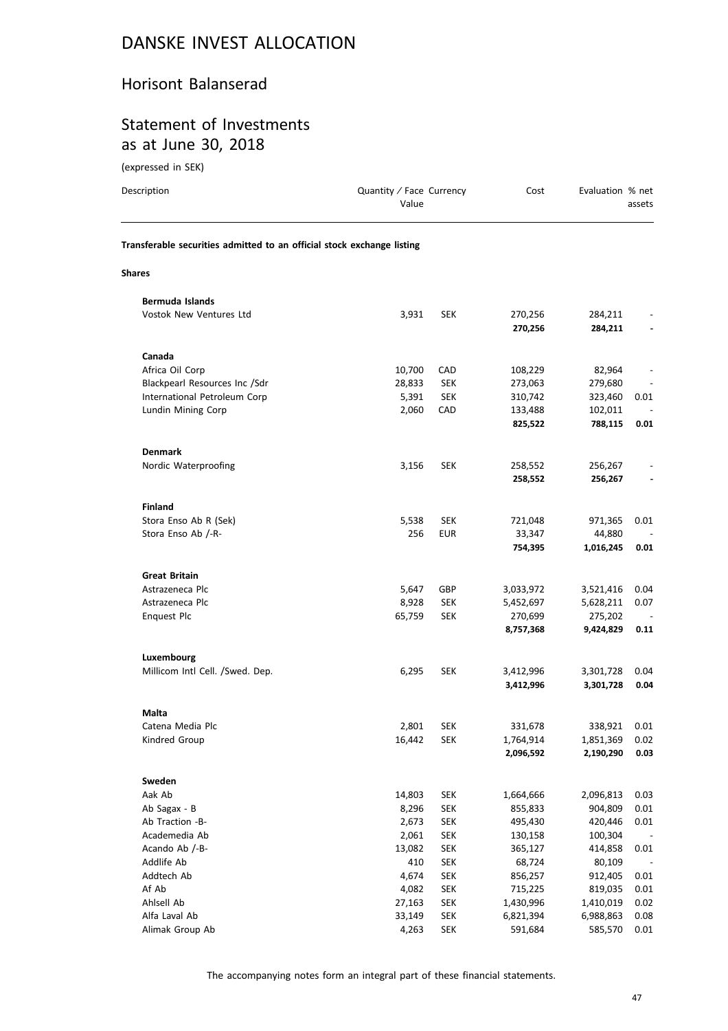# DANSKE INVEST ALLOCATION

## Horisont Balanserad

## Statement of Investments as at June 30, 2018

(expressed in SEK)

| Description | Quantity / Face Value | Currency | Cost | Evaluation | % net assets |
|---|---|---|---|---|---|
| **Transferable securities admitted to an official stock exchange listing** | | | | | |
| **Shares** | | | | | |
| **Bermuda Islands** | | | | | |
| Vostok New Ventures Ltd | 3,931 | SEK | 270,256 | 284,211 | - |
| | | | **270,256** | **284,211** | **-** |
| **Canada** | | | | | |
| Africa Oil Corp | 10,700 | CAD | 108,229 | 82,964 | - |
| Blackpearl Resources Inc /Sdr | 28,833 | SEK | 273,063 | 279,680 | - |
| International Petroleum Corp | 5,391 | SEK | 310,742 | 323,460 | 0.01 |
| Lundin Mining Corp | 2,060 | CAD | 133,488 | 102,011 | - |
| | | | **825,522** | **788,115** | **0.01** |
| **Denmark** | | | | | |
| Nordic Waterproofing | 3,156 | SEK | 258,552 | 256,267 | - |
| | | | **258,552** | **256,267** | **-** |
| **Finland** | | | | | |
| Stora Enso Ab R (Sek) | 5,538 | SEK | 721,048 | 971,365 | 0.01 |
| Stora Enso Ab /-R- | 256 | EUR | 33,347 | 44,880 | - |
| | | | **754,395** | **1,016,245** | **0.01** |
| **Great Britain** | | | | | |
| Astrazeneca Plc | 5,647 | GBP | 3,033,972 | 3,521,416 | 0.04 |
| Astrazeneca Plc | 8,928 | SEK | 5,452,697 | 5,628,211 | 0.07 |
| Enquest Plc | 65,759 | SEK | 270,699 | 275,202 | - |
| | | | **8,757,368** | **9,424,829** | **0.11** |
| **Luxembourg** | | | | | |
| Millicom Intl Cell. /Swed. Dep. | 6,295 | SEK | 3,412,996 | 3,301,728 | 0.04 |
| | | | **3,412,996** | **3,301,728** | **0.04** |
| **Malta** | | | | | |
| Catena Media Plc | 2,801 | SEK | 331,678 | 338,921 | 0.01 |
| Kindred Group | 16,442 | SEK | 1,764,914 | 1,851,369 | 0.02 |
| | | | **2,096,592** | **2,190,290** | **0.03** |
| **Sweden** | | | | | |
| Aak Ab | 14,803 | SEK | 1,664,666 | 2,096,813 | 0.03 |
| Ab Sagax - B | 8,296 | SEK | 855,833 | 904,809 | 0.01 |
| Ab Traction -B- | 2,673 | SEK | 495,430 | 420,446 | 0.01 |
| Academedia Ab | 2,061 | SEK | 130,158 | 100,304 | - |
| Acando Ab /-B- | 13,082 | SEK | 365,127 | 414,858 | 0.01 |
| Addlife Ab | 410 | SEK | 68,724 | 80,109 | - |
| Addtech Ab | 4,674 | SEK | 856,257 | 912,405 | 0.01 |
| Af Ab | 4,082 | SEK | 715,225 | 819,035 | 0.01 |
| Ahlsell Ab | 27,163 | SEK | 1,430,996 | 1,410,019 | 0.02 |
| Alfa Laval Ab | 33,149 | SEK | 6,821,394 | 6,988,863 | 0.08 |
| Alimak Group Ab | 4,263 | SEK | 591,684 | 585,570 | 0.01 |

The accompanying notes form an integral part of these financial statements.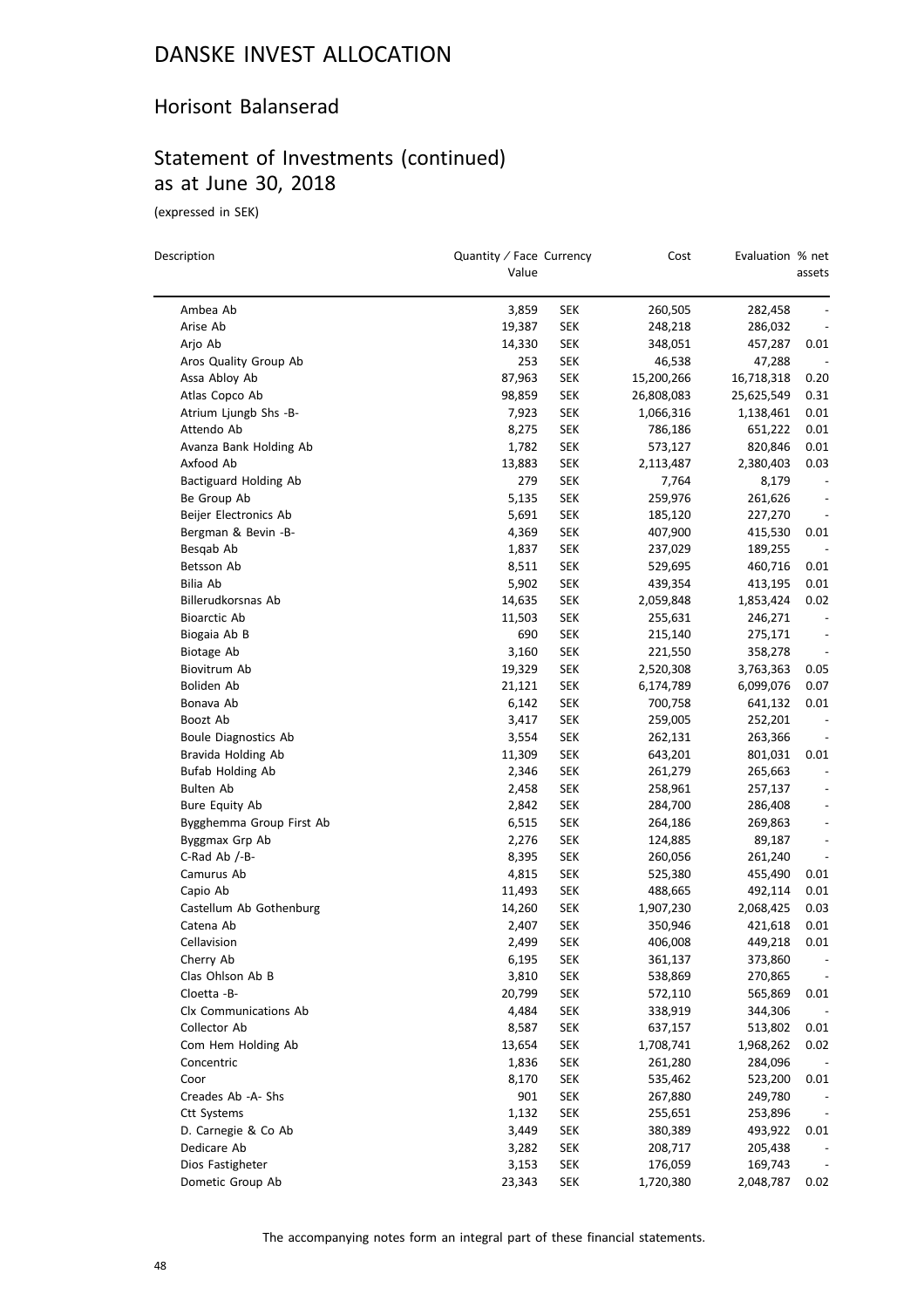# DANSKE INVEST ALLOCATION

## Horisont Balanserad

## Statement of Investments (continued) as at June 30, 2018

(expressed in SEK)

| Description | Quantity / Face Value | Currency | Cost | Evaluation | % net assets |
|---|---|---|---|---|---|
| Ambea Ab | 3,859 | SEK | 260,505 | 282,458 | - |
| Arise Ab | 19,387 | SEK | 248,218 | 286,032 | - |
| Arjo Ab | 14,330 | SEK | 348,051 | 457,287 | 0.01 |
| Aros Quality Group Ab | 253 | SEK | 46,538 | 47,288 | - |
| Assa Abloy Ab | 87,963 | SEK | 15,200,266 | 16,718,318 | 0.20 |
| Atlas Copco Ab | 98,859 | SEK | 26,808,083 | 25,625,549 | 0.31 |
| Atrium Ljungb Shs -B- | 7,923 | SEK | 1,066,316 | 1,138,461 | 0.01 |
| Attendo Ab | 8,275 | SEK | 786,186 | 651,222 | 0.01 |
| Avanza Bank Holding Ab | 1,782 | SEK | 573,127 | 820,846 | 0.01 |
| Axfood Ab | 13,883 | SEK | 2,113,487 | 2,380,403 | 0.03 |
| Bactiguard Holding Ab | 279 | SEK | 7,764 | 8,179 | - |
| Be Group Ab | 5,135 | SEK | 259,976 | 261,626 | - |
| Beijer Electronics Ab | 5,691 | SEK | 185,120 | 227,270 | - |
| Bergman & Bevin -B- | 4,369 | SEK | 407,900 | 415,530 | 0.01 |
| Besqab Ab | 1,837 | SEK | 237,029 | 189,255 | - |
| Betsson Ab | 8,511 | SEK | 529,695 | 460,716 | 0.01 |
| Bilia Ab | 5,902 | SEK | 439,354 | 413,195 | 0.01 |
| Billerudkorsnas Ab | 14,635 | SEK | 2,059,848 | 1,853,424 | 0.02 |
| Bioarctic Ab | 11,503 | SEK | 255,631 | 246,271 | - |
| Biogaia Ab B | 690 | SEK | 215,140 | 275,171 | - |
| Biotage Ab | 3,160 | SEK | 221,550 | 358,278 | - |
| Biovitrum Ab | 19,329 | SEK | 2,520,308 | 3,763,363 | 0.05 |
| Boliden Ab | 21,121 | SEK | 6,174,789 | 6,099,076 | 0.07 |
| Bonava Ab | 6,142 | SEK | 700,758 | 641,132 | 0.01 |
| Boozt Ab | 3,417 | SEK | 259,005 | 252,201 | - |
| Boule Diagnostics Ab | 3,554 | SEK | 262,131 | 263,366 | - |
| Bravida Holding Ab | 11,309 | SEK | 643,201 | 801,031 | 0.01 |
| Bufab Holding Ab | 2,346 | SEK | 261,279 | 265,663 | - |
| Bulten Ab | 2,458 | SEK | 258,961 | 257,137 | - |
| Bure Equity Ab | 2,842 | SEK | 284,700 | 286,408 | - |
| Bygghemma Group First Ab | 6,515 | SEK | 264,186 | 269,863 | - |
| Byggmax Grp Ab | 2,276 | SEK | 124,885 | 89,187 | - |
| C-Rad Ab /-B- | 8,395 | SEK | 260,056 | 261,240 | - |
| Camurus Ab | 4,815 | SEK | 525,380 | 455,490 | 0.01 |
| Capio Ab | 11,493 | SEK | 488,665 | 492,114 | 0.01 |
| Castellum Ab Gothenburg | 14,260 | SEK | 1,907,230 | 2,068,425 | 0.03 |
| Catena Ab | 2,407 | SEK | 350,946 | 421,618 | 0.01 |
| Cellavision | 2,499 | SEK | 406,008 | 449,218 | 0.01 |
| Cherry Ab | 6,195 | SEK | 361,137 | 373,860 | - |
| Clas Ohlson Ab B | 3,810 | SEK | 538,869 | 270,865 | - |
| Cloetta -B- | 20,799 | SEK | 572,110 | 565,869 | 0.01 |
| Clx Communications Ab | 4,484 | SEK | 338,919 | 344,306 | - |
| Collector Ab | 8,587 | SEK | 637,157 | 513,802 | 0.01 |
| Com Hem Holding Ab | 13,654 | SEK | 1,708,741 | 1,968,262 | 0.02 |
| Concentric | 1,836 | SEK | 261,280 | 284,096 | - |
| Coor | 8,170 | SEK | 535,462 | 523,200 | 0.01 |
| Creades Ab -A- Shs | 901 | SEK | 267,880 | 249,780 | - |
| Ctt Systems | 1,132 | SEK | 255,651 | 253,896 | - |
| D. Carnegie & Co Ab | 3,449 | SEK | 380,389 | 493,922 | 0.01 |
| Dedicare Ab | 3,282 | SEK | 208,717 | 205,438 | - |
| Dios Fastigheter | 3,153 | SEK | 176,059 | 169,743 | - |
| Dometic Group Ab | 23,343 | SEK | 1,720,380 | 2,048,787 | 0.02 |

The accompanying notes form an integral part of these financial statements.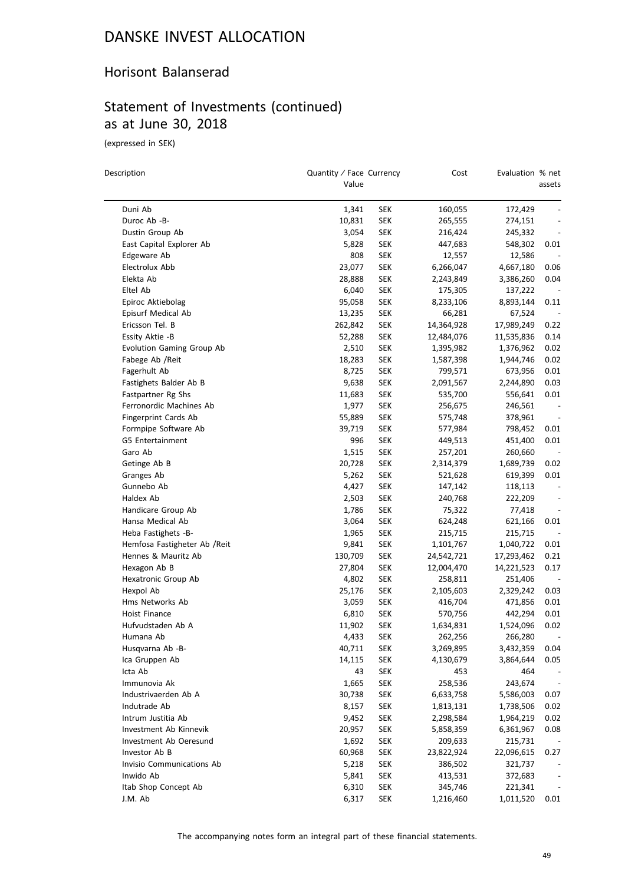# DANSKE INVEST ALLOCATION

## Horisont Balanserad

## Statement of Investments (continued) as at June 30, 2018

(expressed in SEK)

| Description | Quantity / Face Value | Currency | Cost | Evaluation | % net assets |
|---|---|---|---|---|---|
| Duni Ab | 1,341 | SEK | 160,055 | 172,429 | - |
| Duroc Ab -B- | 10,831 | SEK | 265,555 | 274,151 | - |
| Dustin Group Ab | 3,054 | SEK | 216,424 | 245,332 | - |
| East Capital Explorer Ab | 5,828 | SEK | 447,683 | 548,302 | 0.01 |
| Edgeware Ab | 808 | SEK | 12,557 | 12,586 | - |
| Electrolux Abb | 23,077 | SEK | 6,266,047 | 4,667,180 | 0.06 |
| Elekta Ab | 28,888 | SEK | 2,243,849 | 3,386,260 | 0.04 |
| Eltel Ab | 6,040 | SEK | 175,305 | 137,222 | - |
| Epiroc Aktiebolag | 95,058 | SEK | 8,233,106 | 8,893,144 | 0.11 |
| Episurf Medical Ab | 13,235 | SEK | 66,281 | 67,524 | - |
| Ericsson Tel. B | 262,842 | SEK | 14,364,928 | 17,989,249 | 0.22 |
| Essity Aktie -B | 52,288 | SEK | 12,484,076 | 11,535,836 | 0.14 |
| Evolution Gaming Group Ab | 2,510 | SEK | 1,395,982 | 1,376,962 | 0.02 |
| Fabege Ab /Reit | 18,283 | SEK | 1,587,398 | 1,944,746 | 0.02 |
| Fagerhult Ab | 8,725 | SEK | 799,571 | 673,956 | 0.01 |
| Fastighets Balder Ab B | 9,638 | SEK | 2,091,567 | 2,244,890 | 0.03 |
| Fastpartner Rg Shs | 11,683 | SEK | 535,700 | 556,641 | 0.01 |
| Ferronordic Machines Ab | 1,977 | SEK | 256,675 | 246,561 | - |
| Fingerprint Cards Ab | 55,889 | SEK | 575,748 | 378,961 | - |
| Formpipe Software Ab | 39,719 | SEK | 577,984 | 798,452 | 0.01 |
| G5 Entertainment | 996 | SEK | 449,513 | 451,400 | 0.01 |
| Garo Ab | 1,515 | SEK | 257,201 | 260,660 | - |
| Getinge Ab B | 20,728 | SEK | 2,314,379 | 1,689,739 | 0.02 |
| Granges Ab | 5,262 | SEK | 521,628 | 619,399 | 0.01 |
| Gunnebo Ab | 4,427 | SEK | 147,142 | 118,113 | - |
| Haldex Ab | 2,503 | SEK | 240,768 | 222,209 | - |
| Handicare Group Ab | 1,786 | SEK | 75,322 | 77,418 | - |
| Hansa Medical Ab | 3,064 | SEK | 624,248 | 621,166 | 0.01 |
| Heba Fastighets -B- | 1,965 | SEK | 215,715 | 215,715 | - |
| Hemfosa Fastigheter Ab /Reit | 9,841 | SEK | 1,101,767 | 1,040,722 | 0.01 |
| Hennes & Mauritz Ab | 130,709 | SEK | 24,542,721 | 17,293,462 | 0.21 |
| Hexagon Ab B | 27,804 | SEK | 12,004,470 | 14,221,523 | 0.17 |
| Hexatronic Group Ab | 4,802 | SEK | 258,811 | 251,406 | - |
| Hexpol Ab | 25,176 | SEK | 2,105,603 | 2,329,242 | 0.03 |
| Hms Networks Ab | 3,059 | SEK | 416,704 | 471,856 | 0.01 |
| Hoist Finance | 6,810 | SEK | 570,756 | 442,294 | 0.01 |
| Hufvudstaden Ab A | 11,902 | SEK | 1,634,831 | 1,524,096 | 0.02 |
| Humana Ab | 4,433 | SEK | 262,256 | 266,280 | - |
| Husqvarna Ab -B- | 40,711 | SEK | 3,269,895 | 3,432,359 | 0.04 |
| Ica Gruppen Ab | 14,115 | SEK | 4,130,679 | 3,864,644 | 0.05 |
| Icta Ab | 43 | SEK | 453 | 464 | - |
| Immunovia Ak | 1,665 | SEK | 258,536 | 243,674 | - |
| Industrivaerden Ab A | 30,738 | SEK | 6,633,758 | 5,586,003 | 0.07 |
| Indutrade Ab | 8,157 | SEK | 1,813,131 | 1,738,506 | 0.02 |
| Intrum Justitia Ab | 9,452 | SEK | 2,298,584 | 1,964,219 | 0.02 |
| Investment Ab Kinnevik | 20,957 | SEK | 5,858,359 | 6,361,967 | 0.08 |
| Investment Ab Oeresund | 1,692 | SEK | 209,633 | 215,731 | - |
| Investor Ab B | 60,968 | SEK | 23,822,924 | 22,096,615 | 0.27 |
| Invisio Communications Ab | 5,218 | SEK | 386,502 | 321,737 | - |
| Inwido Ab | 5,841 | SEK | 413,531 | 372,683 | - |
| Itab Shop Concept Ab | 6,310 | SEK | 345,746 | 221,341 | - |
| J.M. Ab | 6,317 | SEK | 1,216,460 | 1,011,520 | 0.01 |

The accompanying notes form an integral part of these financial statements.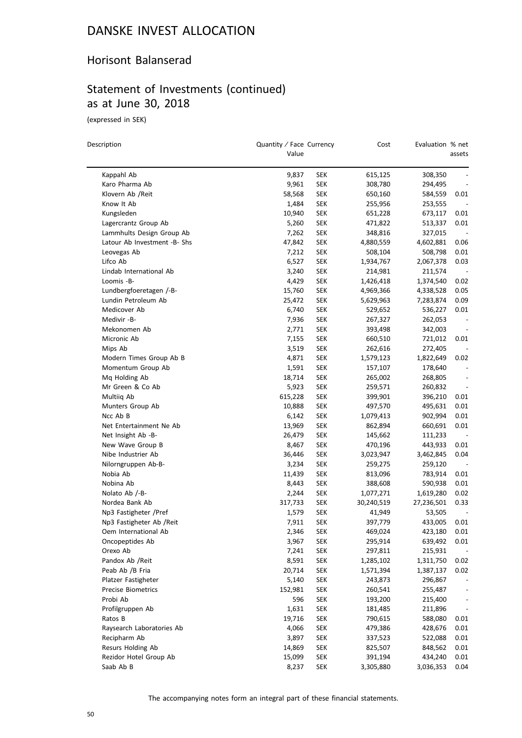# DANSKE INVEST ALLOCATION

## Horisont Balanserad

## Statement of Investments (continued) as at June 30, 2018

(expressed in SEK)

| Description | Quantity / Face Value | Currency | Cost | Evaluation | % net assets |
|---|---|---|---|---|---|
| Kappahl Ab | 9,837 | SEK | 615,125 | 308,350 | - |
| Karo Pharma Ab | 9,961 | SEK | 308,780 | 294,495 | - |
| Klovern Ab /Reit | 58,568 | SEK | 650,160 | 584,559 | 0.01 |
| Know It Ab | 1,484 | SEK | 255,956 | 253,555 | - |
| Kungsleden | 10,940 | SEK | 651,228 | 673,117 | 0.01 |
| Lagercrantz Group Ab | 5,260 | SEK | 471,822 | 513,337 | 0.01 |
| Lammhults Design Group Ab | 7,262 | SEK | 348,816 | 327,015 | - |
| Latour Ab Investment -B- Shs | 47,842 | SEK | 4,880,559 | 4,602,881 | 0.06 |
| Leovegas Ab | 7,212 | SEK | 508,104 | 508,798 | 0.01 |
| Lifco Ab | 6,527 | SEK | 1,934,767 | 2,067,378 | 0.03 |
| Lindab International Ab | 3,240 | SEK | 214,981 | 211,574 | - |
| Loomis -B- | 4,429 | SEK | 1,426,418 | 1,374,540 | 0.02 |
| Lundbergfoeretagen /-B- | 15,760 | SEK | 4,969,366 | 4,338,528 | 0.05 |
| Lundin Petroleum Ab | 25,472 | SEK | 5,629,963 | 7,283,874 | 0.09 |
| Medicover Ab | 6,740 | SEK | 529,652 | 536,227 | 0.01 |
| Medivir -B- | 7,936 | SEK | 267,327 | 262,053 | - |
| Mekonomen Ab | 2,771 | SEK | 393,498 | 342,003 | - |
| Micronic Ab | 7,155 | SEK | 660,510 | 721,012 | 0.01 |
| Mips Ab | 3,519 | SEK | 262,616 | 272,405 | - |
| Modern Times Group Ab B | 4,871 | SEK | 1,579,123 | 1,822,649 | 0.02 |
| Momentum Group Ab | 1,591 | SEK | 157,107 | 178,640 | - |
| Mq Holding Ab | 18,714 | SEK | 265,002 | 268,805 | - |
| Mr Green & Co Ab | 5,923 | SEK | 259,571 | 260,832 | - |
| Multiiq Ab | 615,228 | SEK | 399,901 | 396,210 | 0.01 |
| Munters Group Ab | 10,888 | SEK | 497,570 | 495,631 | 0.01 |
| Ncc Ab B | 6,142 | SEK | 1,079,413 | 902,994 | 0.01 |
| Net Entertainment Ne Ab | 13,969 | SEK | 862,894 | 660,691 | 0.01 |
| Net Insight Ab -B- | 26,479 | SEK | 145,662 | 111,233 | - |
| New Wave Group B | 8,467 | SEK | 470,196 | 443,933 | 0.01 |
| Nibe Industrier Ab | 36,446 | SEK | 3,023,947 | 3,462,845 | 0.04 |
| Nilorngruppen Ab-B- | 3,234 | SEK | 259,275 | 259,120 | - |
| Nobia Ab | 11,439 | SEK | 813,096 | 783,914 | 0.01 |
| Nobina Ab | 8,443 | SEK | 388,608 | 590,938 | 0.01 |
| Nolato Ab /-B- | 2,244 | SEK | 1,077,271 | 1,619,280 | 0.02 |
| Nordea Bank Ab | 317,733 | SEK | 30,240,519 | 27,236,501 | 0.33 |
| Np3 Fastigheter /Pref | 1,579 | SEK | 41,949 | 53,505 | - |
| Np3 Fastigheter Ab /Reit | 7,911 | SEK | 397,779 | 433,005 | 0.01 |
| Oem International Ab | 2,346 | SEK | 469,024 | 423,180 | 0.01 |
| Oncopeptides Ab | 3,967 | SEK | 295,914 | 639,492 | 0.01 |
| Orexo Ab | 7,241 | SEK | 297,811 | 215,931 | - |
| Pandox Ab /Reit | 8,591 | SEK | 1,285,102 | 1,311,750 | 0.02 |
| Peab Ab /B Fria | 20,714 | SEK | 1,571,394 | 1,387,137 | 0.02 |
| Platzer Fastigheter | 5,140 | SEK | 243,873 | 296,867 | - |
| Precise Biometrics | 152,981 | SEK | 260,541 | 255,487 | - |
| Probi Ab | 596 | SEK | 193,200 | 215,400 | - |
| Profilgruppen Ab | 1,631 | SEK | 181,485 | 211,896 | - |
| Ratos B | 19,716 | SEK | 790,615 | 588,080 | 0.01 |
| Raysearch Laboratories Ab | 4,066 | SEK | 479,386 | 428,676 | 0.01 |
| Recipharm Ab | 3,897 | SEK | 337,523 | 522,088 | 0.01 |
| Resurs Holding Ab | 14,869 | SEK | 825,507 | 848,562 | 0.01 |
| Rezidor Hotel Group Ab | 15,099 | SEK | 391,194 | 434,240 | 0.01 |
| Saab Ab B | 8,237 | SEK | 3,305,880 | 3,036,353 | 0.04 |

The accompanying notes form an integral part of these financial statements.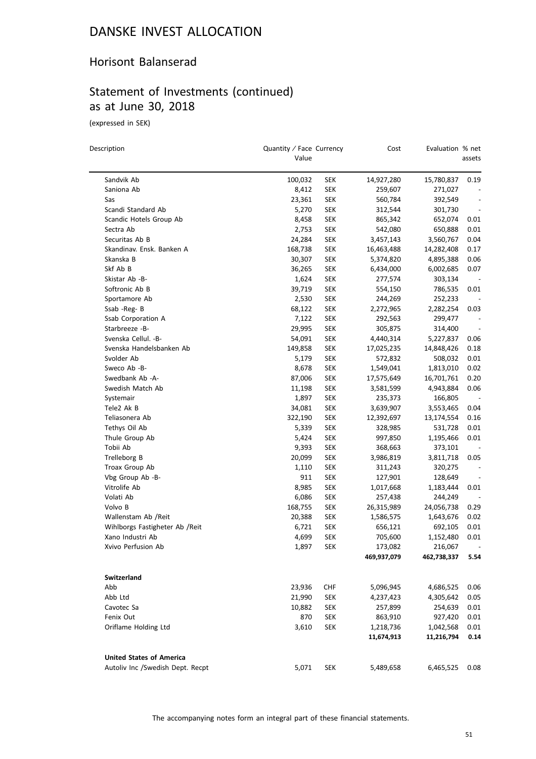# DANSKE INVEST ALLOCATION

## Horisont Balanserad

## Statement of Investments (continued) as at June 30, 2018

(expressed in SEK)

| Description | Quantity / Face Value | Currency | Cost | Evaluation | % net assets |
|---|---|---|---|---|---|
| Sandvik Ab | 100,032 | SEK | 14,927,280 | 15,780,837 | 0.19 |
| Saniona Ab | 8,412 | SEK | 259,607 | 271,027 | - |
| Sas | 23,361 | SEK | 560,784 | 392,549 | - |
| Scandi Standard Ab | 5,270 | SEK | 312,544 | 301,730 | - |
| Scandic Hotels Group Ab | 8,458 | SEK | 865,342 | 652,074 | 0.01 |
| Sectra Ab | 2,753 | SEK | 542,080 | 650,888 | 0.01 |
| Securitas Ab B | 24,284 | SEK | 3,457,143 | 3,560,767 | 0.04 |
| Skandinav. Ensk. Banken A | 168,738 | SEK | 16,463,488 | 14,282,408 | 0.17 |
| Skanska B | 30,307 | SEK | 5,374,820 | 4,895,388 | 0.06 |
| Skf Ab B | 36,265 | SEK | 6,434,000 | 6,002,685 | 0.07 |
| Skistar Ab -B- | 1,624 | SEK | 277,574 | 303,134 | - |
| Softronic Ab B | 39,719 | SEK | 554,150 | 786,535 | 0.01 |
| Sportamore Ab | 2,530 | SEK | 244,269 | 252,233 | - |
| Ssab -Reg- B | 68,122 | SEK | 2,272,965 | 2,282,254 | 0.03 |
| Ssab Corporation A | 7,122 | SEK | 292,563 | 299,477 | - |
| Starbreeze -B- | 29,995 | SEK | 305,875 | 314,400 | - |
| Svenska Cellul. -B- | 54,091 | SEK | 4,440,314 | 5,227,837 | 0.06 |
| Svenska Handelsbanken Ab | 149,858 | SEK | 17,025,235 | 14,848,426 | 0.18 |
| Svolder Ab | 5,179 | SEK | 572,832 | 508,032 | 0.01 |
| Sweco Ab -B- | 8,678 | SEK | 1,549,041 | 1,813,010 | 0.02 |
| Swedbank Ab -A- | 87,006 | SEK | 17,575,649 | 16,701,761 | 0.20 |
| Swedish Match Ab | 11,198 | SEK | 3,581,599 | 4,943,884 | 0.06 |
| Systemair | 1,897 | SEK | 235,373 | 166,805 | - |
| Tele2 Ak B | 34,081 | SEK | 3,639,907 | 3,553,465 | 0.04 |
| Teliasonera Ab | 322,190 | SEK | 12,392,697 | 13,174,554 | 0.16 |
| Tethys Oil Ab | 5,339 | SEK | 328,985 | 531,728 | 0.01 |
| Thule Group Ab | 5,424 | SEK | 997,850 | 1,195,466 | 0.01 |
| Tobii Ab | 9,393 | SEK | 368,663 | 373,101 | - |
| Trelleborg B | 20,099 | SEK | 3,986,819 | 3,811,718 | 0.05 |
| Troax Group Ab | 1,110 | SEK | 311,243 | 320,275 | - |
| Vbg Group Ab -B- | 911 | SEK | 127,901 | 128,649 | - |
| Vitrolife Ab | 8,985 | SEK | 1,017,668 | 1,183,444 | 0.01 |
| Volati Ab | 6,086 | SEK | 257,438 | 244,249 | - |
| Volvo B | 168,755 | SEK | 26,315,989 | 24,056,738 | 0.29 |
| Wallenstam Ab /Reit | 20,388 | SEK | 1,586,575 | 1,643,676 | 0.02 |
| Wihlborgs Fastigheter Ab /Reit | 6,721 | SEK | 656,121 | 692,105 | 0.01 |
| Xano Industri Ab | 4,699 | SEK | 705,600 | 1,152,480 | 0.01 |
| Xvivo Perfusion Ab | 1,897 | SEK | 173,082 | 216,067 | - |
| | | | **469,937,079** | **462,738,337** | **5.54** |
| **Switzerland** | | | | | |
| Abb | 23,936 | CHF | 5,096,945 | 4,686,525 | 0.06 |
| Abb Ltd | 21,990 | SEK | 4,237,423 | 4,305,642 | 0.05 |
| Cavotec Sa | 10,882 | SEK | 257,899 | 254,639 | 0.01 |
| Fenix Out | 870 | SEK | 863,910 | 927,420 | 0.01 |
| Oriflame Holding Ltd | 3,610 | SEK | 1,218,736 | 1,042,568 | 0.01 |
| | | | **11,674,913** | **11,216,794** | **0.14** |
| **United States of America** | | | | | |
| Autoliv Inc /Swedish Dept. Recpt | 5,071 | SEK | 5,489,658 | 6,465,525 | 0.08 |

The accompanying notes form an integral part of these financial statements.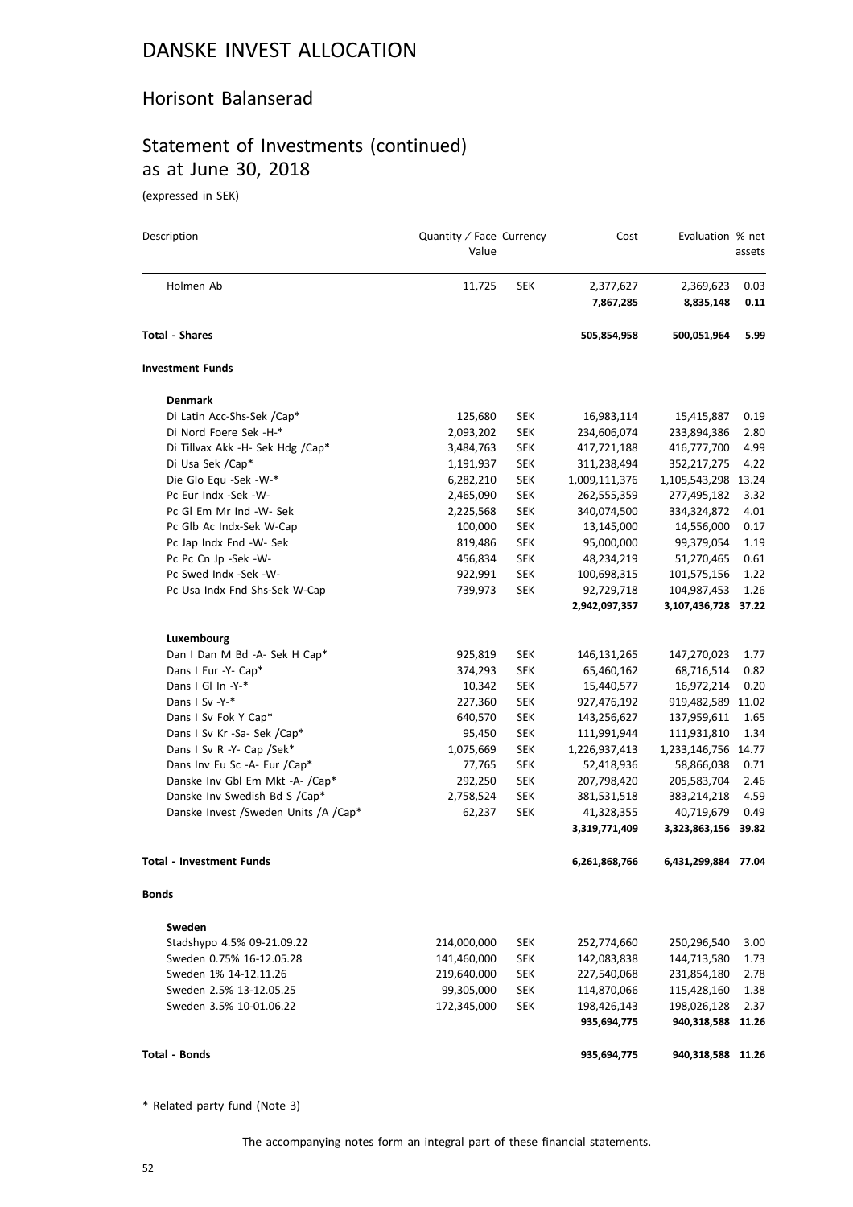# DANSKE INVEST ALLOCATION

## Horisont Balanserad

## Statement of Investments (continued) as at June 30, 2018

(expressed in SEK)

| Description | Quantity / Face Value | Currency | Cost | Evaluation | % net assets |
|---|---|---|---|---|---|
| Holmen Ab | 11,725 | SEK | 2,377,627 | 2,369,623 | 0.03 |
| | | | **7,867,285** | **8,835,148** | **0.11** |
| **Total - Shares** | | | **505,854,958** | **500,051,964** | **5.99** |
| **Investment Funds** | | | | | |
| **Denmark** | | | | | |
| Di Latin Acc-Shs-Sek /Cap* | 125,680 | SEK | 16,983,114 | 15,415,887 | 0.19 |
| Di Nord Foere Sek -H-* | 2,093,202 | SEK | 234,606,074 | 233,894,386 | 2.80 |
| Di Tillvax Akk -H- Sek Hdg /Cap* | 3,484,763 | SEK | 417,721,188 | 416,777,700 | 4.99 |
| Di Usa Sek /Cap* | 1,191,937 | SEK | 311,238,494 | 352,217,275 | 4.22 |
| Die Glo Equ -Sek -W-* | 6,282,210 | SEK | 1,009,111,376 | 1,105,543,298 | 13.24 |
| Pc Eur Indx -Sek -W- | 2,465,090 | SEK | 262,555,359 | 277,495,182 | 3.32 |
| Pc Gl Em Mr Ind -W- Sek | 2,225,568 | SEK | 340,074,500 | 334,324,872 | 4.01 |
| Pc Glb Ac Indx-Sek W-Cap | 100,000 | SEK | 13,145,000 | 14,556,000 | 0.17 |
| Pc Jap Indx Fnd -W- Sek | 819,486 | SEK | 95,000,000 | 99,379,054 | 1.19 |
| Pc Pc Cn Jp -Sek -W- | 456,834 | SEK | 48,234,219 | 51,270,465 | 0.61 |
| Pc Swed Indx -Sek -W- | 922,991 | SEK | 100,698,315 | 101,575,156 | 1.22 |
| Pc Usa Indx Fnd Shs-Sek W-Cap | 739,973 | SEK | 92,729,718 | 104,987,453 | 1.26 |
| | | | **2,942,097,357** | **3,107,436,728** | **37.22** |
| **Luxembourg** | | | | | |
| Dan I Dan M Bd -A- Sek H Cap* | 925,819 | SEK | 146,131,265 | 147,270,023 | 1.77 |
| Dans I Eur -Y- Cap* | 374,293 | SEK | 65,460,162 | 68,716,514 | 0.82 |
| Dans I Gl In -Y-* | 10,342 | SEK | 15,440,577 | 16,972,214 | 0.20 |
| Dans I Sv -Y-* | 227,360 | SEK | 927,476,192 | 919,482,589 | 11.02 |
| Dans I Sv Fok Y Cap* | 640,570 | SEK | 143,256,627 | 137,959,611 | 1.65 |
| Dans I Sv Kr -Sa- Sek /Cap* | 95,450 | SEK | 111,991,944 | 111,931,810 | 1.34 |
| Dans I Sv R -Y- Cap /Sek* | 1,075,669 | SEK | 1,226,937,413 | 1,233,146,756 | 14.77 |
| Dans Inv Eu Sc -A- Eur /Cap* | 77,765 | SEK | 52,418,936 | 58,866,038 | 0.71 |
| Danske Inv Gbl Em Mkt -A- /Cap* | 292,250 | SEK | 207,798,420 | 205,583,704 | 2.46 |
| Danske Inv Swedish Bd S /Cap* | 2,758,524 | SEK | 381,531,518 | 383,214,218 | 4.59 |
| Danske Invest /Sweden Units /A /Cap* | 62,237 | SEK | 41,328,355 | 40,719,679 | 0.49 |
| | | | **3,319,771,409** | **3,323,863,156** | **39.82** |
| **Total - Investment Funds** | | | **6,261,868,766** | **6,431,299,884** | **77.04** |
| **Bonds** | | | | | |
| **Sweden** | | | | | |
| Stadshypo 4.5% 09-21.09.22 | 214,000,000 | SEK | 252,774,660 | 250,296,540 | 3.00 |
| Sweden 0.75% 16-12.05.28 | 141,460,000 | SEK | 142,083,838 | 144,713,580 | 1.73 |
| Sweden 1% 14-12.11.26 | 219,640,000 | SEK | 227,540,068 | 231,854,180 | 2.78 |
| Sweden 2.5% 13-12.05.25 | 99,305,000 | SEK | 114,870,066 | 115,428,160 | 1.38 |
| Sweden 3.5% 10-01.06.22 | 172,345,000 | SEK | 198,426,143 | 198,026,128 | 2.37 |
| | | | **935,694,775** | **940,318,588** | **11.26** |
| **Total - Bonds** | | | **935,694,775** | **940,318,588** | **11.26** |

* Related party fund (Note 3)

The accompanying notes form an integral part of these financial statements.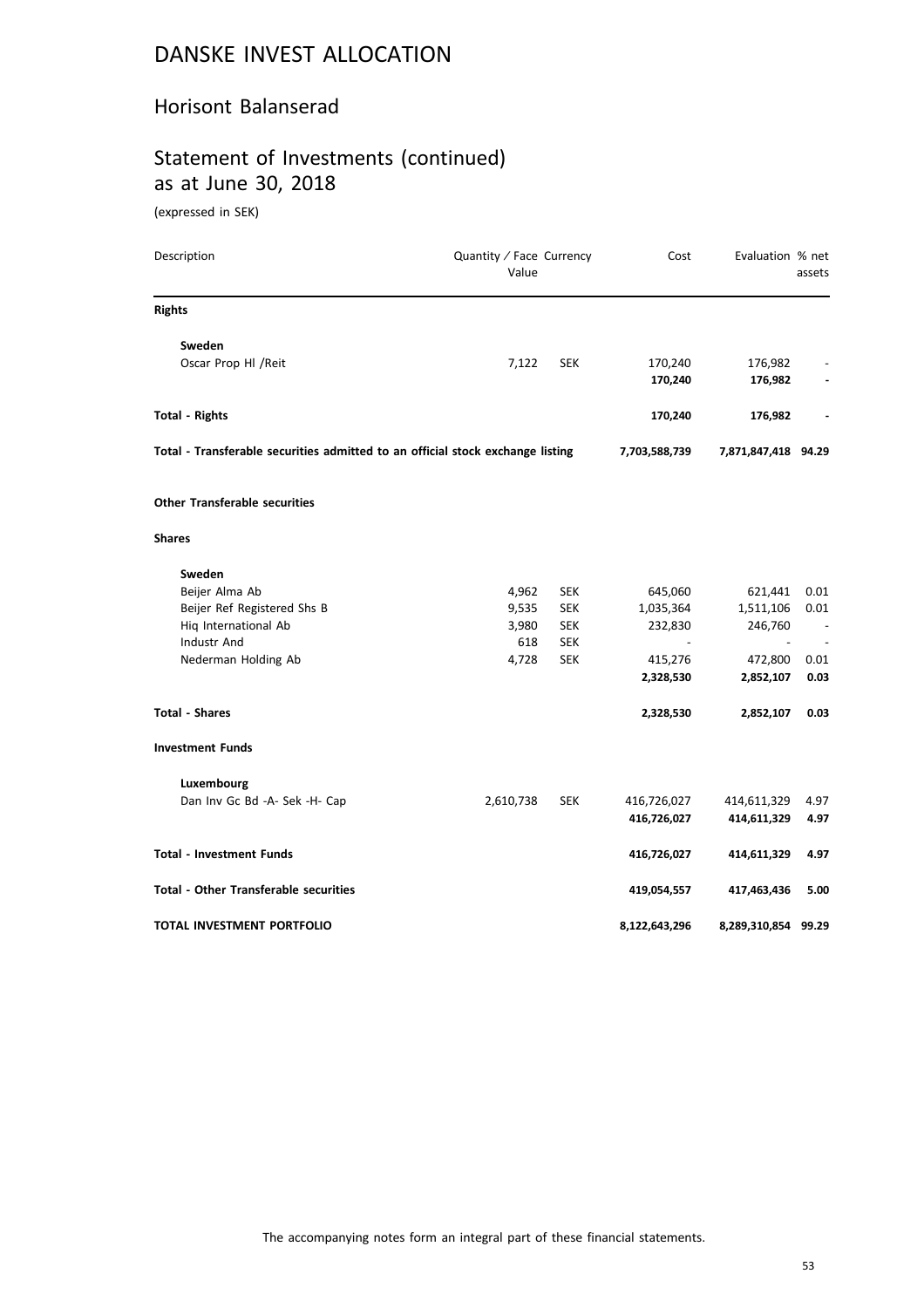# DANSKE INVEST ALLOCATION

## Horisont Balanserad

## Statement of Investments (continued) as at June 30, 2018

(expressed in SEK)

| Description | Quantity / Face Value | Currency | Cost | Evaluation | % net assets |
|---|---|---|---|---|---|
| **Rights** | | | | | |
| **Sweden** | | | | | |
| Oscar Prop Hl /Reit | 7,122 | SEK | 170,240 | 176,982 | - |
| | | | **170,240** | **176,982** | **-** |
| **Total - Rights** | | | **170,240** | **176,982** | **-** |
| **Total - Transferable securities admitted to an official stock exchange listing** | | | **7,703,588,739** | **7,871,847,418** | **94.29** |
| **Other Transferable securities** | | | | | |
| **Shares** | | | | | |
| **Sweden** | | | | | |
| Beijer Alma Ab | 4,962 | SEK | 645,060 | 621,441 | 0.01 |
| Beijer Ref Registered Shs B | 9,535 | SEK | 1,035,364 | 1,511,106 | 0.01 |
| Hiq International Ab | 3,980 | SEK | 232,830 | 246,760 | - |
| Industr And | 618 | SEK | - | - | - |
| Nederman Holding Ab | 4,728 | SEK | 415,276 | 472,800 | 0.01 |
| | | | **2,328,530** | **2,852,107** | **0.03** |
| **Total - Shares** | | | **2,328,530** | **2,852,107** | **0.03** |
| **Investment Funds** | | | | | |
| **Luxembourg** | | | | | |
| Dan Inv Gc Bd -A- Sek -H- Cap | 2,610,738 | SEK | 416,726,027 | 414,611,329 | 4.97 |
| | | | **416,726,027** | **414,611,329** | **4.97** |
| **Total - Investment Funds** | | | **416,726,027** | **414,611,329** | **4.97** |
| **Total - Other Transferable securities** | | | **419,054,557** | **417,463,436** | **5.00** |
| **TOTAL INVESTMENT PORTFOLIO** | | | **8,122,643,296** | **8,289,310,854** | **99.29** |

The accompanying notes form an integral part of these financial statements.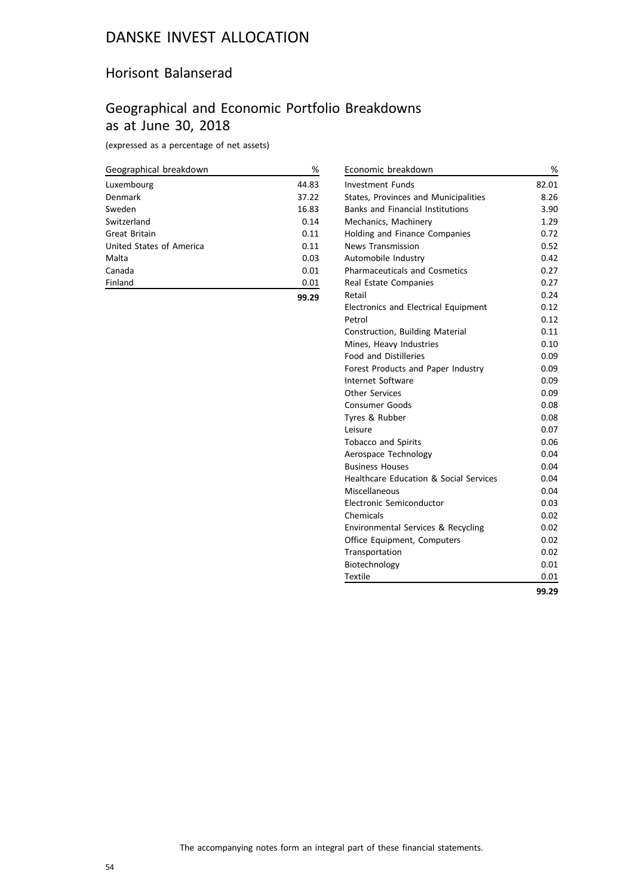# DANSKE INVEST ALLOCATION

## Horisont Balanserad

## Geographical and Economic Portfolio Breakdowns as at June 30, 2018

(expressed as a percentage of net assets)

| Geographical breakdown | % |
|---|---|
| Luxembourg | 44.83 |
| Denmark | 37.22 |
| Sweden | 16.83 |
| Switzerland | 0.14 |
| Great Britain | 0.11 |
| United States of America | 0.11 |
| Malta | 0.03 |
| Canada | 0.01 |
| Finland | 0.01 |
| | **99.29** |

| Economic breakdown | % |
|---|---|
| Investment Funds | 82.01 |
| States, Provinces and Municipalities | 8.26 |
| Banks and Financial Institutions | 3.90 |
| Mechanics, Machinery | 1.29 |
| Holding and Finance Companies | 0.72 |
| News Transmission | 0.52 |
| Automobile Industry | 0.42 |
| Pharmaceuticals and Cosmetics | 0.27 |
| Real Estate Companies | 0.27 |
| Retail | 0.24 |
| Electronics and Electrical Equipment | 0.12 |
| Petrol | 0.12 |
| Construction, Building Material | 0.11 |
| Mines, Heavy Industries | 0.10 |
| Food and Distilleries | 0.09 |
| Forest Products and Paper Industry | 0.09 |
| Internet Software | 0.09 |
| Other Services | 0.09 |
| Consumer Goods | 0.08 |
| Tyres & Rubber | 0.08 |
| Leisure | 0.07 |
| Tobacco and Spirits | 0.06 |
| Aerospace Technology | 0.04 |
| Business Houses | 0.04 |
| Healthcare Education & Social Services | 0.04 |
| Miscellaneous | 0.04 |
| Electronic Semiconductor | 0.03 |
| Chemicals | 0.02 |
| Environmental Services & Recycling | 0.02 |
| Office Equipment, Computers | 0.02 |
| Transportation | 0.02 |
| Biotechnology | 0.01 |
| Textile | 0.01 |
| | **99.29** |

The accompanying notes form an integral part of these financial statements.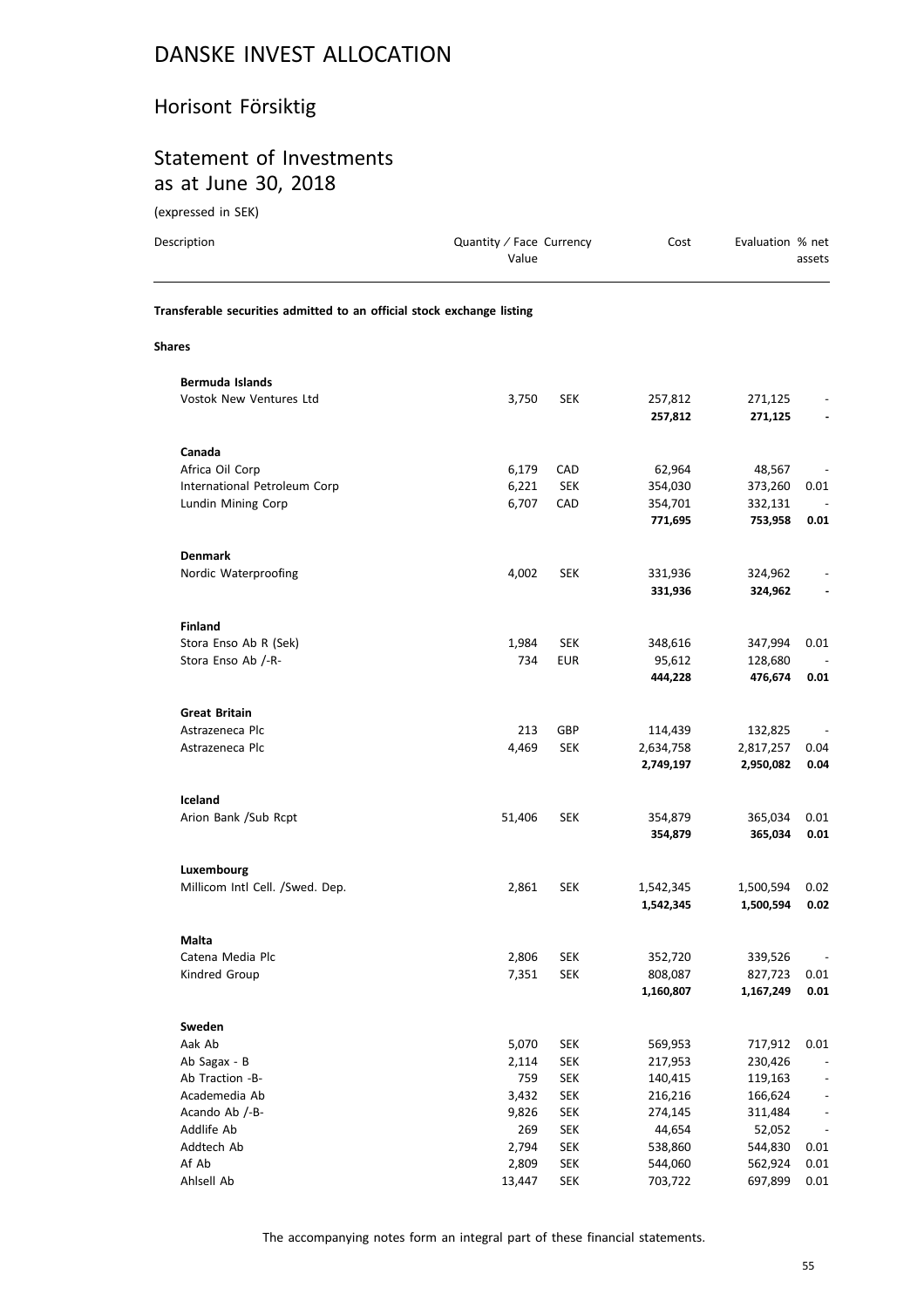# DANSKE INVEST ALLOCATION

## Horisont Försiktig

## Statement of Investments as at June 30, 2018

(expressed in SEK)

| Description | Quantity / Face Value | Currency | Cost | Evaluation | % net assets |
|---|---|---|---|---|---|
| **Transferable securities admitted to an official stock exchange listing** | | | | | |
| **Shares** | | | | | |
| **Bermuda Islands** | | | | | |
| Vostok New Ventures Ltd | 3,750 | SEK | 257,812 | 271,125 | - |
| | | | **257,812** | **271,125** | **-** |
| **Canada** | | | | | |
| Africa Oil Corp | 6,179 | CAD | 62,964 | 48,567 | - |
| International Petroleum Corp | 6,221 | SEK | 354,030 | 373,260 | 0.01 |
| Lundin Mining Corp | 6,707 | CAD | 354,701 | 332,131 | - |
| | | | **771,695** | **753,958** | **0.01** |
| **Denmark** | | | | | |
| Nordic Waterproofing | 4,002 | SEK | 331,936 | 324,962 | - |
| | | | **331,936** | **324,962** | **-** |
| **Finland** | | | | | |
| Stora Enso Ab R (Sek) | 1,984 | SEK | 348,616 | 347,994 | 0.01 |
| Stora Enso Ab /-R- | 734 | EUR | 95,612 | 128,680 | - |
| | | | **444,228** | **476,674** | **0.01** |
| **Great Britain** | | | | | |
| Astrazeneca Plc | 213 | GBP | 114,439 | 132,825 | - |
| Astrazeneca Plc | 4,469 | SEK | 2,634,758 | 2,817,257 | 0.04 |
| | | | **2,749,197** | **2,950,082** | **0.04** |
| **Iceland** | | | | | |
| Arion Bank /Sub Rcpt | 51,406 | SEK | 354,879 | 365,034 | 0.01 |
| | | | **354,879** | **365,034** | **0.01** |
| **Luxembourg** | | | | | |
| Millicom Intl Cell. /Swed. Dep. | 2,861 | SEK | 1,542,345 | 1,500,594 | 0.02 |
| | | | **1,542,345** | **1,500,594** | **0.02** |
| **Malta** | | | | | |
| Catena Media Plc | 2,806 | SEK | 352,720 | 339,526 | - |
| Kindred Group | 7,351 | SEK | 808,087 | 827,723 | 0.01 |
| | | | **1,160,807** | **1,167,249** | **0.01** |
| **Sweden** | | | | | |
| Aak Ab | 5,070 | SEK | 569,953 | 717,912 | 0.01 |
| Ab Sagax - B | 2,114 | SEK | 217,953 | 230,426 | - |
| Ab Traction -B- | 759 | SEK | 140,415 | 119,163 | - |
| Academedia Ab | 3,432 | SEK | 216,216 | 166,624 | - |
| Acando Ab /-B- | 9,826 | SEK | 274,145 | 311,484 | - |
| Addlife Ab | 269 | SEK | 44,654 | 52,052 | - |
| Addtech Ab | 2,794 | SEK | 538,860 | 544,830 | 0.01 |
| Af Ab | 2,809 | SEK | 544,060 | 562,924 | 0.01 |
| Ahlsell Ab | 13,447 | SEK | 703,722 | 697,899 | 0.01 |

The accompanying notes form an integral part of these financial statements.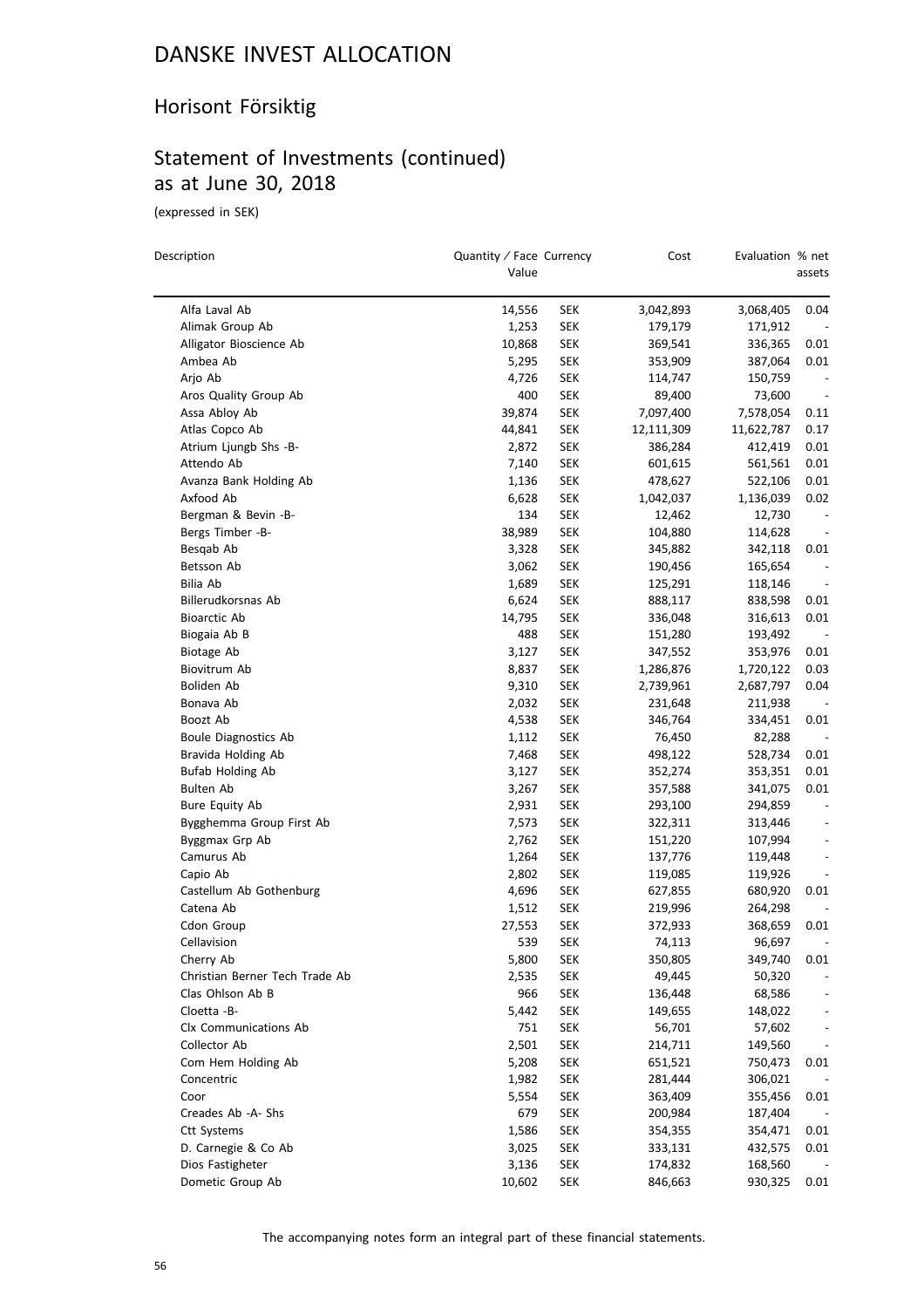# DANSKE INVEST ALLOCATION

## Horisont Försiktig

## Statement of Investments (continued) as at June 30, 2018

(expressed in SEK)

| Description | Quantity / Face Value | Currency | Cost | Evaluation | % net assets |
|---|---|---|---|---|---|
| Alfa Laval Ab | 14,556 | SEK | 3,042,893 | 3,068,405 | 0.04 |
| Alimak Group Ab | 1,253 | SEK | 179,179 | 171,912 | - |
| Alligator Bioscience Ab | 10,868 | SEK | 369,541 | 336,365 | 0.01 |
| Ambea Ab | 5,295 | SEK | 353,909 | 387,064 | 0.01 |
| Arjo Ab | 4,726 | SEK | 114,747 | 150,759 | - |
| Aros Quality Group Ab | 400 | SEK | 89,400 | 73,600 | - |
| Assa Abloy Ab | 39,874 | SEK | 7,097,400 | 7,578,054 | 0.11 |
| Atlas Copco Ab | 44,841 | SEK | 12,111,309 | 11,622,787 | 0.17 |
| Atrium Ljungb Shs -B- | 2,872 | SEK | 386,284 | 412,419 | 0.01 |
| Attendo Ab | 7,140 | SEK | 601,615 | 561,561 | 0.01 |
| Avanza Bank Holding Ab | 1,136 | SEK | 478,627 | 522,106 | 0.01 |
| Axfood Ab | 6,628 | SEK | 1,042,037 | 1,136,039 | 0.02 |
| Bergman & Bevin -B- | 134 | SEK | 12,462 | 12,730 | - |
| Bergs Timber -B- | 38,989 | SEK | 104,880 | 114,628 | - |
| Besqab Ab | 3,328 | SEK | 345,882 | 342,118 | 0.01 |
| Betsson Ab | 3,062 | SEK | 190,456 | 165,654 | - |
| Bilia Ab | 1,689 | SEK | 125,291 | 118,146 | - |
| Billerudkorsnas Ab | 6,624 | SEK | 888,117 | 838,598 | 0.01 |
| Bioarctic Ab | 14,795 | SEK | 336,048 | 316,613 | 0.01 |
| Biogaia Ab B | 488 | SEK | 151,280 | 193,492 | - |
| Biotage Ab | 3,127 | SEK | 347,552 | 353,976 | 0.01 |
| Biovitrum Ab | 8,837 | SEK | 1,286,876 | 1,720,122 | 0.03 |
| Boliden Ab | 9,310 | SEK | 2,739,961 | 2,687,797 | 0.04 |
| Bonava Ab | 2,032 | SEK | 231,648 | 211,938 | - |
| Boozt Ab | 4,538 | SEK | 346,764 | 334,451 | 0.01 |
| Boule Diagnostics Ab | 1,112 | SEK | 76,450 | 82,288 | - |
| Bravida Holding Ab | 7,468 | SEK | 498,122 | 528,734 | 0.01 |
| Bufab Holding Ab | 3,127 | SEK | 352,274 | 353,351 | 0.01 |
| Bulten Ab | 3,267 | SEK | 357,588 | 341,075 | 0.01 |
| Bure Equity Ab | 2,931 | SEK | 293,100 | 294,859 | - |
| Bygghemma Group First Ab | 7,573 | SEK | 322,311 | 313,446 | - |
| Byggmax Grp Ab | 2,762 | SEK | 151,220 | 107,994 | - |
| Camurus Ab | 1,264 | SEK | 137,776 | 119,448 | - |
| Capio Ab | 2,802 | SEK | 119,085 | 119,926 | - |
| Castellum Ab Gothenburg | 4,696 | SEK | 627,855 | 680,920 | 0.01 |
| Catena Ab | 1,512 | SEK | 219,996 | 264,298 | - |
| Cdon Group | 27,553 | SEK | 372,933 | 368,659 | 0.01 |
| Cellavision | 539 | SEK | 74,113 | 96,697 | - |
| Cherry Ab | 5,800 | SEK | 350,805 | 349,740 | 0.01 |
| Christian Berner Tech Trade Ab | 2,535 | SEK | 49,445 | 50,320 | - |
| Clas Ohlson Ab B | 966 | SEK | 136,448 | 68,586 | - |
| Cloetta -B- | 5,442 | SEK | 149,655 | 148,022 | - |
| Clx Communications Ab | 751 | SEK | 56,701 | 57,602 | - |
| Collector Ab | 2,501 | SEK | 214,711 | 149,560 | - |
| Com Hem Holding Ab | 5,208 | SEK | 651,521 | 750,473 | 0.01 |
| Concentric | 1,982 | SEK | 281,444 | 306,021 | - |
| Coor | 5,554 | SEK | 363,409 | 355,456 | 0.01 |
| Creades Ab -A- Shs | 679 | SEK | 200,984 | 187,404 | - |
| Ctt Systems | 1,586 | SEK | 354,355 | 354,471 | 0.01 |
| D. Carnegie & Co Ab | 3,025 | SEK | 333,131 | 432,575 | 0.01 |
| Dios Fastigheter | 3,136 | SEK | 174,832 | 168,560 | - |
| Dometic Group Ab | 10,602 | SEK | 846,663 | 930,325 | 0.01 |

The accompanying notes form an integral part of these financial statements.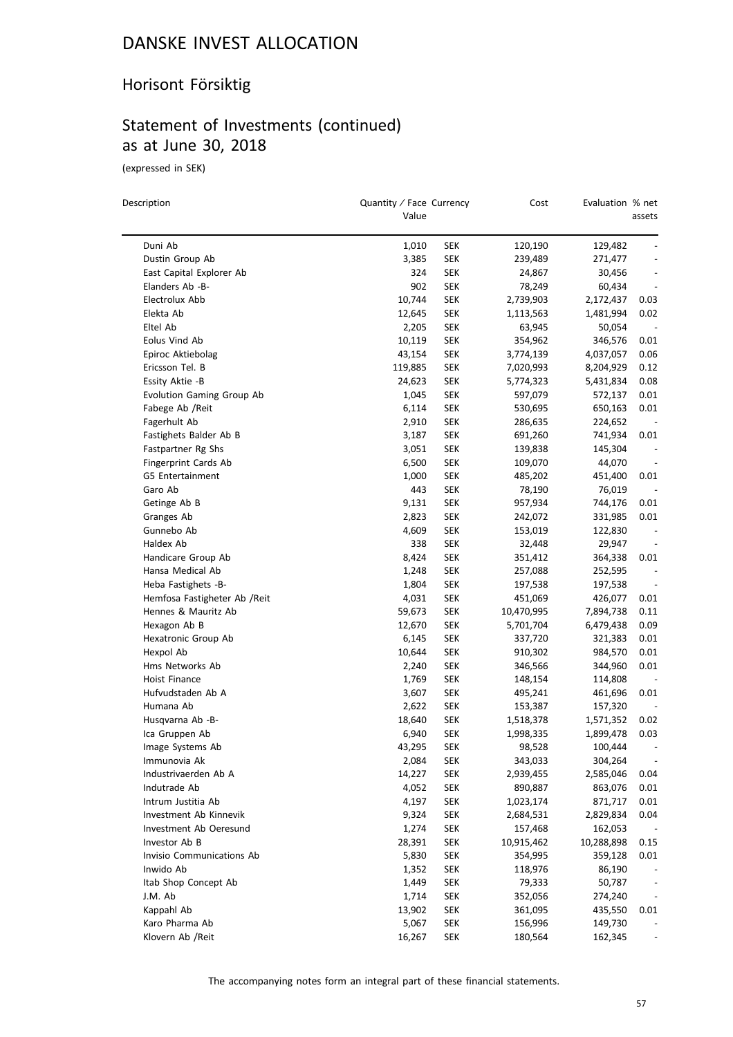# DANSKE INVEST ALLOCATION

## Horisont Försiktig

## Statement of Investments (continued) as at June 30, 2018

(expressed in SEK)

| Description | Quantity / Face Value | Currency | Cost | Evaluation | % net assets |
|---|---|---|---|---|---|
| Duni Ab | 1,010 | SEK | 120,190 | 129,482 | - |
| Dustin Group Ab | 3,385 | SEK | 239,489 | 271,477 | - |
| East Capital Explorer Ab | 324 | SEK | 24,867 | 30,456 | - |
| Elanders Ab -B- | 902 | SEK | 78,249 | 60,434 | - |
| Electrolux Abb | 10,744 | SEK | 2,739,903 | 2,172,437 | 0.03 |
| Elekta Ab | 12,645 | SEK | 1,113,563 | 1,481,994 | 0.02 |
| Eltel Ab | 2,205 | SEK | 63,945 | 50,054 | - |
| Eolus Vind Ab | 10,119 | SEK | 354,962 | 346,576 | 0.01 |
| Epiroc Aktiebolag | 43,154 | SEK | 3,774,139 | 4,037,057 | 0.06 |
| Ericsson Tel. B | 119,885 | SEK | 7,020,993 | 8,204,929 | 0.12 |
| Essity Aktie -B | 24,623 | SEK | 5,774,323 | 5,431,834 | 0.08 |
| Evolution Gaming Group Ab | 1,045 | SEK | 597,079 | 572,137 | 0.01 |
| Fabege Ab /Reit | 6,114 | SEK | 530,695 | 650,163 | 0.01 |
| Fagerhult Ab | 2,910 | SEK | 286,635 | 224,652 | - |
| Fastighets Balder Ab B | 3,187 | SEK | 691,260 | 741,934 | 0.01 |
| Fastpartner Rg Shs | 3,051 | SEK | 139,838 | 145,304 | - |
| Fingerprint Cards Ab | 6,500 | SEK | 109,070 | 44,070 | - |
| G5 Entertainment | 1,000 | SEK | 485,202 | 451,400 | 0.01 |
| Garo Ab | 443 | SEK | 78,190 | 76,019 | - |
| Getinge Ab B | 9,131 | SEK | 957,934 | 744,176 | 0.01 |
| Granges Ab | 2,823 | SEK | 242,072 | 331,985 | 0.01 |
| Gunnebo Ab | 4,609 | SEK | 153,019 | 122,830 | - |
| Haldex Ab | 338 | SEK | 32,448 | 29,947 | - |
| Handicare Group Ab | 8,424 | SEK | 351,412 | 364,338 | 0.01 |
| Hansa Medical Ab | 1,248 | SEK | 257,088 | 252,595 | - |
| Heba Fastighets -B- | 1,804 | SEK | 197,538 | 197,538 | - |
| Hemfosa Fastigheter Ab /Reit | 4,031 | SEK | 451,069 | 426,077 | 0.01 |
| Hennes & Mauritz Ab | 59,673 | SEK | 10,470,995 | 7,894,738 | 0.11 |
| Hexagon Ab B | 12,670 | SEK | 5,701,704 | 6,479,438 | 0.09 |
| Hexatronic Group Ab | 6,145 | SEK | 337,720 | 321,383 | 0.01 |
| Hexpol Ab | 10,644 | SEK | 910,302 | 984,570 | 0.01 |
| Hms Networks Ab | 2,240 | SEK | 346,566 | 344,960 | 0.01 |
| Hoist Finance | 1,769 | SEK | 148,154 | 114,808 | - |
| Hufvudstaden Ab A | 3,607 | SEK | 495,241 | 461,696 | 0.01 |
| Humana Ab | 2,622 | SEK | 153,387 | 157,320 | - |
| Husqvarna Ab -B- | 18,640 | SEK | 1,518,378 | 1,571,352 | 0.02 |
| Ica Gruppen Ab | 6,940 | SEK | 1,998,335 | 1,899,478 | 0.03 |
| Image Systems Ab | 43,295 | SEK | 98,528 | 100,444 | - |
| Immunovia Ak | 2,084 | SEK | 343,033 | 304,264 | - |
| Industrivaerden Ab A | 14,227 | SEK | 2,939,455 | 2,585,046 | 0.04 |
| Indutrade Ab | 4,052 | SEK | 890,887 | 863,076 | 0.01 |
| Intrum Justitia Ab | 4,197 | SEK | 1,023,174 | 871,717 | 0.01 |
| Investment Ab Kinnevik | 9,324 | SEK | 2,684,531 | 2,829,834 | 0.04 |
| Investment Ab Oeresund | 1,274 | SEK | 157,468 | 162,053 | - |
| Investor Ab B | 28,391 | SEK | 10,915,462 | 10,288,898 | 0.15 |
| Invisio Communications Ab | 5,830 | SEK | 354,995 | 359,128 | 0.01 |
| Inwido Ab | 1,352 | SEK | 118,976 | 86,190 | - |
| Itab Shop Concept Ab | 1,449 | SEK | 79,333 | 50,787 | - |
| J.M. Ab | 1,714 | SEK | 352,056 | 274,240 | - |
| Kappahl Ab | 13,902 | SEK | 361,095 | 435,550 | 0.01 |
| Karo Pharma Ab | 5,067 | SEK | 156,996 | 149,730 | - |
| Klovern Ab /Reit | 16,267 | SEK | 180,564 | 162,345 | - |

The accompanying notes form an integral part of these financial statements.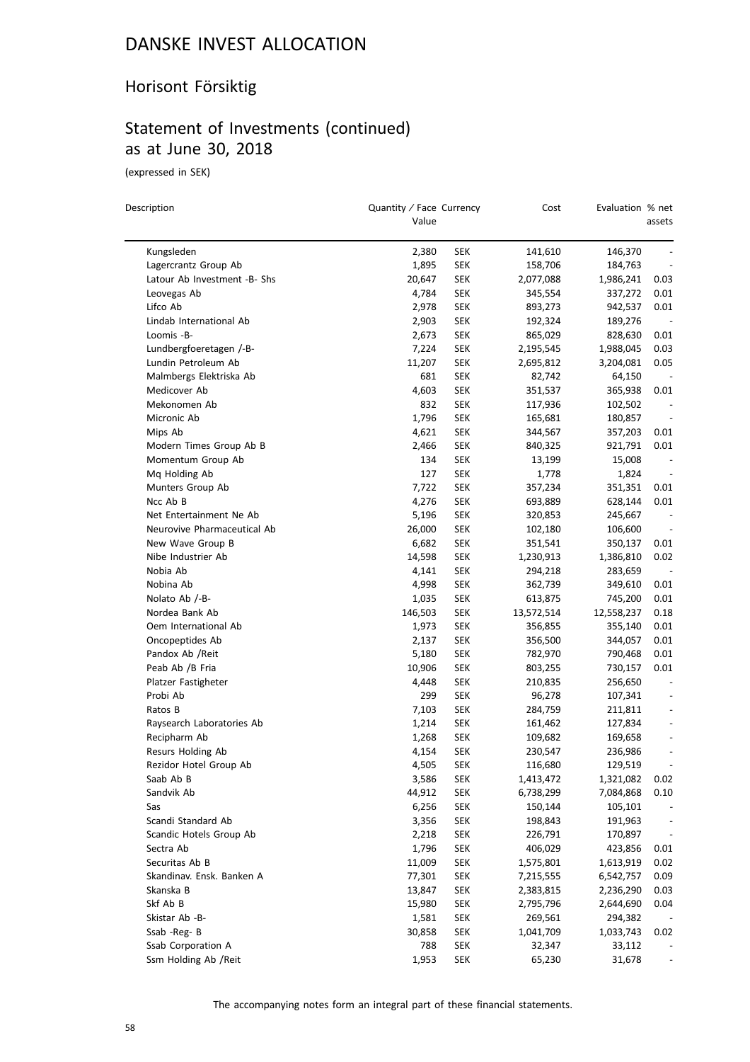# DANSKE INVEST ALLOCATION

## Horisont Försiktig

## Statement of Investments (continued) as at June 30, 2018

(expressed in SEK)

| Description | Quantity / Face Value | Currency | Cost | Evaluation | % net assets |
|---|---|---|---|---|---|
| Kungsleden | 2,380 | SEK | 141,610 | 146,370 | - |
| Lagercrantz Group Ab | 1,895 | SEK | 158,706 | 184,763 | - |
| Latour Ab Investment -B- Shs | 20,647 | SEK | 2,077,088 | 1,986,241 | 0.03 |
| Leovegas Ab | 4,784 | SEK | 345,554 | 337,272 | 0.01 |
| Lifco Ab | 2,978 | SEK | 893,273 | 942,537 | 0.01 |
| Lindab International Ab | 2,903 | SEK | 192,324 | 189,276 | - |
| Loomis -B- | 2,673 | SEK | 865,029 | 828,630 | 0.01 |
| Lundbergfoeretagen /-B- | 7,224 | SEK | 2,195,545 | 1,988,045 | 0.03 |
| Lundin Petroleum Ab | 11,207 | SEK | 2,695,812 | 3,204,081 | 0.05 |
| Malmbergs Elektriska Ab | 681 | SEK | 82,742 | 64,150 | - |
| Medicover Ab | 4,603 | SEK | 351,537 | 365,938 | 0.01 |
| Mekonomen Ab | 832 | SEK | 117,936 | 102,502 | - |
| Micronic Ab | 1,796 | SEK | 165,681 | 180,857 | - |
| Mips Ab | 4,621 | SEK | 344,567 | 357,203 | 0.01 |
| Modern Times Group Ab B | 2,466 | SEK | 840,325 | 921,791 | 0.01 |
| Momentum Group Ab | 134 | SEK | 13,199 | 15,008 | - |
| Mq Holding Ab | 127 | SEK | 1,778 | 1,824 | - |
| Munters Group Ab | 7,722 | SEK | 357,234 | 351,351 | 0.01 |
| Ncc Ab B | 4,276 | SEK | 693,889 | 628,144 | 0.01 |
| Net Entertainment Ne Ab | 5,196 | SEK | 320,853 | 245,667 | - |
| Neurovive Pharmaceutical Ab | 26,000 | SEK | 102,180 | 106,600 | - |
| New Wave Group B | 6,682 | SEK | 351,541 | 350,137 | 0.01 |
| Nibe Industrier Ab | 14,598 | SEK | 1,230,913 | 1,386,810 | 0.02 |
| Nobia Ab | 4,141 | SEK | 294,218 | 283,659 | - |
| Nobina Ab | 4,998 | SEK | 362,739 | 349,610 | 0.01 |
| Nolato Ab /-B- | 1,035 | SEK | 613,875 | 745,200 | 0.01 |
| Nordea Bank Ab | 146,503 | SEK | 13,572,514 | 12,558,237 | 0.18 |
| Oem International Ab | 1,973 | SEK | 356,855 | 355,140 | 0.01 |
| Oncopeptides Ab | 2,137 | SEK | 356,500 | 344,057 | 0.01 |
| Pandox Ab /Reit | 5,180 | SEK | 782,970 | 790,468 | 0.01 |
| Peab Ab /B Fria | 10,906 | SEK | 803,255 | 730,157 | 0.01 |
| Platzer Fastigheter | 4,448 | SEK | 210,835 | 256,650 | - |
| Probi Ab | 299 | SEK | 96,278 | 107,341 | - |
| Ratos B | 7,103 | SEK | 284,759 | 211,811 | - |
| Raysearch Laboratories Ab | 1,214 | SEK | 161,462 | 127,834 | - |
| Recipharm Ab | 1,268 | SEK | 109,682 | 169,658 | - |
| Resurs Holding Ab | 4,154 | SEK | 230,547 | 236,986 | - |
| Rezidor Hotel Group Ab | 4,505 | SEK | 116,680 | 129,519 | - |
| Saab Ab B | 3,586 | SEK | 1,413,472 | 1,321,082 | 0.02 |
| Sandvik Ab | 44,912 | SEK | 6,738,299 | 7,084,868 | 0.10 |
| Sas | 6,256 | SEK | 150,144 | 105,101 | - |
| Scandi Standard Ab | 3,356 | SEK | 198,843 | 191,963 | - |
| Scandic Hotels Group Ab | 2,218 | SEK | 226,791 | 170,897 | - |
| Sectra Ab | 1,796 | SEK | 406,029 | 423,856 | 0.01 |
| Securitas Ab B | 11,009 | SEK | 1,575,801 | 1,613,919 | 0.02 |
| Skandinav. Ensk. Banken A | 77,301 | SEK | 7,215,555 | 6,542,757 | 0.09 |
| Skanska B | 13,847 | SEK | 2,383,815 | 2,236,290 | 0.03 |
| Skf Ab B | 15,980 | SEK | 2,795,796 | 2,644,690 | 0.04 |
| Skistar Ab -B- | 1,581 | SEK | 269,561 | 294,382 | - |
| Ssab -Reg- B | 30,858 | SEK | 1,041,709 | 1,033,743 | 0.02 |
| Ssab Corporation A | 788 | SEK | 32,347 | 33,112 | - |
| Ssm Holding Ab /Reit | 1,953 | SEK | 65,230 | 31,678 | - |

The accompanying notes form an integral part of these financial statements.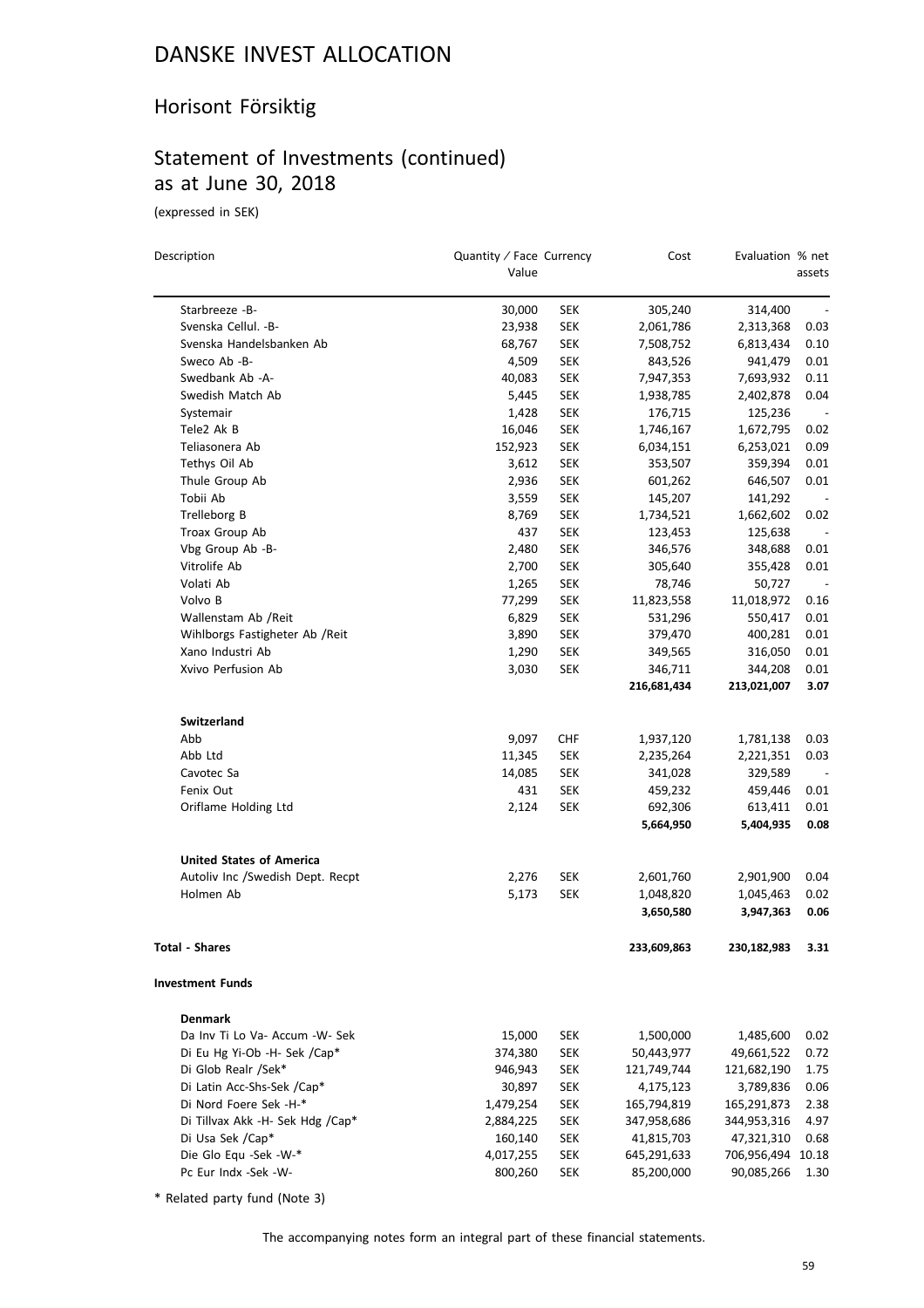# DANSKE INVEST ALLOCATION

## Horisont Försiktig

## Statement of Investments (continued) as at June 30, 2018

(expressed in SEK)

| Description | Quantity / Face Value | Currency | Cost | Evaluation | % net assets |
|---|---|---|---|---|---|
| Starbreeze -B- | 30,000 | SEK | 305,240 | 314,400 | - |
| Svenska Cellul. -B- | 23,938 | SEK | 2,061,786 | 2,313,368 | 0.03 |
| Svenska Handelsbanken Ab | 68,767 | SEK | 7,508,752 | 6,813,434 | 0.10 |
| Sweco Ab -B- | 4,509 | SEK | 843,526 | 941,479 | 0.01 |
| Swedbank Ab -A- | 40,083 | SEK | 7,947,353 | 7,693,932 | 0.11 |
| Swedish Match Ab | 5,445 | SEK | 1,938,785 | 2,402,878 | 0.04 |
| Systemair | 1,428 | SEK | 176,715 | 125,236 | - |
| Tele2 Ak B | 16,046 | SEK | 1,746,167 | 1,672,795 | 0.02 |
| Teliasonera Ab | 152,923 | SEK | 6,034,151 | 6,253,021 | 0.09 |
| Tethys Oil Ab | 3,612 | SEK | 353,507 | 359,394 | 0.01 |
| Thule Group Ab | 2,936 | SEK | 601,262 | 646,507 | 0.01 |
| Tobii Ab | 3,559 | SEK | 145,207 | 141,292 | - |
| Trelleborg B | 8,769 | SEK | 1,734,521 | 1,662,602 | 0.02 |
| Troax Group Ab | 437 | SEK | 123,453 | 125,638 | - |
| Vbg Group Ab -B- | 2,480 | SEK | 346,576 | 348,688 | 0.01 |
| Vitrolife Ab | 2,700 | SEK | 305,640 | 355,428 | 0.01 |
| Volati Ab | 1,265 | SEK | 78,746 | 50,727 | - |
| Volvo B | 77,299 | SEK | 11,823,558 | 11,018,972 | 0.16 |
| Wallenstam Ab /Reit | 6,829 | SEK | 531,296 | 550,417 | 0.01 |
| Wihlborgs Fastigheter Ab /Reit | 3,890 | SEK | 379,470 | 400,281 | 0.01 |
| Xano Industri Ab | 1,290 | SEK | 349,565 | 316,050 | 0.01 |
| Xvivo Perfusion Ab | 3,030 | SEK | 346,711 | 344,208 | 0.01 |
| | | | **216,681,434** | **213,021,007** | **3.07** |
| **Switzerland** | | | | | |
| Abb | 9,097 | CHF | 1,937,120 | 1,781,138 | 0.03 |
| Abb Ltd | 11,345 | SEK | 2,235,264 | 2,221,351 | 0.03 |
| Cavotec Sa | 14,085 | SEK | 341,028 | 329,589 | - |
| Fenix Out | 431 | SEK | 459,232 | 459,446 | 0.01 |
| Oriflame Holding Ltd | 2,124 | SEK | 692,306 | 613,411 | 0.01 |
| | | | **5,664,950** | **5,404,935** | **0.08** |
| **United States of America** | | | | | |
| Autoliv Inc /Swedish Dept. Recpt | 2,276 | SEK | 2,601,760 | 2,901,900 | 0.04 |
| Holmen Ab | 5,173 | SEK | 1,048,820 | 1,045,463 | 0.02 |
| | | | **3,650,580** | **3,947,363** | **0.06** |
| **Total - Shares** | | | **233,609,863** | **230,182,983** | **3.31** |
| **Investment Funds** | | | | | |
| **Denmark** | | | | | |
| Da Inv Ti Lo Va- Accum -W- Sek | 15,000 | SEK | 1,500,000 | 1,485,600 | 0.02 |
| Di Eu Hg Yi-Ob -H- Sek /Cap* | 374,380 | SEK | 50,443,977 | 49,661,522 | 0.72 |
| Di Glob Realr /Sek* | 946,943 | SEK | 121,749,744 | 121,682,190 | 1.75 |
| Di Latin Acc-Shs-Sek /Cap* | 30,897 | SEK | 4,175,123 | 3,789,836 | 0.06 |
| Di Nord Foere Sek -H-* | 1,479,254 | SEK | 165,794,819 | 165,291,873 | 2.38 |
| Di Tillvax Akk -H- Sek Hdg /Cap* | 2,884,225 | SEK | 347,958,686 | 344,953,316 | 4.97 |
| Di Usa Sek /Cap* | 160,140 | SEK | 41,815,703 | 47,321,310 | 0.68 |
| Die Glo Equ -Sek -W-* | 4,017,255 | SEK | 645,291,633 | 706,956,494 | 10.18 |
| Pc Eur Indx -Sek -W- | 800,260 | SEK | 85,200,000 | 90,085,266 | 1.30 |

* Related party fund (Note 3)

The accompanying notes form an integral part of these financial statements.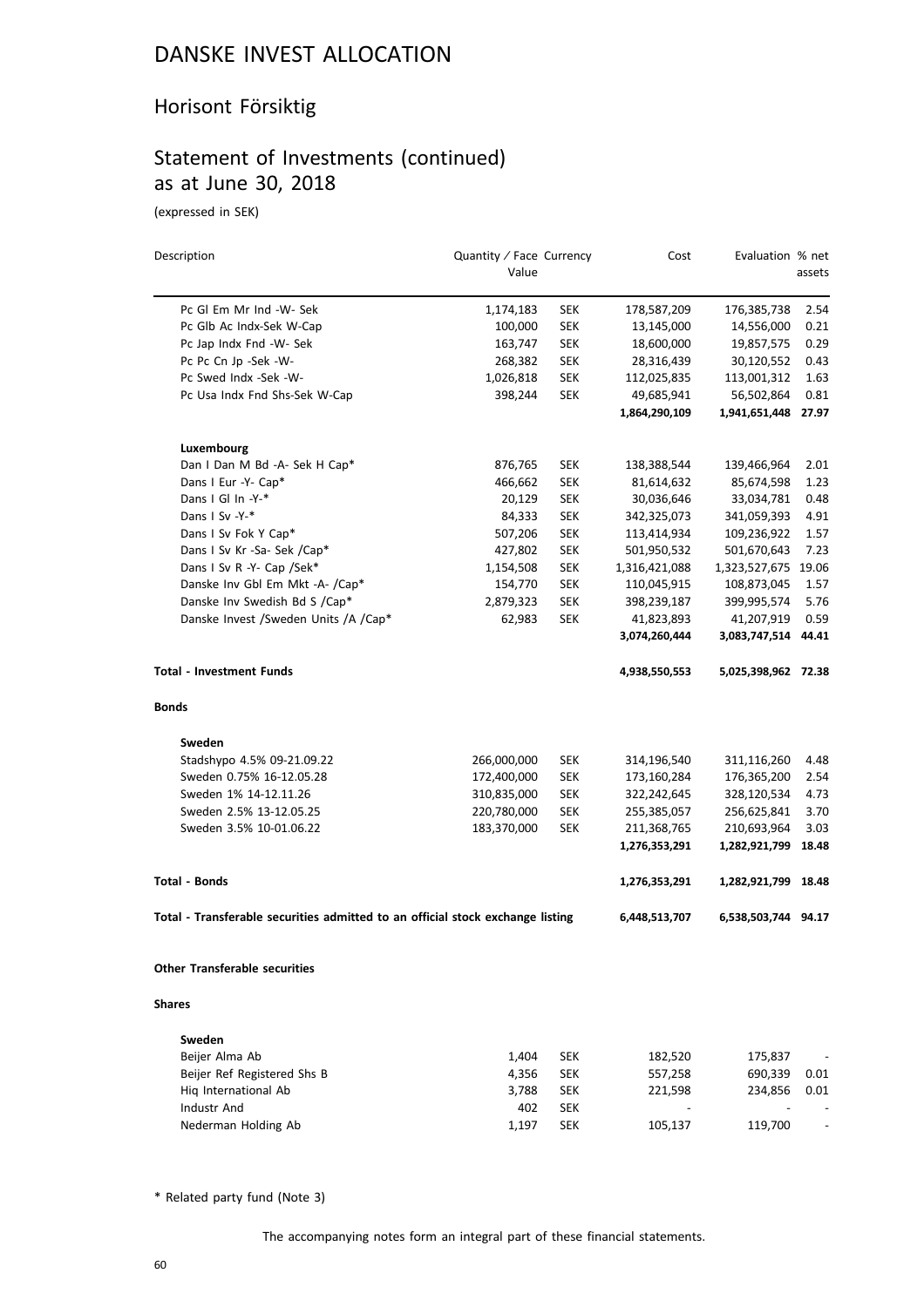# DANSKE INVEST ALLOCATION

## Horisont Försiktig

## Statement of Investments (continued) as at June 30, 2018

(expressed in SEK)

| Description | Quantity / Face Value | Currency | Cost | Evaluation | % net assets |
|---|---|---|---|---|---|
| Pc Gl Em Mr Ind -W- Sek | 1,174,183 | SEK | 178,587,209 | 176,385,738 | 2.54 |
| Pc Glb Ac Indx-Sek W-Cap | 100,000 | SEK | 13,145,000 | 14,556,000 | 0.21 |
| Pc Jap Indx Fnd -W- Sek | 163,747 | SEK | 18,600,000 | 19,857,575 | 0.29 |
| Pc Pc Cn Jp -Sek -W- | 268,382 | SEK | 28,316,439 | 30,120,552 | 0.43 |
| Pc Swed Indx -Sek -W- | 1,026,818 | SEK | 112,025,835 | 113,001,312 | 1.63 |
| Pc Usa Indx Fnd Shs-Sek W-Cap | 398,244 | SEK | 49,685,941 | 56,502,864 | 0.81 |
| | | | **1,864,290,109** | **1,941,651,448** | **27.97** |
| **Luxembourg** | | | | | |
| Dan I Dan M Bd -A- Sek H Cap* | 876,765 | SEK | 138,388,544 | 139,466,964 | 2.01 |
| Dans I Eur -Y- Cap* | 466,662 | SEK | 81,614,632 | 85,674,598 | 1.23 |
| Dans I Gl In -Y-* | 20,129 | SEK | 30,036,646 | 33,034,781 | 0.48 |
| Dans I Sv -Y-* | 84,333 | SEK | 342,325,073 | 341,059,393 | 4.91 |
| Dans I Sv Fok Y Cap* | 507,206 | SEK | 113,414,934 | 109,236,922 | 1.57 |
| Dans I Sv Kr -Sa- Sek /Cap* | 427,802 | SEK | 501,950,532 | 501,670,643 | 7.23 |
| Dans I Sv R -Y- Cap /Sek* | 1,154,508 | SEK | 1,316,421,088 | 1,323,527,675 | 19.06 |
| Danske Inv Gbl Em Mkt -A- /Cap* | 154,770 | SEK | 110,045,915 | 108,873,045 | 1.57 |
| Danske Inv Swedish Bd S /Cap* | 2,879,323 | SEK | 398,239,187 | 399,995,574 | 5.76 |
| Danske Invest /Sweden Units /A /Cap* | 62,983 | SEK | 41,823,893 | 41,207,919 | 0.59 |
| | | | **3,074,260,444** | **3,083,747,514** | **44.41** |
| **Total - Investment Funds** | | | **4,938,550,553** | **5,025,398,962** | **72.38** |
| **Bonds** | | | | | |
| **Sweden** | | | | | |
| Stadshypo 4.5% 09-21.09.22 | 266,000,000 | SEK | 314,196,540 | 311,116,260 | 4.48 |
| Sweden 0.75% 16-12.05.28 | 172,400,000 | SEK | 173,160,284 | 176,365,200 | 2.54 |
| Sweden 1% 14-12.11.26 | 310,835,000 | SEK | 322,242,645 | 328,120,534 | 4.73 |
| Sweden 2.5% 13-12.05.25 | 220,780,000 | SEK | 255,385,057 | 256,625,841 | 3.70 |
| Sweden 3.5% 10-01.06.22 | 183,370,000 | SEK | 211,368,765 | 210,693,964 | 3.03 |
| | | | **1,276,353,291** | **1,282,921,799** | **18.48** |
| **Total - Bonds** | | | **1,276,353,291** | **1,282,921,799** | **18.48** |
| **Total - Transferable securities admitted to an official stock exchange listing** | | | **6,448,513,707** | **6,538,503,744** | **94.17** |
| **Other Transferable securities** | | | | | |
| **Shares** | | | | | |
| **Sweden** | | | | | |
| Beijer Alma Ab | 1,404 | SEK | 182,520 | 175,837 | - |
| Beijer Ref Registered Shs B | 4,356 | SEK | 557,258 | 690,339 | 0.01 |
| Hiq International Ab | 3,788 | SEK | 221,598 | 234,856 | 0.01 |
| Industr And | 402 | SEK | - | - | - |
| Nederman Holding Ab | 1,197 | SEK | 105,137 | 119,700 | - |

\* Related party fund (Note 3)

The accompanying notes form an integral part of these financial statements.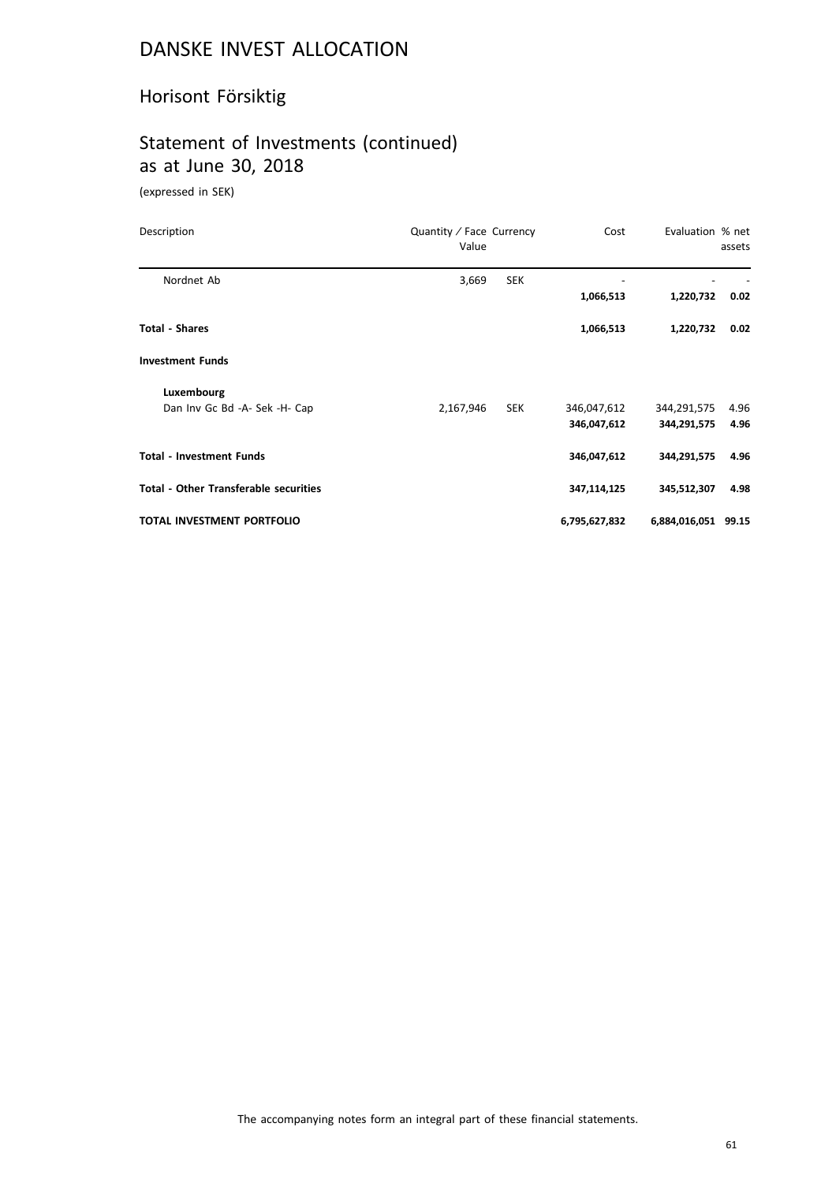# DANSKE INVEST ALLOCATION

## Horisont Försiktig

## Statement of Investments (continued) as at June 30, 2018

(expressed in SEK)

| Description | Quantity / Face Value | Currency | Cost | Evaluation | % net assets |
|---|---|---|---|---|---|
| Nordnet Ab | 3,669 | SEK | - | - | - |
| | | | **1,066,513** | **1,220,732** | **0.02** |
| **Total - Shares** | | | **1,066,513** | **1,220,732** | **0.02** |
| **Investment Funds** | | | | | |
| **Luxembourg** | | | | | |
| Dan Inv Gc Bd -A- Sek -H- Cap | 2,167,946 | SEK | 346,047,612 | 344,291,575 | 4.96 |
| | | | **346,047,612** | **344,291,575** | **4.96** |
| **Total - Investment Funds** | | | **346,047,612** | **344,291,575** | **4.96** |
| **Total - Other Transferable securities** | | | **347,114,125** | **345,512,307** | **4.98** |
| **TOTAL INVESTMENT PORTFOLIO** | | | **6,795,627,832** | **6,884,016,051** | **99.15** |

The accompanying notes form an integral part of these financial statements.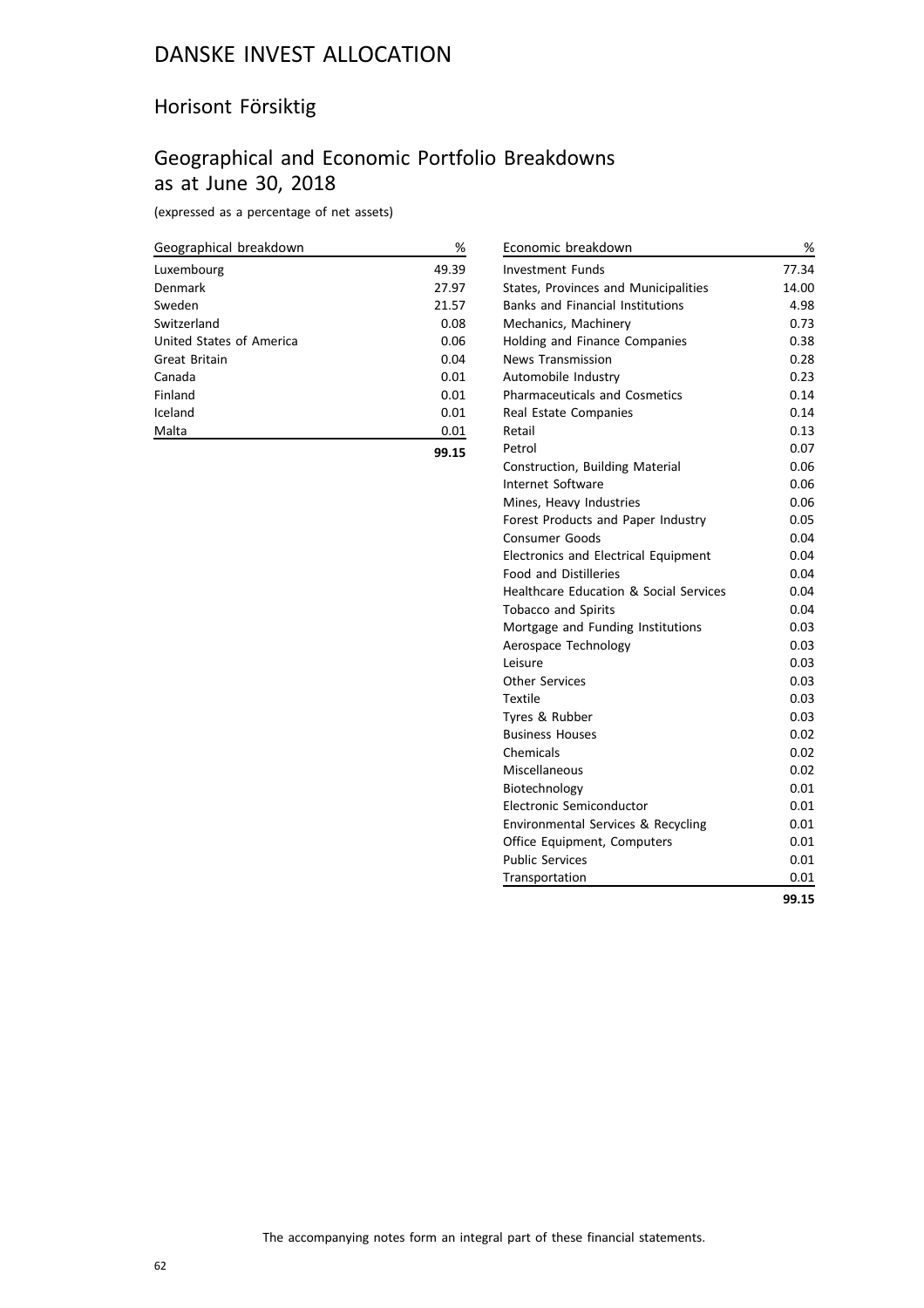# DANSKE INVEST ALLOCATION

## Horisont Försiktig

## Geographical and Economic Portfolio Breakdowns as at June 30, 2018

(expressed as a percentage of net assets)

| Geographical breakdown | % |
|---|---|
| Luxembourg | 49.39 |
| Denmark | 27.97 |
| Sweden | 21.57 |
| Switzerland | 0.08 |
| United States of America | 0.06 |
| Great Britain | 0.04 |
| Canada | 0.01 |
| Finland | 0.01 |
| Iceland | 0.01 |
| Malta | 0.01 |
| | **99.15** |

| Economic breakdown | % |
|---|---|
| Investment Funds | 77.34 |
| States, Provinces and Municipalities | 14.00 |
| Banks and Financial Institutions | 4.98 |
| Mechanics, Machinery | 0.73 |
| Holding and Finance Companies | 0.38 |
| News Transmission | 0.28 |
| Automobile Industry | 0.23 |
| Pharmaceuticals and Cosmetics | 0.14 |
| Real Estate Companies | 0.14 |
| Retail | 0.13 |
| Petrol | 0.07 |
| Construction, Building Material | 0.06 |
| Internet Software | 0.06 |
| Mines, Heavy Industries | 0.06 |
| Forest Products and Paper Industry | 0.05 |
| Consumer Goods | 0.04 |
| Electronics and Electrical Equipment | 0.04 |
| Food and Distilleries | 0.04 |
| Healthcare Education & Social Services | 0.04 |
| Tobacco and Spirits | 0.04 |
| Mortgage and Funding Institutions | 0.03 |
| Aerospace Technology | 0.03 |
| Leisure | 0.03 |
| Other Services | 0.03 |
| Textile | 0.03 |
| Tyres & Rubber | 0.03 |
| Business Houses | 0.02 |
| Chemicals | 0.02 |
| Miscellaneous | 0.02 |
| Biotechnology | 0.01 |
| Electronic Semiconductor | 0.01 |
| Environmental Services & Recycling | 0.01 |
| Office Equipment, Computers | 0.01 |
| Public Services | 0.01 |
| Transportation | 0.01 |
| | **99.15** |

The accompanying notes form an integral part of these financial statements.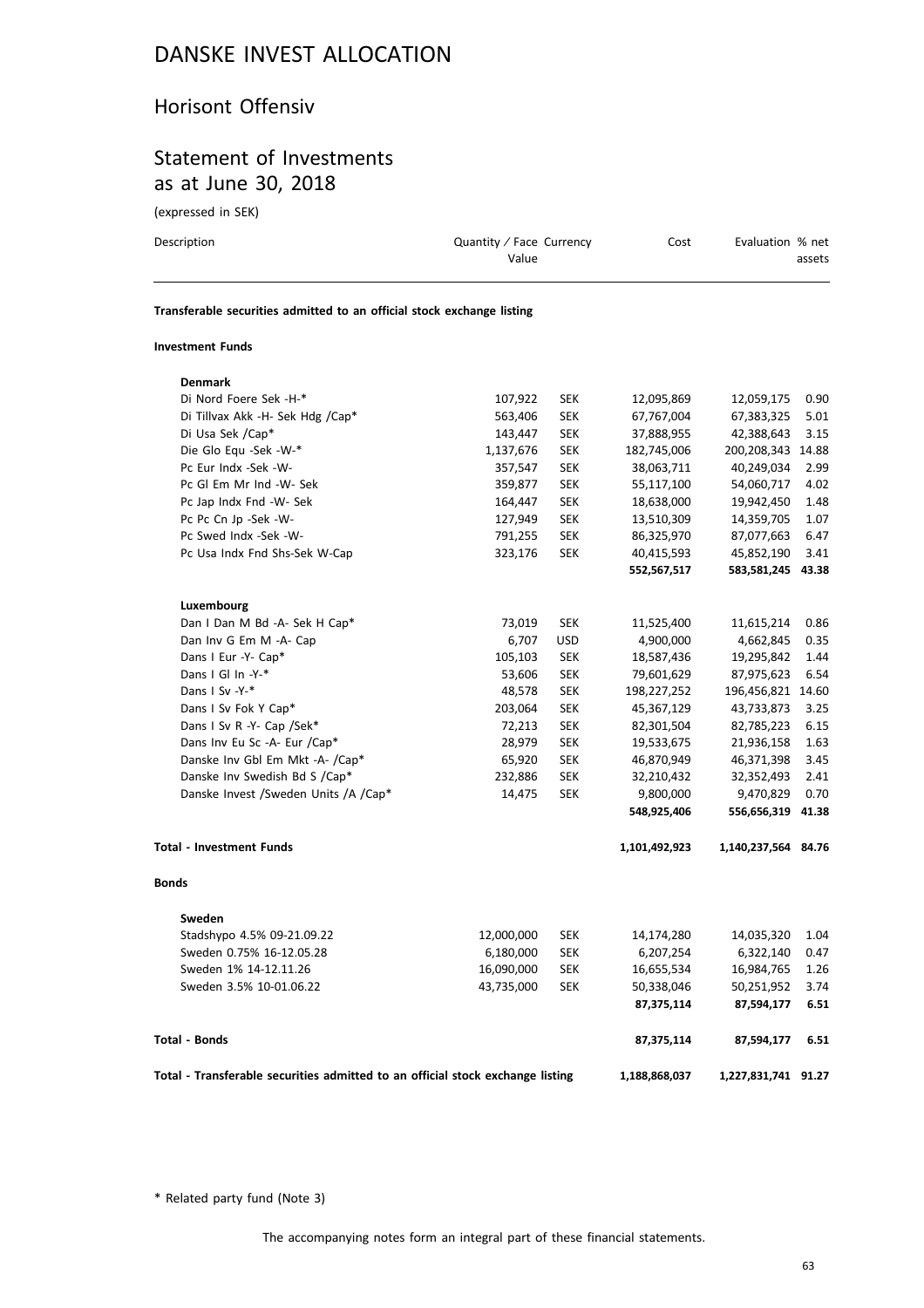# DANSKE INVEST ALLOCATION

## Horisont Offensiv

## Statement of Investments as at June 30, 2018

(expressed in SEK)

| Description | Quantity / Face Value | Currency | Cost | Evaluation | % net assets |
|---|---|---|---|---|---|
| **Transferable securities admitted to an official stock exchange listing** | | | | | |
| **Investment Funds** | | | | | |
| **Denmark** | | | | | |
| Di Nord Foere Sek -H-* | 107,922 | SEK | 12,095,869 | 12,059,175 | 0.90 |
| Di Tillvax Akk -H- Sek Hdg /Cap* | 563,406 | SEK | 67,767,004 | 67,383,325 | 5.01 |
| Di Usa Sek /Cap* | 143,447 | SEK | 37,888,955 | 42,388,643 | 3.15 |
| Die Glo Equ -Sek -W-* | 1,137,676 | SEK | 182,745,006 | 200,208,343 | 14.88 |
| Pc Eur Indx -Sek -W- | 357,547 | SEK | 38,063,711 | 40,249,034 | 2.99 |
| Pc Gl Em Mr Ind -W- Sek | 359,877 | SEK | 55,117,100 | 54,060,717 | 4.02 |
| Pc Jap Indx Fnd -W- Sek | 164,447 | SEK | 18,638,000 | 19,942,450 | 1.48 |
| Pc Pc Cn Jp -Sek -W- | 127,949 | SEK | 13,510,309 | 14,359,705 | 1.07 |
| Pc Swed Indx -Sek -W- | 791,255 | SEK | 86,325,970 | 87,077,663 | 6.47 |
| Pc Usa Indx Fnd Shs-Sek W-Cap | 323,176 | SEK | 40,415,593 | 45,852,190 | 3.41 |
| | | | **552,567,517** | **583,581,245** | **43.38** |
| **Luxembourg** | | | | | |
| Dan I Dan M Bd -A- Sek H Cap* | 73,019 | SEK | 11,525,400 | 11,615,214 | 0.86 |
| Dan Inv G Em M -A- Cap | 6,707 | USD | 4,900,000 | 4,662,845 | 0.35 |
| Dans I Eur -Y- Cap* | 105,103 | SEK | 18,587,436 | 19,295,842 | 1.44 |
| Dans I Gl In -Y-* | 53,606 | SEK | 79,601,629 | 87,975,623 | 6.54 |
| Dans I Sv -Y-* | 48,578 | SEK | 198,227,252 | 196,456,821 | 14.60 |
| Dans I Sv Fok Y Cap* | 203,064 | SEK | 45,367,129 | 43,733,873 | 3.25 |
| Dans I Sv R -Y- Cap /Sek* | 72,213 | SEK | 82,301,504 | 82,785,223 | 6.15 |
| Dans Inv Eu Sc -A- Eur /Cap* | 28,979 | SEK | 19,533,675 | 21,936,158 | 1.63 |
| Danske Inv Gbl Em Mkt -A- /Cap* | 65,920 | SEK | 46,870,949 | 46,371,398 | 3.45 |
| Danske Inv Swedish Bd S /Cap* | 232,886 | SEK | 32,210,432 | 32,352,493 | 2.41 |
| Danske Invest /Sweden Units /A /Cap* | 14,475 | SEK | 9,800,000 | 9,470,829 | 0.70 |
| | | | **548,925,406** | **556,656,319** | **41.38** |
| **Total - Investment Funds** | | | **1,101,492,923** | **1,140,237,564** | **84.76** |
| **Bonds** | | | | | |
| **Sweden** | | | | | |
| Stadshypo 4.5% 09-21.09.22 | 12,000,000 | SEK | 14,174,280 | 14,035,320 | 1.04 |
| Sweden 0.75% 16-12.05.28 | 6,180,000 | SEK | 6,207,254 | 6,322,140 | 0.47 |
| Sweden 1% 14-12.11.26 | 16,090,000 | SEK | 16,655,534 | 16,984,765 | 1.26 |
| Sweden 3.5% 10-01.06.22 | 43,735,000 | SEK | 50,338,046 | 50,251,952 | 3.74 |
| | | | **87,375,114** | **87,594,177** | **6.51** |
| **Total - Bonds** | | | **87,375,114** | **87,594,177** | **6.51** |
| **Total - Transferable securities admitted to an official stock exchange listing** | | | **1,188,868,037** | **1,227,831,741** | **91.27** |

\* Related party fund (Note 3)

The accompanying notes form an integral part of these financial statements.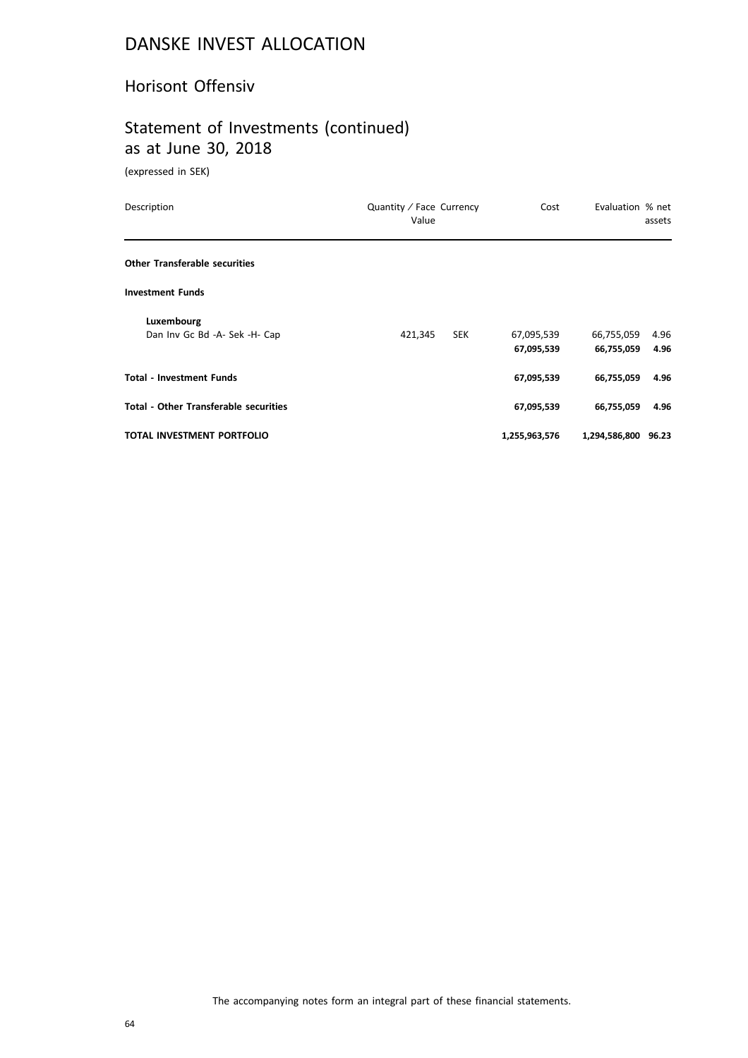# DANSKE INVEST ALLOCATION

## Horisont Offensiv

## Statement of Investments (continued) as at June 30, 2018

(expressed in SEK)

| Description | Quantity / Face Value | Currency | Cost | Evaluation | % net assets |
|---|---|---|---|---|---|
| **Other Transferable securities** | | | | | |
| **Investment Funds** | | | | | |
| **Luxembourg** | | | | | |
| Dan Inv Gc Bd -A- Sek -H- Cap | 421,345 | SEK | 67,095,539 | 66,755,059 | 4.96 |
| | | | **67,095,539** | **66,755,059** | **4.96** |
| **Total - Investment Funds** | | | **67,095,539** | **66,755,059** | **4.96** |
| **Total - Other Transferable securities** | | | **67,095,539** | **66,755,059** | **4.96** |
| **TOTAL INVESTMENT PORTFOLIO** | | | **1,255,963,576** | **1,294,586,800** | **96.23** |

The accompanying notes form an integral part of these financial statements.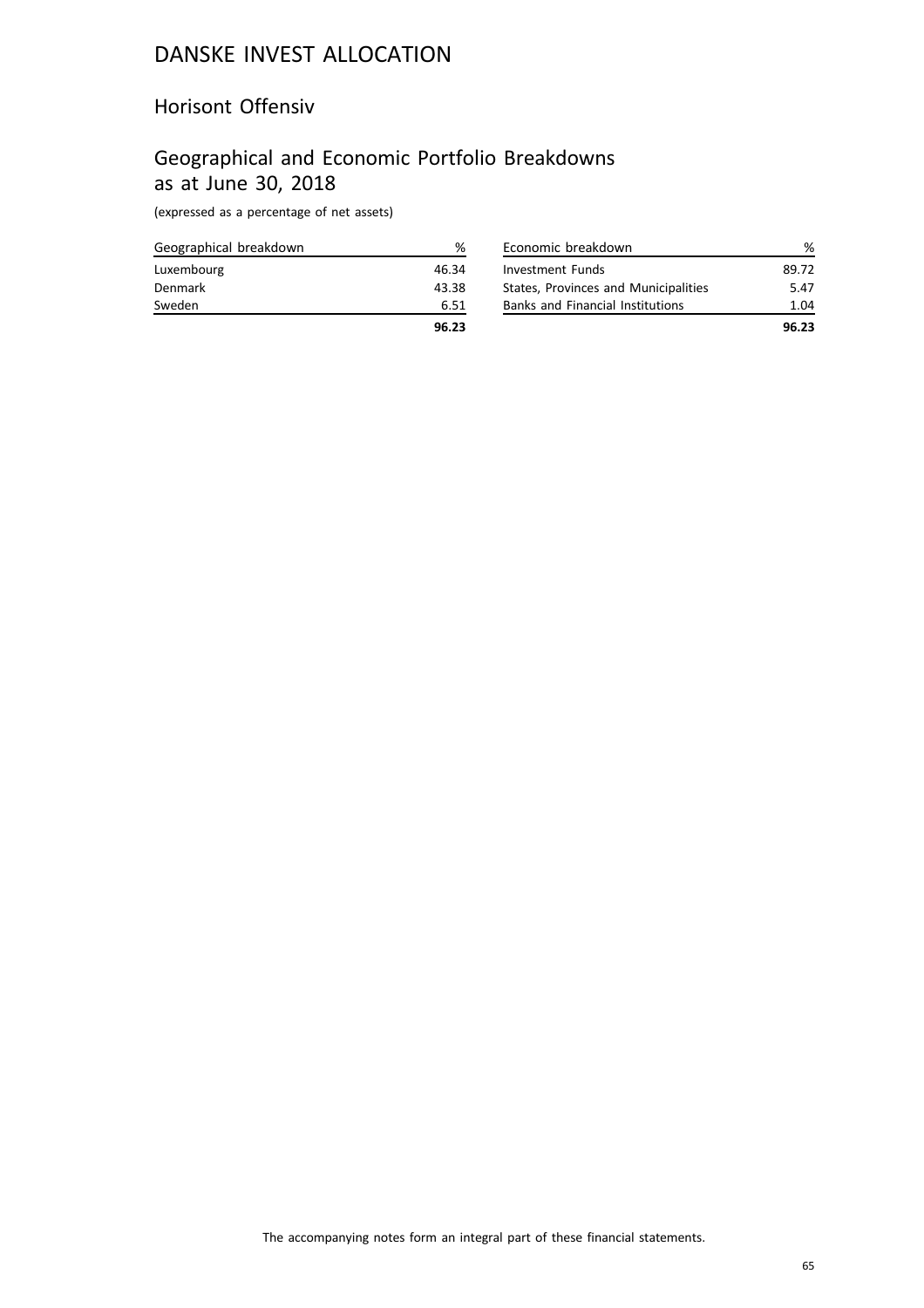# DANSKE INVEST ALLOCATION

## Horisont Offensiv

## Geographical and Economic Portfolio Breakdowns as at June 30, 2018

(expressed as a percentage of net assets)

| Geographical breakdown | % |
|---|---|
| Luxembourg | 46.34 |
| Denmark | 43.38 |
| Sweden | 6.51 |
| | **96.23** |

| Economic breakdown | % |
|---|---|
| Investment Funds | 89.72 |
| States, Provinces and Municipalities | 5.47 |
| Banks and Financial Institutions | 1.04 |
| | **96.23** |

The accompanying notes form an integral part of these financial statements.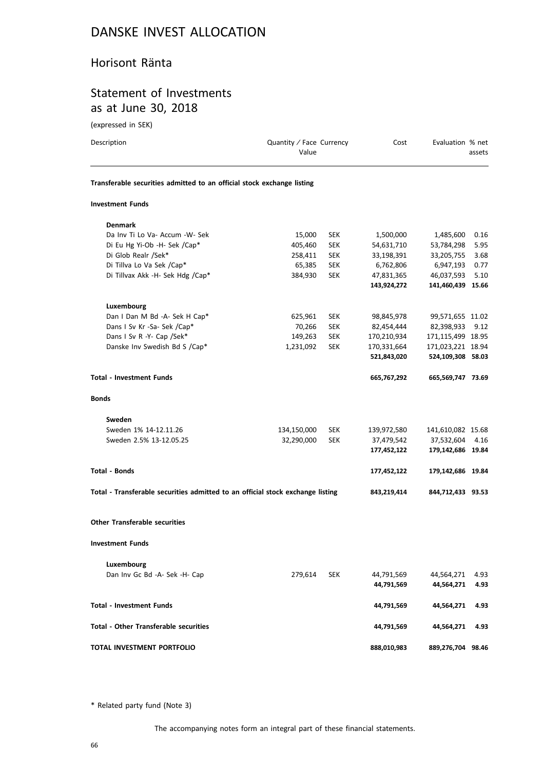# DANSKE INVEST ALLOCATION

## Horisont Ränta

## Statement of Investments as at June 30, 2018

(expressed in SEK)

| Description | Quantity / Face Value | Currency | Cost | Evaluation | % net assets |
|---|---|---|---|---|---|
| **Transferable securities admitted to an official stock exchange listing** | | | | | |
| **Investment Funds** | | | | | |
| **Denmark** | | | | | |
| Da Inv Ti Lo Va- Accum -W- Sek | 15,000 | SEK | 1,500,000 | 1,485,600 | 0.16 |
| Di Eu Hg Yi-Ob -H- Sek /Cap* | 405,460 | SEK | 54,631,710 | 53,784,298 | 5.95 |
| Di Glob Realr /Sek* | 258,411 | SEK | 33,198,391 | 33,205,755 | 3.68 |
| Di Tillva Lo Va Sek /Cap* | 65,385 | SEK | 6,762,806 | 6,947,193 | 0.77 |
| Di Tillvax Akk -H- Sek Hdg /Cap* | 384,930 | SEK | 47,831,365 | 46,037,593 | 5.10 |
| | | | **143,924,272** | **141,460,439** | **15.66** |
| **Luxembourg** | | | | | |
| Dan I Dan M Bd -A- Sek H Cap* | 625,961 | SEK | 98,845,978 | 99,571,655 | 11.02 |
| Dans I Sv Kr -Sa- Sek /Cap* | 70,266 | SEK | 82,454,444 | 82,398,933 | 9.12 |
| Dans I Sv R -Y- Cap /Sek* | 149,263 | SEK | 170,210,934 | 171,115,499 | 18.95 |
| Danske Inv Swedish Bd S /Cap* | 1,231,092 | SEK | 170,331,664 | 171,023,221 | 18.94 |
| | | | **521,843,020** | **524,109,308** | **58.03** |
| **Total - Investment Funds** | | | **665,767,292** | **665,569,747** | **73.69** |
| **Bonds** | | | | | |
| **Sweden** | | | | | |
| Sweden 1% 14-12.11.26 | 134,150,000 | SEK | 139,972,580 | 141,610,082 | 15.68 |
| Sweden 2.5% 13-12.05.25 | 32,290,000 | SEK | 37,479,542 | 37,532,604 | 4.16 |
| | | | **177,452,122** | **179,142,686** | **19.84** |
| **Total - Bonds** | | | **177,452,122** | **179,142,686** | **19.84** |
| **Total - Transferable securities admitted to an official stock exchange listing** | | | **843,219,414** | **844,712,433** | **93.53** |
| **Other Transferable securities** | | | | | |
| **Investment Funds** | | | | | |
| **Luxembourg** | | | | | |
| Dan Inv Gc Bd -A- Sek -H- Cap | 279,614 | SEK | 44,791,569 | 44,564,271 | 4.93 |
| | | | **44,791,569** | **44,564,271** | **4.93** |
| **Total - Investment Funds** | | | **44,791,569** | **44,564,271** | **4.93** |
| **Total - Other Transferable securities** | | | **44,791,569** | **44,564,271** | **4.93** |
| **TOTAL INVESTMENT PORTFOLIO** | | | **888,010,983** | **889,276,704** | **98.46** |

* Related party fund (Note 3)

The accompanying notes form an integral part of these financial statements.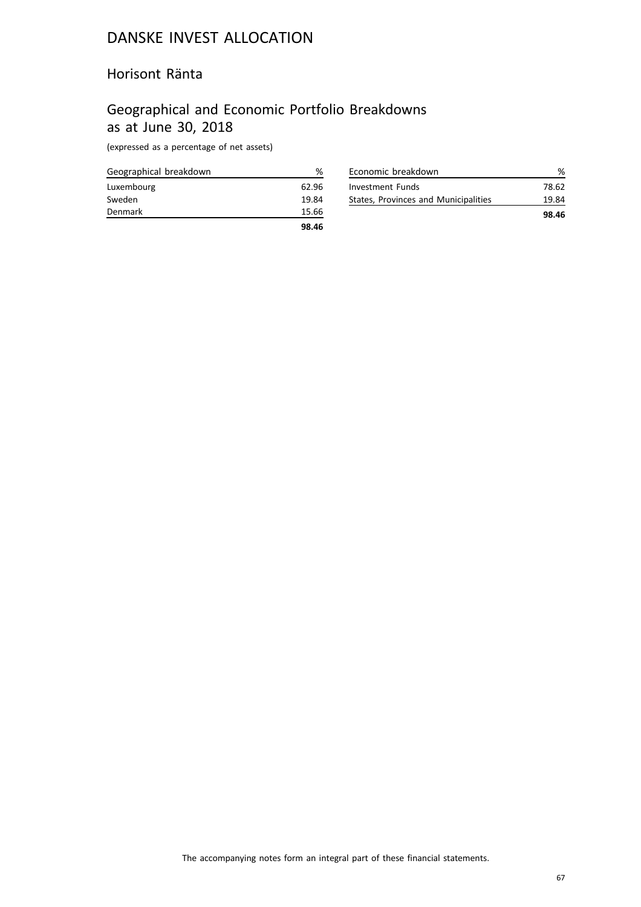# DANSKE INVEST ALLOCATION

## Horisont Ränta

## Geographical and Economic Portfolio Breakdowns as at June 30, 2018

(expressed as a percentage of net assets)

| Geographical breakdown | % |
|---|---|
| Luxembourg | 62.96 |
| Sweden | 19.84 |
| Denmark | 15.66 |
| | **98.46** |

| Economic breakdown | % |
|---|---|
| Investment Funds | 78.62 |
| States, Provinces and Municipalities | 19.84 |
| | **98.46** |

The accompanying notes form an integral part of these financial statements.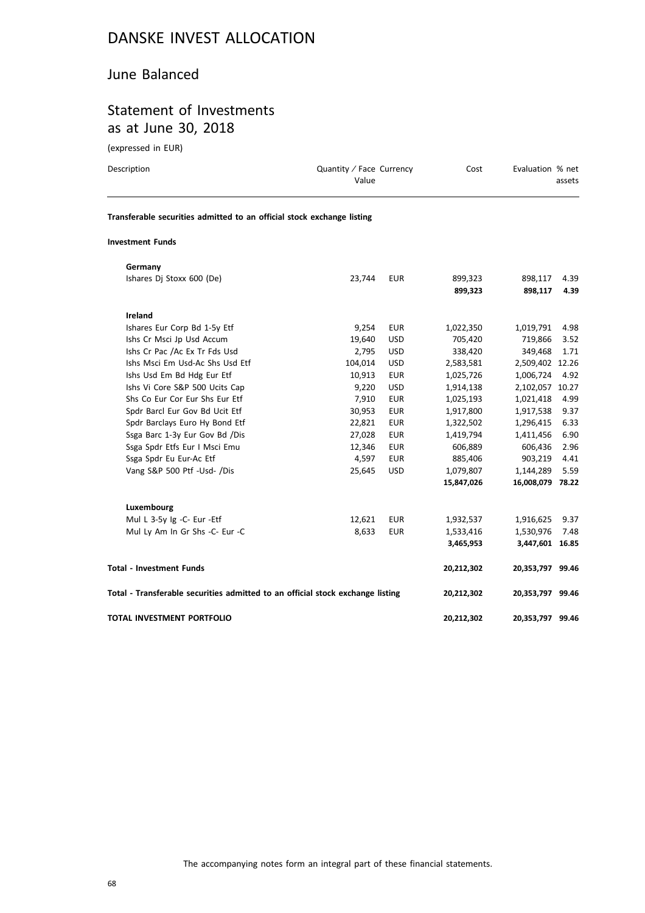# DANSKE INVEST ALLOCATION

## June Balanced

## Statement of Investments as at June 30, 2018

(expressed in EUR)

| Description | Quantity / Face Value | Currency | Cost | Evaluation | % net assets |
|---|---|---|---|---|---|
| **Transferable securities admitted to an official stock exchange listing** | | | | | |
| **Investment Funds** | | | | | |
| **Germany** | | | | | |
| Ishares Dj Stoxx 600 (De) | 23,744 | EUR | 899,323 | 898,117 | 4.39 |
| | | | **899,323** | **898,117** | **4.39** |
| **Ireland** | | | | | |
| Ishares Eur Corp Bd 1-5y Etf | 9,254 | EUR | 1,022,350 | 1,019,791 | 4.98 |
| Ishs Cr Msci Jp Usd Accum | 19,640 | USD | 705,420 | 719,866 | 3.52 |
| Ishs Cr Pac /Ac Ex Tr Fds Usd | 2,795 | USD | 338,420 | 349,468 | 1.71 |
| Ishs Msci Em Usd-Ac Shs Usd Etf | 104,014 | USD | 2,583,581 | 2,509,402 | 12.26 |
| Ishs Usd Em Bd Hdg Eur Etf | 10,913 | EUR | 1,025,726 | 1,006,724 | 4.92 |
| Ishs Vi Core S&P 500 Ucits Cap | 9,220 | USD | 1,914,138 | 2,102,057 | 10.27 |
| Shs Co Eur Cor Eur Shs Eur Etf | 7,910 | EUR | 1,025,193 | 1,021,418 | 4.99 |
| Spdr Barcl Eur Gov Bd Ucit Etf | 30,953 | EUR | 1,917,800 | 1,917,538 | 9.37 |
| Spdr Barclays Euro Hy Bond Etf | 22,821 | EUR | 1,322,502 | 1,296,415 | 6.33 |
| Ssga Barc 1-3y Eur Gov Bd /Dis | 27,028 | EUR | 1,419,794 | 1,411,456 | 6.90 |
| Ssga Spdr Etfs Eur I Msci Emu | 12,346 | EUR | 606,889 | 606,436 | 2.96 |
| Ssga Spdr Eu Eur-Ac Etf | 4,597 | EUR | 885,406 | 903,219 | 4.41 |
| Vang S&P 500 Ptf -Usd- /Dis | 25,645 | USD | 1,079,807 | 1,144,289 | 5.59 |
| | | | **15,847,026** | **16,008,079** | **78.22** |
| **Luxembourg** | | | | | |
| Mul L 3-5y Ig -C- Eur -Etf | 12,621 | EUR | 1,932,537 | 1,916,625 | 9.37 |
| Mul Ly Am In Gr Shs -C- Eur -C | 8,633 | EUR | 1,533,416 | 1,530,976 | 7.48 |
| | | | **3,465,953** | **3,447,601** | **16.85** |
| **Total - Investment Funds** | | | **20,212,302** | **20,353,797** | **99.46** |
| **Total - Transferable securities admitted to an official stock exchange listing** | | | **20,212,302** | **20,353,797** | **99.46** |
| **TOTAL INVESTMENT PORTFOLIO** | | | **20,212,302** | **20,353,797** | **99.46** |

The accompanying notes form an integral part of these financial statements.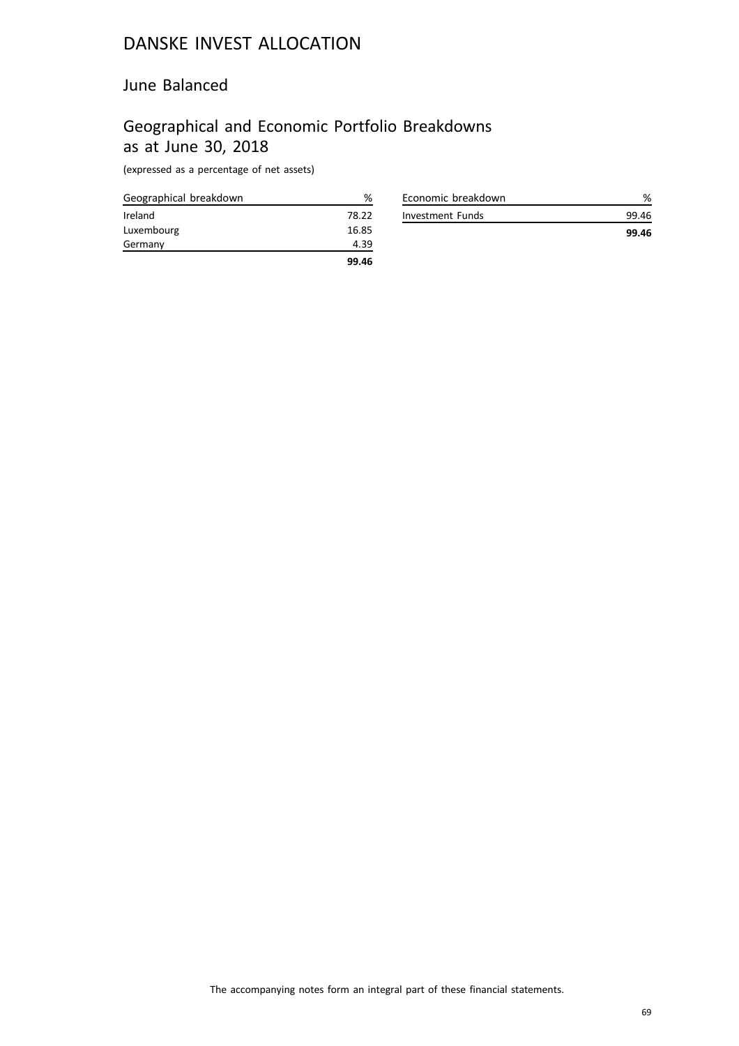# DANSKE INVEST ALLOCATION

## June Balanced

## Geographical and Economic Portfolio Breakdowns as at June 30, 2018

(expressed as a percentage of net assets)

| Geographical breakdown | % |
|---|---|
| Ireland | 78.22 |
| Luxembourg | 16.85 |
| Germany | 4.39 |
| | **99.46** |

| Economic breakdown | % |
|---|---|
| Investment Funds | 99.46 |
| | **99.46** |

The accompanying notes form an integral part of these financial statements.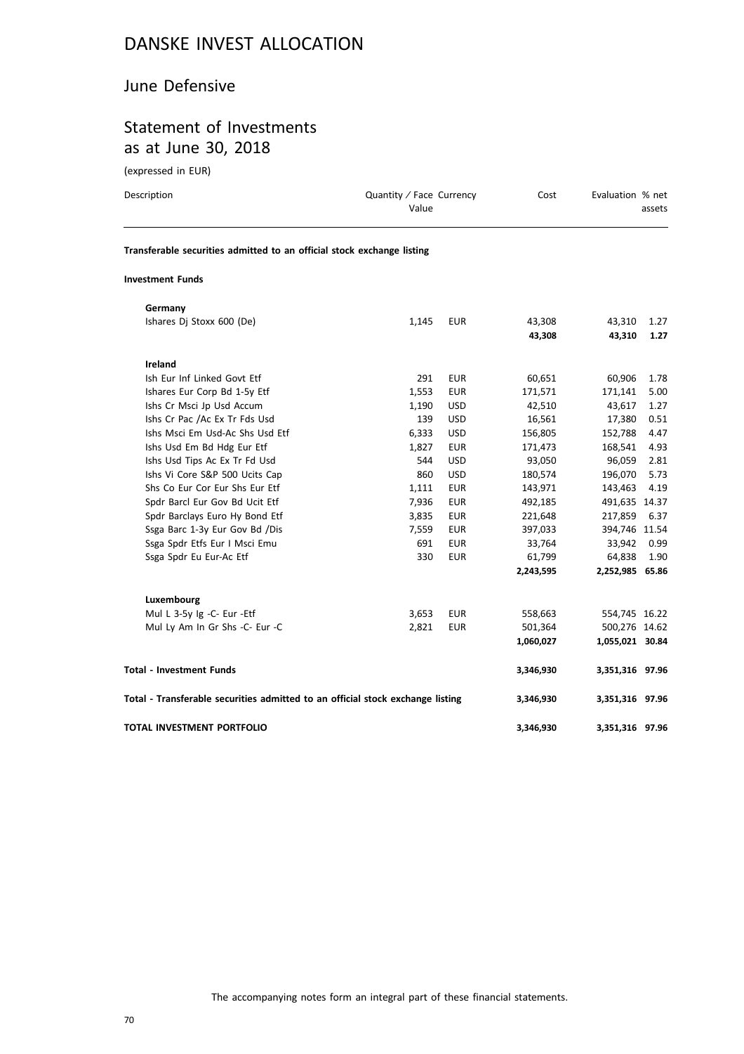# DANSKE INVEST ALLOCATION

## June Defensive

## Statement of Investments as at June 30, 2018

(expressed in EUR)

| Description | Quantity / Face Value | Currency | Cost | Evaluation | % net assets |
|---|---|---|---|---|---|
| **Transferable securities admitted to an official stock exchange listing** | | | | | |
| **Investment Funds** | | | | | |
| **Germany** | | | | | |
| Ishares Dj Stoxx 600 (De) | 1,145 | EUR | 43,308 | 43,310 | 1.27 |
| | | | **43,308** | **43,310** | **1.27** |
| **Ireland** | | | | | |
| Ish Eur Inf Linked Govt Etf | 291 | EUR | 60,651 | 60,906 | 1.78 |
| Ishares Eur Corp Bd 1-5y Etf | 1,553 | EUR | 171,571 | 171,141 | 5.00 |
| Ishs Cr Msci Jp Usd Accum | 1,190 | USD | 42,510 | 43,617 | 1.27 |
| Ishs Cr Pac /Ac Ex Tr Fds Usd | 139 | USD | 16,561 | 17,380 | 0.51 |
| Ishs Msci Em Usd-Ac Shs Usd Etf | 6,333 | USD | 156,805 | 152,788 | 4.47 |
| Ishs Usd Em Bd Hdg Eur Etf | 1,827 | EUR | 171,473 | 168,541 | 4.93 |
| Ishs Usd Tips Ac Ex Tr Fd Usd | 544 | USD | 93,050 | 96,059 | 2.81 |
| Ishs Vi Core S&P 500 Ucits Cap | 860 | USD | 180,574 | 196,070 | 5.73 |
| Shs Co Eur Cor Eur Shs Eur Etf | 1,111 | EUR | 143,971 | 143,463 | 4.19 |
| Spdr Barcl Eur Gov Bd Ucit Etf | 7,936 | EUR | 492,185 | 491,635 | 14.37 |
| Spdr Barclays Euro Hy Bond Etf | 3,835 | EUR | 221,648 | 217,859 | 6.37 |
| Ssga Barc 1-3y Eur Gov Bd /Dis | 7,559 | EUR | 397,033 | 394,746 | 11.54 |
| Ssga Spdr Etfs Eur I Msci Emu | 691 | EUR | 33,764 | 33,942 | 0.99 |
| Ssga Spdr Eu Eur-Ac Etf | 330 | EUR | 61,799 | 64,838 | 1.90 |
| | | | **2,243,595** | **2,252,985** | **65.86** |
| **Luxembourg** | | | | | |
| Mul L 3-5y Ig -C- Eur -Etf | 3,653 | EUR | 558,663 | 554,745 | 16.22 |
| Mul Ly Am In Gr Shs -C- Eur -C | 2,821 | EUR | 501,364 | 500,276 | 14.62 |
| | | | **1,060,027** | **1,055,021** | **30.84** |
| **Total - Investment Funds** | | | **3,346,930** | **3,351,316** | **97.96** |
| **Total - Transferable securities admitted to an official stock exchange listing** | | | **3,346,930** | **3,351,316** | **97.96** |
| **TOTAL INVESTMENT PORTFOLIO** | | | **3,346,930** | **3,351,316** | **97.96** |

The accompanying notes form an integral part of these financial statements.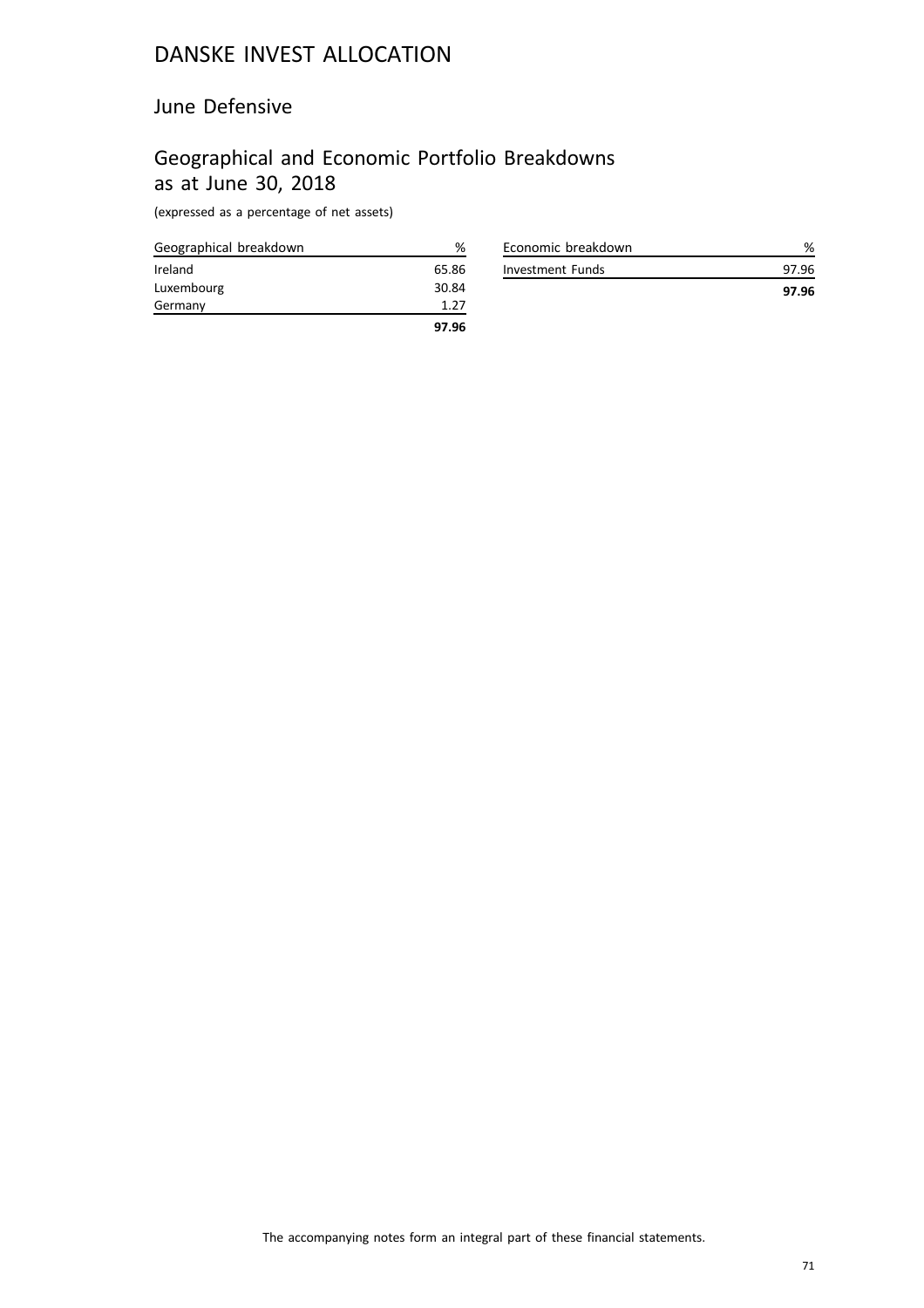# DANSKE INVEST ALLOCATION

## June Defensive

## Geographical and Economic Portfolio Breakdowns as at June 30, 2018

(expressed as a percentage of net assets)

| Geographical breakdown | % |
|---|---|
| Ireland | 65.86 |
| Luxembourg | 30.84 |
| Germany | 1.27 |
| | **97.96** |

| Economic breakdown | % |
|---|---|
| Investment Funds | 97.96 |
| | **97.96** |

The accompanying notes form an integral part of these financial statements.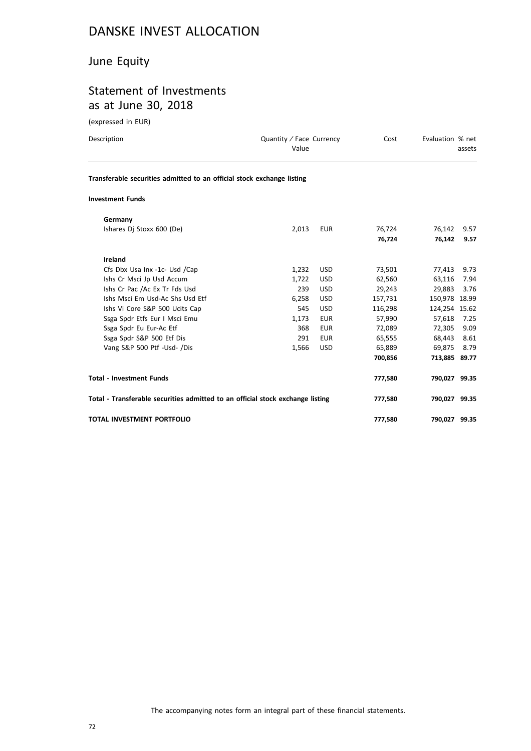# DANSKE INVEST ALLOCATION

## June Equity

## Statement of Investments as at June 30, 2018

(expressed in EUR)

| Description | Quantity / Face Value | Currency | Cost | Evaluation | % net assets |
|---|---|---|---|---|---|
| **Transferable securities admitted to an official stock exchange listing** | | | | | |
| **Investment Funds** | | | | | |
| **Germany** | | | | | |
| Ishares Dj Stoxx 600 (De) | 2,013 | EUR | 76,724 | 76,142 | 9.57 |
| | | | **76,724** | **76,142** | **9.57** |
| **Ireland** | | | | | |
| Cfs Dbx Usa Inx -1c- Usd /Cap | 1,232 | USD | 73,501 | 77,413 | 9.73 |
| Ishs Cr Msci Jp Usd Accum | 1,722 | USD | 62,560 | 63,116 | 7.94 |
| Ishs Cr Pac /Ac Ex Tr Fds Usd | 239 | USD | 29,243 | 29,883 | 3.76 |
| Ishs Msci Em Usd-Ac Shs Usd Etf | 6,258 | USD | 157,731 | 150,978 | 18.99 |
| Ishs Vi Core S&P 500 Ucits Cap | 545 | USD | 116,298 | 124,254 | 15.62 |
| Ssga Spdr Etfs Eur I Msci Emu | 1,173 | EUR | 57,990 | 57,618 | 7.25 |
| Ssga Spdr Eu Eur-Ac Etf | 368 | EUR | 72,089 | 72,305 | 9.09 |
| Ssga Spdr S&P 500 Etf Dis | 291 | EUR | 65,555 | 68,443 | 8.61 |
| Vang S&P 500 Ptf -Usd- /Dis | 1,566 | USD | 65,889 | 69,875 | 8.79 |
| | | | **700,856** | **713,885** | **89.77** |
| **Total - Investment Funds** | | | **777,580** | **790,027** | **99.35** |
| **Total - Transferable securities admitted to an official stock exchange listing** | | | **777,580** | **790,027** | **99.35** |
| **TOTAL INVESTMENT PORTFOLIO** | | | **777,580** | **790,027** | **99.35** |

The accompanying notes form an integral part of these financial statements.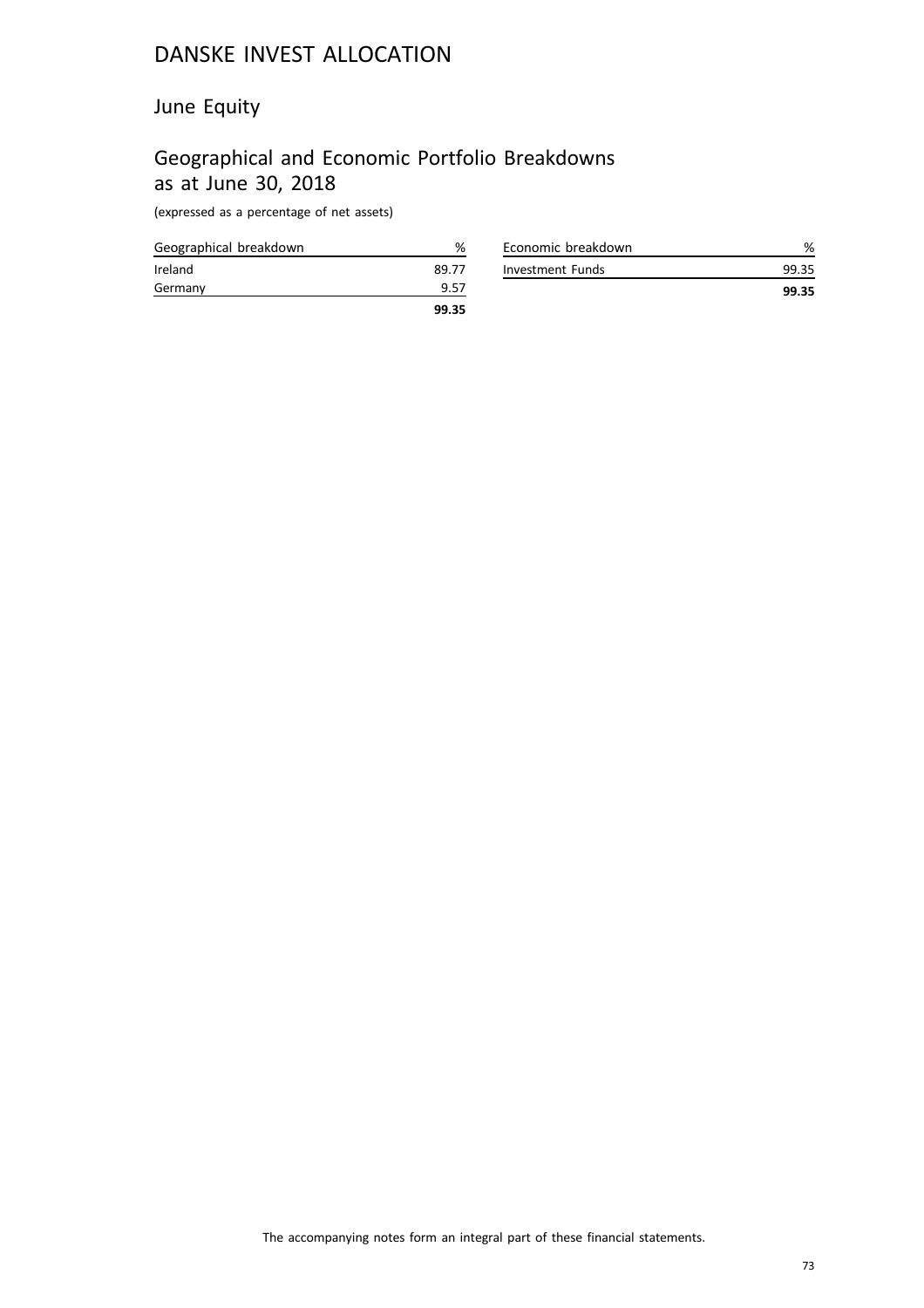# DANSKE INVEST ALLOCATION

## June Equity

## Geographical and Economic Portfolio Breakdowns as at June 30, 2018

(expressed as a percentage of net assets)

| Geographical breakdown | % |
|---|---|
| Ireland | 89.77 |
| Germany | 9.57 |
| | **99.35** |

| Economic breakdown | % |
|---|---|
| Investment Funds | 99.35 |
| | **99.35** |

The accompanying notes form an integral part of these financial statements.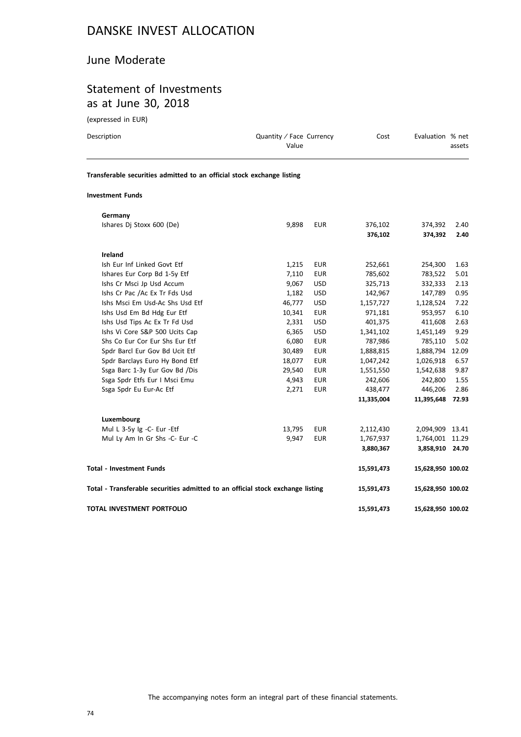# DANSKE INVEST ALLOCATION

## June Moderate

## Statement of Investments as at June 30, 2018

(expressed in EUR)

| Description | Quantity / Face Value | Currency | Cost | Evaluation | % net assets |
|---|---|---|---|---|---|
| **Transferable securities admitted to an official stock exchange listing** | | | | | |
| **Investment Funds** | | | | | |
| **Germany** | | | | | |
| Ishares Dj Stoxx 600 (De) | 9,898 | EUR | 376,102 | 374,392 | 2.40 |
| | | | **376,102** | **374,392** | **2.40** |
| **Ireland** | | | | | |
| Ish Eur Inf Linked Govt Etf | 1,215 | EUR | 252,661 | 254,300 | 1.63 |
| Ishares Eur Corp Bd 1-5y Etf | 7,110 | EUR | 785,602 | 783,522 | 5.01 |
| Ishs Cr Msci Jp Usd Accum | 9,067 | USD | 325,713 | 332,333 | 2.13 |
| Ishs Cr Pac /Ac Ex Tr Fds Usd | 1,182 | USD | 142,967 | 147,789 | 0.95 |
| Ishs Msci Em Usd-Ac Shs Usd Etf | 46,777 | USD | 1,157,727 | 1,128,524 | 7.22 |
| Ishs Usd Em Bd Hdg Eur Etf | 10,341 | EUR | 971,181 | 953,957 | 6.10 |
| Ishs Usd Tips Ac Ex Tr Fd Usd | 2,331 | USD | 401,375 | 411,608 | 2.63 |
| Ishs Vi Core S&P 500 Ucits Cap | 6,365 | USD | 1,341,102 | 1,451,149 | 9.29 |
| Shs Co Eur Cor Eur Shs Eur Etf | 6,080 | EUR | 787,986 | 785,110 | 5.02 |
| Spdr Barcl Eur Gov Bd Ucit Etf | 30,489 | EUR | 1,888,815 | 1,888,794 | 12.09 |
| Spdr Barclays Euro Hy Bond Etf | 18,077 | EUR | 1,047,242 | 1,026,918 | 6.57 |
| Ssga Barc 1-3y Eur Gov Bd /Dis | 29,540 | EUR | 1,551,550 | 1,542,638 | 9.87 |
| Ssga Spdr Etfs Eur I Msci Emu | 4,943 | EUR | 242,606 | 242,800 | 1.55 |
| Ssga Spdr Eu Eur-Ac Etf | 2,271 | EUR | 438,477 | 446,206 | 2.86 |
| | | | **11,335,004** | **11,395,648** | **72.93** |
| **Luxembourg** | | | | | |
| Mul L 3-5y Ig -C- Eur -Etf | 13,795 | EUR | 2,112,430 | 2,094,909 | 13.41 |
| Mul Ly Am In Gr Shs -C- Eur -C | 9,947 | EUR | 1,767,937 | 1,764,001 | 11.29 |
| | | | **3,880,367** | **3,858,910** | **24.70** |
| **Total - Investment Funds** | | | **15,591,473** | **15,628,950** | **100.02** |
| **Total - Transferable securities admitted to an official stock exchange listing** | | | **15,591,473** | **15,628,950** | **100.02** |
| **TOTAL INVESTMENT PORTFOLIO** | | | **15,591,473** | **15,628,950** | **100.02** |

The accompanying notes form an integral part of these financial statements.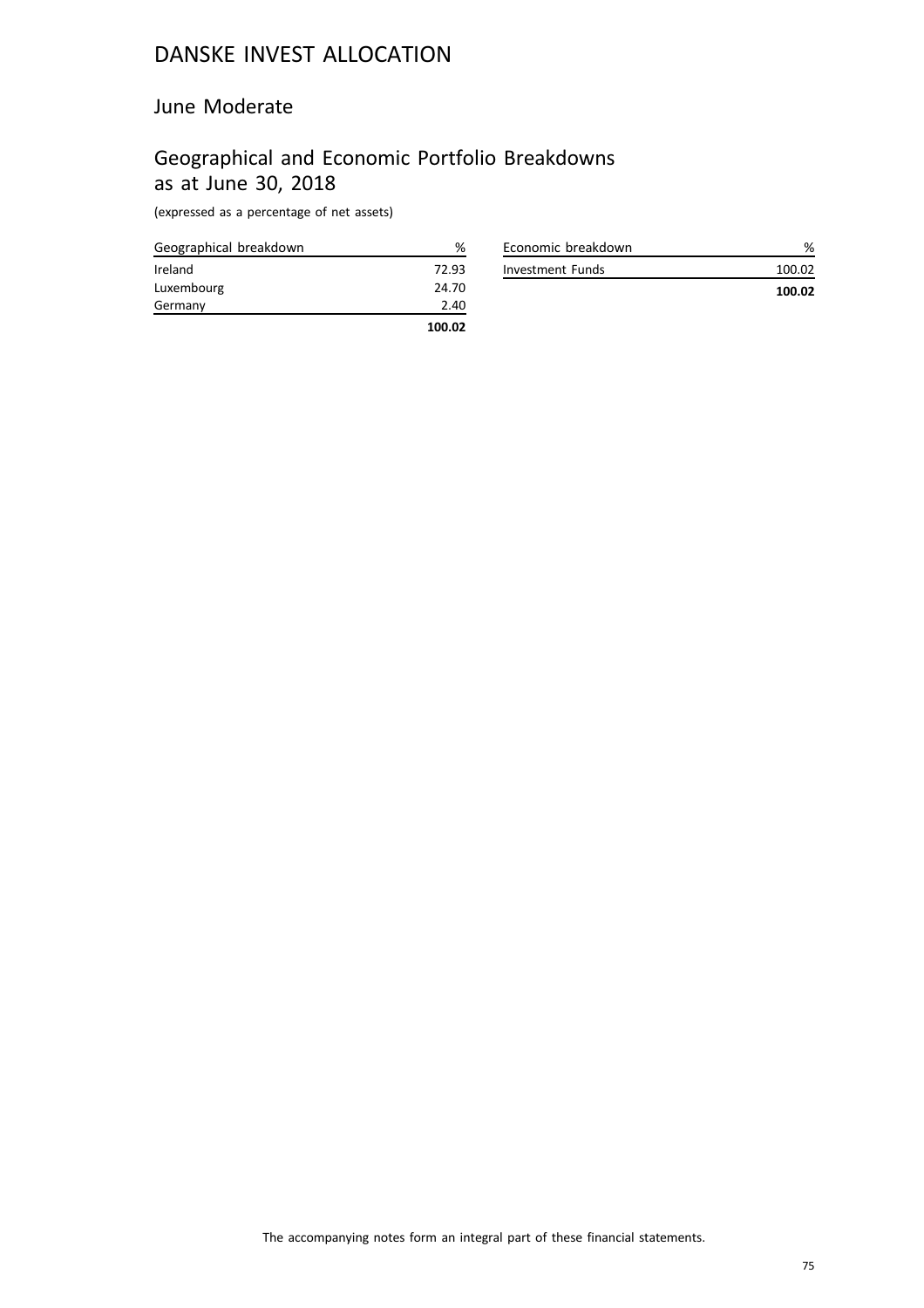# DANSKE INVEST ALLOCATION

## June Moderate

## Geographical and Economic Portfolio Breakdowns as at June 30, 2018

(expressed as a percentage of net assets)

| Geographical breakdown | % |
|---|---|
| Ireland | 72.93 |
| Luxembourg | 24.70 |
| Germany | 2.40 |
| | **100.02** |

| Economic breakdown | % |
|---|---|
| Investment Funds | 100.02 |
| | **100.02** |

The accompanying notes form an integral part of these financial statements.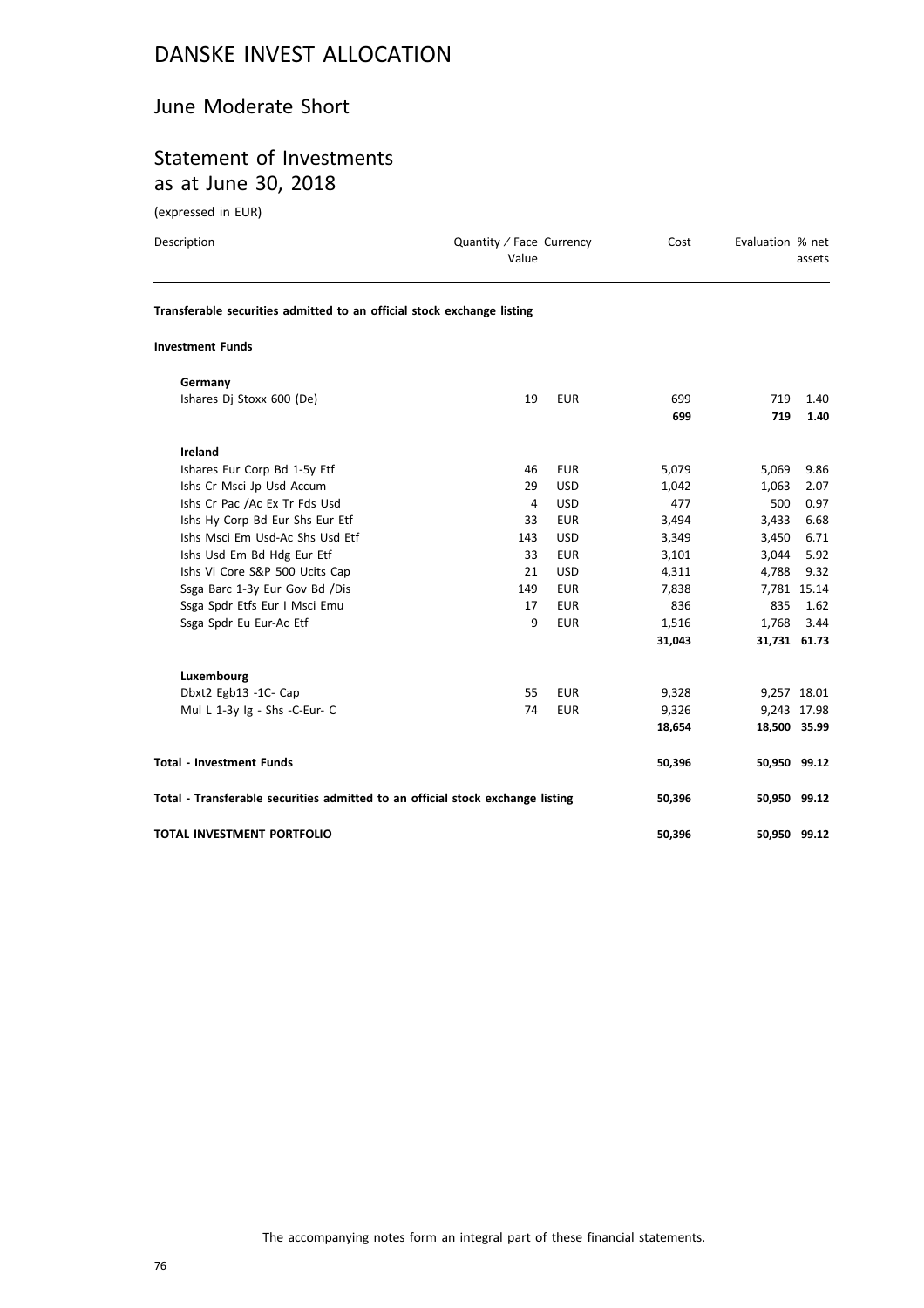# DANSKE INVEST ALLOCATION

## June Moderate Short

## Statement of Investments as at June 30, 2018

(expressed in EUR)

| Description | Quantity ⁄ Face Value | Currency | Cost | Evaluation | % net assets |
|---|---|---|---|---|---|
| **Transferable securities admitted to an official stock exchange listing** | | | | | |
| **Investment Funds** | | | | | |
| **Germany** | | | | | |
| Ishares Dj Stoxx 600 (De) | 19 | EUR | 699 | 719 | 1.40 |
| | | | **699** | **719** | **1.40** |
| **Ireland** | | | | | |
| Ishares Eur Corp Bd 1-5y Etf | 46 | EUR | 5,079 | 5,069 | 9.86 |
| Ishs Cr Msci Jp Usd Accum | 29 | USD | 1,042 | 1,063 | 2.07 |
| Ishs Cr Pac /Ac Ex Tr Fds Usd | 4 | USD | 477 | 500 | 0.97 |
| Ishs Hy Corp Bd Eur Shs Eur Etf | 33 | EUR | 3,494 | 3,433 | 6.68 |
| Ishs Msci Em Usd-Ac Shs Usd Etf | 143 | USD | 3,349 | 3,450 | 6.71 |
| Ishs Usd Em Bd Hdg Eur Etf | 33 | EUR | 3,101 | 3,044 | 5.92 |
| Ishs Vi Core S&P 500 Ucits Cap | 21 | USD | 4,311 | 4,788 | 9.32 |
| Ssga Barc 1-3y Eur Gov Bd /Dis | 149 | EUR | 7,838 | 7,781 | 15.14 |
| Ssga Spdr Etfs Eur I Msci Emu | 17 | EUR | 836 | 835 | 1.62 |
| Ssga Spdr Eu Eur-Ac Etf | 9 | EUR | 1,516 | 1,768 | 3.44 |
| | | | **31,043** | **31,731** | **61.73** |
| **Luxembourg** | | | | | |
| Dbxt2 Egb13 -1C- Cap | 55 | EUR | 9,328 | 9,257 | 18.01 |
| Mul L 1-3y Ig - Shs -C-Eur- C | 74 | EUR | 9,326 | 9,243 | 17.98 |
| | | | **18,654** | **18,500** | **35.99** |
| **Total - Investment Funds** | | | **50,396** | **50,950** | **99.12** |
| **Total - Transferable securities admitted to an official stock exchange listing** | | | **50,396** | **50,950** | **99.12** |
| **TOTAL INVESTMENT PORTFOLIO** | | | **50,396** | **50,950** | **99.12** |

The accompanying notes form an integral part of these financial statements.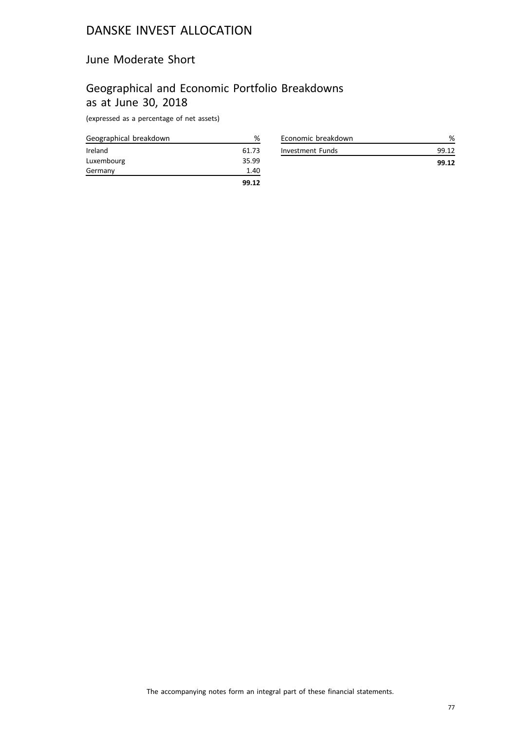# DANSKE INVEST ALLOCATION

## June Moderate Short

## Geographical and Economic Portfolio Breakdowns as at June 30, 2018

(expressed as a percentage of net assets)

| Geographical breakdown | % |
|---|---|
| Ireland | 61.73 |
| Luxembourg | 35.99 |
| Germany | 1.40 |
| | **99.12** |

| Economic breakdown | % |
|---|---|
| Investment Funds | 99.12 |
| | **99.12** |

The accompanying notes form an integral part of these financial statements.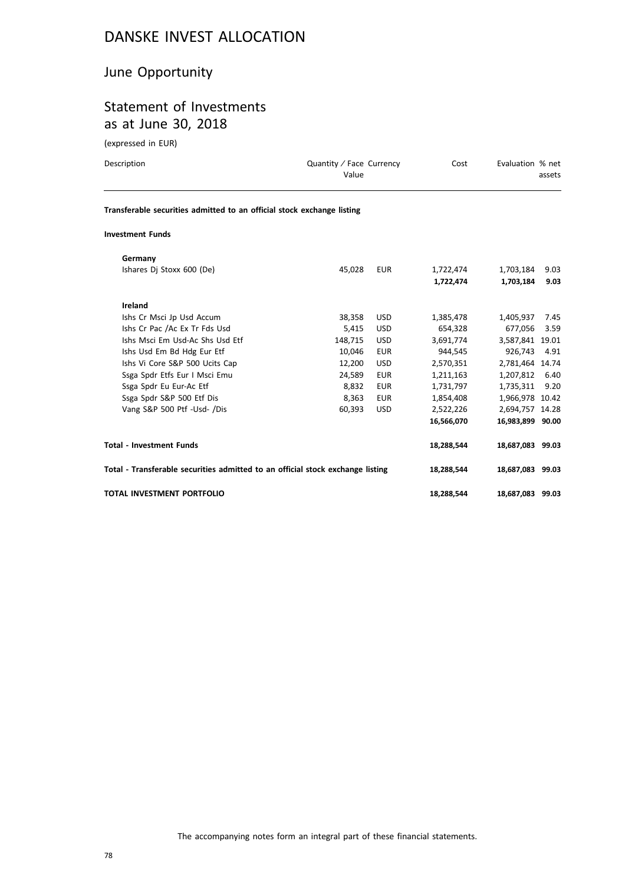# DANSKE INVEST ALLOCATION

## June Opportunity

## Statement of Investments as at June 30, 2018

(expressed in EUR)

| Description | Quantity / Face Value | Currency | Cost | Evaluation | % net assets |
|---|---|---|---|---|---|
| **Transferable securities admitted to an official stock exchange listing** | | | | | |
| **Investment Funds** | | | | | |
| **Germany** | | | | | |
| Ishares Dj Stoxx 600 (De) | 45,028 | EUR | 1,722,474 | 1,703,184 | 9.03 |
| | | | **1,722,474** | **1,703,184** | **9.03** |
| **Ireland** | | | | | |
| Ishs Cr Msci Jp Usd Accum | 38,358 | USD | 1,385,478 | 1,405,937 | 7.45 |
| Ishs Cr Pac /Ac Ex Tr Fds Usd | 5,415 | USD | 654,328 | 677,056 | 3.59 |
| Ishs Msci Em Usd-Ac Shs Usd Etf | 148,715 | USD | 3,691,774 | 3,587,841 | 19.01 |
| Ishs Usd Em Bd Hdg Eur Etf | 10,046 | EUR | 944,545 | 926,743 | 4.91 |
| Ishs Vi Core S&P 500 Ucits Cap | 12,200 | USD | 2,570,351 | 2,781,464 | 14.74 |
| Ssga Spdr Etfs Eur I Msci Emu | 24,589 | EUR | 1,211,163 | 1,207,812 | 6.40 |
| Ssga Spdr Eu Eur-Ac Etf | 8,832 | EUR | 1,731,797 | 1,735,311 | 9.20 |
| Ssga Spdr S&P 500 Etf Dis | 8,363 | EUR | 1,854,408 | 1,966,978 | 10.42 |
| Vang S&P 500 Ptf -Usd- /Dis | 60,393 | USD | 2,522,226 | 2,694,757 | 14.28 |
| | | | **16,566,070** | **16,983,899** | **90.00** |
| **Total - Investment Funds** | | | **18,288,544** | **18,687,083** | **99.03** |
| **Total - Transferable securities admitted to an official stock exchange listing** | | | **18,288,544** | **18,687,083** | **99.03** |
| **TOTAL INVESTMENT PORTFOLIO** | | | **18,288,544** | **18,687,083** | **99.03** |

The accompanying notes form an integral part of these financial statements.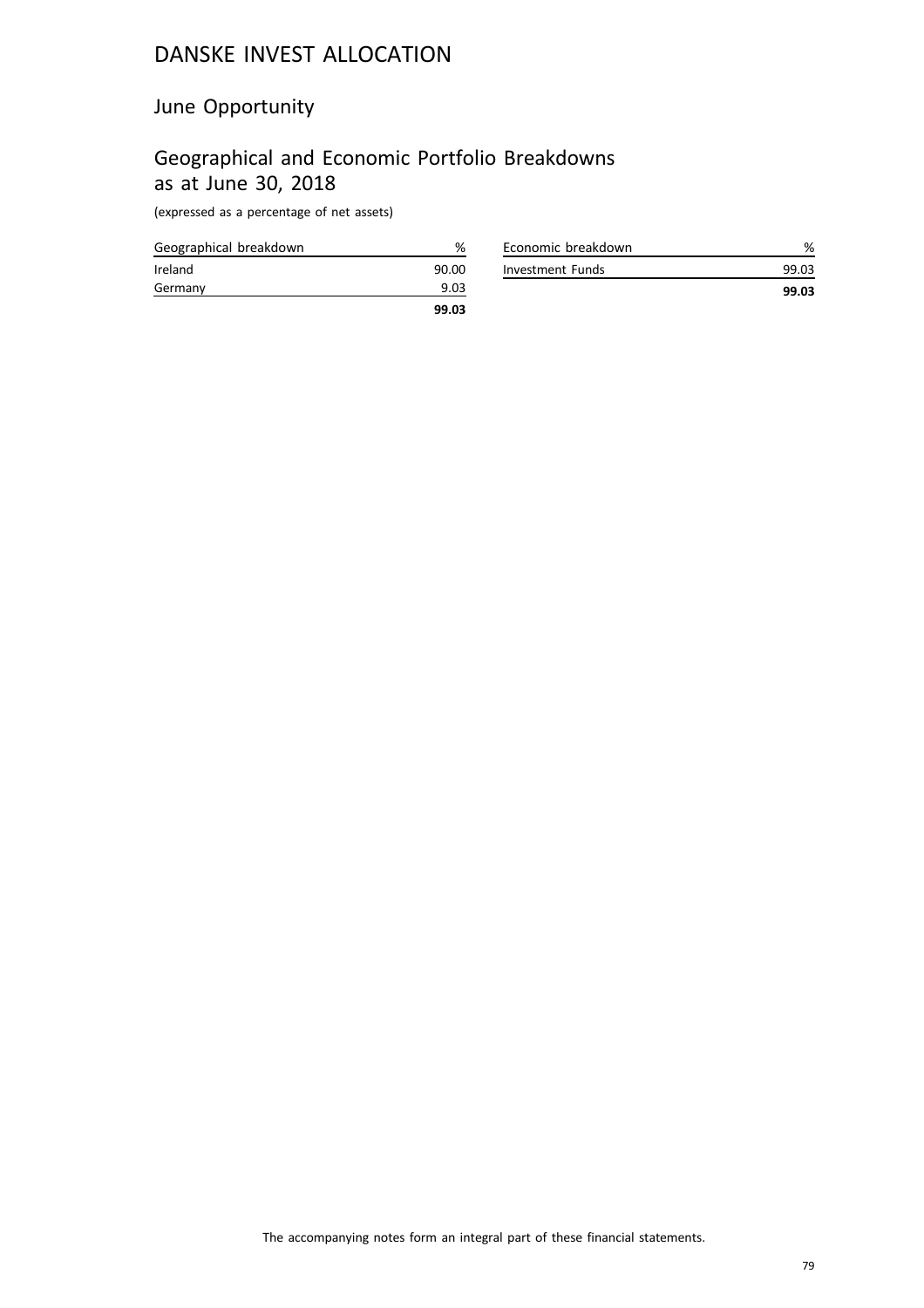# DANSKE INVEST ALLOCATION

## June Opportunity

## Geographical and Economic Portfolio Breakdowns as at June 30, 2018

(expressed as a percentage of net assets)

| Geographical breakdown | % |
|---|---|
| Ireland | 90.00 |
| Germany | 9.03 |
| | **99.03** |

| Economic breakdown | % |
|---|---|
| Investment Funds | 99.03 |
| | **99.03** |

The accompanying notes form an integral part of these financial statements.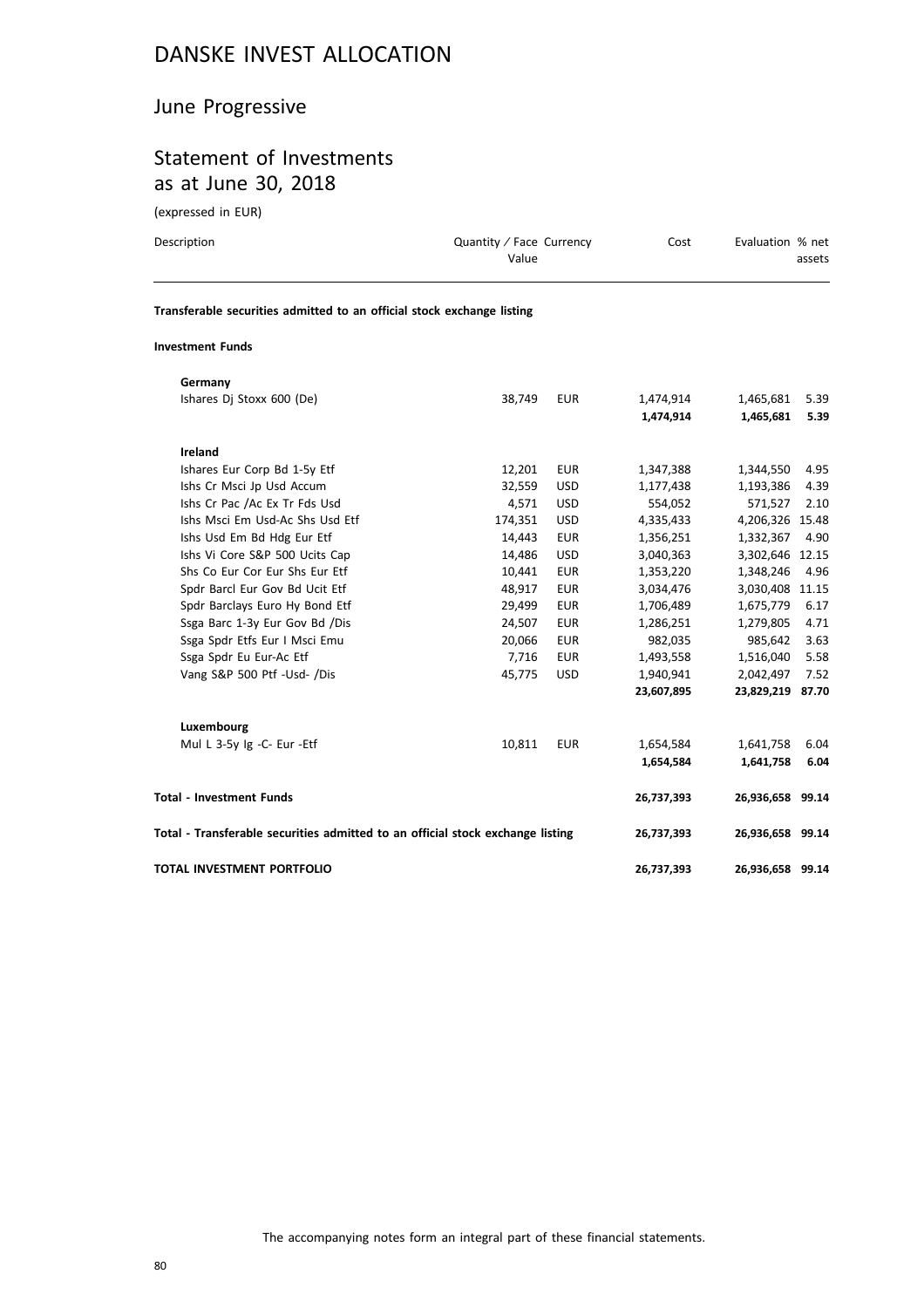# DANSKE INVEST ALLOCATION

## June Progressive

## Statement of Investments as at June 30, 2018

(expressed in EUR)

| Description | Quantity / Face Value | Currency | Cost | Evaluation | % net assets |
|---|---|---|---|---|---|
| **Transferable securities admitted to an official stock exchange listing** | | | | | |
| **Investment Funds** | | | | | |
| **Germany** | | | | | |
| Ishares Dj Stoxx 600 (De) | 38,749 | EUR | 1,474,914 | 1,465,681 | 5.39 |
| | | | **1,474,914** | **1,465,681** | **5.39** |
| **Ireland** | | | | | |
| Ishares Eur Corp Bd 1-5y Etf | 12,201 | EUR | 1,347,388 | 1,344,550 | 4.95 |
| Ishs Cr Msci Jp Usd Accum | 32,559 | USD | 1,177,438 | 1,193,386 | 4.39 |
| Ishs Cr Pac /Ac Ex Tr Fds Usd | 4,571 | USD | 554,052 | 571,527 | 2.10 |
| Ishs Msci Em Usd-Ac Shs Usd Etf | 174,351 | USD | 4,335,433 | 4,206,326 | 15.48 |
| Ishs Usd Em Bd Hdg Eur Etf | 14,443 | EUR | 1,356,251 | 1,332,367 | 4.90 |
| Ishs Vi Core S&P 500 Ucits Cap | 14,486 | USD | 3,040,363 | 3,302,646 | 12.15 |
| Shs Co Eur Cor Eur Shs Eur Etf | 10,441 | EUR | 1,353,220 | 1,348,246 | 4.96 |
| Spdr Barcl Eur Gov Bd Ucit Etf | 48,917 | EUR | 3,034,476 | 3,030,408 | 11.15 |
| Spdr Barclays Euro Hy Bond Etf | 29,499 | EUR | 1,706,489 | 1,675,779 | 6.17 |
| Ssga Barc 1-3y Eur Gov Bd /Dis | 24,507 | EUR | 1,286,251 | 1,279,805 | 4.71 |
| Ssga Spdr Etfs Eur I Msci Emu | 20,066 | EUR | 982,035 | 985,642 | 3.63 |
| Ssga Spdr Eu Eur-Ac Etf | 7,716 | EUR | 1,493,558 | 1,516,040 | 5.58 |
| Vang S&P 500 Ptf -Usd- /Dis | 45,775 | USD | 1,940,941 | 2,042,497 | 7.52 |
| | | | **23,607,895** | **23,829,219** | **87.70** |
| **Luxembourg** | | | | | |
| Mul L 3-5y Ig -C- Eur -Etf | 10,811 | EUR | 1,654,584 | 1,641,758 | 6.04 |
| | | | **1,654,584** | **1,641,758** | **6.04** |
| **Total - Investment Funds** | | | **26,737,393** | **26,936,658** | **99.14** |
| **Total - Transferable securities admitted to an official stock exchange listing** | | | **26,737,393** | **26,936,658** | **99.14** |
| **TOTAL INVESTMENT PORTFOLIO** | | | **26,737,393** | **26,936,658** | **99.14** |

The accompanying notes form an integral part of these financial statements.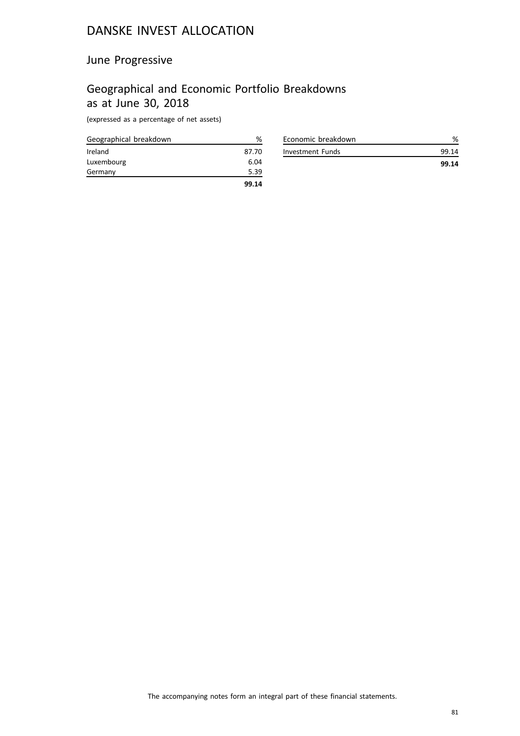# DANSKE INVEST ALLOCATION

## June Progressive

## Geographical and Economic Portfolio Breakdowns as at June 30, 2018

(expressed as a percentage of net assets)

| Geographical breakdown | % |
|---|---|
| Ireland | 87.70 |
| Luxembourg | 6.04 |
| Germany | 5.39 |
| | **99.14** |

| Economic breakdown | % |
|---|---|
| Investment Funds | 99.14 |
| | **99.14** |

The accompanying notes form an integral part of these financial statements.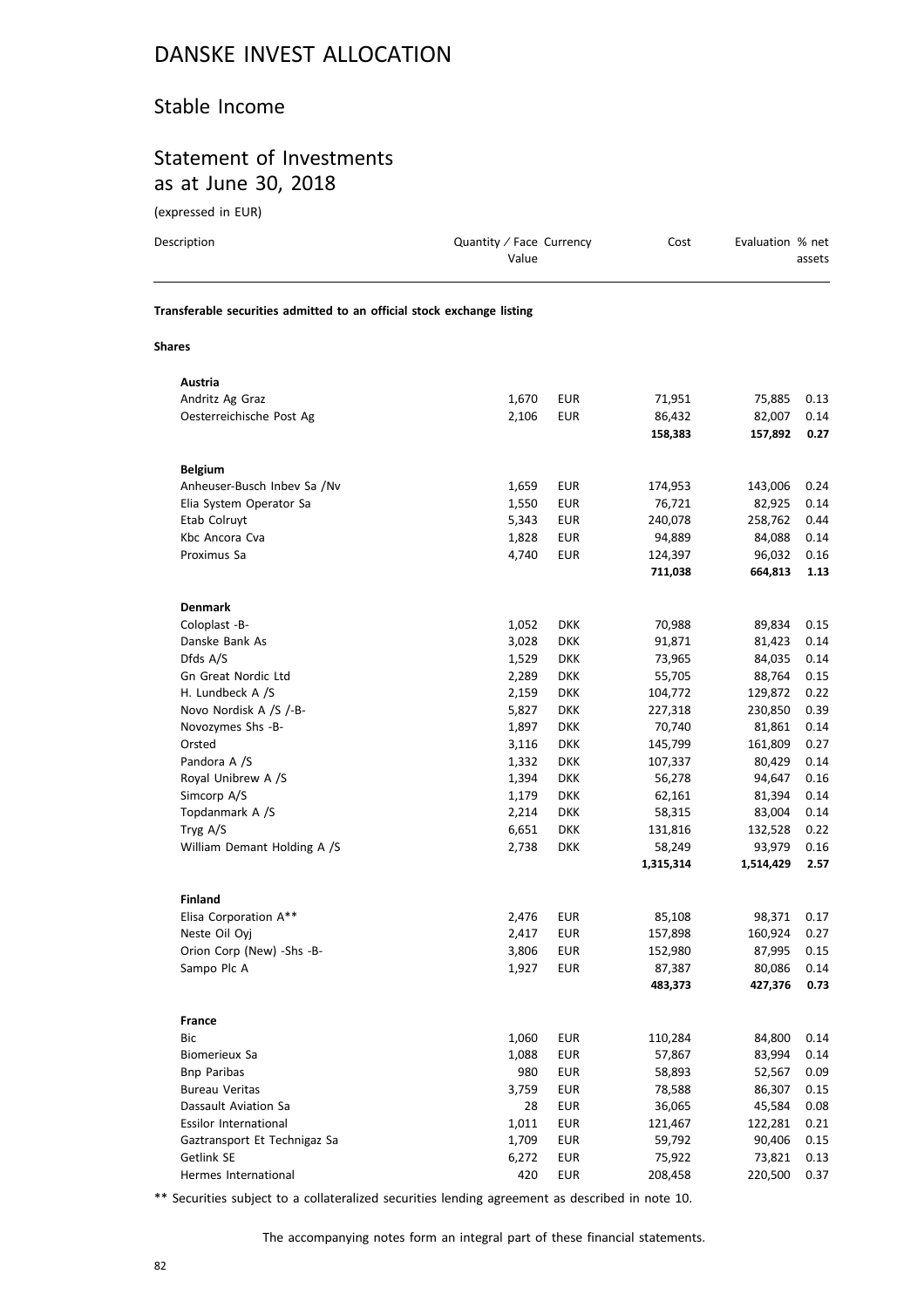# DANSKE INVEST ALLOCATION

## Stable Income

## Statement of Investments as at June 30, 2018

(expressed in EUR)

| Description | Quantity / Face Value | Currency | Cost | Evaluation | % net assets |
|---|---|---|---|---|---|
| **Transferable securities admitted to an official stock exchange listing** | | | | | |
| **Shares** | | | | | |
| **Austria** | | | | | |
| Andritz Ag Graz | 1,670 | EUR | 71,951 | 75,885 | 0.13 |
| Oesterreichische Post Ag | 2,106 | EUR | 86,432 | 82,007 | 0.14 |
| | | | **158,383** | **157,892** | **0.27** |
| **Belgium** | | | | | |
| Anheuser-Busch Inbev Sa /Nv | 1,659 | EUR | 174,953 | 143,006 | 0.24 |
| Elia System Operator Sa | 1,550 | EUR | 76,721 | 82,925 | 0.14 |
| Etab Colruyt | 5,343 | EUR | 240,078 | 258,762 | 0.44 |
| Kbc Ancora Cva | 1,828 | EUR | 94,889 | 84,088 | 0.14 |
| Proximus Sa | 4,740 | EUR | 124,397 | 96,032 | 0.16 |
| | | | **711,038** | **664,813** | **1.13** |
| **Denmark** | | | | | |
| Coloplast -B- | 1,052 | DKK | 70,988 | 89,834 | 0.15 |
| Danske Bank As | 3,028 | DKK | 91,871 | 81,423 | 0.14 |
| Dfds A/S | 1,529 | DKK | 73,965 | 84,035 | 0.14 |
| Gn Great Nordic Ltd | 2,289 | DKK | 55,705 | 88,764 | 0.15 |
| H. Lundbeck A /S | 2,159 | DKK | 104,772 | 129,872 | 0.22 |
| Novo Nordisk A /S /-B- | 5,827 | DKK | 227,318 | 230,850 | 0.39 |
| Novozymes Shs -B- | 1,897 | DKK | 70,740 | 81,861 | 0.14 |
| Orsted | 3,116 | DKK | 145,799 | 161,809 | 0.27 |
| Pandora A /S | 1,332 | DKK | 107,337 | 80,429 | 0.14 |
| Royal Unibrew A /S | 1,394 | DKK | 56,278 | 94,647 | 0.16 |
| Simcorp A/S | 1,179 | DKK | 62,161 | 81,394 | 0.14 |
| Topdanmark A /S | 2,214 | DKK | 58,315 | 83,004 | 0.14 |
| Tryg A/S | 6,651 | DKK | 131,816 | 132,528 | 0.22 |
| William Demant Holding A /S | 2,738 | DKK | 58,249 | 93,979 | 0.16 |
| | | | **1,315,314** | **1,514,429** | **2.57** |
| **Finland** | | | | | |
| Elisa Corporation A** | 2,476 | EUR | 85,108 | 98,371 | 0.17 |
| Neste Oil Oyj | 2,417 | EUR | 157,898 | 160,924 | 0.27 |
| Orion Corp (New) -Shs -B- | 3,806 | EUR | 152,980 | 87,995 | 0.15 |
| Sampo Plc A | 1,927 | EUR | 87,387 | 80,086 | 0.14 |
| | | | **483,373** | **427,376** | **0.73** |
| **France** | | | | | |
| Bic | 1,060 | EUR | 110,284 | 84,800 | 0.14 |
| Biomerieux Sa | 1,088 | EUR | 57,867 | 83,994 | 0.14 |
| Bnp Paribas | 980 | EUR | 58,893 | 52,567 | 0.09 |
| Bureau Veritas | 3,759 | EUR | 78,588 | 86,307 | 0.15 |
| Dassault Aviation Sa | 28 | EUR | 36,065 | 45,584 | 0.08 |
| Essilor International | 1,011 | EUR | 121,467 | 122,281 | 0.21 |
| Gaztransport Et Technigaz Sa | 1,709 | EUR | 59,792 | 90,406 | 0.15 |
| Getlink SE | 6,272 | EUR | 75,922 | 73,821 | 0.13 |
| Hermes International | 420 | EUR | 208,458 | 220,500 | 0.37 |

** Securities subject to a collateralized securities lending agreement as described in note 10.

The accompanying notes form an integral part of these financial statements.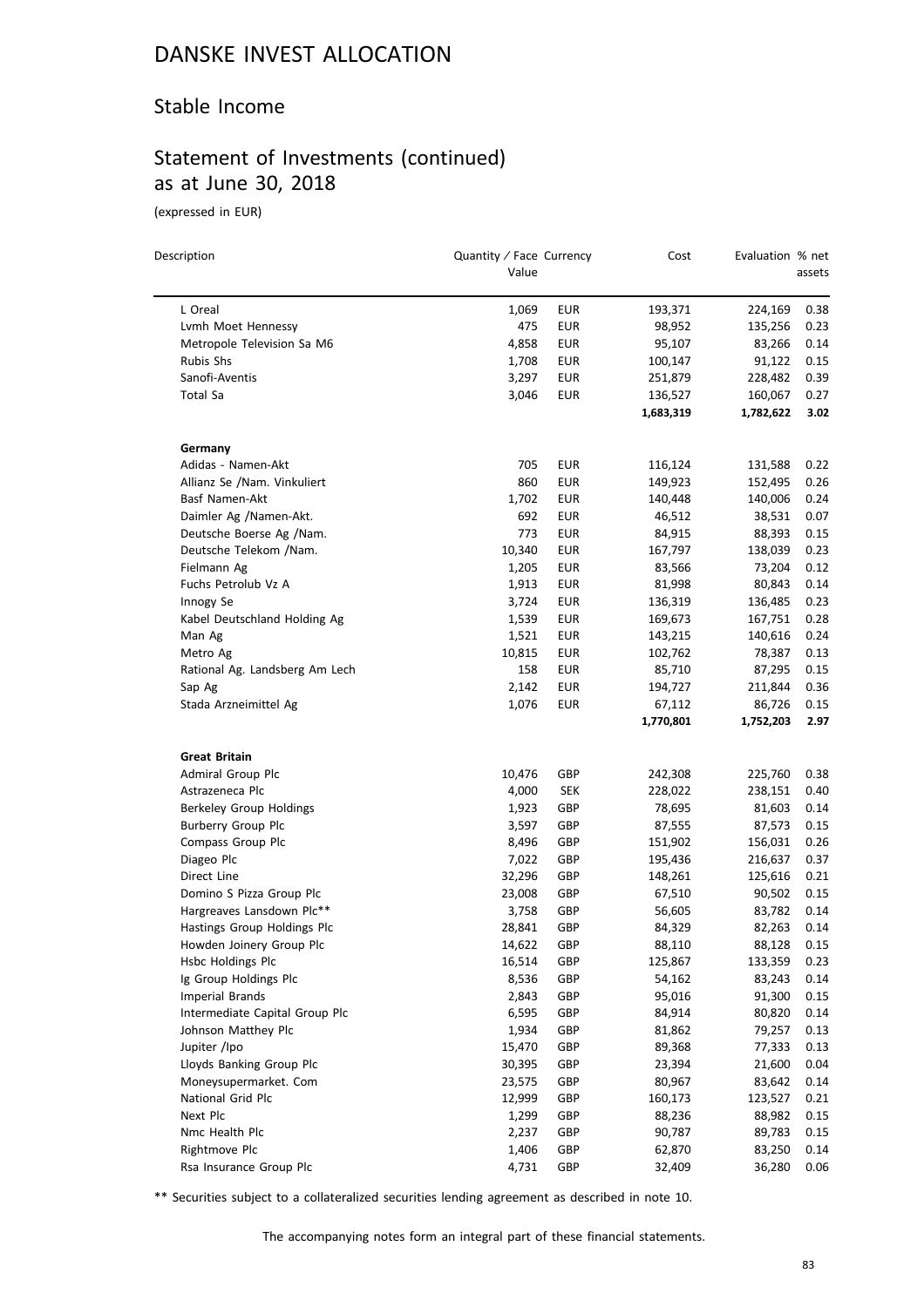# DANSKE INVEST ALLOCATION

## Stable Income

## Statement of Investments (continued) as at June 30, 2018

(expressed in EUR)

| Description | Quantity / Face Value | Currency | Cost | Evaluation | % net assets |
|---|---|---|---|---|---|
| L Oreal | 1,069 | EUR | 193,371 | 224,169 | 0.38 |
| Lvmh Moet Hennessy | 475 | EUR | 98,952 | 135,256 | 0.23 |
| Metropole Television Sa M6 | 4,858 | EUR | 95,107 | 83,266 | 0.14 |
| Rubis Shs | 1,708 | EUR | 100,147 | 91,122 | 0.15 |
| Sanofi-Aventis | 3,297 | EUR | 251,879 | 228,482 | 0.39 |
| Total Sa | 3,046 | EUR | 136,527 | 160,067 | 0.27 |
| | | | **1,683,319** | **1,782,622** | **3.02** |
| **Germany** | | | | | |
| Adidas - Namen-Akt | 705 | EUR | 116,124 | 131,588 | 0.22 |
| Allianz Se /Nam. Vinkuliert | 860 | EUR | 149,923 | 152,495 | 0.26 |
| Basf Namen-Akt | 1,702 | EUR | 140,448 | 140,006 | 0.24 |
| Daimler Ag /Namen-Akt. | 692 | EUR | 46,512 | 38,531 | 0.07 |
| Deutsche Boerse Ag /Nam. | 773 | EUR | 84,915 | 88,393 | 0.15 |
| Deutsche Telekom /Nam. | 10,340 | EUR | 167,797 | 138,039 | 0.23 |
| Fielmann Ag | 1,205 | EUR | 83,566 | 73,204 | 0.12 |
| Fuchs Petrolub Vz A | 1,913 | EUR | 81,998 | 80,843 | 0.14 |
| Innogy Se | 3,724 | EUR | 136,319 | 136,485 | 0.23 |
| Kabel Deutschland Holding Ag | 1,539 | EUR | 169,673 | 167,751 | 0.28 |
| Man Ag | 1,521 | EUR | 143,215 | 140,616 | 0.24 |
| Metro Ag | 10,815 | EUR | 102,762 | 78,387 | 0.13 |
| Rational Ag. Landsberg Am Lech | 158 | EUR | 85,710 | 87,295 | 0.15 |
| Sap Ag | 2,142 | EUR | 194,727 | 211,844 | 0.36 |
| Stada Arzneimittel Ag | 1,076 | EUR | 67,112 | 86,726 | 0.15 |
| | | | **1,770,801** | **1,752,203** | **2.97** |
| **Great Britain** | | | | | |
| Admiral Group Plc | 10,476 | GBP | 242,308 | 225,760 | 0.38 |
| Astrazeneca Plc | 4,000 | SEK | 228,022 | 238,151 | 0.40 |
| Berkeley Group Holdings | 1,923 | GBP | 78,695 | 81,603 | 0.14 |
| Burberry Group Plc | 3,597 | GBP | 87,555 | 87,573 | 0.15 |
| Compass Group Plc | 8,496 | GBP | 151,902 | 156,031 | 0.26 |
| Diageo Plc | 7,022 | GBP | 195,436 | 216,637 | 0.37 |
| Direct Line | 32,296 | GBP | 148,261 | 125,616 | 0.21 |
| Domino S Pizza Group Plc | 23,008 | GBP | 67,510 | 90,502 | 0.15 |
| Hargreaves Lansdown Plc** | 3,758 | GBP | 56,605 | 83,782 | 0.14 |
| Hastings Group Holdings Plc | 28,841 | GBP | 84,329 | 82,263 | 0.14 |
| Howden Joinery Group Plc | 14,622 | GBP | 88,110 | 88,128 | 0.15 |
| Hsbc Holdings Plc | 16,514 | GBP | 125,867 | 133,359 | 0.23 |
| Ig Group Holdings Plc | 8,536 | GBP | 54,162 | 83,243 | 0.14 |
| Imperial Brands | 2,843 | GBP | 95,016 | 91,300 | 0.15 |
| Intermediate Capital Group Plc | 6,595 | GBP | 84,914 | 80,820 | 0.14 |
| Johnson Matthey Plc | 1,934 | GBP | 81,862 | 79,257 | 0.13 |
| Jupiter /Ipo | 15,470 | GBP | 89,368 | 77,333 | 0.13 |
| Lloyds Banking Group Plc | 30,395 | GBP | 23,394 | 21,600 | 0.04 |
| Moneysupermarket. Com | 23,575 | GBP | 80,967 | 83,642 | 0.14 |
| National Grid Plc | 12,999 | GBP | 160,173 | 123,527 | 0.21 |
| Next Plc | 1,299 | GBP | 88,236 | 88,982 | 0.15 |
| Nmc Health Plc | 2,237 | GBP | 90,787 | 89,783 | 0.15 |
| Rightmove Plc | 1,406 | GBP | 62,870 | 83,250 | 0.14 |
| Rsa Insurance Group Plc | 4,731 | GBP | 32,409 | 36,280 | 0.06 |

** Securities subject to a collateralized securities lending agreement as described in note 10.

The accompanying notes form an integral part of these financial statements.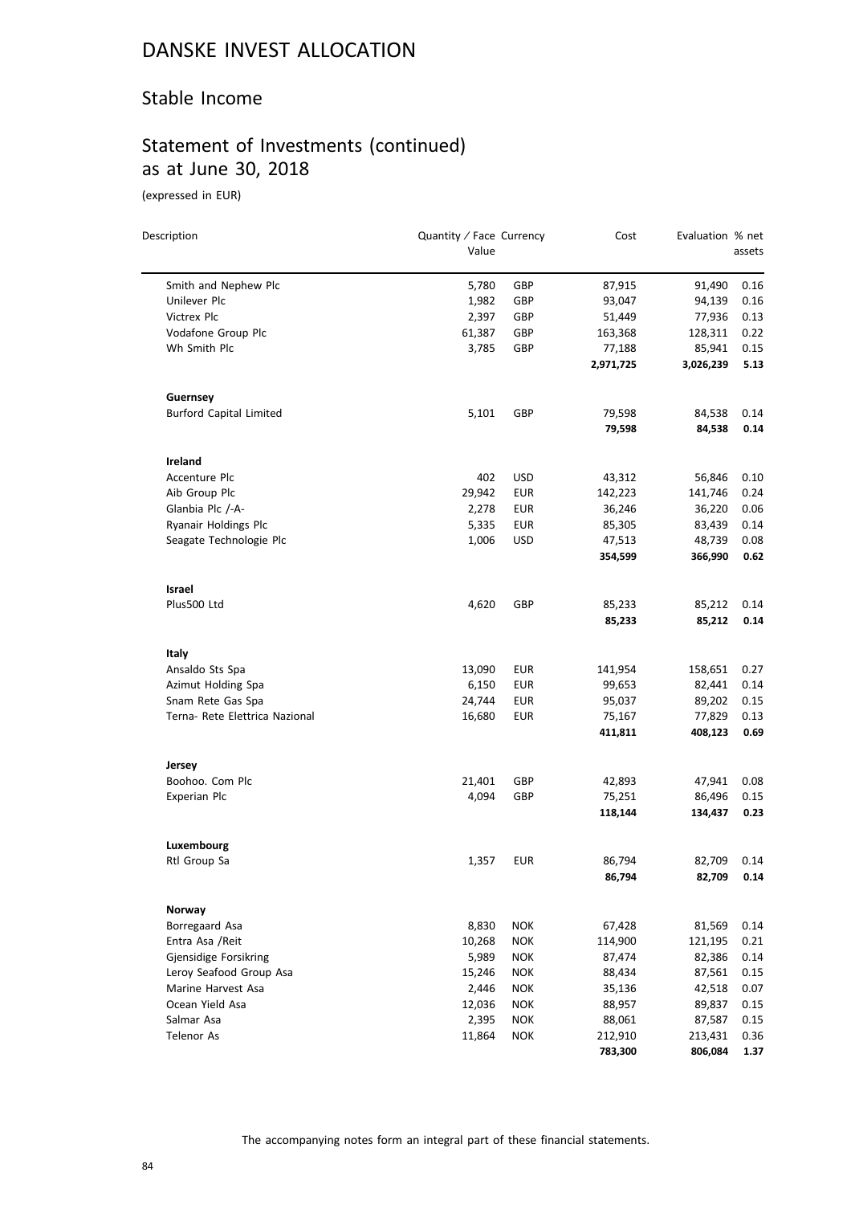# DANSKE INVEST ALLOCATION

## Stable Income

## Statement of Investments (continued) as at June 30, 2018

(expressed in EUR)

| Description | Quantity / Face Value | Currency | Cost | Evaluation | % net assets |
|---|---|---|---|---|---|
| Smith and Nephew Plc | 5,780 | GBP | 87,915 | 91,490 | 0.16 |
| Unilever Plc | 1,982 | GBP | 93,047 | 94,139 | 0.16 |
| Victrex Plc | 2,397 | GBP | 51,449 | 77,936 | 0.13 |
| Vodafone Group Plc | 61,387 | GBP | 163,368 | 128,311 | 0.22 |
| Wh Smith Plc | 3,785 | GBP | 77,188 | 85,941 | 0.15 |
| | | | **2,971,725** | **3,026,239** | **5.13** |
| **Guernsey** | | | | | |
| Burford Capital Limited | 5,101 | GBP | 79,598 | 84,538 | 0.14 |
| | | | **79,598** | **84,538** | **0.14** |
| **Ireland** | | | | | |
| Accenture Plc | 402 | USD | 43,312 | 56,846 | 0.10 |
| Aib Group Plc | 29,942 | EUR | 142,223 | 141,746 | 0.24 |
| Glanbia Plc /-A- | 2,278 | EUR | 36,246 | 36,220 | 0.06 |
| Ryanair Holdings Plc | 5,335 | EUR | 85,305 | 83,439 | 0.14 |
| Seagate Technologie Plc | 1,006 | USD | 47,513 | 48,739 | 0.08 |
| | | | **354,599** | **366,990** | **0.62** |
| **Israel** | | | | | |
| Plus500 Ltd | 4,620 | GBP | 85,233 | 85,212 | 0.14 |
| | | | **85,233** | **85,212** | **0.14** |
| **Italy** | | | | | |
| Ansaldo Sts Spa | 13,090 | EUR | 141,954 | 158,651 | 0.27 |
| Azimut Holding Spa | 6,150 | EUR | 99,653 | 82,441 | 0.14 |
| Snam Rete Gas Spa | 24,744 | EUR | 95,037 | 89,202 | 0.15 |
| Terna- Rete Elettrica Nazional | 16,680 | EUR | 75,167 | 77,829 | 0.13 |
| | | | **411,811** | **408,123** | **0.69** |
| **Jersey** | | | | | |
| Boohoo. Com Plc | 21,401 | GBP | 42,893 | 47,941 | 0.08 |
| Experian Plc | 4,094 | GBP | 75,251 | 86,496 | 0.15 |
| | | | **118,144** | **134,437** | **0.23** |
| **Luxembourg** | | | | | |
| Rtl Group Sa | 1,357 | EUR | 86,794 | 82,709 | 0.14 |
| | | | **86,794** | **82,709** | **0.14** |
| **Norway** | | | | | |
| Borregaard Asa | 8,830 | NOK | 67,428 | 81,569 | 0.14 |
| Entra Asa /Reit | 10,268 | NOK | 114,900 | 121,195 | 0.21 |
| Gjensidige Forsikring | 5,989 | NOK | 87,474 | 82,386 | 0.14 |
| Leroy Seafood Group Asa | 15,246 | NOK | 88,434 | 87,561 | 0.15 |
| Marine Harvest Asa | 2,446 | NOK | 35,136 | 42,518 | 0.07 |
| Ocean Yield Asa | 12,036 | NOK | 88,957 | 89,837 | 0.15 |
| Salmar Asa | 2,395 | NOK | 88,061 | 87,587 | 0.15 |
| Telenor As | 11,864 | NOK | 212,910 | 213,431 | 0.36 |
| | | | **783,300** | **806,084** | **1.37** |

The accompanying notes form an integral part of these financial statements.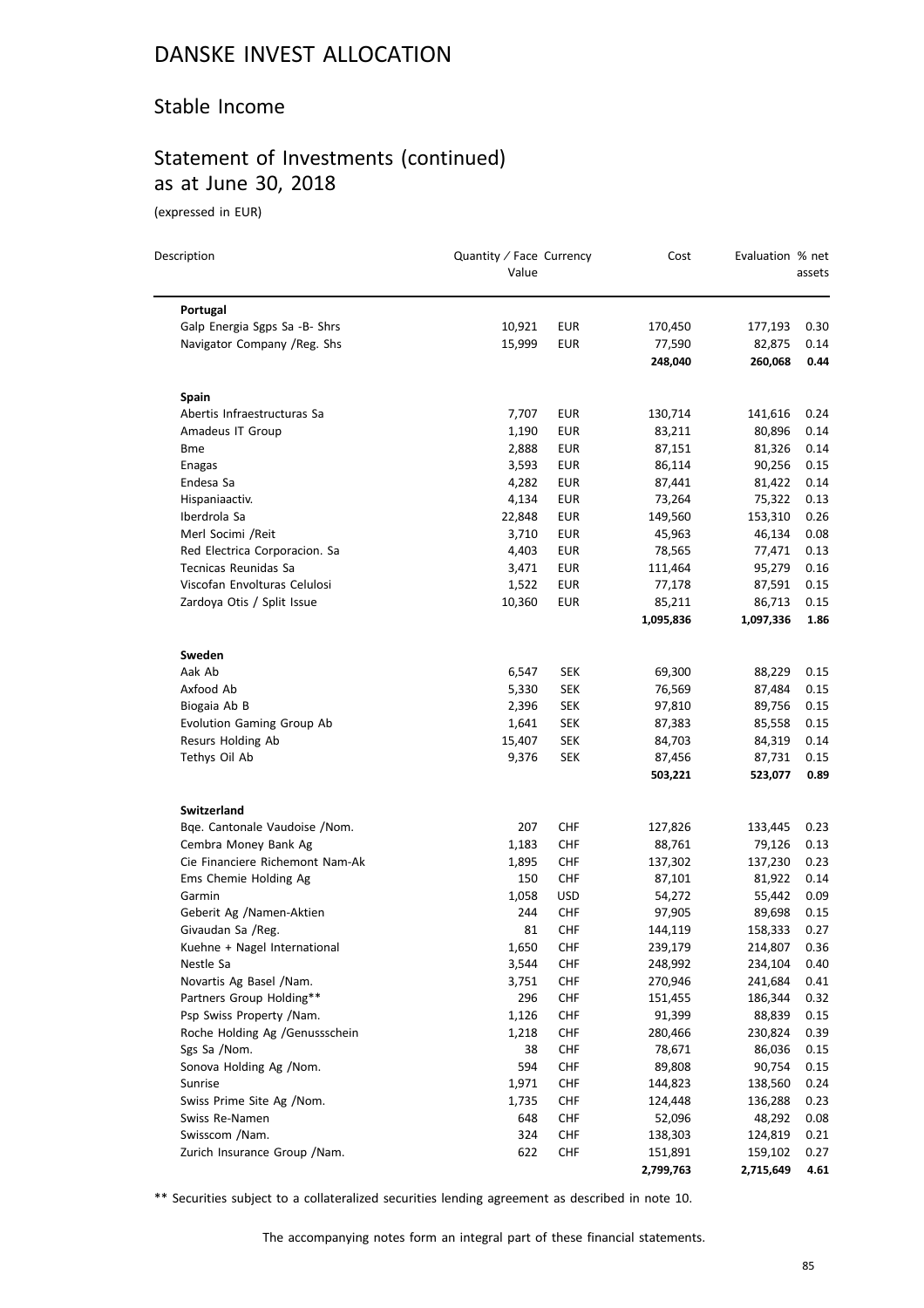# DANSKE INVEST ALLOCATION

## Stable Income

## Statement of Investments (continued) as at June 30, 2018

(expressed in EUR)

| Description | Quantity / Face Value | Currency | Cost | Evaluation | % net assets |
|---|---|---|---|---|---|
| **Portugal** | | | | | |
| Galp Energia Sgps Sa -B- Shrs | 10,921 | EUR | 170,450 | 177,193 | 0.30 |
| Navigator Company /Reg. Shs | 15,999 | EUR | 77,590 | 82,875 | 0.14 |
| | | | **248,040** | **260,068** | **0.44** |
| **Spain** | | | | | |
| Abertis Infraestructuras Sa | 7,707 | EUR | 130,714 | 141,616 | 0.24 |
| Amadeus IT Group | 1,190 | EUR | 83,211 | 80,896 | 0.14 |
| Bme | 2,888 | EUR | 87,151 | 81,326 | 0.14 |
| Enagas | 3,593 | EUR | 86,114 | 90,256 | 0.15 |
| Endesa Sa | 4,282 | EUR | 87,441 | 81,422 | 0.14 |
| Hispaniaactiv. | 4,134 | EUR | 73,264 | 75,322 | 0.13 |
| Iberdrola Sa | 22,848 | EUR | 149,560 | 153,310 | 0.26 |
| Merl Socimi /Reit | 3,710 | EUR | 45,963 | 46,134 | 0.08 |
| Red Electrica Corporacion. Sa | 4,403 | EUR | 78,565 | 77,471 | 0.13 |
| Tecnicas Reunidas Sa | 3,471 | EUR | 111,464 | 95,279 | 0.16 |
| Viscofan Envolturas Celulosi | 1,522 | EUR | 77,178 | 87,591 | 0.15 |
| Zardoya Otis / Split Issue | 10,360 | EUR | 85,211 | 86,713 | 0.15 |
| | | | **1,095,836** | **1,097,336** | **1.86** |
| **Sweden** | | | | | |
| Aak Ab | 6,547 | SEK | 69,300 | 88,229 | 0.15 |
| Axfood Ab | 5,330 | SEK | 76,569 | 87,484 | 0.15 |
| Biogaia Ab B | 2,396 | SEK | 97,810 | 89,756 | 0.15 |
| Evolution Gaming Group Ab | 1,641 | SEK | 87,383 | 85,558 | 0.15 |
| Resurs Holding Ab | 15,407 | SEK | 84,703 | 84,319 | 0.14 |
| Tethys Oil Ab | 9,376 | SEK | 87,456 | 87,731 | 0.15 |
| | | | **503,221** | **523,077** | **0.89** |
| **Switzerland** | | | | | |
| Bqe. Cantonale Vaudoise /Nom. | 207 | CHF | 127,826 | 133,445 | 0.23 |
| Cembra Money Bank Ag | 1,183 | CHF | 88,761 | 79,126 | 0.13 |
| Cie Financiere Richemont Nam-Ak | 1,895 | CHF | 137,302 | 137,230 | 0.23 |
| Ems Chemie Holding Ag | 150 | CHF | 87,101 | 81,922 | 0.14 |
| Garmin | 1,058 | USD | 54,272 | 55,442 | 0.09 |
| Geberit Ag /Namen-Aktien | 244 | CHF | 97,905 | 89,698 | 0.15 |
| Givaudan Sa /Reg. | 81 | CHF | 144,119 | 158,333 | 0.27 |
| Kuehne + Nagel International | 1,650 | CHF | 239,179 | 214,807 | 0.36 |
| Nestle Sa | 3,544 | CHF | 248,992 | 234,104 | 0.40 |
| Novartis Ag Basel /Nam. | 3,751 | CHF | 270,946 | 241,684 | 0.41 |
| Partners Group Holding** | 296 | CHF | 151,455 | 186,344 | 0.32 |
| Psp Swiss Property /Nam. | 1,126 | CHF | 91,399 | 88,839 | 0.15 |
| Roche Holding Ag /Genussschein | 1,218 | CHF | 280,466 | 230,824 | 0.39 |
| Sgs Sa /Nom. | 38 | CHF | 78,671 | 86,036 | 0.15 |
| Sonova Holding Ag /Nom. | 594 | CHF | 89,808 | 90,754 | 0.15 |
| Sunrise | 1,971 | CHF | 144,823 | 138,560 | 0.24 |
| Swiss Prime Site Ag /Nom. | 1,735 | CHF | 124,448 | 136,288 | 0.23 |
| Swiss Re-Namen | 648 | CHF | 52,096 | 48,292 | 0.08 |
| Swisscom /Nam. | 324 | CHF | 138,303 | 124,819 | 0.21 |
| Zurich Insurance Group /Nam. | 622 | CHF | 151,891 | 159,102 | 0.27 |
| | | | **2,799,763** | **2,715,649** | **4.61** |

** Securities subject to a collateralized securities lending agreement as described in note 10.

The accompanying notes form an integral part of these financial statements.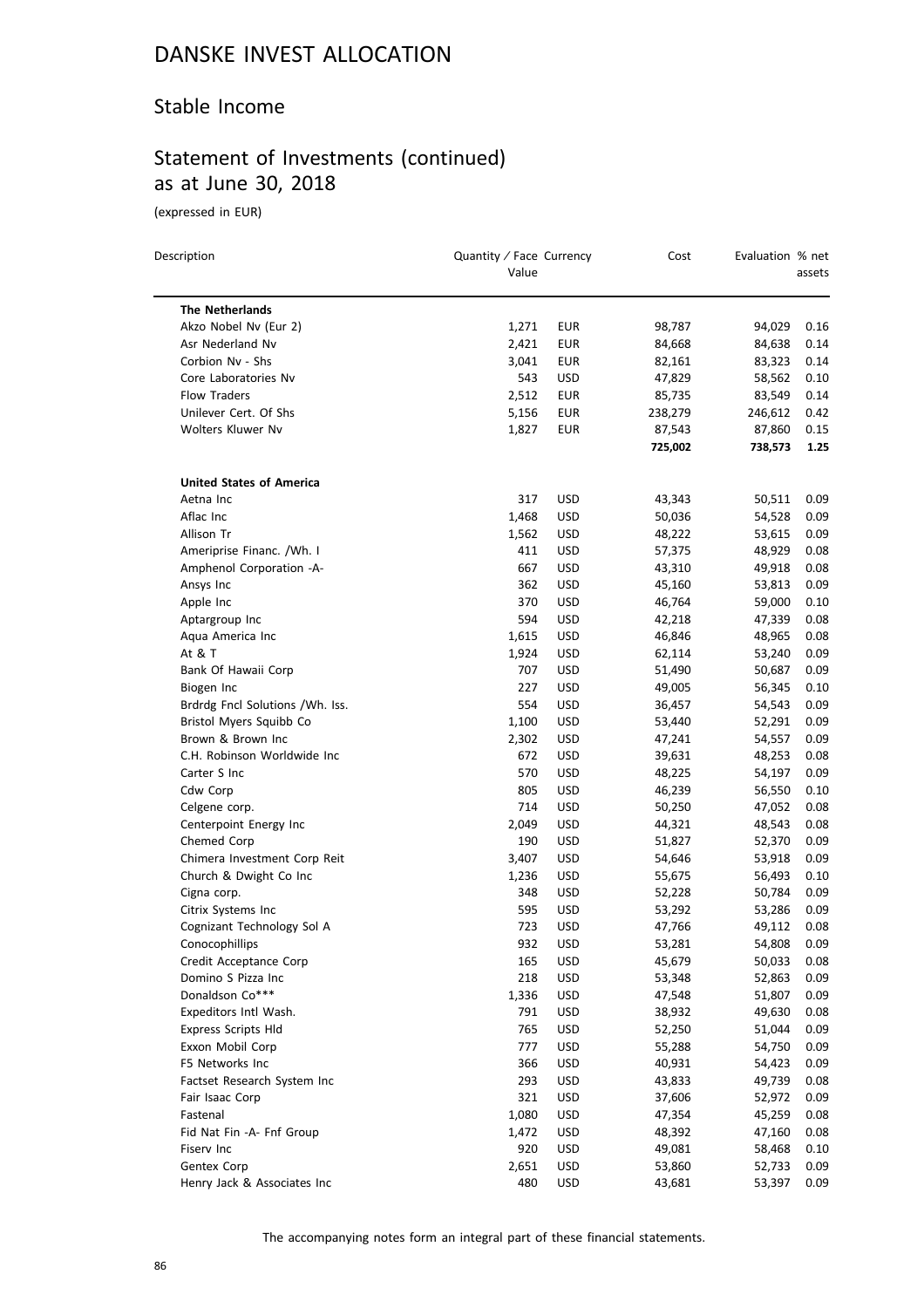# DANSKE INVEST ALLOCATION

## Stable Income

## Statement of Investments (continued) as at June 30, 2018

(expressed in EUR)

| Description | Quantity / Face Value | Currency | Cost | Evaluation | % net assets |
|---|---|---|---|---|---|
| **The Netherlands** | | | | | |
| Akzo Nobel Nv (Eur 2) | 1,271 | EUR | 98,787 | 94,029 | 0.16 |
| Asr Nederland Nv | 2,421 | EUR | 84,668 | 84,638 | 0.14 |
| Corbion Nv - Shs | 3,041 | EUR | 82,161 | 83,323 | 0.14 |
| Core Laboratories Nv | 543 | USD | 47,829 | 58,562 | 0.10 |
| Flow Traders | 2,512 | EUR | 85,735 | 83,549 | 0.14 |
| Unilever Cert. Of Shs | 5,156 | EUR | 238,279 | 246,612 | 0.42 |
| Wolters Kluwer Nv | 1,827 | EUR | 87,543 | 87,860 | 0.15 |
| | | | **725,002** | **738,573** | **1.25** |
| **United States of America** | | | | | |
| Aetna Inc | 317 | USD | 43,343 | 50,511 | 0.09 |
| Aflac Inc | 1,468 | USD | 50,036 | 54,528 | 0.09 |
| Allison Tr | 1,562 | USD | 48,222 | 53,615 | 0.09 |
| Ameriprise Financ. /Wh. I | 411 | USD | 57,375 | 48,929 | 0.08 |
| Amphenol Corporation -A- | 667 | USD | 43,310 | 49,918 | 0.08 |
| Ansys Inc | 362 | USD | 45,160 | 53,813 | 0.09 |
| Apple Inc | 370 | USD | 46,764 | 59,000 | 0.10 |
| Aptargroup Inc | 594 | USD | 42,218 | 47,339 | 0.08 |
| Aqua America Inc | 1,615 | USD | 46,846 | 48,965 | 0.08 |
| At & T | 1,924 | USD | 62,114 | 53,240 | 0.09 |
| Bank Of Hawaii Corp | 707 | USD | 51,490 | 50,687 | 0.09 |
| Biogen Inc | 227 | USD | 49,005 | 56,345 | 0.10 |
| Brdrdg Fncl Solutions /Wh. Iss. | 554 | USD | 36,457 | 54,543 | 0.09 |
| Bristol Myers Squibb Co | 1,100 | USD | 53,440 | 52,291 | 0.09 |
| Brown & Brown Inc | 2,302 | USD | 47,241 | 54,557 | 0.09 |
| C.H. Robinson Worldwide Inc | 672 | USD | 39,631 | 48,253 | 0.08 |
| Carter S Inc | 570 | USD | 48,225 | 54,197 | 0.09 |
| Cdw Corp | 805 | USD | 46,239 | 56,550 | 0.10 |
| Celgene corp. | 714 | USD | 50,250 | 47,052 | 0.08 |
| Centerpoint Energy Inc | 2,049 | USD | 44,321 | 48,543 | 0.08 |
| Chemed Corp | 190 | USD | 51,827 | 52,370 | 0.09 |
| Chimera Investment Corp Reit | 3,407 | USD | 54,646 | 53,918 | 0.09 |
| Church & Dwight Co Inc | 1,236 | USD | 55,675 | 56,493 | 0.10 |
| Cigna corp. | 348 | USD | 52,228 | 50,784 | 0.09 |
| Citrix Systems Inc | 595 | USD | 53,292 | 53,286 | 0.09 |
| Cognizant Technology Sol A | 723 | USD | 47,766 | 49,112 | 0.08 |
| Conocophillips | 932 | USD | 53,281 | 54,808 | 0.09 |
| Credit Acceptance Corp | 165 | USD | 45,679 | 50,033 | 0.08 |
| Domino S Pizza Inc | 218 | USD | 53,348 | 52,863 | 0.09 |
| Donaldson Co*** | 1,336 | USD | 47,548 | 51,807 | 0.09 |
| Expeditors Intl Wash. | 791 | USD | 38,932 | 49,630 | 0.08 |
| Express Scripts Hld | 765 | USD | 52,250 | 51,044 | 0.09 |
| Exxon Mobil Corp | 777 | USD | 55,288 | 54,750 | 0.09 |
| F5 Networks Inc | 366 | USD | 40,931 | 54,423 | 0.09 |
| Factset Research System Inc | 293 | USD | 43,833 | 49,739 | 0.08 |
| Fair Isaac Corp | 321 | USD | 37,606 | 52,972 | 0.09 |
| Fastenal | 1,080 | USD | 47,354 | 45,259 | 0.08 |
| Fid Nat Fin -A- Fnf Group | 1,472 | USD | 48,392 | 47,160 | 0.08 |
| Fiserv Inc | 920 | USD | 49,081 | 58,468 | 0.10 |
| Gentex Corp | 2,651 | USD | 53,860 | 52,733 | 0.09 |
| Henry Jack & Associates Inc | 480 | USD | 43,681 | 53,397 | 0.09 |

The accompanying notes form an integral part of these financial statements.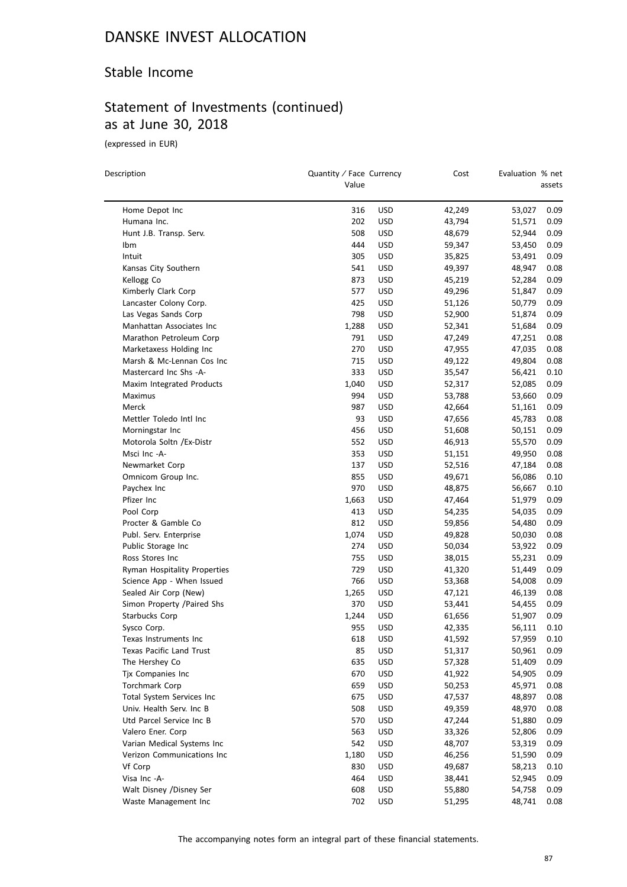# DANSKE INVEST ALLOCATION

## Stable Income

## Statement of Investments (continued) as at June 30, 2018

(expressed in EUR)

| Description | Quantity / Face Value | Currency | Cost | Evaluation | % net assets |
|---|---|---|---|---|---|
| Home Depot Inc | 316 | USD | 42,249 | 53,027 | 0.09 |
| Humana Inc. | 202 | USD | 43,794 | 51,571 | 0.09 |
| Hunt J.B. Transp. Serv. | 508 | USD | 48,679 | 52,944 | 0.09 |
| Ibm | 444 | USD | 59,347 | 53,450 | 0.09 |
| Intuit | 305 | USD | 35,825 | 53,491 | 0.09 |
| Kansas City Southern | 541 | USD | 49,397 | 48,947 | 0.08 |
| Kellogg Co | 873 | USD | 45,219 | 52,284 | 0.09 |
| Kimberly Clark Corp | 577 | USD | 49,296 | 51,847 | 0.09 |
| Lancaster Colony Corp. | 425 | USD | 51,126 | 50,779 | 0.09 |
| Las Vegas Sands Corp | 798 | USD | 52,900 | 51,874 | 0.09 |
| Manhattan Associates Inc | 1,288 | USD | 52,341 | 51,684 | 0.09 |
| Marathon Petroleum Corp | 791 | USD | 47,249 | 47,251 | 0.08 |
| Marketaxess Holding Inc | 270 | USD | 47,955 | 47,035 | 0.08 |
| Marsh & Mc-Lennan Cos Inc | 715 | USD | 49,122 | 49,804 | 0.08 |
| Mastercard Inc Shs -A- | 333 | USD | 35,547 | 56,421 | 0.10 |
| Maxim Integrated Products | 1,040 | USD | 52,317 | 52,085 | 0.09 |
| Maximus | 994 | USD | 53,788 | 53,660 | 0.09 |
| Merck | 987 | USD | 42,664 | 51,161 | 0.09 |
| Mettler Toledo Intl Inc | 93 | USD | 47,656 | 45,783 | 0.08 |
| Morningstar Inc | 456 | USD | 51,608 | 50,151 | 0.09 |
| Motorola Soltn /Ex-Distr | 552 | USD | 46,913 | 55,570 | 0.09 |
| Msci Inc -A- | 353 | USD | 51,151 | 49,950 | 0.08 |
| Newmarket Corp | 137 | USD | 52,516 | 47,184 | 0.08 |
| Omnicom Group Inc. | 855 | USD | 49,671 | 56,086 | 0.10 |
| Paychex Inc | 970 | USD | 48,875 | 56,667 | 0.10 |
| Pfizer Inc | 1,663 | USD | 47,464 | 51,979 | 0.09 |
| Pool Corp | 413 | USD | 54,235 | 54,035 | 0.09 |
| Procter & Gamble Co | 812 | USD | 59,856 | 54,480 | 0.09 |
| Publ. Serv. Enterprise | 1,074 | USD | 49,828 | 50,030 | 0.08 |
| Public Storage Inc | 274 | USD | 50,034 | 53,922 | 0.09 |
| Ross Stores Inc | 755 | USD | 38,015 | 55,231 | 0.09 |
| Ryman Hospitality Properties | 729 | USD | 41,320 | 51,449 | 0.09 |
| Science App - When Issued | 766 | USD | 53,368 | 54,008 | 0.09 |
| Sealed Air Corp (New) | 1,265 | USD | 47,121 | 46,139 | 0.08 |
| Simon Property /Paired Shs | 370 | USD | 53,441 | 54,455 | 0.09 |
| Starbucks Corp | 1,244 | USD | 61,656 | 51,907 | 0.09 |
| Sysco Corp. | 955 | USD | 42,335 | 56,111 | 0.10 |
| Texas Instruments Inc | 618 | USD | 41,592 | 57,959 | 0.10 |
| Texas Pacific Land Trust | 85 | USD | 51,317 | 50,961 | 0.09 |
| The Hershey Co | 635 | USD | 57,328 | 51,409 | 0.09 |
| Tjx Companies Inc | 670 | USD | 41,922 | 54,905 | 0.09 |
| Torchmark Corp | 659 | USD | 50,253 | 45,971 | 0.08 |
| Total System Services Inc | 675 | USD | 47,537 | 48,897 | 0.08 |
| Univ. Health Serv. Inc B | 508 | USD | 49,359 | 48,970 | 0.08 |
| Utd Parcel Service Inc B | 570 | USD | 47,244 | 51,880 | 0.09 |
| Valero Ener. Corp | 563 | USD | 33,326 | 52,806 | 0.09 |
| Varian Medical Systems Inc | 542 | USD | 48,707 | 53,319 | 0.09 |
| Verizon Communications Inc | 1,180 | USD | 46,256 | 51,590 | 0.09 |
| Vf Corp | 830 | USD | 49,687 | 58,213 | 0.10 |
| Visa Inc -A- | 464 | USD | 38,441 | 52,945 | 0.09 |
| Walt Disney /Disney Ser | 608 | USD | 55,880 | 54,758 | 0.09 |
| Waste Management Inc | 702 | USD | 51,295 | 48,741 | 0.08 |

The accompanying notes form an integral part of these financial statements.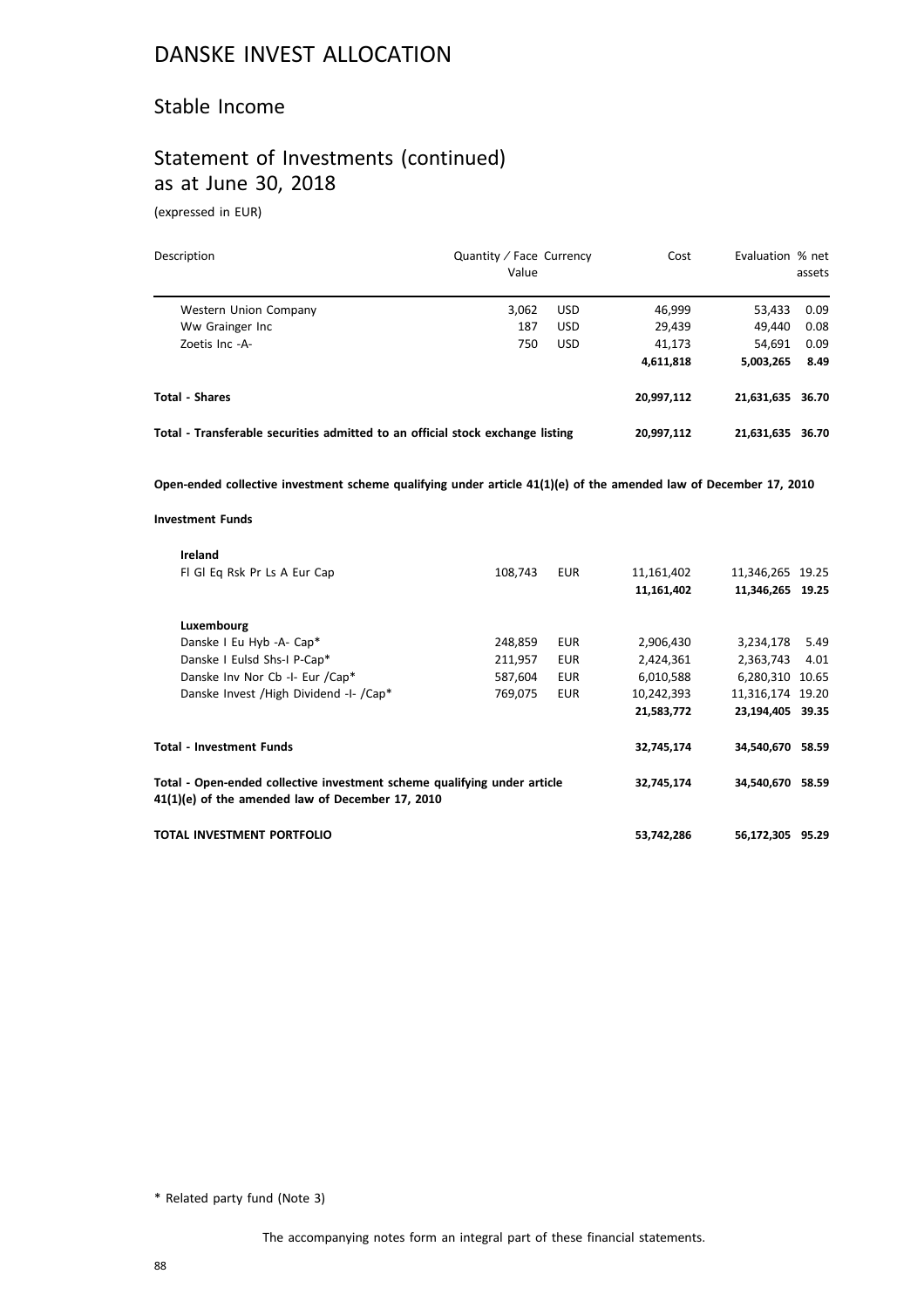# DANSKE INVEST ALLOCATION

## Stable Income

## Statement of Investments (continued) as at June 30, 2018

(expressed in EUR)

| Description | Quantity / Face Value | Currency | Cost | Evaluation | % net assets |
|---|---|---|---|---|---|
| Western Union Company | 3,062 | USD | 46,999 | 53,433 | 0.09 |
| Ww Grainger Inc | 187 | USD | 29,439 | 49,440 | 0.08 |
| Zoetis Inc -A- | 750 | USD | 41,173 | 54,691 | 0.09 |
| | | | **4,611,818** | **5,003,265** | **8.49** |
| **Total - Shares** | | | **20,997,112** | **21,631,635** | **36.70** |
| **Total - Transferable securities admitted to an official stock exchange listing** | | | **20,997,112** | **21,631,635** | **36.70** |
| **Open-ended collective investment scheme qualifying under article 41(1)(e) of the amended law of December 17, 2010** | | | | | |
| **Investment Funds** | | | | | |
| **Ireland** | | | | | |
| Fl Gl Eq Rsk Pr Ls A Eur Cap | 108,743 | EUR | 11,161,402 | 11,346,265 | 19.25 |
| | | | **11,161,402** | **11,346,265** | **19.25** |
| **Luxembourg** | | | | | |
| Danske I Eu Hyb -A- Cap* | 248,859 | EUR | 2,906,430 | 3,234,178 | 5.49 |
| Danske I Eulsd Shs-I P-Cap* | 211,957 | EUR | 2,424,361 | 2,363,743 | 4.01 |
| Danske Inv Nor Cb -I- Eur /Cap* | 587,604 | EUR | 6,010,588 | 6,280,310 | 10.65 |
| Danske Invest /High Dividend -I- /Cap* | 769,075 | EUR | 10,242,393 | 11,316,174 | 19.20 |
| | | | **21,583,772** | **23,194,405** | **39.35** |
| **Total - Investment Funds** | | | **32,745,174** | **34,540,670** | **58.59** |
| **Total - Open-ended collective investment scheme qualifying under article 41(1)(e) of the amended law of December 17, 2010** | | | **32,745,174** | **34,540,670** | **58.59** |
| **TOTAL INVESTMENT PORTFOLIO** | | | **53,742,286** | **56,172,305** | **95.29** |

\* Related party fund (Note 3)

The accompanying notes form an integral part of these financial statements.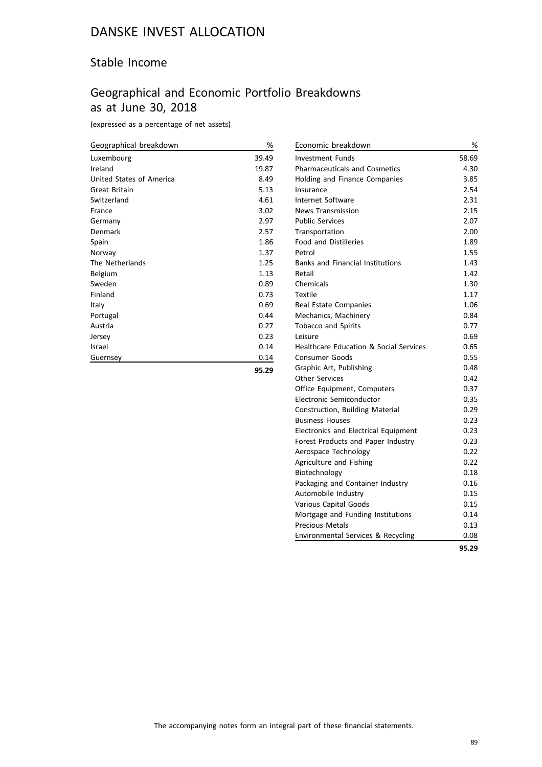# DANSKE INVEST ALLOCATION

## Stable Income

## Geographical and Economic Portfolio Breakdowns as at June 30, 2018

(expressed as a percentage of net assets)

| Geographical breakdown | % |
|---|---|
| Luxembourg | 39.49 |
| Ireland | 19.87 |
| United States of America | 8.49 |
| Great Britain | 5.13 |
| Switzerland | 4.61 |
| France | 3.02 |
| Germany | 2.97 |
| Denmark | 2.57 |
| Spain | 1.86 |
| Norway | 1.37 |
| The Netherlands | 1.25 |
| Belgium | 1.13 |
| Sweden | 0.89 |
| Finland | 0.73 |
| Italy | 0.69 |
| Portugal | 0.44 |
| Austria | 0.27 |
| Jersey | 0.23 |
| Israel | 0.14 |
| Guernsey | 0.14 |
| | **95.29** |

| Economic breakdown | % |
|---|---|
| Investment Funds | 58.69 |
| Pharmaceuticals and Cosmetics | 4.30 |
| Holding and Finance Companies | 3.85 |
| Insurance | 2.54 |
| Internet Software | 2.31 |
| News Transmission | 2.15 |
| Public Services | 2.07 |
| Transportation | 2.00 |
| Food and Distilleries | 1.89 |
| Petrol | 1.55 |
| Banks and Financial Institutions | 1.43 |
| Retail | 1.42 |
| Chemicals | 1.30 |
| Textile | 1.17 |
| Real Estate Companies | 1.06 |
| Mechanics, Machinery | 0.84 |
| Tobacco and Spirits | 0.77 |
| Leisure | 0.69 |
| Healthcare Education & Social Services | 0.65 |
| Consumer Goods | 0.55 |
| Graphic Art, Publishing | 0.48 |
| Other Services | 0.42 |
| Office Equipment, Computers | 0.37 |
| Electronic Semiconductor | 0.35 |
| Construction, Building Material | 0.29 |
| Business Houses | 0.23 |
| Electronics and Electrical Equipment | 0.23 |
| Forest Products and Paper Industry | 0.23 |
| Aerospace Technology | 0.22 |
| Agriculture and Fishing | 0.22 |
| Biotechnology | 0.18 |
| Packaging and Container Industry | 0.16 |
| Automobile Industry | 0.15 |
| Various Capital Goods | 0.15 |
| Mortgage and Funding Institutions | 0.14 |
| Precious Metals | 0.13 |
| Environmental Services & Recycling | 0.08 |
| | **95.29** |

The accompanying notes form an integral part of these financial statements.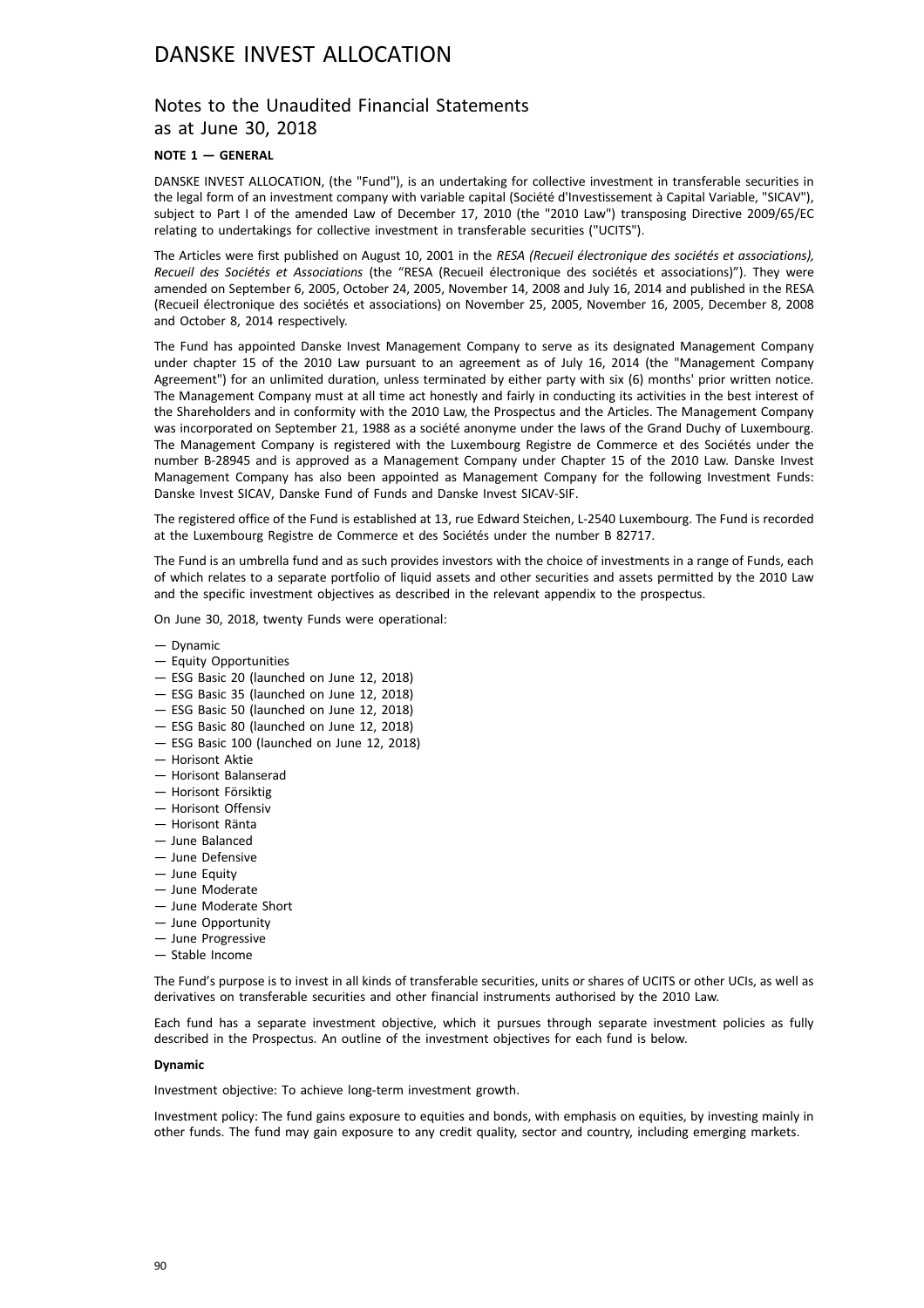# DANSKE INVEST ALLOCATION

## Notes to the Unaudited Financial Statements as at June 30, 2018

**NOTE 1 — GENERAL**

DANSKE INVEST ALLOCATION, (the "Fund"), is an undertaking for collective investment in transferable securities in the legal form of an investment company with variable capital (Société d'Investissement à Capital Variable, "SICAV"), subject to Part I of the amended Law of December 17, 2010 (the "2010 Law") transposing Directive 2009/65/EC relating to undertakings for collective investment in transferable securities ("UCITS").

The Articles were first published on August 10, 2001 in the *RESA (Recueil électronique des sociétés et associations), Recueil des Sociétés et Associations* (the "RESA (Recueil électronique des sociétés et associations)"). They were amended on September 6, 2005, October 24, 2005, November 14, 2008 and July 16, 2014 and published in the RESA (Recueil électronique des sociétés et associations) on November 25, 2005, November 16, 2005, December 8, 2008 and October 8, 2014 respectively.

The Fund has appointed Danske Invest Management Company to serve as its designated Management Company under chapter 15 of the 2010 Law pursuant to an agreement as of July 16, 2014 (the "Management Company Agreement") for an unlimited duration, unless terminated by either party with six (6) months' prior written notice. The Management Company must at all time act honestly and fairly in conducting its activities in the best interest of the Shareholders and in conformity with the 2010 Law, the Prospectus and the Articles. The Management Company was incorporated on September 21, 1988 as a société anonyme under the laws of the Grand Duchy of Luxembourg. The Management Company is registered with the Luxembourg Registre de Commerce et des Sociétés under the number B-28945 and is approved as a Management Company under Chapter 15 of the 2010 Law. Danske Invest Management Company has also been appointed as Management Company for the following Investment Funds: Danske Invest SICAV, Danske Fund of Funds and Danske Invest SICAV-SIF.

The registered office of the Fund is established at 13, rue Edward Steichen, L-2540 Luxembourg. The Fund is recorded at the Luxembourg Registre de Commerce et des Sociétés under the number B 82717.

The Fund is an umbrella fund and as such provides investors with the choice of investments in a range of Funds, each of which relates to a separate portfolio of liquid assets and other securities and assets permitted by the 2010 Law and the specific investment objectives as described in the relevant appendix to the prospectus.

On June 30, 2018, twenty Funds were operational:

— Dynamic
— Equity Opportunities
— ESG Basic 20 (launched on June 12, 2018)
— ESG Basic 35 (launched on June 12, 2018)
— ESG Basic 50 (launched on June 12, 2018)
— ESG Basic 80 (launched on June 12, 2018)
— ESG Basic 100 (launched on June 12, 2018)
— Horisont Aktie
— Horisont Balanserad
— Horisont Försiktig
— Horisont Offensiv
— Horisont Ränta
— June Balanced
— June Defensive
— June Equity
— June Moderate
— June Moderate Short
— June Opportunity
— June Progressive
— Stable Income

The Fund's purpose is to invest in all kinds of transferable securities, units or shares of UCITS or other UCIs, as well as derivatives on transferable securities and other financial instruments authorised by the 2010 Law.

Each fund has a separate investment objective, which it pursues through separate investment policies as fully described in the Prospectus. An outline of the investment objectives for each fund is below.

**Dynamic**

Investment objective: To achieve long-term investment growth.

Investment policy: The fund gains exposure to equities and bonds, with emphasis on equities, by investing mainly in other funds. The fund may gain exposure to any credit quality, sector and country, including emerging markets.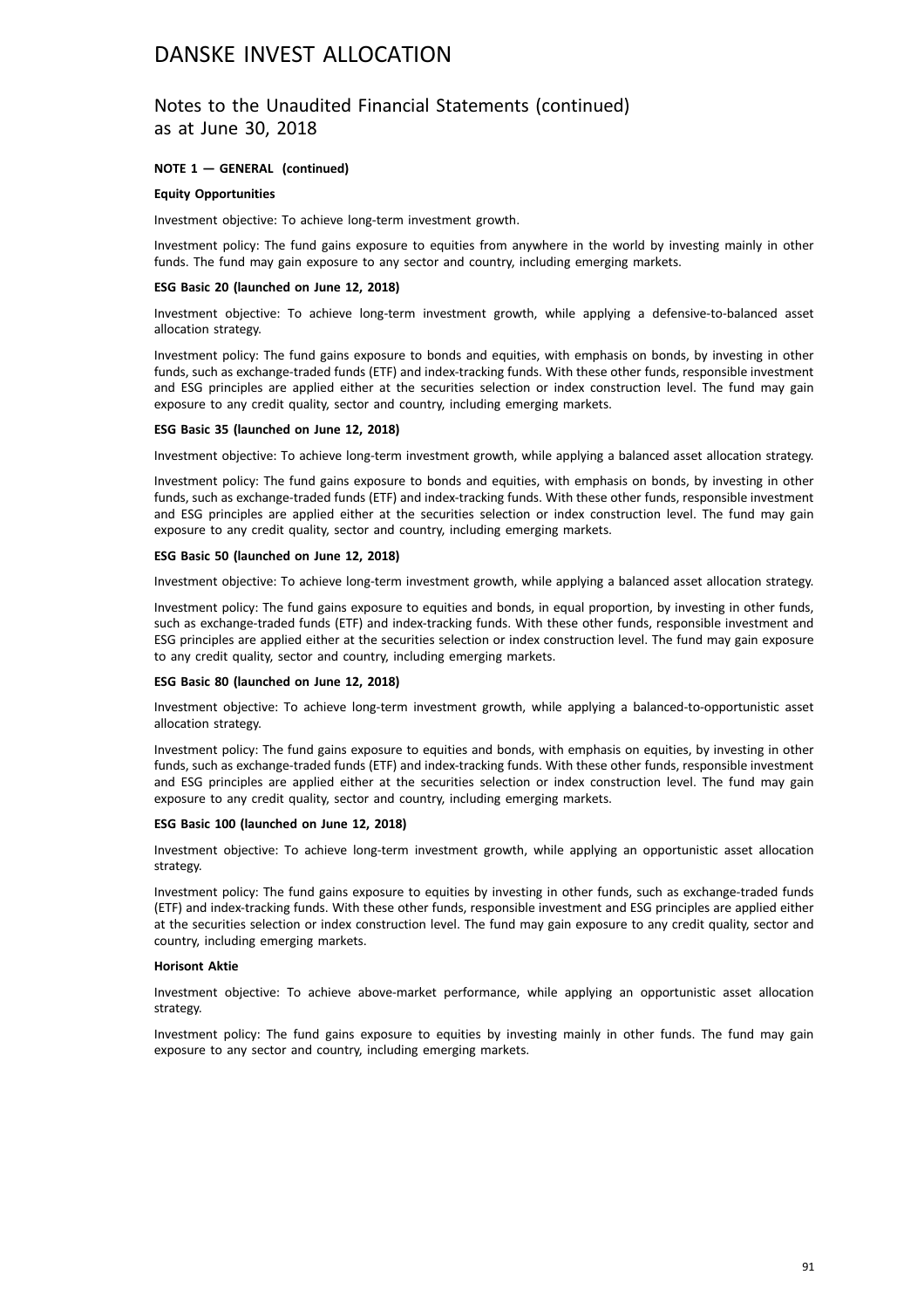# DANSKE INVEST ALLOCATION

## Notes to the Unaudited Financial Statements (continued) as at June 30, 2018

**NOTE 1 — GENERAL (continued)**

**Equity Opportunities**

Investment objective: To achieve long-term investment growth.

Investment policy: The fund gains exposure to equities from anywhere in the world by investing mainly in other funds. The fund may gain exposure to any sector and country, including emerging markets.

**ESG Basic 20 (launched on June 12, 2018)**

Investment objective: To achieve long-term investment growth, while applying a defensive-to-balanced asset allocation strategy.

Investment policy: The fund gains exposure to bonds and equities, with emphasis on bonds, by investing in other funds, such as exchange-traded funds (ETF) and index-tracking funds. With these other funds, responsible investment and ESG principles are applied either at the securities selection or index construction level. The fund may gain exposure to any credit quality, sector and country, including emerging markets.

**ESG Basic 35 (launched on June 12, 2018)**

Investment objective: To achieve long-term investment growth, while applying a balanced asset allocation strategy.

Investment policy: The fund gains exposure to bonds and equities, with emphasis on bonds, by investing in other funds, such as exchange-traded funds (ETF) and index-tracking funds. With these other funds, responsible investment and ESG principles are applied either at the securities selection or index construction level. The fund may gain exposure to any credit quality, sector and country, including emerging markets.

**ESG Basic 50 (launched on June 12, 2018)**

Investment objective: To achieve long-term investment growth, while applying a balanced asset allocation strategy.

Investment policy: The fund gains exposure to equities and bonds, in equal proportion, by investing in other funds, such as exchange-traded funds (ETF) and index-tracking funds. With these other funds, responsible investment and ESG principles are applied either at the securities selection or index construction level. The fund may gain exposure to any credit quality, sector and country, including emerging markets.

**ESG Basic 80 (launched on June 12, 2018)**

Investment objective: To achieve long-term investment growth, while applying a balanced-to-opportunistic asset allocation strategy.

Investment policy: The fund gains exposure to equities and bonds, with emphasis on equities, by investing in other funds, such as exchange-traded funds (ETF) and index-tracking funds. With these other funds, responsible investment and ESG principles are applied either at the securities selection or index construction level. The fund may gain exposure to any credit quality, sector and country, including emerging markets.

**ESG Basic 100 (launched on June 12, 2018)**

Investment objective: To achieve long-term investment growth, while applying an opportunistic asset allocation strategy.

Investment policy: The fund gains exposure to equities by investing in other funds, such as exchange-traded funds (ETF) and index-tracking funds. With these other funds, responsible investment and ESG principles are applied either at the securities selection or index construction level. The fund may gain exposure to any credit quality, sector and country, including emerging markets.

**Horisont Aktie**

Investment objective: To achieve above-market performance, while applying an opportunistic asset allocation strategy.

Investment policy: The fund gains exposure to equities by investing mainly in other funds. The fund may gain exposure to any sector and country, including emerging markets.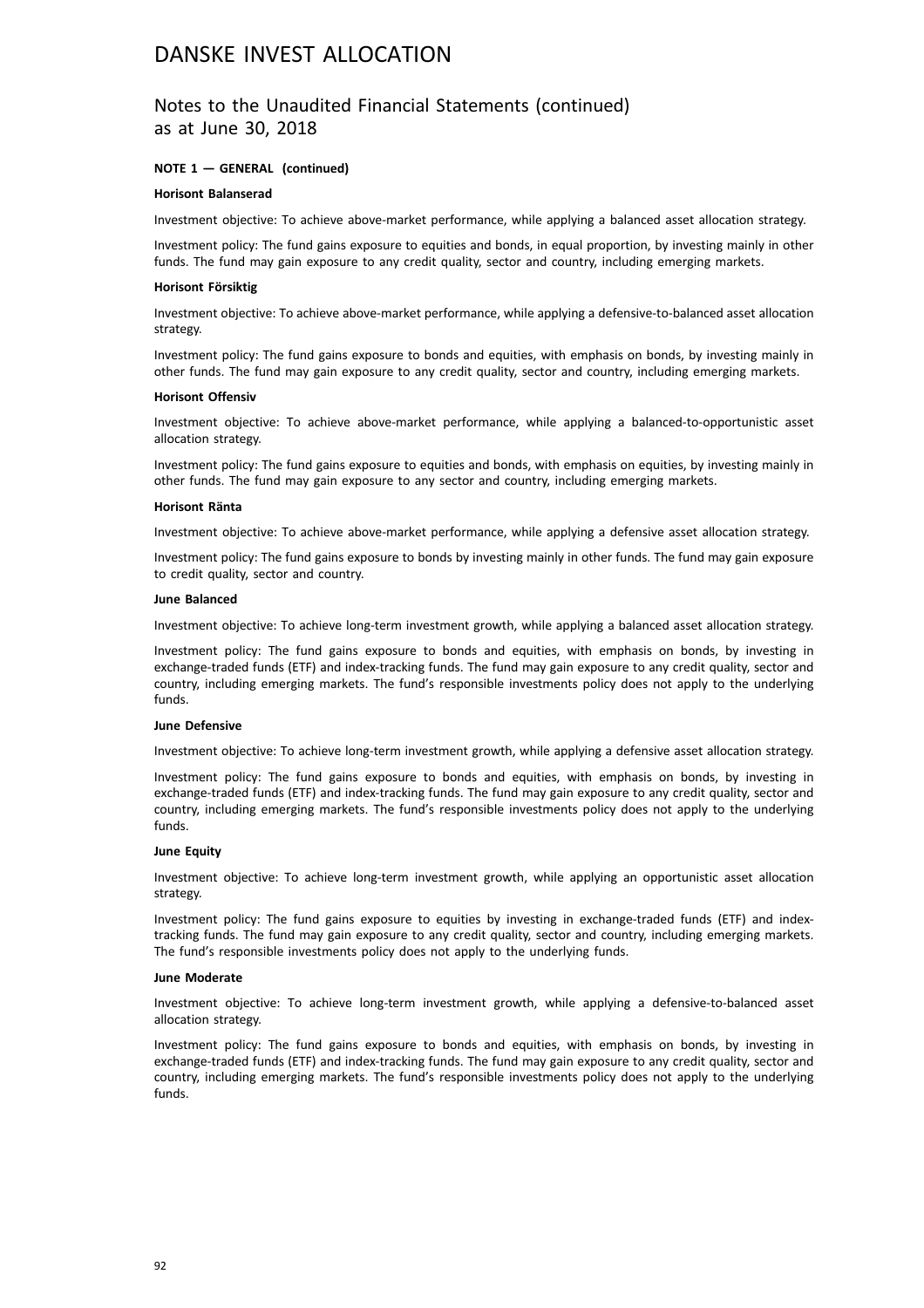# DANSKE INVEST ALLOCATION

## Notes to the Unaudited Financial Statements (continued) as at June 30, 2018

**NOTE 1 — GENERAL (continued)**

**Horisont Balanserad**

Investment objective: To achieve above-market performance, while applying a balanced asset allocation strategy.

Investment policy: The fund gains exposure to equities and bonds, in equal proportion, by investing mainly in other funds. The fund may gain exposure to any credit quality, sector and country, including emerging markets.

**Horisont Försiktig**

Investment objective: To achieve above-market performance, while applying a defensive-to-balanced asset allocation strategy.

Investment policy: The fund gains exposure to bonds and equities, with emphasis on bonds, by investing mainly in other funds. The fund may gain exposure to any credit quality, sector and country, including emerging markets.

**Horisont Offensiv**

Investment objective: To achieve above-market performance, while applying a balanced-to-opportunistic asset allocation strategy.

Investment policy: The fund gains exposure to equities and bonds, with emphasis on equities, by investing mainly in other funds. The fund may gain exposure to any sector and country, including emerging markets.

**Horisont Ränta**

Investment objective: To achieve above-market performance, while applying a defensive asset allocation strategy.

Investment policy: The fund gains exposure to bonds by investing mainly in other funds. The fund may gain exposure to credit quality, sector and country.

**June Balanced**

Investment objective: To achieve long-term investment growth, while applying a balanced asset allocation strategy.

Investment policy: The fund gains exposure to bonds and equities, with emphasis on bonds, by investing in exchange-traded funds (ETF) and index-tracking funds. The fund may gain exposure to any credit quality, sector and country, including emerging markets. The fund's responsible investments policy does not apply to the underlying funds.

**June Defensive**

Investment objective: To achieve long-term investment growth, while applying a defensive asset allocation strategy.

Investment policy: The fund gains exposure to bonds and equities, with emphasis on bonds, by investing in exchange-traded funds (ETF) and index-tracking funds. The fund may gain exposure to any credit quality, sector and country, including emerging markets. The fund's responsible investments policy does not apply to the underlying funds.

**June Equity**

Investment objective: To achieve long-term investment growth, while applying an opportunistic asset allocation strategy.

Investment policy: The fund gains exposure to equities by investing in exchange-traded funds (ETF) and index-tracking funds. The fund may gain exposure to any credit quality, sector and country, including emerging markets. The fund's responsible investments policy does not apply to the underlying funds.

**June Moderate**

Investment objective: To achieve long-term investment growth, while applying a defensive-to-balanced asset allocation strategy.

Investment policy: The fund gains exposure to bonds and equities, with emphasis on bonds, by investing in exchange-traded funds (ETF) and index-tracking funds. The fund may gain exposure to any credit quality, sector and country, including emerging markets. The fund's responsible investments policy does not apply to the underlying funds.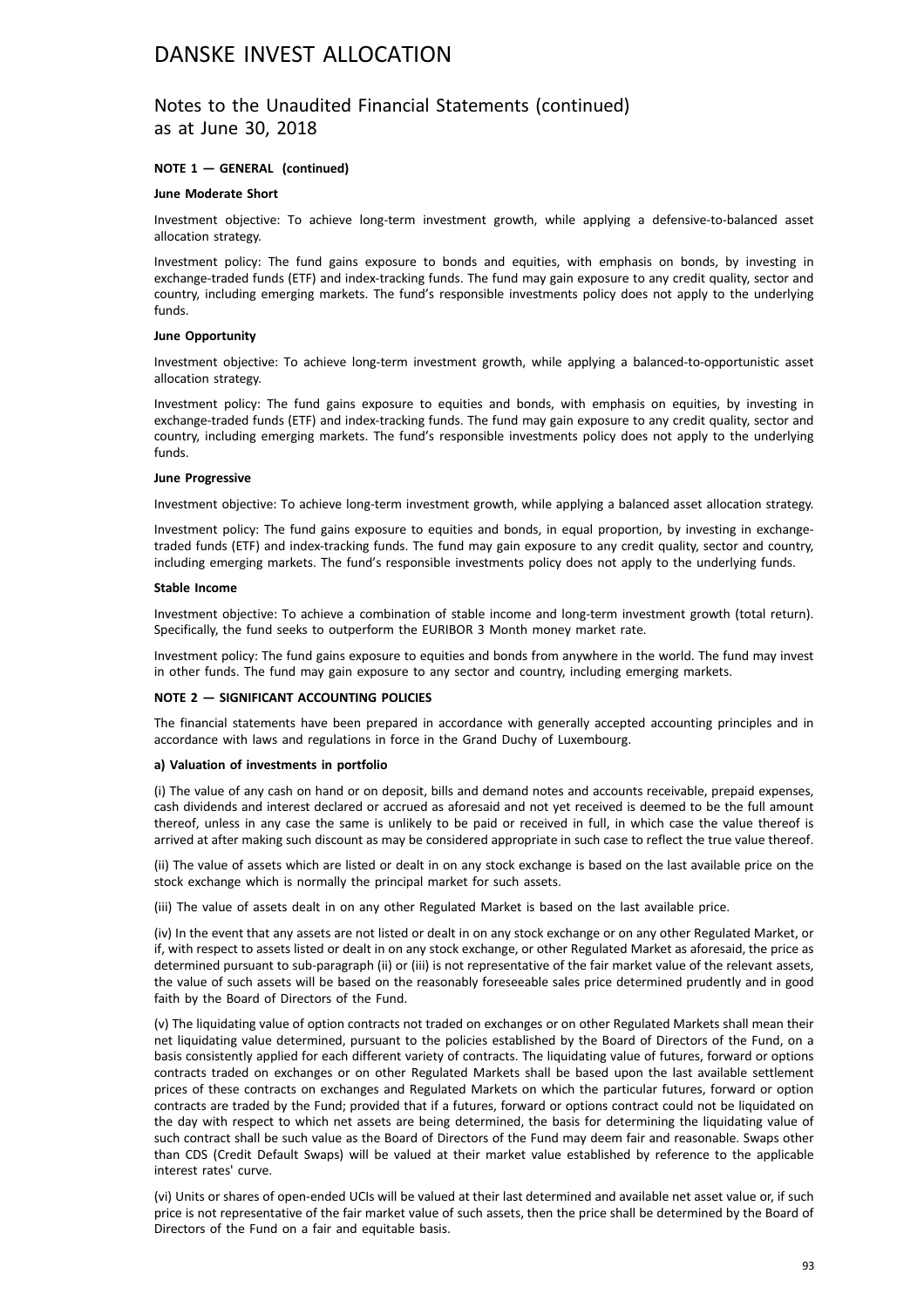## NOTE 1 — GENERAL (continued)

**June Moderate Short**

Investment objective: To achieve long-term investment growth, while applying a defensive-to-balanced asset allocation strategy.

Investment policy: The fund gains exposure to bonds and equities, with emphasis on bonds, by investing in exchange-traded funds (ETF) and index-tracking funds. The fund may gain exposure to any credit quality, sector and country, including emerging markets. The fund's responsible investments policy does not apply to the underlying funds.

**June Opportunity**

Investment objective: To achieve long-term investment growth, while applying a balanced-to-opportunistic asset allocation strategy.

Investment policy: The fund gains exposure to equities and bonds, with emphasis on equities, by investing in exchange-traded funds (ETF) and index-tracking funds. The fund may gain exposure to any credit quality, sector and country, including emerging markets. The fund's responsible investments policy does not apply to the underlying funds.

**June Progressive**

Investment objective: To achieve long-term investment growth, while applying a balanced asset allocation strategy.

Investment policy: The fund gains exposure to equities and bonds, in equal proportion, by investing in exchange-traded funds (ETF) and index-tracking funds. The fund may gain exposure to any credit quality, sector and country, including emerging markets. The fund's responsible investments policy does not apply to the underlying funds.

**Stable Income**

Investment objective: To achieve a combination of stable income and long-term investment growth (total return). Specifically, the fund seeks to outperform the EURIBOR 3 Month money market rate.

Investment policy: The fund gains exposure to equities and bonds from anywhere in the world. The fund may invest in other funds. The fund may gain exposure to any sector and country, including emerging markets.

## NOTE 2 — SIGNIFICANT ACCOUNTING POLICIES

The financial statements have been prepared in accordance with generally accepted accounting principles and in accordance with laws and regulations in force in the Grand Duchy of Luxembourg.

**a) Valuation of investments in portfolio**

(i) The value of any cash on hand or on deposit, bills and demand notes and accounts receivable, prepaid expenses, cash dividends and interest declared or accrued as aforesaid and not yet received is deemed to be the full amount thereof, unless in any case the same is unlikely to be paid or received in full, in which case the value thereof is arrived at after making such discount as may be considered appropriate in such case to reflect the true value thereof.

(ii) The value of assets which are listed or dealt in on any stock exchange is based on the last available price on the stock exchange which is normally the principal market for such assets.

(iii) The value of assets dealt in on any other Regulated Market is based on the last available price.

(iv) In the event that any assets are not listed or dealt in on any stock exchange or on any other Regulated Market, or if, with respect to assets listed or dealt in on any stock exchange, or other Regulated Market as aforesaid, the price as determined pursuant to sub-paragraph (ii) or (iii) is not representative of the fair market value of the relevant assets, the value of such assets will be based on the reasonably foreseeable sales price determined prudently and in good faith by the Board of Directors of the Fund.

(v) The liquidating value of option contracts not traded on exchanges or on other Regulated Markets shall mean their net liquidating value determined, pursuant to the policies established by the Board of Directors of the Fund, on a basis consistently applied for each different variety of contracts. The liquidating value of futures, forward or options contracts traded on exchanges or on other Regulated Markets shall be based upon the last available settlement prices of these contracts on exchanges and Regulated Markets on which the particular futures, forward or option contracts are traded by the Fund; provided that if a futures, forward or options contract could not be liquidated on the day with respect to which net assets are being determined, the basis for determining the liquidating value of such contract shall be such value as the Board of Directors of the Fund may deem fair and reasonable. Swaps other than CDS (Credit Default Swaps) will be valued at their market value established by reference to the applicable interest rates' curve.

(vi) Units or shares of open-ended UCIs will be valued at their last determined and available net asset value or, if such price is not representative of the fair market value of such assets, then the price shall be determined by the Board of Directors of the Fund on a fair and equitable basis.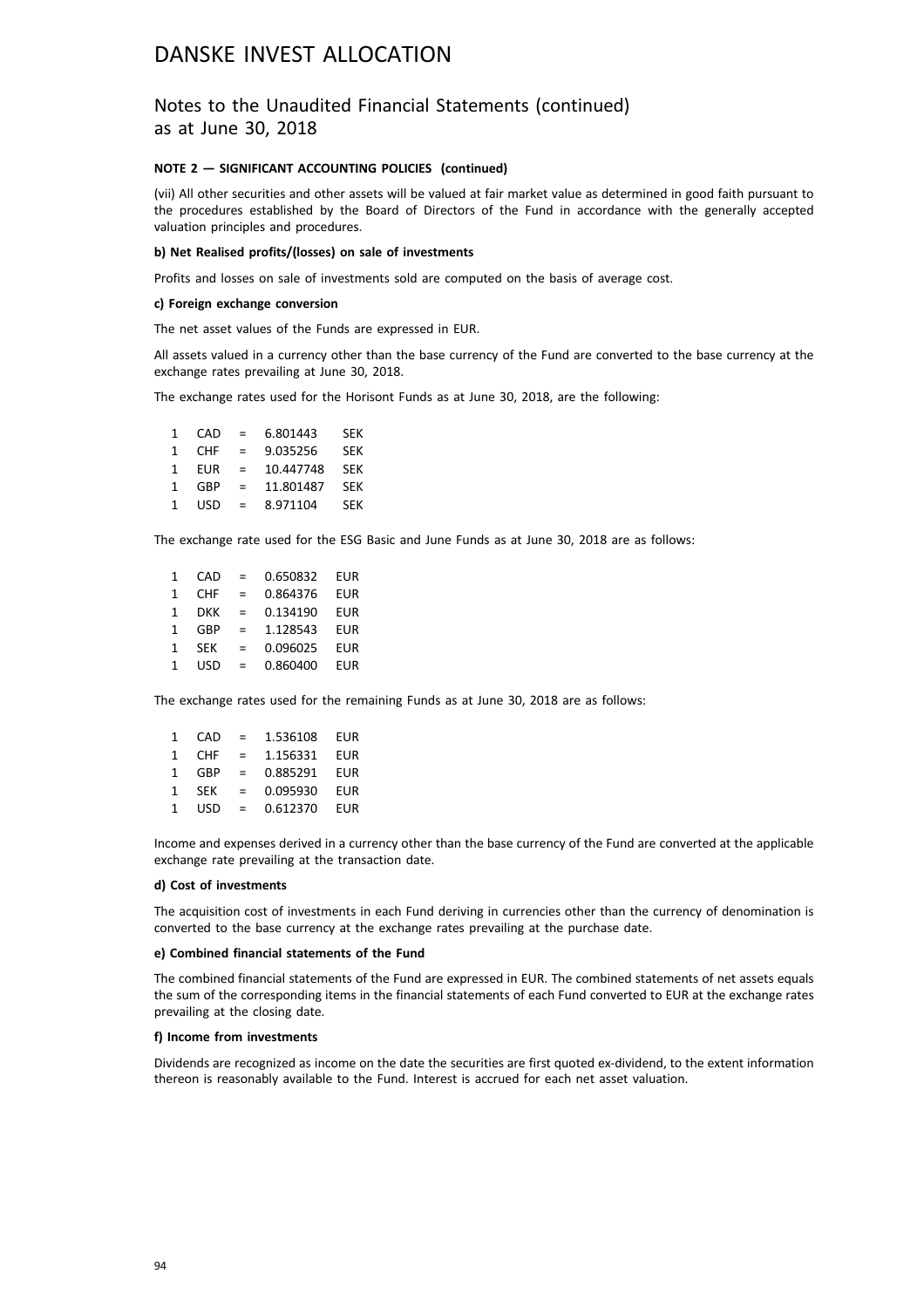# DANSKE INVEST ALLOCATION

## Notes to the Unaudited Financial Statements (continued) as at June 30, 2018

**NOTE 2 — SIGNIFICANT ACCOUNTING POLICIES (continued)**

(vii) All other securities and other assets will be valued at fair market value as determined in good faith pursuant to the procedures established by the Board of Directors of the Fund in accordance with the generally accepted valuation principles and procedures.

**b) Net Realised profits/(losses) on sale of investments**

Profits and losses on sale of investments sold are computed on the basis of average cost.

**c) Foreign exchange conversion**

The net asset values of the Funds are expressed in EUR.

All assets valued in a currency other than the base currency of the Fund are converted to the base currency at the exchange rates prevailing at June 30, 2018.

The exchange rates used for the Horisont Funds as at June 30, 2018, are the following:

| | | | | |
|---|---|---|---|---|
| 1 | CAD | = | 6.801443 | SEK |
| 1 | CHF | = | 9.035256 | SEK |
| 1 | EUR | = | 10.447748 | SEK |
| 1 | GBP | = | 11.801487 | SEK |
| 1 | USD | = | 8.971104 | SEK |

The exchange rate used for the ESG Basic and June Funds as at June 30, 2018 are as follows:

| | | | | |
|---|---|---|---|---|
| 1 | CAD | = | 0.650832 | EUR |
| 1 | CHF | = | 0.864376 | EUR |
| 1 | DKK | = | 0.134190 | EUR |
| 1 | GBP | = | 1.128543 | EUR |
| 1 | SEK | = | 0.096025 | EUR |
| 1 | USD | = | 0.860400 | EUR |

The exchange rates used for the remaining Funds as at June 30, 2018 are as follows:

| | | | | |
|---|---|---|---|---|
| 1 | CAD | = | 1.536108 | EUR |
| 1 | CHF | = | 1.156331 | EUR |
| 1 | GBP | = | 0.885291 | EUR |
| 1 | SEK | = | 0.095930 | EUR |
| 1 | USD | = | 0.612370 | EUR |

Income and expenses derived in a currency other than the base currency of the Fund are converted at the applicable exchange rate prevailing at the transaction date.

**d) Cost of investments**

The acquisition cost of investments in each Fund deriving in currencies other than the currency of denomination is converted to the base currency at the exchange rates prevailing at the purchase date.

**e) Combined financial statements of the Fund**

The combined financial statements of the Fund are expressed in EUR. The combined statements of net assets equals the sum of the corresponding items in the financial statements of each Fund converted to EUR at the exchange rates prevailing at the closing date.

**f) Income from investments**

Dividends are recognized as income on the date the securities are first quoted ex-dividend, to the extent information thereon is reasonably available to the Fund. Interest is accrued for each net asset valuation.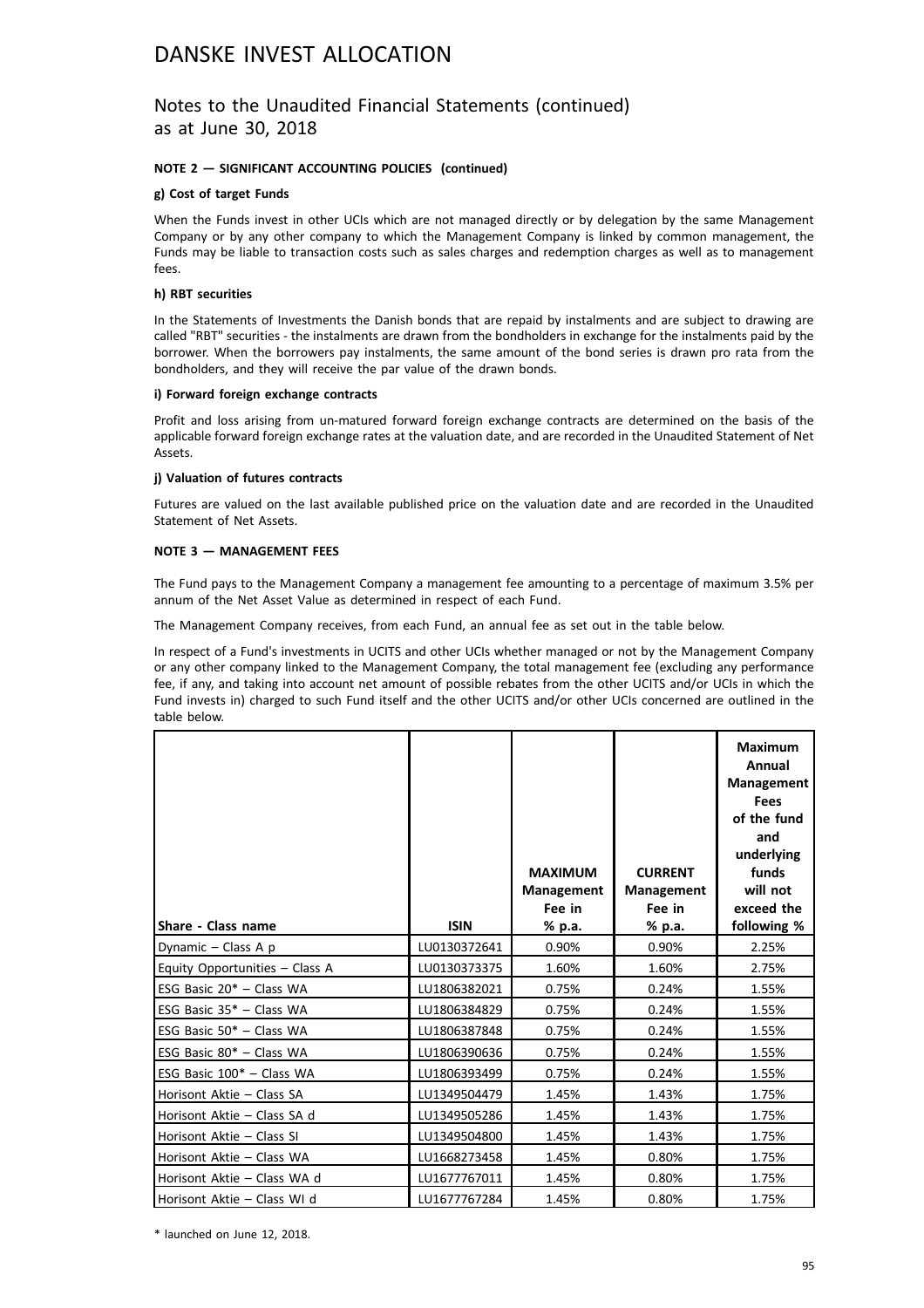# DANSKE INVEST ALLOCATION

## Notes to the Unaudited Financial Statements (continued) as at June 30, 2018

**NOTE 2 — SIGNIFICANT ACCOUNTING POLICIES (continued)**

**g) Cost of target Funds**

When the Funds invest in other UCIs which are not managed directly or by delegation by the same Management Company or by any other company to which the Management Company is linked by common management, the Funds may be liable to transaction costs such as sales charges and redemption charges as well as to management fees.

**h) RBT securities**

In the Statements of Investments the Danish bonds that are repaid by instalments and are subject to drawing are called "RBT" securities - the instalments are drawn from the bondholders in exchange for the instalments paid by the borrower. When the borrowers pay instalments, the same amount of the bond series is drawn pro rata from the bondholders, and they will receive the par value of the drawn bonds.

**i) Forward foreign exchange contracts**

Profit and loss arising from un-matured forward foreign exchange contracts are determined on the basis of the applicable forward foreign exchange rates at the valuation date, and are recorded in the Unaudited Statement of Net Assets.

**j) Valuation of futures contracts**

Futures are valued on the last available published price on the valuation date and are recorded in the Unaudited Statement of Net Assets.

**NOTE 3 — MANAGEMENT FEES**

The Fund pays to the Management Company a management fee amounting to a percentage of maximum 3.5% per annum of the Net Asset Value as determined in respect of each Fund.

The Management Company receives, from each Fund, an annual fee as set out in the table below.

In respect of a Fund's investments in UCITS and other UCIs whether managed or not by the Management Company or any other company linked to the Management Company, the total management fee (excluding any performance fee, if any, and taking into account net amount of possible rebates from the other UCITS and/or UCIs in which the Fund invests in) charged to such Fund itself and the other UCITS and/or other UCIs concerned are outlined in the table below.

| Share - Class name | ISIN | MAXIMUM Management Fee in % p.a. | CURRENT Management Fee in % p.a. | Maximum Annual Management Fees of the fund and underlying funds will not exceed the following % |
|---|---|---|---|---|
| Dynamic – Class A p | LU0130372641 | 0.90% | 0.90% | 2.25% |
| Equity Opportunities – Class A | LU0130373375 | 1.60% | 1.60% | 2.75% |
| ESG Basic 20* – Class WA | LU1806382021 | 0.75% | 0.24% | 1.55% |
| ESG Basic 35* – Class WA | LU1806384829 | 0.75% | 0.24% | 1.55% |
| ESG Basic 50* – Class WA | LU1806387848 | 0.75% | 0.24% | 1.55% |
| ESG Basic 80* – Class WA | LU1806390636 | 0.75% | 0.24% | 1.55% |
| ESG Basic 100* – Class WA | LU1806393499 | 0.75% | 0.24% | 1.55% |
| Horisont Aktie – Class SA | LU1349504479 | 1.45% | 1.43% | 1.75% |
| Horisont Aktie – Class SA d | LU1349505286 | 1.45% | 1.43% | 1.75% |
| Horisont Aktie – Class SI | LU1349504800 | 1.45% | 1.43% | 1.75% |
| Horisont Aktie – Class WA | LU1668273458 | 1.45% | 0.80% | 1.75% |
| Horisont Aktie – Class WA d | LU1677767011 | 1.45% | 0.80% | 1.75% |
| Horisont Aktie – Class WI d | LU1677767284 | 1.45% | 0.80% | 1.75% |

\* launched on June 12, 2018.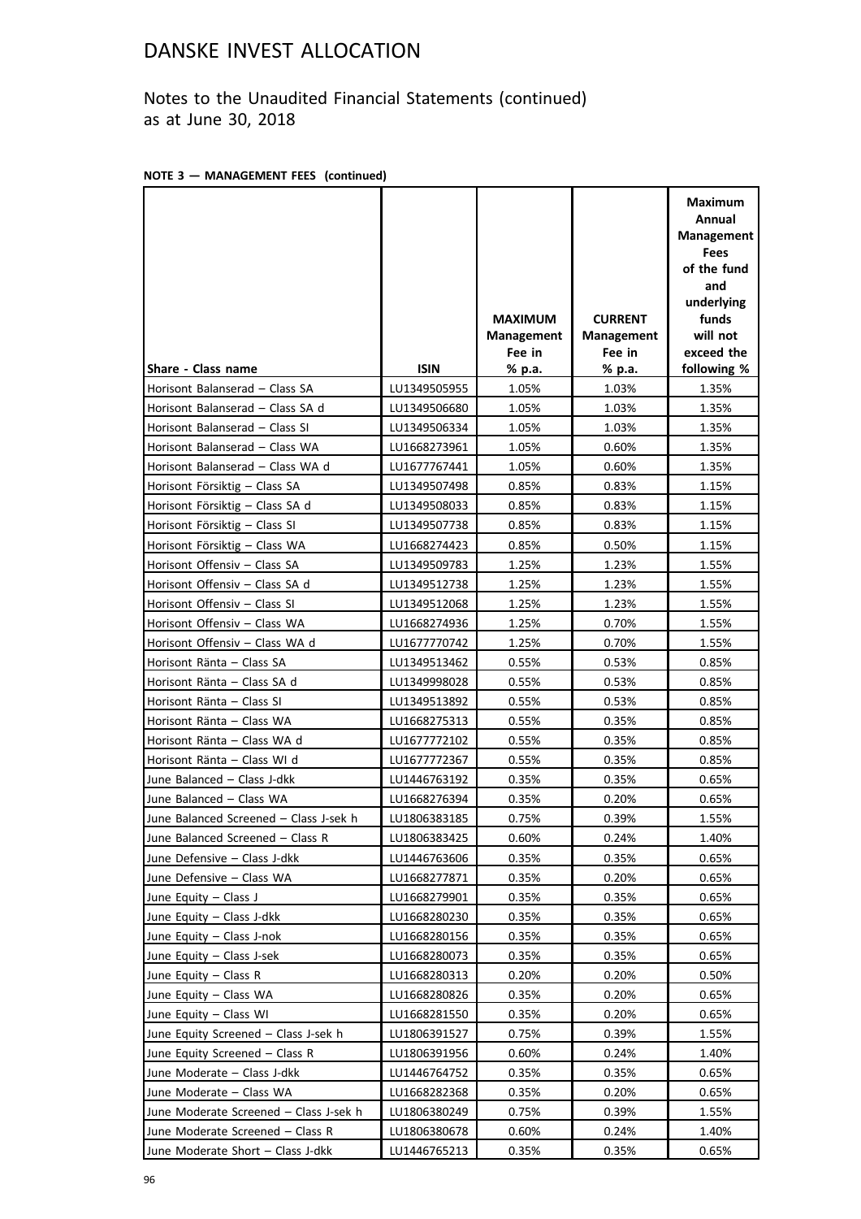# DANSKE INVEST ALLOCATION

Notes to the Unaudited Financial Statements (continued)
as at June 30, 2018

**NOTE 3 — MANAGEMENT FEES (continued)**

| Share - Class name | ISIN | MAXIMUM Management Fee in % p.a. | CURRENT Management Fee in % p.a. | Maximum Annual Management Fees of the fund and underlying funds will not exceed the following % |
|---|---|---|---|---|
| Horisont Balanserad – Class SA | LU1349505955 | 1.05% | 1.03% | 1.35% |
| Horisont Balanserad – Class SA d | LU1349506680 | 1.05% | 1.03% | 1.35% |
| Horisont Balanserad – Class SI | LU1349506334 | 1.05% | 1.03% | 1.35% |
| Horisont Balanserad – Class WA | LU1668273961 | 1.05% | 0.60% | 1.35% |
| Horisont Balanserad – Class WA d | LU1677767441 | 1.05% | 0.60% | 1.35% |
| Horisont Försiktig – Class SA | LU1349507498 | 0.85% | 0.83% | 1.15% |
| Horisont Försiktig – Class SA d | LU1349508033 | 0.85% | 0.83% | 1.15% |
| Horisont Försiktig – Class SI | LU1349507738 | 0.85% | 0.83% | 1.15% |
| Horisont Försiktig – Class WA | LU1668274423 | 0.85% | 0.50% | 1.15% |
| Horisont Offensiv – Class SA | LU1349509783 | 1.25% | 1.23% | 1.55% |
| Horisont Offensiv – Class SA d | LU1349512738 | 1.25% | 1.23% | 1.55% |
| Horisont Offensiv – Class SI | LU1349512068 | 1.25% | 1.23% | 1.55% |
| Horisont Offensiv – Class WA | LU1668274936 | 1.25% | 0.70% | 1.55% |
| Horisont Offensiv – Class WA d | LU1677770742 | 1.25% | 0.70% | 1.55% |
| Horisont Ränta – Class SA | LU1349513462 | 0.55% | 0.53% | 0.85% |
| Horisont Ränta – Class SA d | LU1349998028 | 0.55% | 0.53% | 0.85% |
| Horisont Ränta – Class SI | LU1349513892 | 0.55% | 0.53% | 0.85% |
| Horisont Ränta – Class WA | LU1668275313 | 0.55% | 0.35% | 0.85% |
| Horisont Ränta – Class WA d | LU1677772102 | 0.55% | 0.35% | 0.85% |
| Horisont Ränta – Class WI d | LU1677772367 | 0.55% | 0.35% | 0.85% |
| June Balanced – Class J-dkk | LU1446763192 | 0.35% | 0.35% | 0.65% |
| June Balanced – Class WA | LU1668276394 | 0.35% | 0.20% | 0.65% |
| June Balanced Screened – Class J-sek h | LU1806383185 | 0.75% | 0.39% | 1.55% |
| June Balanced Screened – Class R | LU1806383425 | 0.60% | 0.24% | 1.40% |
| June Defensive – Class J-dkk | LU1446763606 | 0.35% | 0.35% | 0.65% |
| June Defensive – Class WA | LU1668277871 | 0.35% | 0.20% | 0.65% |
| June Equity – Class J | LU1668279901 | 0.35% | 0.35% | 0.65% |
| June Equity – Class J-dkk | LU1668280230 | 0.35% | 0.35% | 0.65% |
| June Equity – Class J-nok | LU1668280156 | 0.35% | 0.35% | 0.65% |
| June Equity – Class J-sek | LU1668280073 | 0.35% | 0.35% | 0.65% |
| June Equity – Class R | LU1668280313 | 0.20% | 0.20% | 0.50% |
| June Equity – Class WA | LU1668280826 | 0.35% | 0.20% | 0.65% |
| June Equity – Class WI | LU1668281550 | 0.35% | 0.20% | 0.65% |
| June Equity Screened – Class J-sek h | LU1806391527 | 0.75% | 0.39% | 1.55% |
| June Equity Screened – Class R | LU1806391956 | 0.60% | 0.24% | 1.40% |
| June Moderate – Class J-dkk | LU1446764752 | 0.35% | 0.35% | 0.65% |
| June Moderate – Class WA | LU1668282368 | 0.35% | 0.20% | 0.65% |
| June Moderate Screened – Class J-sek h | LU1806380249 | 0.75% | 0.39% | 1.55% |
| June Moderate Screened – Class R | LU1806380678 | 0.60% | 0.24% | 1.40% |
| June Moderate Short – Class J-dkk | LU1446765213 | 0.35% | 0.35% | 0.65% |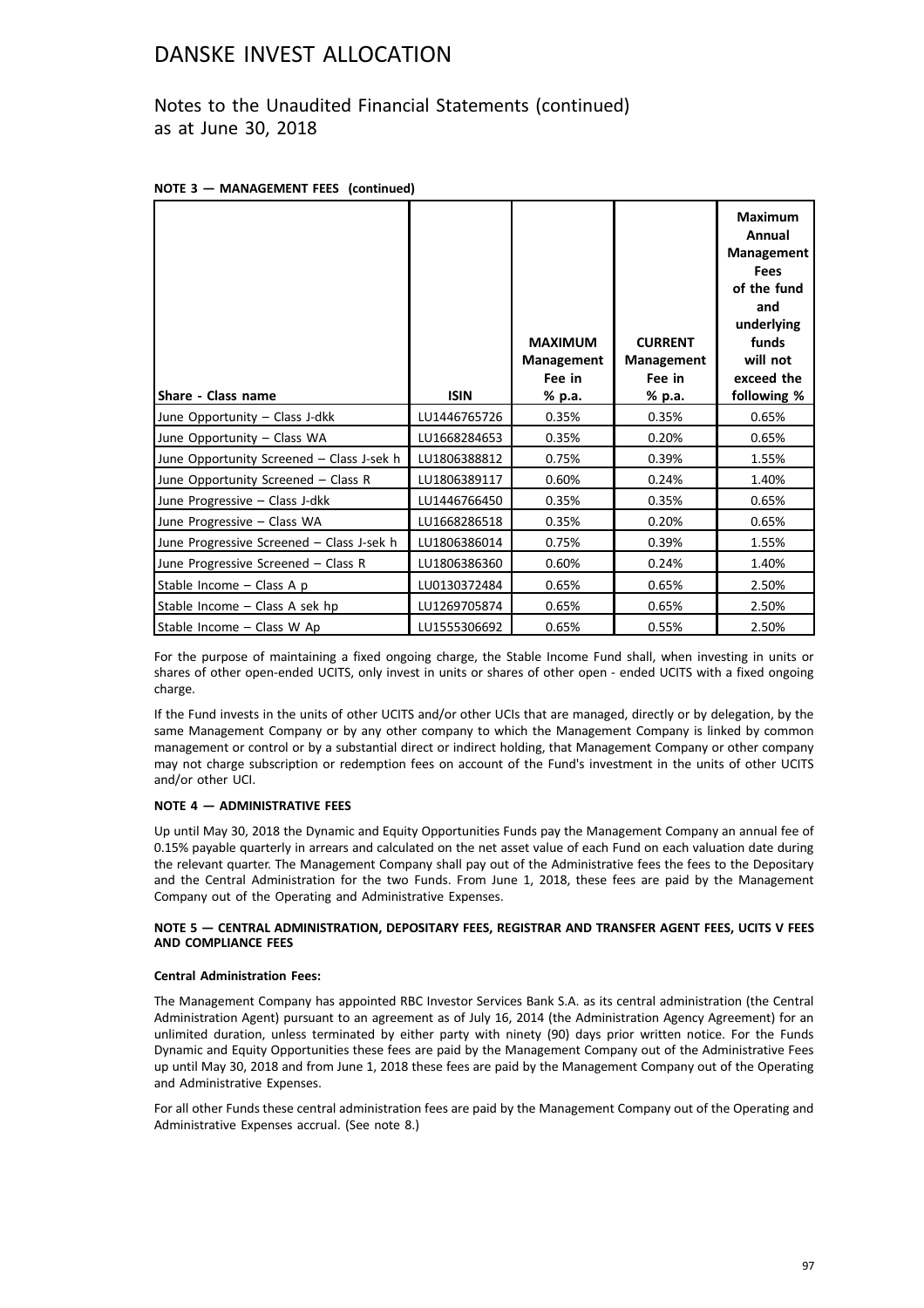# DANSKE INVEST ALLOCATION

## Notes to the Unaudited Financial Statements (continued) as at June 30, 2018

**NOTE 3 — MANAGEMENT FEES (continued)**

| Share - Class name | ISIN | MAXIMUM Management Fee in % p.a. | CURRENT Management Fee in % p.a. | Maximum Annual Management Fees of the fund and underlying funds will not exceed the following % |
|---|---|---|---|---|
| June Opportunity – Class J-dkk | LU1446765726 | 0.35% | 0.35% | 0.65% |
| June Opportunity – Class WA | LU1668284653 | 0.35% | 0.20% | 0.65% |
| June Opportunity Screened – Class J-sek h | LU1806388812 | 0.75% | 0.39% | 1.55% |
| June Opportunity Screened – Class R | LU1806389117 | 0.60% | 0.24% | 1.40% |
| June Progressive – Class J-dkk | LU1446766450 | 0.35% | 0.35% | 0.65% |
| June Progressive – Class WA | LU1668286518 | 0.35% | 0.20% | 0.65% |
| June Progressive Screened – Class J-sek h | LU1806386014 | 0.75% | 0.39% | 1.55% |
| June Progressive Screened – Class R | LU1806386360 | 0.60% | 0.24% | 1.40% |
| Stable Income – Class A p | LU0130372484 | 0.65% | 0.65% | 2.50% |
| Stable Income – Class A sek hp | LU1269705874 | 0.65% | 0.65% | 2.50% |
| Stable Income – Class W Ap | LU1555306692 | 0.65% | 0.55% | 2.50% |

For the purpose of maintaining a fixed ongoing charge, the Stable Income Fund shall, when investing in units or shares of other open-ended UCITS, only invest in units or shares of other open - ended UCITS with a fixed ongoing charge.

If the Fund invests in the units of other UCITS and/or other UCIs that are managed, directly or by delegation, by the same Management Company or by any other company to which the Management Company is linked by common management or control or by a substantial direct or indirect holding, that Management Company or other company may not charge subscription or redemption fees on account of the Fund's investment in the units of other UCITS and/or other UCI.

**NOTE 4 — ADMINISTRATIVE FEES**

Up until May 30, 2018 the Dynamic and Equity Opportunities Funds pay the Management Company an annual fee of 0.15% payable quarterly in arrears and calculated on the net asset value of each Fund on each valuation date during the relevant quarter. The Management Company shall pay out of the Administrative fees the fees to the Depositary and the Central Administration for the two Funds. From June 1, 2018, these fees are paid by the Management Company out of the Operating and Administrative Expenses.

**NOTE 5 — CENTRAL ADMINISTRATION, DEPOSITARY FEES, REGISTRAR AND TRANSFER AGENT FEES, UCITS V FEES AND COMPLIANCE FEES**

**Central Administration Fees:**

The Management Company has appointed RBC Investor Services Bank S.A. as its central administration (the Central Administration Agent) pursuant to an agreement as of July 16, 2014 (the Administration Agency Agreement) for an unlimited duration, unless terminated by either party with ninety (90) days prior written notice. For the Funds Dynamic and Equity Opportunities these fees are paid by the Management Company out of the Administrative Fees up until May 30, 2018 and from June 1, 2018 these fees are paid by the Management Company out of the Operating and Administrative Expenses.

For all other Funds these central administration fees are paid by the Management Company out of the Operating and Administrative Expenses accrual. (See note 8.)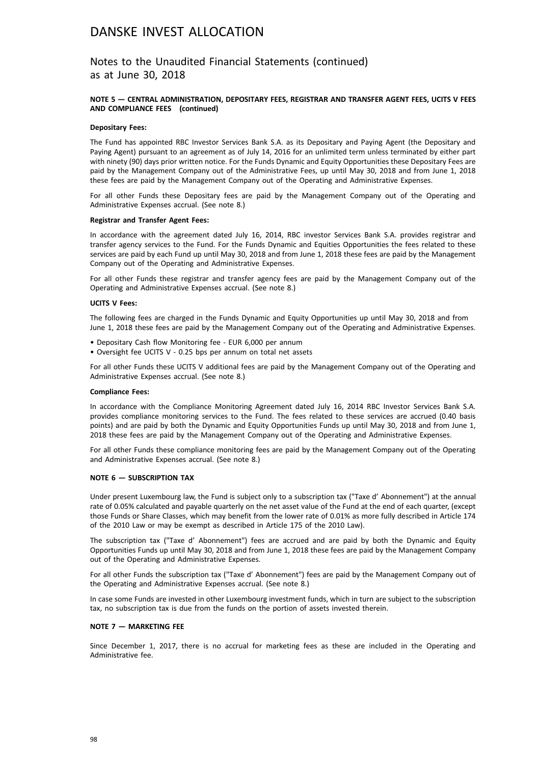# DANSKE INVEST ALLOCATION

## Notes to the Unaudited Financial Statements (continued) as at June 30, 2018

### NOTE 5 — CENTRAL ADMINISTRATION, DEPOSITARY FEES, REGISTRAR AND TRANSFER AGENT FEES, UCITS V FEES AND COMPLIANCE FEES (continued)

**Depositary Fees:**

The Fund has appointed RBC Investor Services Bank S.A. as its Depositary and Paying Agent (the Depositary and Paying Agent) pursuant to an agreement as of July 14, 2016 for an unlimited term unless terminated by either part with ninety (90) days prior written notice. For the Funds Dynamic and Equity Opportunities these Depositary Fees are paid by the Management Company out of the Administrative Fees, up until May 30, 2018 and from June 1, 2018 these fees are paid by the Management Company out of the Operating and Administrative Expenses.

For all other Funds these Depositary fees are paid by the Management Company out of the Operating and Administrative Expenses accrual. (See note 8.)

**Registrar and Transfer Agent Fees:**

In accordance with the agreement dated July 16, 2014, RBC investor Services Bank S.A. provides registrar and transfer agency services to the Fund. For the Funds Dynamic and Equities Opportunities the fees related to these services are paid by each Fund up until May 30, 2018 and from June 1, 2018 these fees are paid by the Management Company out of the Operating and Administrative Expenses.

For all other Funds these registrar and transfer agency fees are paid by the Management Company out of the Operating and Administrative Expenses accrual. (See note 8.)

**UCITS V Fees:**

The following fees are charged in the Funds Dynamic and Equity Opportunities up until May 30, 2018 and from June 1, 2018 these fees are paid by the Management Company out of the Operating and Administrative Expenses.

- Depositary Cash flow Monitoring fee - EUR 6,000 per annum
- Oversight fee UCITS V - 0.25 bps per annum on total net assets

For all other Funds these UCITS V additional fees are paid by the Management Company out of the Operating and Administrative Expenses accrual. (See note 8.)

**Compliance Fees:**

In accordance with the Compliance Monitoring Agreement dated July 16, 2014 RBC Investor Services Bank S.A. provides compliance monitoring services to the Fund. The fees related to these services are accrued (0.40 basis points) and are paid by both the Dynamic and Equity Opportunities Funds up until May 30, 2018 and from June 1, 2018 these fees are paid by the Management Company out of the Operating and Administrative Expenses.

For all other Funds these compliance monitoring fees are paid by the Management Company out of the Operating and Administrative Expenses accrual. (See note 8.)

### NOTE 6 — SUBSCRIPTION TAX

Under present Luxembourg law, the Fund is subject only to a subscription tax ("Taxe d' Abonnement") at the annual rate of 0.05% calculated and payable quarterly on the net asset value of the Fund at the end of each quarter, (except those Funds or Share Classes, which may benefit from the lower rate of 0.01% as more fully described in Article 174 of the 2010 Law or may be exempt as described in Article 175 of the 2010 Law).

The subscription tax ("Taxe d' Abonnement") fees are accrued and are paid by both the Dynamic and Equity Opportunities Funds up until May 30, 2018 and from June 1, 2018 these fees are paid by the Management Company out of the Operating and Administrative Expenses.

For all other Funds the subscription tax ("Taxe d' Abonnement") fees are paid by the Management Company out of the Operating and Administrative Expenses accrual. (See note 8.)

In case some Funds are invested in other Luxembourg investment funds, which in turn are subject to the subscription tax, no subscription tax is due from the funds on the portion of assets invested therein.

### NOTE 7 — MARKETING FEE

Since December 1, 2017, there is no accrual for marketing fees as these are included in the Operating and Administrative fee.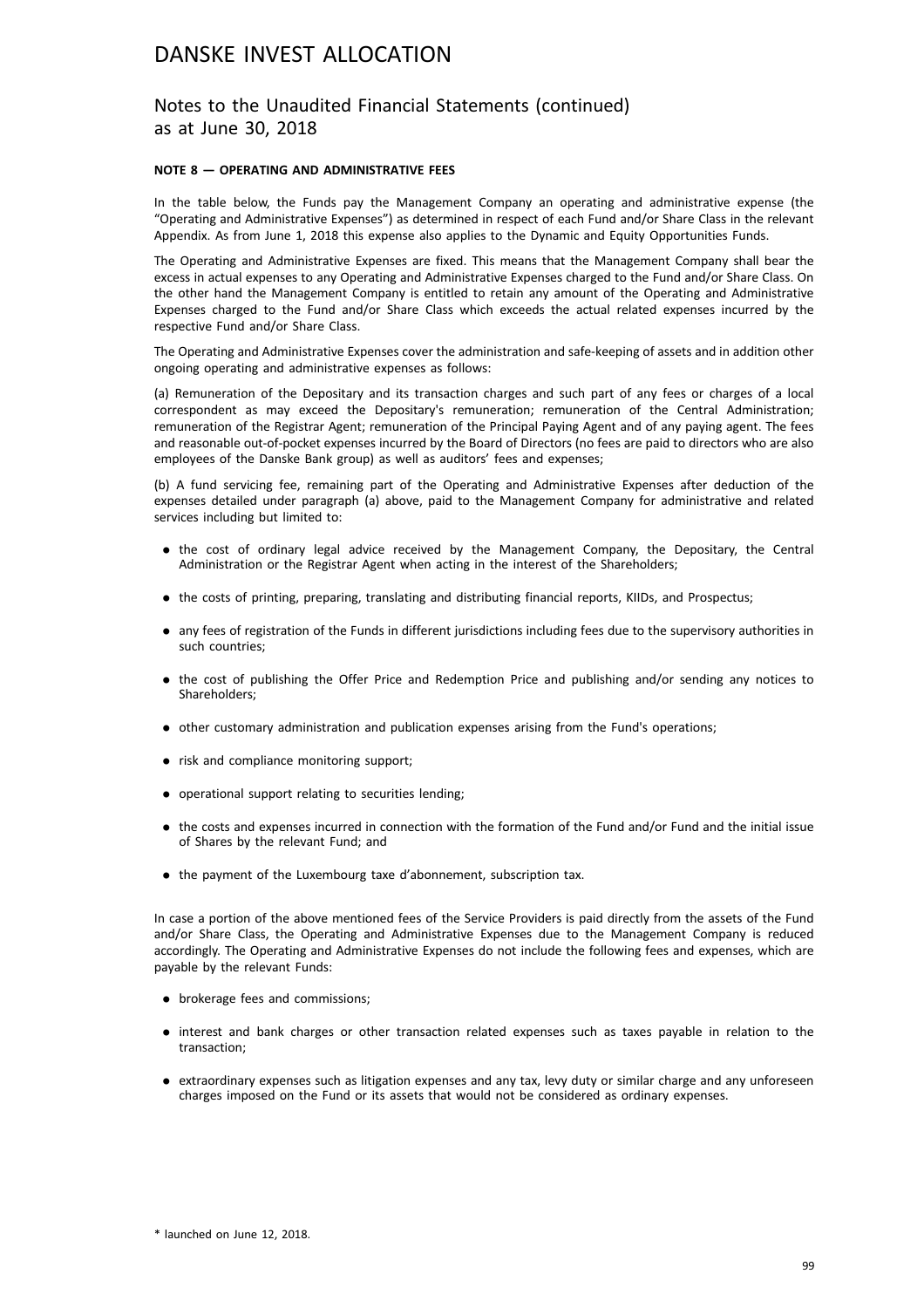## NOTE 8 — OPERATING AND ADMINISTRATIVE FEES

In the table below, the Funds pay the Management Company an operating and administrative expense (the "Operating and Administrative Expenses") as determined in respect of each Fund and/or Share Class in the relevant Appendix. As from June 1, 2018 this expense also applies to the Dynamic and Equity Opportunities Funds.

The Operating and Administrative Expenses are fixed. This means that the Management Company shall bear the excess in actual expenses to any Operating and Administrative Expenses charged to the Fund and/or Share Class. On the other hand the Management Company is entitled to retain any amount of the Operating and Administrative Expenses charged to the Fund and/or Share Class which exceeds the actual related expenses incurred by the respective Fund and/or Share Class.

The Operating and Administrative Expenses cover the administration and safe-keeping of assets and in addition other ongoing operating and administrative expenses as follows:

(a) Remuneration of the Depositary and its transaction charges and such part of any fees or charges of a local correspondent as may exceed the Depositary's remuneration; remuneration of the Central Administration; remuneration of the Registrar Agent; remuneration of the Principal Paying Agent and of any paying agent. The fees and reasonable out-of-pocket expenses incurred by the Board of Directors (no fees are paid to directors who are also employees of the Danske Bank group) as well as auditors' fees and expenses;

(b) A fund servicing fee, remaining part of the Operating and Administrative Expenses after deduction of the expenses detailed under paragraph (a) above, paid to the Management Company for administrative and related services including but limited to:

- the cost of ordinary legal advice received by the Management Company, the Depositary, the Central Administration or the Registrar Agent when acting in the interest of the Shareholders;
- the costs of printing, preparing, translating and distributing financial reports, KIIDs, and Prospectus;
- any fees of registration of the Funds in different jurisdictions including fees due to the supervisory authorities in such countries;
- the cost of publishing the Offer Price and Redemption Price and publishing and/or sending any notices to Shareholders;
- other customary administration and publication expenses arising from the Fund's operations;
- risk and compliance monitoring support;
- operational support relating to securities lending;
- the costs and expenses incurred in connection with the formation of the Fund and/or Fund and the initial issue of Shares by the relevant Fund; and
- the payment of the Luxembourg taxe d'abonnement, subscription tax.

In case a portion of the above mentioned fees of the Service Providers is paid directly from the assets of the Fund and/or Share Class, the Operating and Administrative Expenses due to the Management Company is reduced accordingly. The Operating and Administrative Expenses do not include the following fees and expenses, which are payable by the relevant Funds:

- brokerage fees and commissions;
- interest and bank charges or other transaction related expenses such as taxes payable in relation to the transaction;
- extraordinary expenses such as litigation expenses and any tax, levy duty or similar charge and any unforeseen charges imposed on the Fund or its assets that would not be considered as ordinary expenses.

\* launched on June 12, 2018.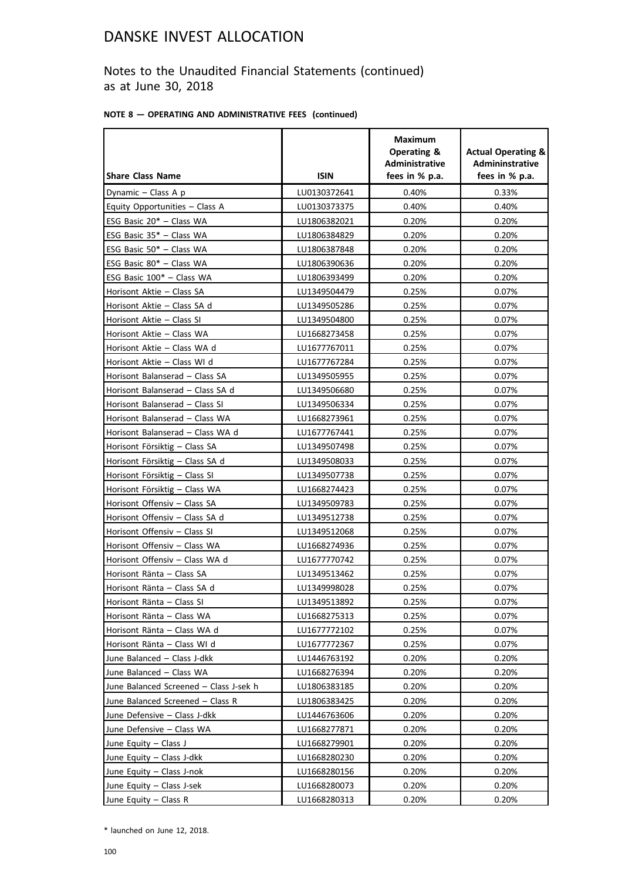# DANSKE INVEST ALLOCATION

## Notes to the Unaudited Financial Statements (continued) as at June 30, 2018

**NOTE 8 — OPERATING AND ADMINISTRATIVE FEES (continued)**

| Share Class Name | ISIN | Maximum Operating & Administrative fees in % p.a. | Actual Operating & Admininstrative fees in % p.a. |
|---|---|---|---|
| Dynamic – Class A p | LU0130372641 | 0.40% | 0.33% |
| Equity Opportunities – Class A | LU0130373375 | 0.40% | 0.40% |
| ESG Basic 20* – Class WA | LU1806382021 | 0.20% | 0.20% |
| ESG Basic 35* – Class WA | LU1806384829 | 0.20% | 0.20% |
| ESG Basic 50* – Class WA | LU1806387848 | 0.20% | 0.20% |
| ESG Basic 80* – Class WA | LU1806390636 | 0.20% | 0.20% |
| ESG Basic 100* – Class WA | LU1806393499 | 0.20% | 0.20% |
| Horisont Aktie – Class SA | LU1349504479 | 0.25% | 0.07% |
| Horisont Aktie – Class SA d | LU1349505286 | 0.25% | 0.07% |
| Horisont Aktie – Class SI | LU1349504800 | 0.25% | 0.07% |
| Horisont Aktie – Class WA | LU1668273458 | 0.25% | 0.07% |
| Horisont Aktie – Class WA d | LU1677767011 | 0.25% | 0.07% |
| Horisont Aktie – Class WI d | LU1677767284 | 0.25% | 0.07% |
| Horisont Balanserad – Class SA | LU1349505955 | 0.25% | 0.07% |
| Horisont Balanserad – Class SA d | LU1349506680 | 0.25% | 0.07% |
| Horisont Balanserad – Class SI | LU1349506334 | 0.25% | 0.07% |
| Horisont Balanserad – Class WA | LU1668273961 | 0.25% | 0.07% |
| Horisont Balanserad – Class WA d | LU1677767441 | 0.25% | 0.07% |
| Horisont Försiktig – Class SA | LU1349507498 | 0.25% | 0.07% |
| Horisont Försiktig – Class SA d | LU1349508033 | 0.25% | 0.07% |
| Horisont Försiktig – Class SI | LU1349507738 | 0.25% | 0.07% |
| Horisont Försiktig – Class WA | LU1668274423 | 0.25% | 0.07% |
| Horisont Offensiv – Class SA | LU1349509783 | 0.25% | 0.07% |
| Horisont Offensiv – Class SA d | LU1349512738 | 0.25% | 0.07% |
| Horisont Offensiv – Class SI | LU1349512068 | 0.25% | 0.07% |
| Horisont Offensiv – Class WA | LU1668274936 | 0.25% | 0.07% |
| Horisont Offensiv – Class WA d | LU1677770742 | 0.25% | 0.07% |
| Horisont Ränta – Class SA | LU1349513462 | 0.25% | 0.07% |
| Horisont Ränta – Class SA d | LU1349998028 | 0.25% | 0.07% |
| Horisont Ränta – Class SI | LU1349513892 | 0.25% | 0.07% |
| Horisont Ränta – Class WA | LU1668275313 | 0.25% | 0.07% |
| Horisont Ränta – Class WA d | LU1677772102 | 0.25% | 0.07% |
| Horisont Ränta – Class WI d | LU1677772367 | 0.25% | 0.07% |
| June Balanced – Class J-dkk | LU1446763192 | 0.20% | 0.20% |
| June Balanced – Class WA | LU1668276394 | 0.20% | 0.20% |
| June Balanced Screened – Class J-sek h | LU1806383185 | 0.20% | 0.20% |
| June Balanced Screened – Class R | LU1806383425 | 0.20% | 0.20% |
| June Defensive – Class J-dkk | LU1446763606 | 0.20% | 0.20% |
| June Defensive – Class WA | LU1668277871 | 0.20% | 0.20% |
| June Equity – Class J | LU1668279901 | 0.20% | 0.20% |
| June Equity – Class J-dkk | LU1668280230 | 0.20% | 0.20% |
| June Equity – Class J-nok | LU1668280156 | 0.20% | 0.20% |
| June Equity – Class J-sek | LU1668280073 | 0.20% | 0.20% |
| June Equity – Class R | LU1668280313 | 0.20% | 0.20% |

\* launched on June 12, 2018.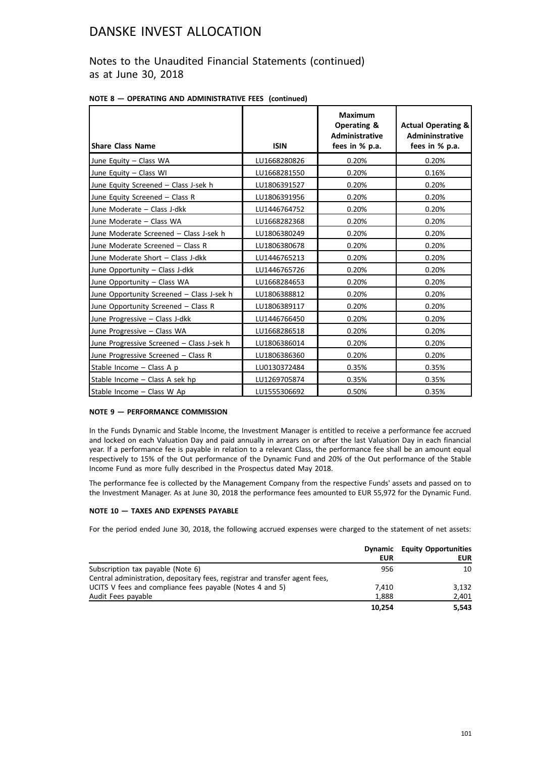# DANSKE INVEST ALLOCATION

## Notes to the Unaudited Financial Statements (continued) as at June 30, 2018

**NOTE 8 — OPERATING AND ADMINISTRATIVE FEES (continued)**

| Share Class Name | ISIN | Maximum Operating & Administrative fees in % p.a. | Actual Operating & Admininstrative fees in % p.a. |
|---|---|---|---|
| June Equity – Class WA | LU1668280826 | 0.20% | 0.20% |
| June Equity – Class WI | LU1668281550 | 0.20% | 0.16% |
| June Equity Screened – Class J-sek h | LU1806391527 | 0.20% | 0.20% |
| June Equity Screened – Class R | LU1806391956 | 0.20% | 0.20% |
| June Moderate – Class J-dkk | LU1446764752 | 0.20% | 0.20% |
| June Moderate – Class WA | LU1668282368 | 0.20% | 0.20% |
| June Moderate Screened – Class J-sek h | LU1806380249 | 0.20% | 0.20% |
| June Moderate Screened – Class R | LU1806380678 | 0.20% | 0.20% |
| June Moderate Short – Class J-dkk | LU1446765213 | 0.20% | 0.20% |
| June Opportunity – Class J-dkk | LU1446765726 | 0.20% | 0.20% |
| June Opportunity – Class WA | LU1668284653 | 0.20% | 0.20% |
| June Opportunity Screened – Class J-sek h | LU1806388812 | 0.20% | 0.20% |
| June Opportunity Screened – Class R | LU1806389117 | 0.20% | 0.20% |
| June Progressive – Class J-dkk | LU1446766450 | 0.20% | 0.20% |
| June Progressive – Class WA | LU1668286518 | 0.20% | 0.20% |
| June Progressive Screened – Class J-sek h | LU1806386014 | 0.20% | 0.20% |
| June Progressive Screened – Class R | LU1806386360 | 0.20% | 0.20% |
| Stable Income – Class A p | LU0130372484 | 0.35% | 0.35% |
| Stable Income – Class A sek hp | LU1269705874 | 0.35% | 0.35% |
| Stable Income – Class W Ap | LU1555306692 | 0.50% | 0.35% |

**NOTE 9 — PERFORMANCE COMMISSION**

In the Funds Dynamic and Stable Income, the Investment Manager is entitled to receive a performance fee accrued and locked on each Valuation Day and paid annually in arrears on or after the last Valuation Day in each financial year. If a performance fee is payable in relation to a relevant Class, the performance fee shall be an amount equal respectively to 15% of the Out performance of the Dynamic Fund and 20% of the Out performance of the Stable Income Fund as more fully described in the Prospectus dated May 2018.

The performance fee is collected by the Management Company from the respective Funds' assets and passed on to the Investment Manager. As at June 30, 2018 the performance fees amounted to EUR 55,972 for the Dynamic Fund.

**NOTE 10 — TAXES AND EXPENSES PAYABLE**

For the period ended June 30, 2018, the following accrued expenses were charged to the statement of net assets:

| | Dynamic EUR | Equity Opportunities EUR |
|---|---|---|
| Subscription tax payable (Note 6) | 956 | 10 |
| Central administration, depositary fees, registrar and transfer agent fees, UCITS V fees and compliance fees payable (Notes 4 and 5) | 7,410 | 3,132 |
| Audit Fees payable | 1,888 | 2,401 |
| | **10,254** | **5,543** |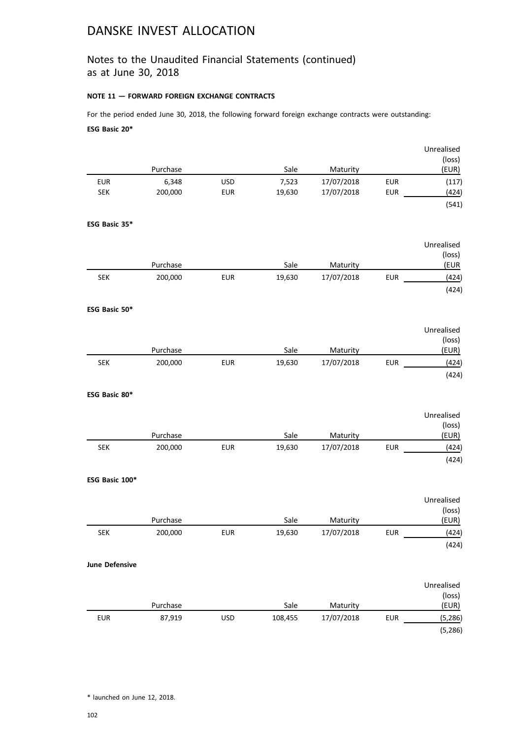# DANSKE INVEST ALLOCATION

## Notes to the Unaudited Financial Statements (continued) as at June 30, 2018

**NOTE 11 — FORWARD FOREIGN EXCHANGE CONTRACTS**

For the period ended June 30, 2018, the following forward foreign exchange contracts were outstanding:

**ESG Basic 20***

| | Purchase | | Sale | Maturity | | Unrealised (loss) (EUR) |
|---|---|---|---|---|---|---|
| EUR | 6,348 | USD | 7,523 | 17/07/2018 | EUR | (117) |
| SEK | 200,000 | EUR | 19,630 | 17/07/2018 | EUR | (424) |
| | | | | | | (541) |

**ESG Basic 35***

| | Purchase | | Sale | Maturity | | Unrealised (loss) (EUR |
|---|---|---|---|---|---|---|
| SEK | 200,000 | EUR | 19,630 | 17/07/2018 | EUR | (424) |
| | | | | | | (424) |

**ESG Basic 50***

| | Purchase | | Sale | Maturity | | Unrealised (loss) (EUR) |
|---|---|---|---|---|---|---|
| SEK | 200,000 | EUR | 19,630 | 17/07/2018 | EUR | (424) |
| | | | | | | (424) |

**ESG Basic 80***

| | Purchase | | Sale | Maturity | | Unrealised (loss) (EUR) |
|---|---|---|---|---|---|---|
| SEK | 200,000 | EUR | 19,630 | 17/07/2018 | EUR | (424) |
| | | | | | | (424) |

**ESG Basic 100***

| | Purchase | | Sale | Maturity | | Unrealised (loss) (EUR) |
|---|---|---|---|---|---|---|
| SEK | 200,000 | EUR | 19,630 | 17/07/2018 | EUR | (424) |
| | | | | | | (424) |

**June Defensive**

| | Purchase | | Sale | Maturity | | Unrealised (loss) (EUR) |
|---|---|---|---|---|---|---|
| EUR | 87,919 | USD | 108,455 | 17/07/2018 | EUR | (5,286) |
| | | | | | | (5,286) |

* launched on June 12, 2018.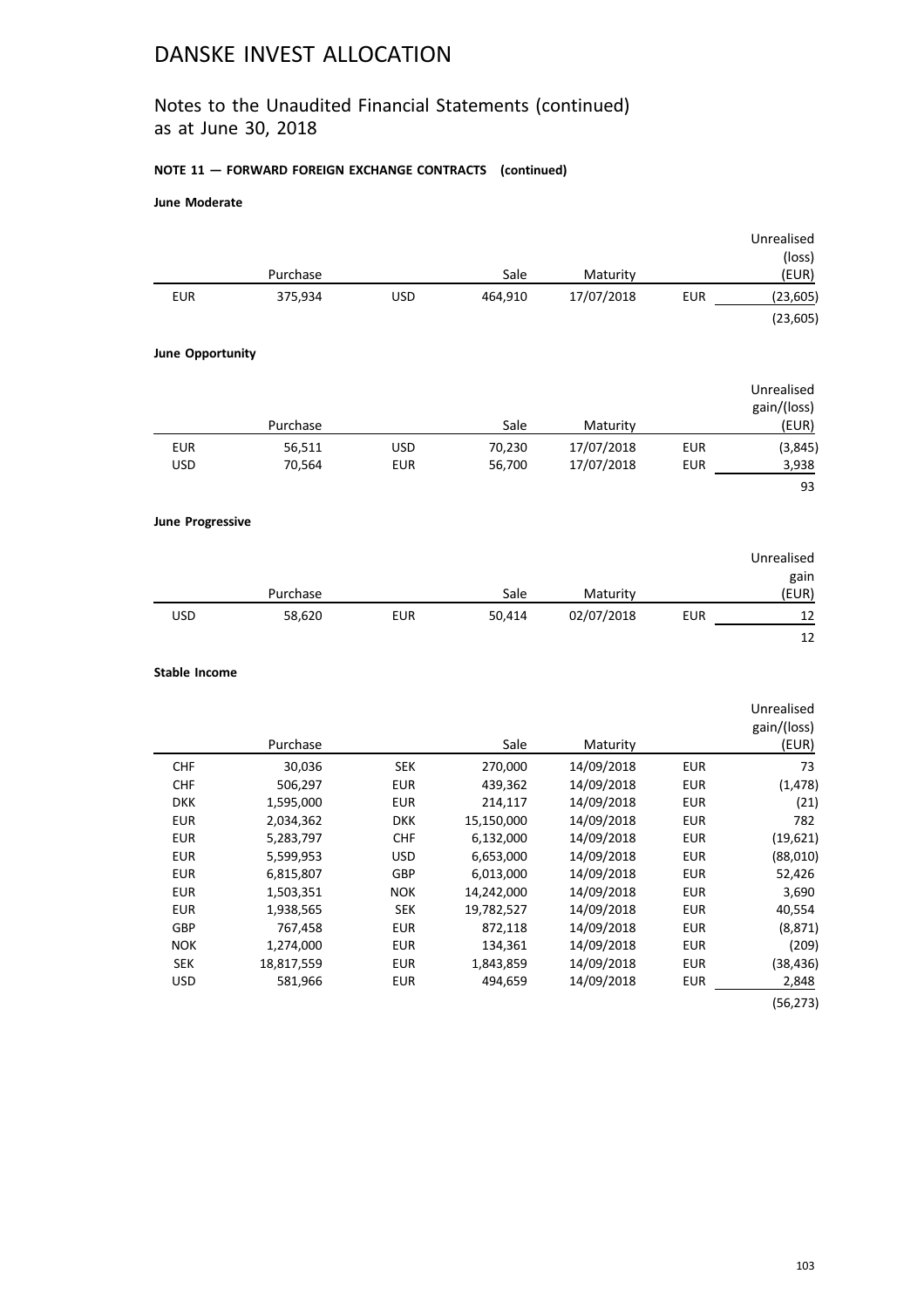# DANSKE INVEST ALLOCATION

## Notes to the Unaudited Financial Statements (continued) as at June 30, 2018

**NOTE 11 — FORWARD FOREIGN EXCHANGE CONTRACTS (continued)**

**June Moderate**

| | Purchase | | Sale | Maturity | | Unrealised (loss) (EUR) |
|---|---|---|---|---|---|---|
| EUR | 375,934 | USD | 464,910 | 17/07/2018 | EUR | (23,605) |
| | | | | | | (23,605) |

**June Opportunity**

| | Purchase | | Sale | Maturity | | Unrealised gain/(loss) (EUR) |
|---|---|---|---|---|---|---|
| EUR | 56,511 | USD | 70,230 | 17/07/2018 | EUR | (3,845) |
| USD | 70,564 | EUR | 56,700 | 17/07/2018 | EUR | 3,938 |
| | | | | | | 93 |

**June Progressive**

| | Purchase | | Sale | Maturity | | Unrealised gain (EUR) |
|---|---|---|---|---|---|---|
| USD | 58,620 | EUR | 50,414 | 02/07/2018 | EUR | 12 |
| | | | | | | 12 |

**Stable Income**

| | Purchase | | Sale | Maturity | | Unrealised gain/(loss) (EUR) |
|---|---|---|---|---|---|---|
| CHF | 30,036 | SEK | 270,000 | 14/09/2018 | EUR | 73 |
| CHF | 506,297 | EUR | 439,362 | 14/09/2018 | EUR | (1,478) |
| DKK | 1,595,000 | EUR | 214,117 | 14/09/2018 | EUR | (21) |
| EUR | 2,034,362 | DKK | 15,150,000 | 14/09/2018 | EUR | 782 |
| EUR | 5,283,797 | CHF | 6,132,000 | 14/09/2018 | EUR | (19,621) |
| EUR | 5,599,953 | USD | 6,653,000 | 14/09/2018 | EUR | (88,010) |
| EUR | 6,815,807 | GBP | 6,013,000 | 14/09/2018 | EUR | 52,426 |
| EUR | 1,503,351 | NOK | 14,242,000 | 14/09/2018 | EUR | 3,690 |
| EUR | 1,938,565 | SEK | 19,782,527 | 14/09/2018 | EUR | 40,554 |
| GBP | 767,458 | EUR | 872,118 | 14/09/2018 | EUR | (8,871) |
| NOK | 1,274,000 | EUR | 134,361 | 14/09/2018 | EUR | (209) |
| SEK | 18,817,559 | EUR | 1,843,859 | 14/09/2018 | EUR | (38,436) |
| USD | 581,966 | EUR | 494,659 | 14/09/2018 | EUR | 2,848 |
| | | | | | | (56,273) |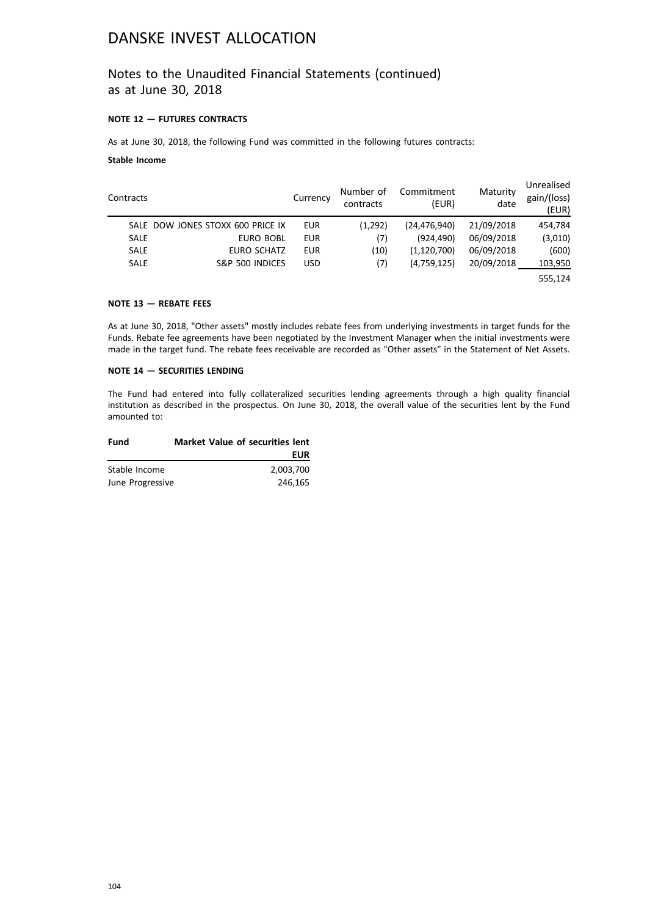# DANSKE INVEST ALLOCATION

## Notes to the Unaudited Financial Statements (continued) as at June 30, 2018

### NOTE 12 — FUTURES CONTRACTS

As at June 30, 2018, the following Fund was committed in the following futures contracts:

**Stable Income**

| Contracts | | Currency | Number of contracts | Commitment (EUR) | Maturity date | Unrealised gain/(loss) (EUR) |
|---|---|---|---|---|---|---|
| SALE | DOW JONES STOXX 600 PRICE IX | EUR | (1,292) | (24,476,940) | 21/09/2018 | 454,784 |
| SALE | EURO BOBL | EUR | (7) | (924,490) | 06/09/2018 | (3,010) |
| SALE | EURO SCHATZ | EUR | (10) | (1,120,700) | 06/09/2018 | (600) |
| SALE | S&P 500 INDICES | USD | (7) | (4,759,125) | 20/09/2018 | 103,950 |
| | | | | | | 555,124 |

### NOTE 13 — REBATE FEES

As at June 30, 2018, "Other assets" mostly includes rebate fees from underlying investments in target funds for the Funds. Rebate fee agreements have been negotiated by the Investment Manager when the initial investments were made in the target fund. The rebate fees receivable are recorded as "Other assets" in the Statement of Net Assets.

### NOTE 14 — SECURITIES LENDING

The Fund had entered into fully collateralized securities lending agreements through a high quality financial institution as described in the prospectus. On June 30, 2018, the overall value of the securities lent by the Fund amounted to:

| Fund | Market Value of securities lent EUR |
|---|---|
| Stable Income | 2,003,700 |
| June Progressive | 246,165 |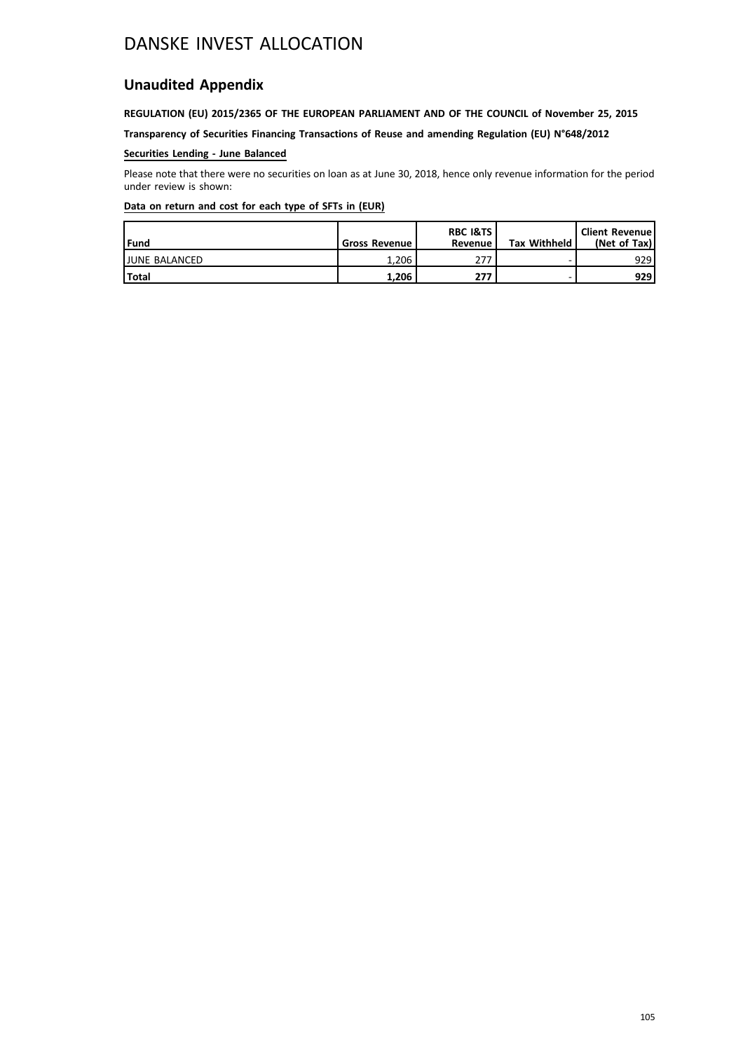# DANSKE INVEST ALLOCATION

## Unaudited Appendix

**REGULATION (EU) 2015/2365 OF THE EUROPEAN PARLIAMENT AND OF THE COUNCIL of November 25, 2015**

**Transparency of Securities Financing Transactions of Reuse and amending Regulation (EU) N°648/2012**

**Securities Lending - June Balanced**

Please note that there were no securities on loan as at June 30, 2018, hence only revenue information for the period under review is shown:

**Data on return and cost for each type of SFTs in (EUR)**

| Fund | Gross Revenue | RBC I&TS Revenue | Tax Withheld | Client Revenue (Net of Tax) |
|---|---|---|---|---|
| JUNE BALANCED | 1,206 | 277 | - | 929 |
| **Total** | **1,206** | **277** | - | **929** |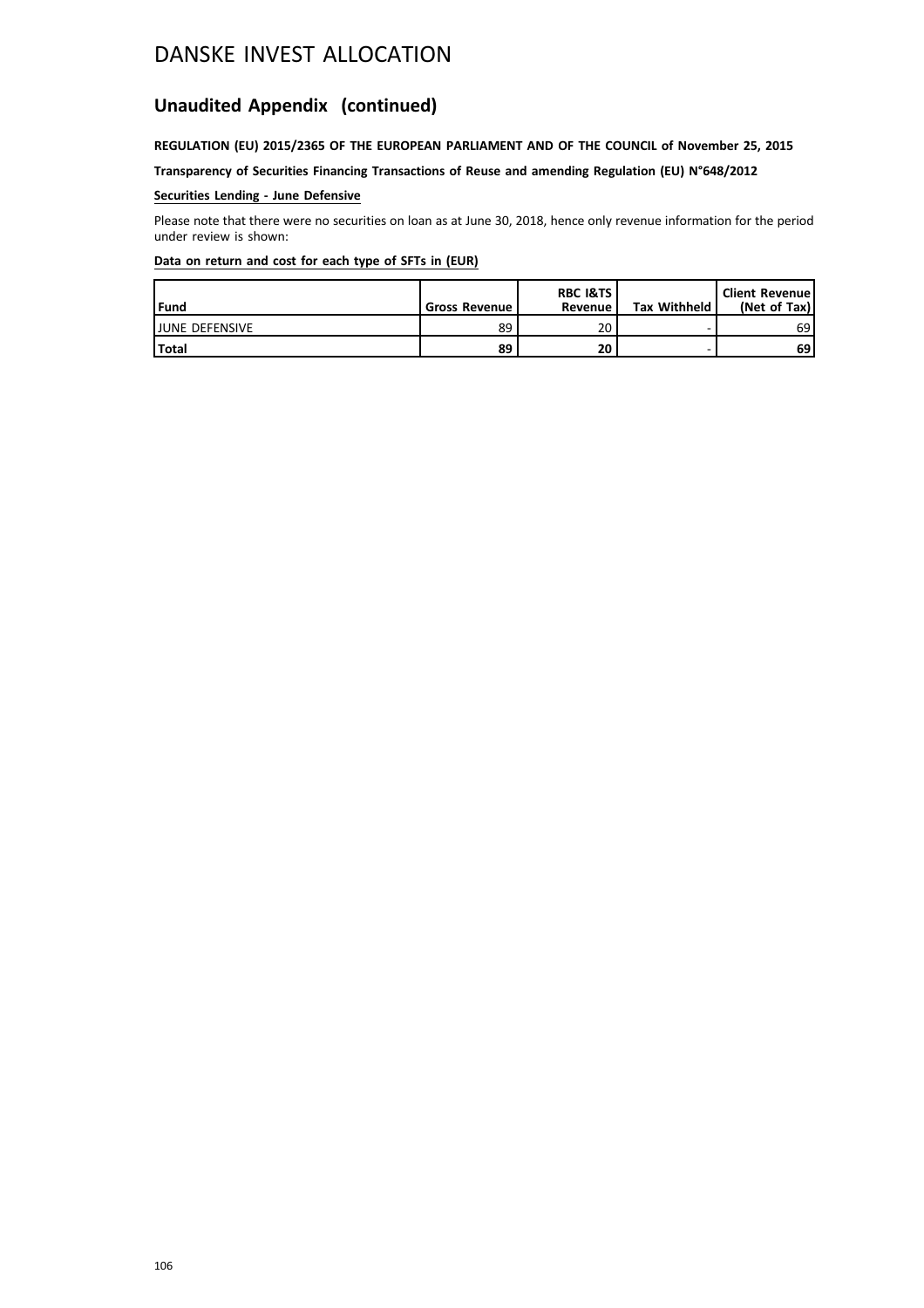# DANSKE INVEST ALLOCATION

## Unaudited Appendix (continued)

**REGULATION (EU) 2015/2365 OF THE EUROPEAN PARLIAMENT AND OF THE COUNCIL of November 25, 2015**

**Transparency of Securities Financing Transactions of Reuse and amending Regulation (EU) N°648/2012**

**Securities Lending - June Defensive**

Please note that there were no securities on loan as at June 30, 2018, hence only revenue information for the period under review is shown:

**Data on return and cost for each type of SFTs in (EUR)**

| Fund | Gross Revenue | RBC I&TS Revenue | Tax Withheld | Client Revenue (Net of Tax) |
|---|---|---|---|---|
| JUNE DEFENSIVE | 89 | 20 | - | 69 |
| **Total** | **89** | **20** | - | **69** |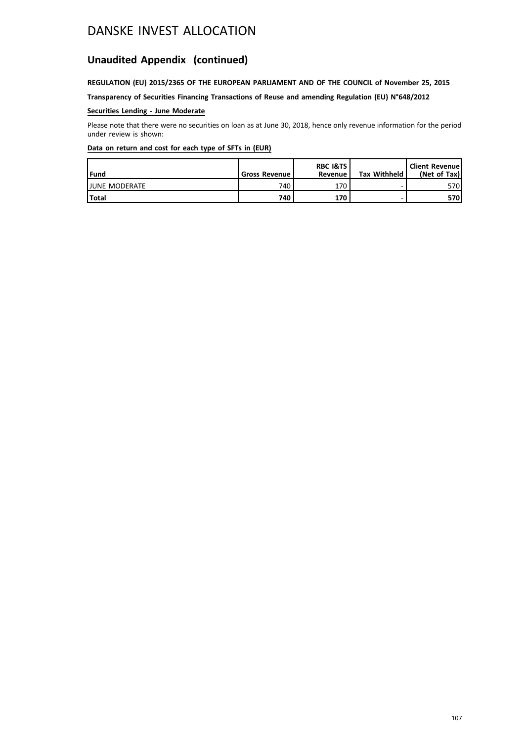# DANSKE INVEST ALLOCATION

## Unaudited Appendix (continued)

**REGULATION (EU) 2015/2365 OF THE EUROPEAN PARLIAMENT AND OF THE COUNCIL of November 25, 2015**

**Transparency of Securities Financing Transactions of Reuse and amending Regulation (EU) N°648/2012**

**Securities Lending - June Moderate**

Please note that there were no securities on loan as at June 30, 2018, hence only revenue information for the period under review is shown:

**Data on return and cost for each type of SFTs in (EUR)**

| Fund | Gross Revenue | RBC I&TS Revenue | Tax Withheld | Client Revenue (Net of Tax) |
|---|---|---|---|---|
| JUNE MODERATE | 740 | 170 | - | 570 |
| **Total** | **740** | **170** | - | **570** |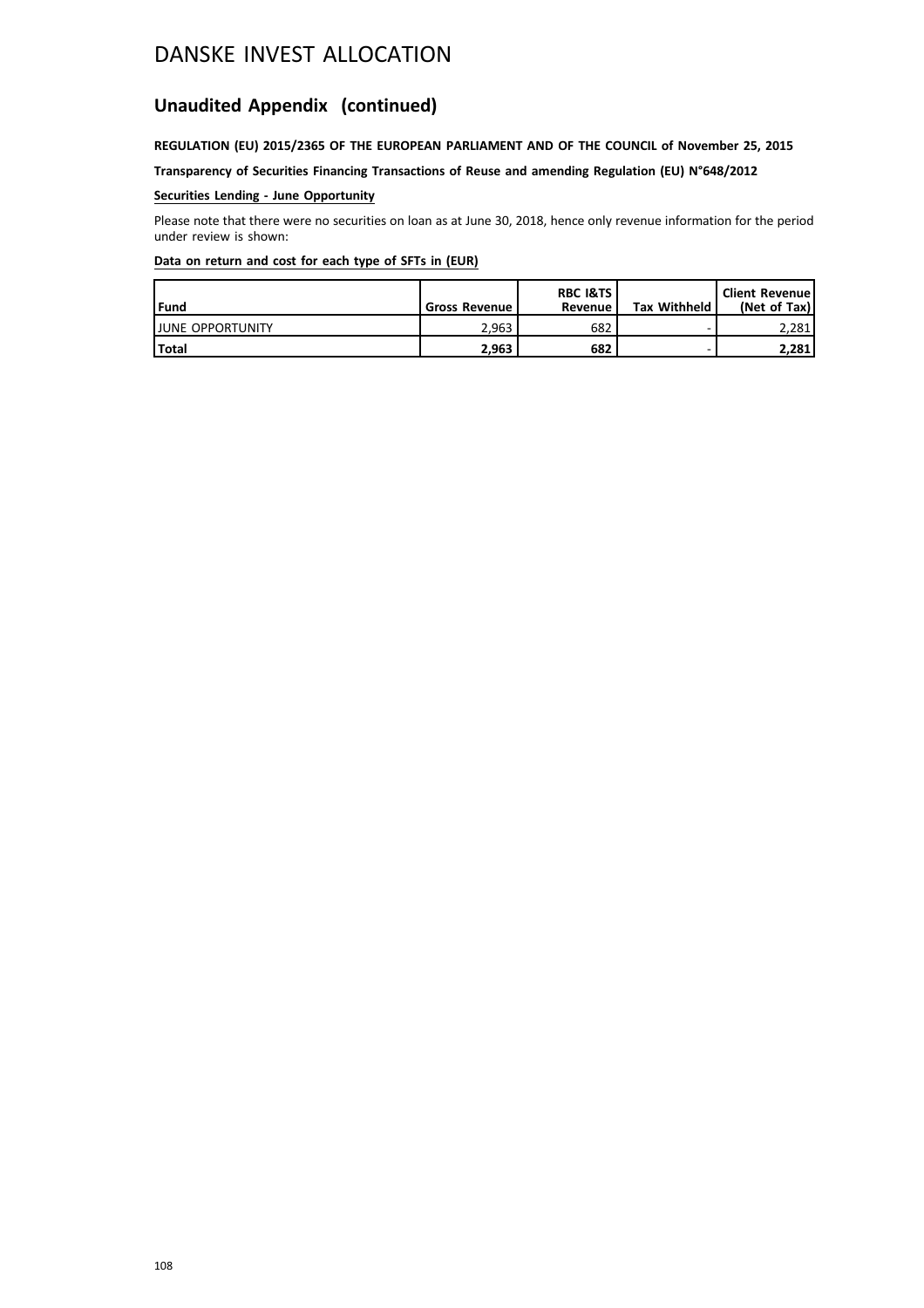# DANSKE INVEST ALLOCATION

## Unaudited Appendix (continued)

**REGULATION (EU) 2015/2365 OF THE EUROPEAN PARLIAMENT AND OF THE COUNCIL of November 25, 2015**

**Transparency of Securities Financing Transactions of Reuse and amending Regulation (EU) N°648/2012**

**Securities Lending - June Opportunity**

Please note that there were no securities on loan as at June 30, 2018, hence only revenue information for the period under review is shown:

**Data on return and cost for each type of SFTs in (EUR)**

| Fund | Gross Revenue | RBC I&TS Revenue | Tax Withheld | Client Revenue (Net of Tax) |
|---|---|---|---|---|
| JUNE OPPORTUNITY | 2,963 | 682 | - | 2,281 |
| **Total** | **2,963** | **682** | - | **2,281** |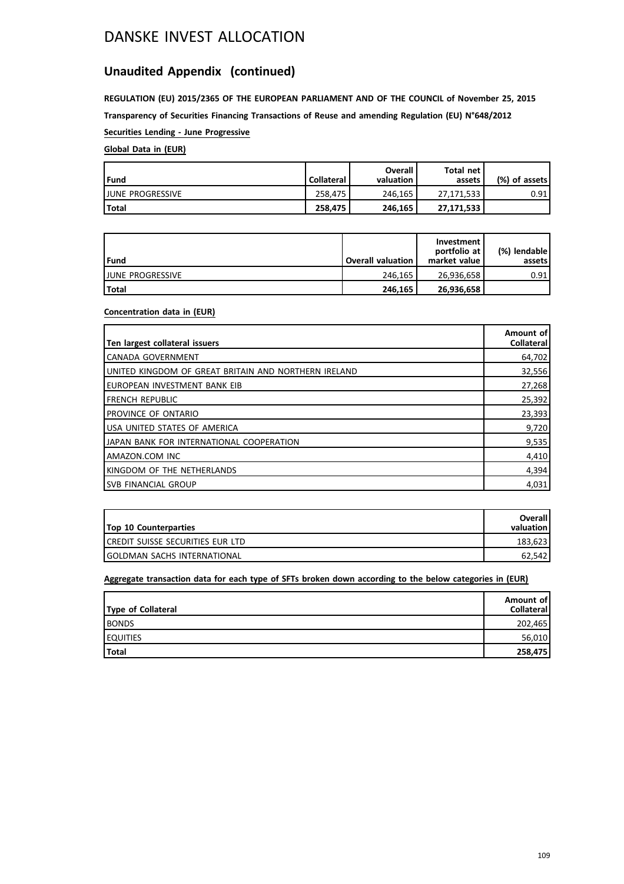# DANSKE INVEST ALLOCATION

## Unaudited Appendix (continued)

**REGULATION (EU) 2015/2365 OF THE EUROPEAN PARLIAMENT AND OF THE COUNCIL of November 25, 2015**

**Transparency of Securities Financing Transactions of Reuse and amending Regulation (EU) N°648/2012**

**Securities Lending - June Progressive**

**Global Data in (EUR)**

| Fund | Collateral | Overall valuation | Total net assets | (%) of assets |
|---|---|---|---|---|
| JUNE PROGRESSIVE | 258,475 | 246,165 | 27,171,533 | 0.91 |
| **Total** | **258,475** | **246,165** | **27,171,533** | |

| Fund | Overall valuation | Investment portfolio at market value | (%) lendable assets |
|---|---|---|---|
| JUNE PROGRESSIVE | 246,165 | 26,936,658 | 0.91 |
| **Total** | **246,165** | **26,936,658** | |

**Concentration data in (EUR)**

| Ten largest collateral issuers | Amount of Collateral |
|---|---|
| CANADA GOVERNMENT | 64,702 |
| UNITED KINGDOM OF GREAT BRITAIN AND NORTHERN IRELAND | 32,556 |
| EUROPEAN INVESTMENT BANK EIB | 27,268 |
| FRENCH REPUBLIC | 25,392 |
| PROVINCE OF ONTARIO | 23,393 |
| USA UNITED STATES OF AMERICA | 9,720 |
| JAPAN BANK FOR INTERNATIONAL COOPERATION | 9,535 |
| AMAZON.COM INC | 4,410 |
| KINGDOM OF THE NETHERLANDS | 4,394 |
| SVB FINANCIAL GROUP | 4,031 |

| Top 10 Counterparties | Overall valuation |
|---|---|
| CREDIT SUISSE SECURITIES EUR LTD | 183,623 |
| GOLDMAN SACHS INTERNATIONAL | 62,542 |

**Aggregate transaction data for each type of SFTs broken down according to the below categories in (EUR)**

| Type of Collateral | Amount of Collateral |
|---|---|
| BONDS | 202,465 |
| EQUITIES | 56,010 |
| **Total** | **258,475** |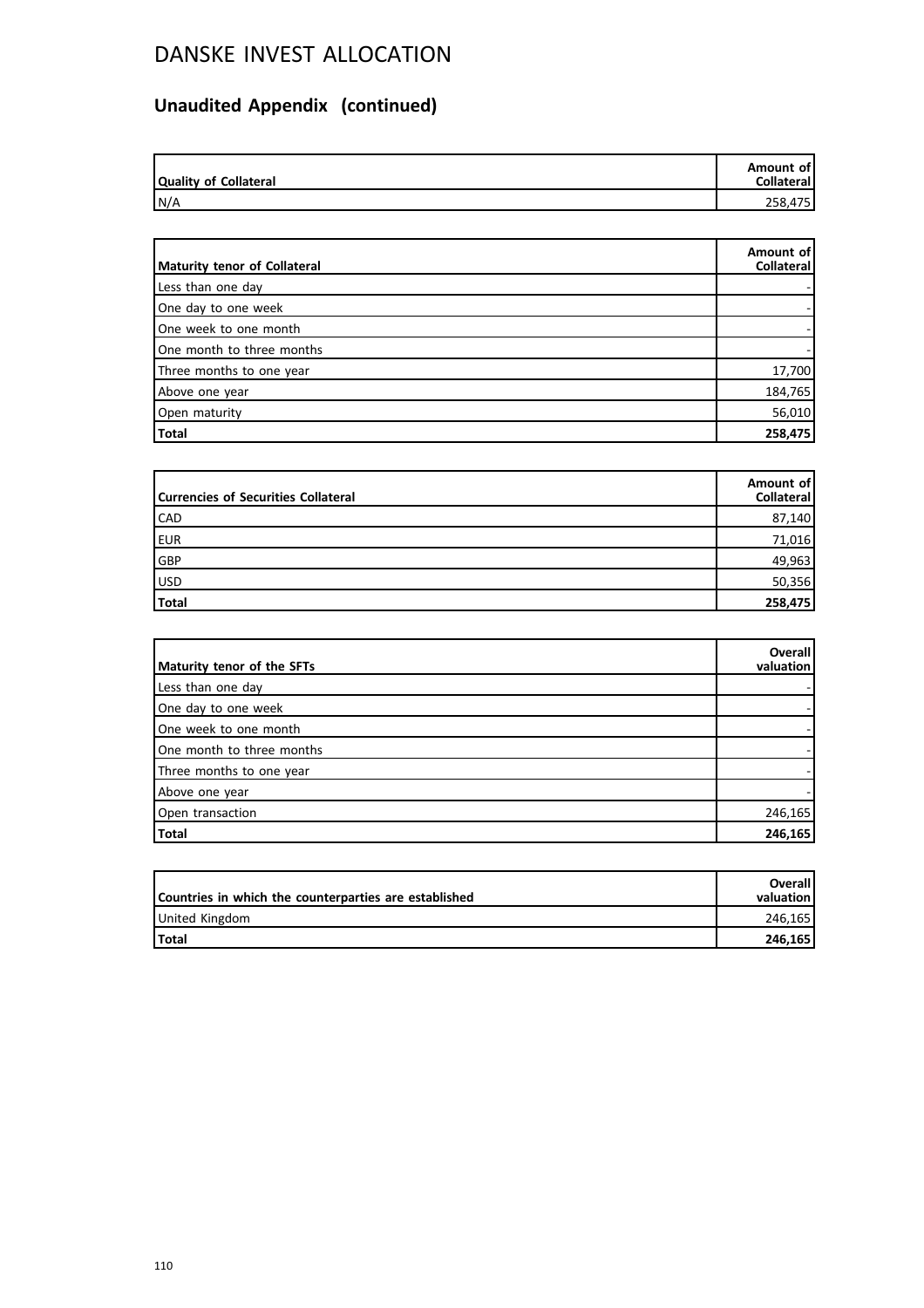# DANSKE INVEST ALLOCATION

## Unaudited Appendix (continued)

| Quality of Collateral | Amount of Collateral |
|---|---|
| N/A | 258,475 |

| Maturity tenor of Collateral | Amount of Collateral |
|---|---|
| Less than one day | - |
| One day to one week | - |
| One week to one month | - |
| One month to three months | - |
| Three months to one year | 17,700 |
| Above one year | 184,765 |
| Open maturity | 56,010 |
| **Total** | **258,475** |

| Currencies of Securities Collateral | Amount of Collateral |
|---|---|
| CAD | 87,140 |
| EUR | 71,016 |
| GBP | 49,963 |
| USD | 50,356 |
| **Total** | **258,475** |

| Maturity tenor of the SFTs | Overall valuation |
|---|---|
| Less than one day | - |
| One day to one week | - |
| One week to one month | - |
| One month to three months | - |
| Three months to one year | - |
| Above one year | - |
| Open transaction | 246,165 |
| **Total** | **246,165** |

| Countries in which the counterparties are established | Overall valuation |
|---|---|
| United Kingdom | 246,165 |
| **Total** | **246,165** |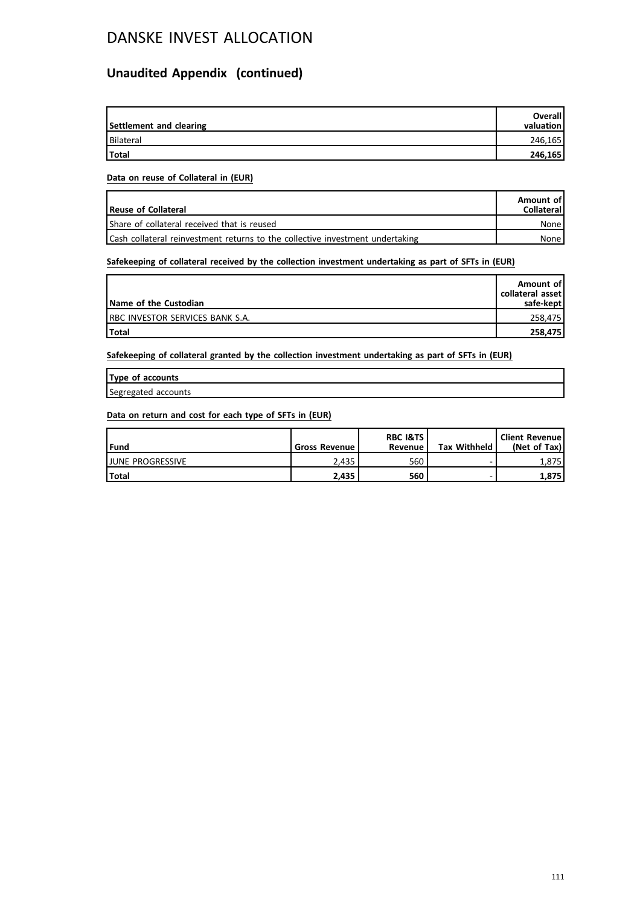# DANSKE INVEST ALLOCATION

## Unaudited Appendix (continued)

| Settlement and clearing | Overall valuation |
|---|---|
| Bilateral | 246,165 |
| **Total** | **246,165** |

**Data on reuse of Collateral in (EUR)**

| Reuse of Collateral | Amount of Collateral |
|---|---|
| Share of collateral received that is reused | None |
| Cash collateral reinvestment returns to the collective investment undertaking | None |

**Safekeeping of collateral received by the collection investment undertaking as part of SFTs in (EUR)**

| Name of the Custodian | Amount of collateral asset safe-kept |
|---|---|
| RBC INVESTOR SERVICES BANK S.A. | 258,475 |
| **Total** | **258,475** |

**Safekeeping of collateral granted by the collection investment undertaking as part of SFTs in (EUR)**

| Type of accounts |
|---|
| Segregated accounts |

**Data on return and cost for each type of SFTs in (EUR)**

| Fund | Gross Revenue | RBC I&TS Revenue | Tax Withheld | Client Revenue (Net of Tax) |
|---|---|---|---|---|
| JUNE PROGRESSIVE | 2,435 | 560 | - | 1,875 |
| **Total** | **2,435** | **560** | - | **1,875** |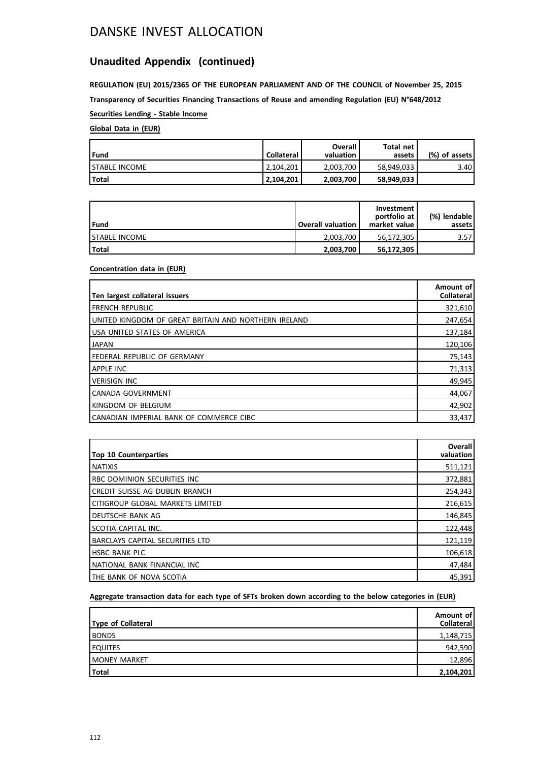# DANSKE INVEST ALLOCATION

## Unaudited Appendix (continued)

**REGULATION (EU) 2015/2365 OF THE EUROPEAN PARLIAMENT AND OF THE COUNCIL of November 25, 2015**

**Transparency of Securities Financing Transactions of Reuse and amending Regulation (EU) N°648/2012**

**Securities Lending - Stable Income**

**Global Data in (EUR)**

| Fund | Collateral | Overall valuation | Total net assets | (%) of assets |
|---|---|---|---|---|
| STABLE INCOME | 2,104,201 | 2,003,700 | 58,949,033 | 3.40 |
| **Total** | **2,104,201** | **2,003,700** | **58,949,033** | |

| Fund | Overall valuation | Investment portfolio at market value | (%) lendable assets |
|---|---|---|---|
| STABLE INCOME | 2,003,700 | 56,172,305 | 3.57 |
| **Total** | **2,003,700** | **56,172,305** | |

**Concentration data in (EUR)**

| Ten largest collateral issuers | Amount of Collateral |
|---|---|
| FRENCH REPUBLIC | 321,610 |
| UNITED KINGDOM OF GREAT BRITAIN AND NORTHERN IRELAND | 247,654 |
| USA UNITED STATES OF AMERICA | 137,184 |
| JAPAN | 120,106 |
| FEDERAL REPUBLIC OF GERMANY | 75,143 |
| APPLE INC | 71,313 |
| VERISIGN INC | 49,945 |
| CANADA GOVERNMENT | 44,067 |
| KINGDOM OF BELGIUM | 42,902 |
| CANADIAN IMPERIAL BANK OF COMMERCE CIBC | 33,437 |

| Top 10 Counterparties | Overall valuation |
|---|---|
| NATIXIS | 511,121 |
| RBC DOMINION SECURITIES INC | 372,881 |
| CREDIT SUISSE AG DUBLIN BRANCH | 254,343 |
| CITIGROUP GLOBAL MARKETS LIMITED | 216,615 |
| DEUTSCHE BANK AG | 146,845 |
| SCOTIA CAPITAL INC. | 122,448 |
| BARCLAYS CAPITAL SECURITIES LTD | 121,119 |
| HSBC BANK PLC | 106,618 |
| NATIONAL BANK FINANCIAL INC | 47,484 |
| THE BANK OF NOVA SCOTIA | 45,391 |

**Aggregate transaction data for each type of SFTs broken down according to the below categories in (EUR)**

| Type of Collateral | Amount of Collateral |
|---|---|
| BONDS | 1,148,715 |
| EQUITES | 942,590 |
| MONEY MARKET | 12,896 |
| **Total** | **2,104,201** |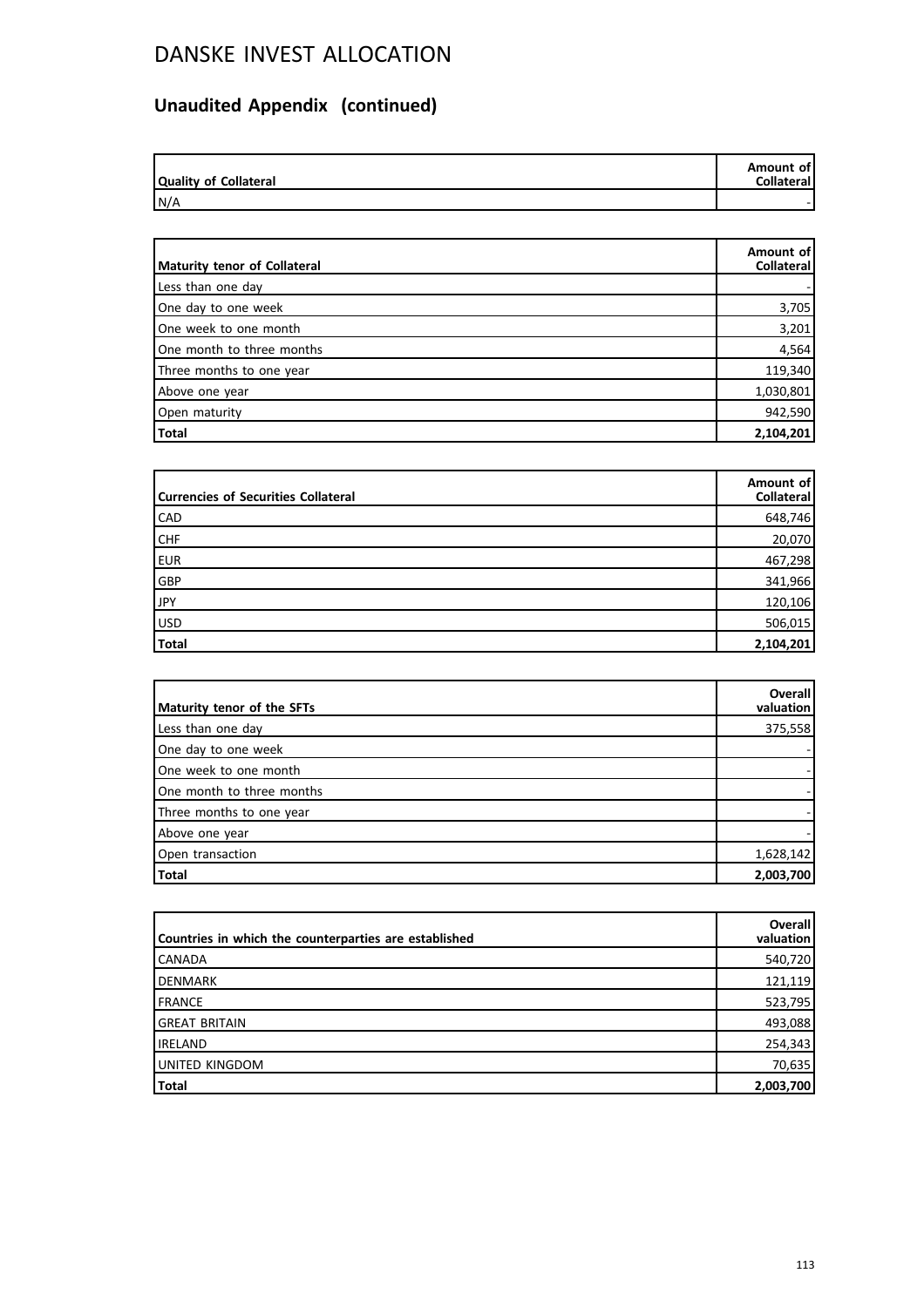# DANSKE INVEST ALLOCATION

## Unaudited Appendix (continued)

| Quality of Collateral | Amount of Collateral |
|---|---|
| N/A | - |

| Maturity tenor of Collateral | Amount of Collateral |
|---|---|
| Less than one day | - |
| One day to one week | 3,705 |
| One week to one month | 3,201 |
| One month to three months | 4,564 |
| Three months to one year | 119,340 |
| Above one year | 1,030,801 |
| Open maturity | 942,590 |
| **Total** | **2,104,201** |

| Currencies of Securities Collateral | Amount of Collateral |
|---|---|
| CAD | 648,746 |
| CHF | 20,070 |
| EUR | 467,298 |
| GBP | 341,966 |
| JPY | 120,106 |
| USD | 506,015 |
| **Total** | **2,104,201** |

| Maturity tenor of the SFTs | Overall valuation |
|---|---|
| Less than one day | 375,558 |
| One day to one week | - |
| One week to one month | - |
| One month to three months | - |
| Three months to one year | - |
| Above one year | - |
| Open transaction | 1,628,142 |
| **Total** | **2,003,700** |

| Countries in which the counterparties are established | Overall valuation |
|---|---|
| CANADA | 540,720 |
| DENMARK | 121,119 |
| FRANCE | 523,795 |
| GREAT BRITAIN | 493,088 |
| IRELAND | 254,343 |
| UNITED KINGDOM | 70,635 |
| **Total** | **2,003,700** |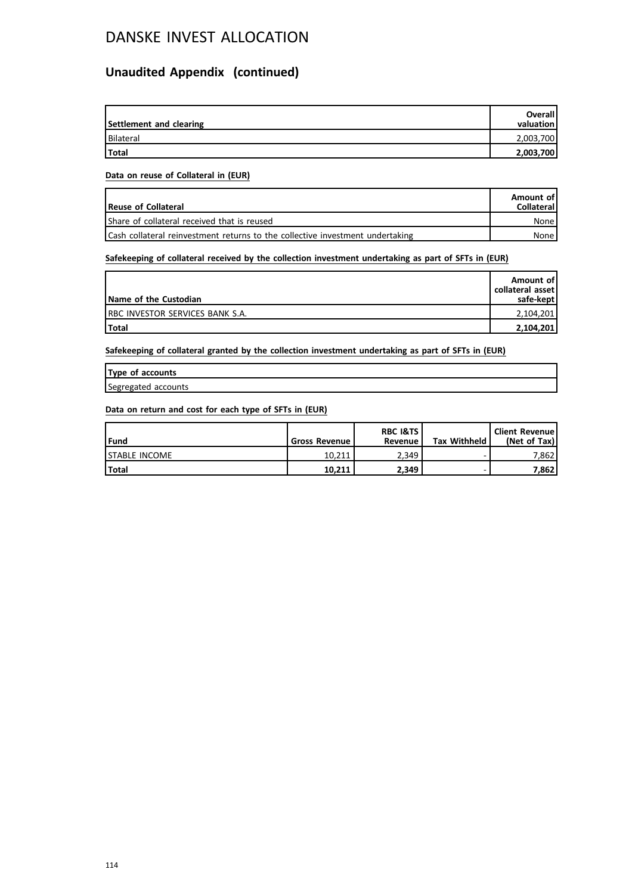# DANSKE INVEST ALLOCATION

## Unaudited Appendix (continued)

| Settlement and clearing | Overall valuation |
|---|---|
| Bilateral | 2,003,700 |
| **Total** | **2,003,700** |

**Data on reuse of Collateral in (EUR)**

| Reuse of Collateral | Amount of Collateral |
|---|---|
| Share of collateral received that is reused | None |
| Cash collateral reinvestment returns to the collective investment undertaking | None |

**Safekeeping of collateral received by the collection investment undertaking as part of SFTs in (EUR)**

| Name of the Custodian | Amount of collateral asset safe-kept |
|---|---|
| RBC INVESTOR SERVICES BANK S.A. | 2,104,201 |
| **Total** | **2,104,201** |

**Safekeeping of collateral granted by the collection investment undertaking as part of SFTs in (EUR)**

| Type of accounts |
|---|
| Segregated accounts |

**Data on return and cost for each type of SFTs in (EUR)**

| Fund | Gross Revenue | RBC I&TS Revenue | Tax Withheld | Client Revenue (Net of Tax) |
|---|---|---|---|---|
| STABLE INCOME | 10,211 | 2,349 | - | 7,862 |
| **Total** | **10,211** | **2,349** | - | **7,862** |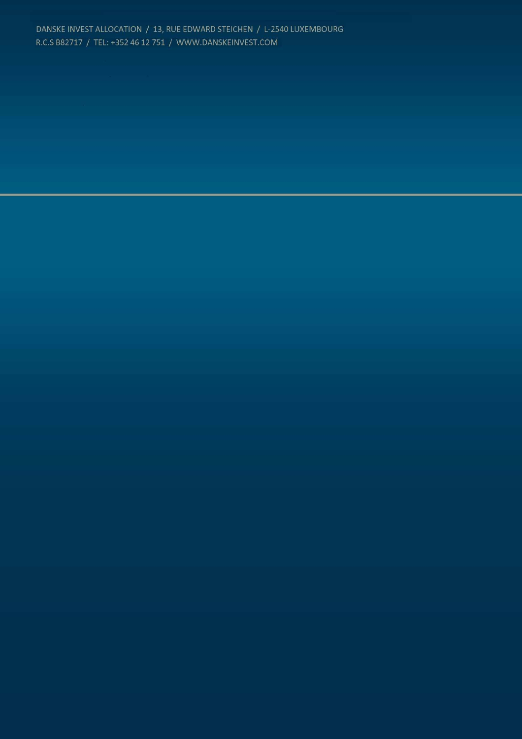DANSKE INVEST ALLOCATION / 13, RUE EDWARD STEICHEN / L-2540 LUXEMBOURG
R.C.S B82717 / TEL: +352 46 12 751 / WWW.DANSKEINVEST.COM